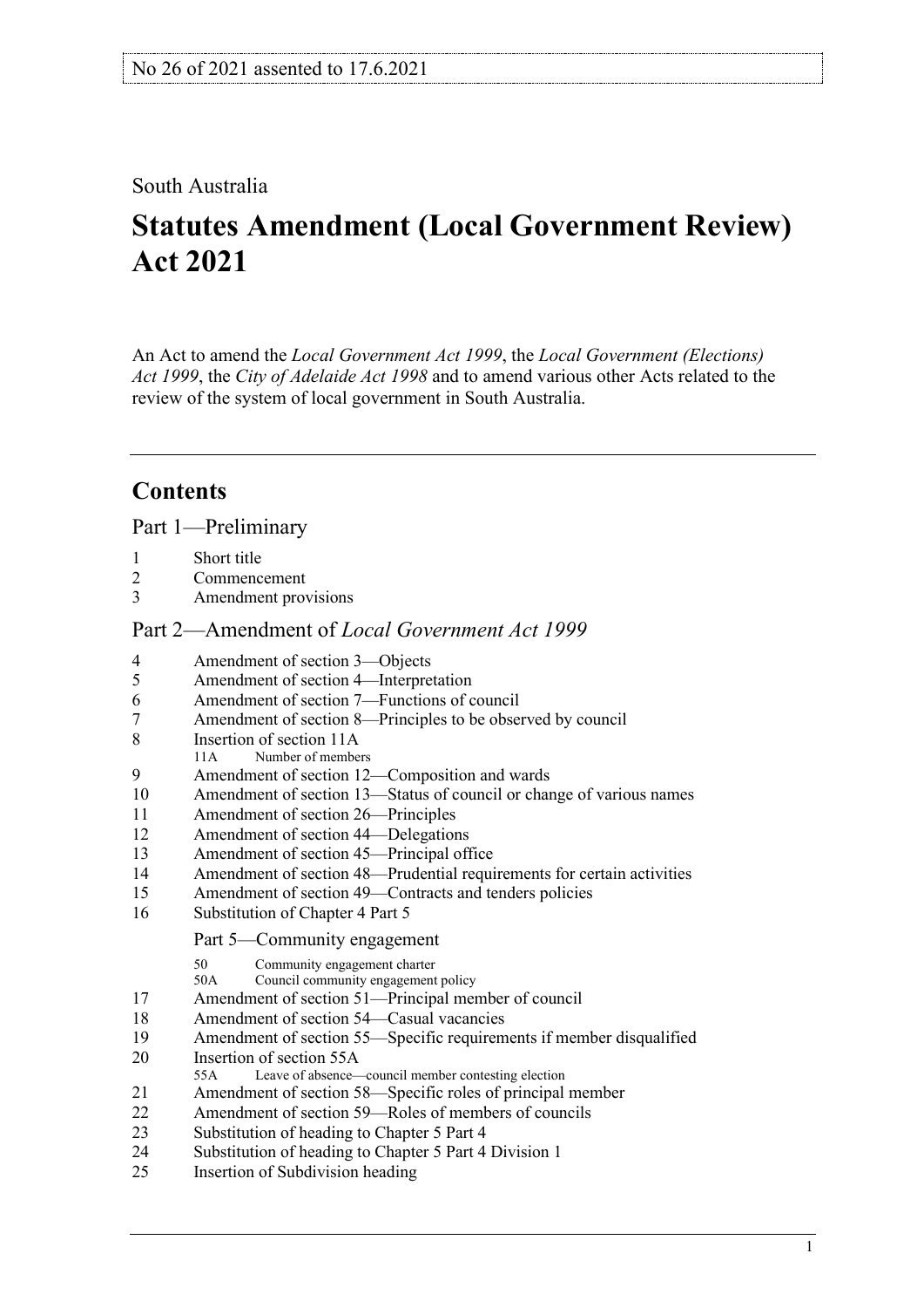No 26 of 2021 assented to 17.6.2021

South Australia

# Statutes Amendment (Local Government Review) Act 2021

An Act to amend the *Local Government Act 1999*, the *Local Government (Elections) Act 1999*, the *City of Adelaide Act 1998* and to amend various other Acts related to the review of the system of local government in South Australia.

## Contents

### Part 1—Preliminary

1 Short title
2 Commencement
3 Amendment provisions

### Part 2—Amendment of *Local Government Act 1999*

4 Amendment of section 3—Objects
5 Amendment of section 4—Interpretation
6 Amendment of section 7—Functions of council
7 Amendment of section 8—Principles to be observed by council
8 Insertion of section 11A
 11A Number of members
9 Amendment of section 12—Composition and wards
10 Amendment of section 13—Status of council or change of various names
11 Amendment of section 26—Principles
12 Amendment of section 44—Delegations
13 Amendment of section 45—Principal office
14 Amendment of section 48—Prudential requirements for certain activities
15 Amendment of section 49—Contracts and tenders policies
16 Substitution of Chapter 4 Part 5

 Part 5—Community engagement

 50 Community engagement charter
 50A Council community engagement policy
17 Amendment of section 51—Principal member of council
18 Amendment of section 54—Casual vacancies
19 Amendment of section 55—Specific requirements if member disqualified
20 Insertion of section 55A
 55A Leave of absence—council member contesting election
21 Amendment of section 58—Specific roles of principal member
22 Amendment of section 59—Roles of members of councils
23 Substitution of heading to Chapter 5 Part 4
24 Substitution of heading to Chapter 5 Part 4 Division 1
25 Insertion of Subdivision heading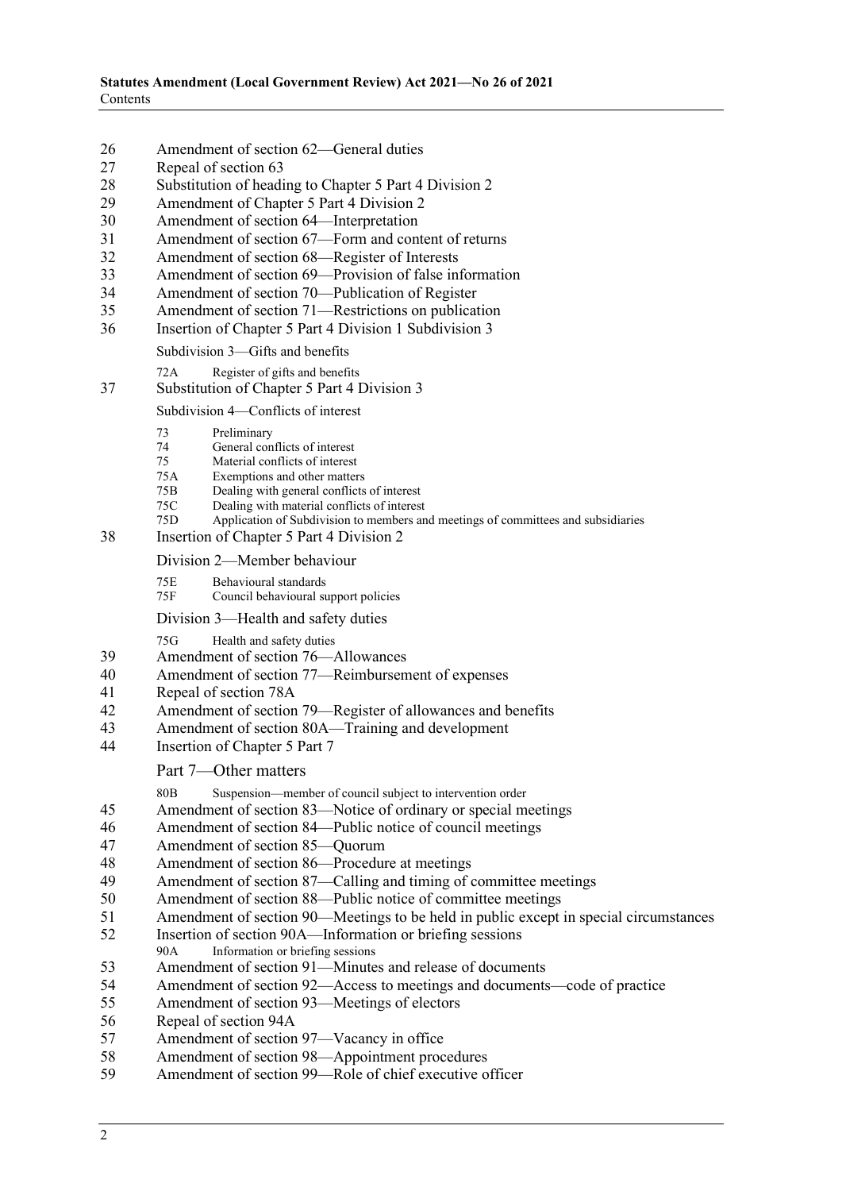26 Amendment of section 62—General duties
27 Repeal of section 63
28 Substitution of heading to Chapter 5 Part 4 Division 2
29 Amendment of Chapter 5 Part 4 Division 2
30 Amendment of section 64—Interpretation
31 Amendment of section 67—Form and content of returns
32 Amendment of section 68—Register of Interests
33 Amendment of section 69—Provision of false information
34 Amendment of section 70—Publication of Register
35 Amendment of section 71—Restrictions on publication
36 Insertion of Chapter 5 Part 4 Division 1 Subdivision 3

Subdivision 3—Gifts and benefits

72A Register of gifts and benefits

37 Substitution of Chapter 5 Part 4 Division 3

Subdivision 4—Conflicts of interest

73 Preliminary
74 General conflicts of interest
75 Material conflicts of interest
75A Exemptions and other matters
75B Dealing with general conflicts of interest
75C Dealing with material conflicts of interest
75D Application of Subdivision to members and meetings of committees and subsidiaries

38 Insertion of Chapter 5 Part 4 Division 2

Division 2—Member behaviour

75E Behavioural standards
75F Council behavioural support policies

Division 3—Health and safety duties

75G Health and safety duties

39 Amendment of section 76—Allowances
40 Amendment of section 77—Reimbursement of expenses
41 Repeal of section 78A
42 Amendment of section 79—Register of allowances and benefits
43 Amendment of section 80A—Training and development
44 Insertion of Chapter 5 Part 7

Part 7—Other matters

80B Suspension—member of council subject to intervention order

45 Amendment of section 83—Notice of ordinary or special meetings
46 Amendment of section 84—Public notice of council meetings
47 Amendment of section 85—Quorum
48 Amendment of section 86—Procedure at meetings
49 Amendment of section 87—Calling and timing of committee meetings
50 Amendment of section 88—Public notice of committee meetings
51 Amendment of section 90—Meetings to be held in public except in special circumstances
52 Insertion of section 90A—Information or briefing sessions

90A Information or briefing sessions

53 Amendment of section 91—Minutes and release of documents
54 Amendment of section 92—Access to meetings and documents—code of practice
55 Amendment of section 93—Meetings of electors
56 Repeal of section 94A
57 Amendment of section 97—Vacancy in office
58 Amendment of section 98—Appointment procedures
59 Amendment of section 99—Role of chief executive officer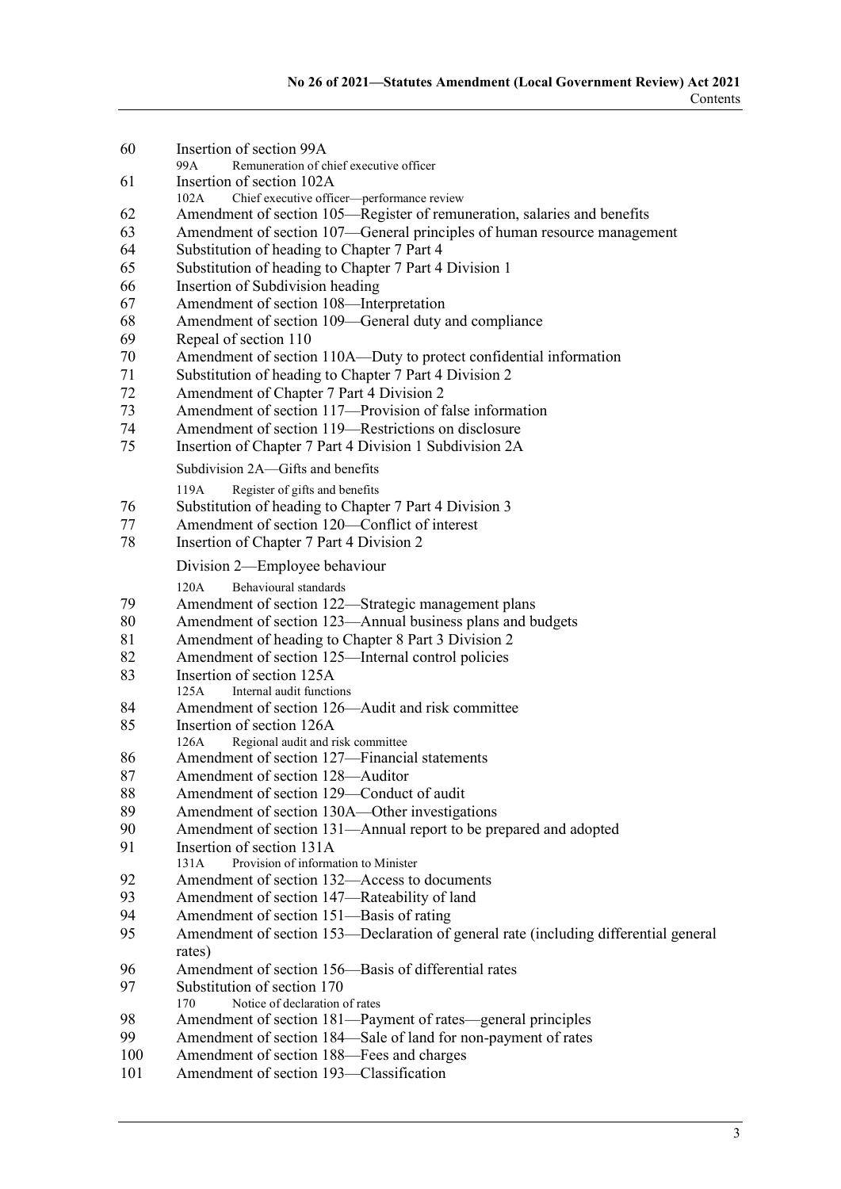60 Insertion of section 99A

  99A Remuneration of chief executive officer

61 Insertion of section 102A

  102A Chief executive officer—performance review

62 Amendment of section 105—Register of remuneration, salaries and benefits

63 Amendment of section 107—General principles of human resource management

64 Substitution of heading to Chapter 7 Part 4

65 Substitution of heading to Chapter 7 Part 4 Division 1

66 Insertion of Subdivision heading

67 Amendment of section 108—Interpretation

68 Amendment of section 109—General duty and compliance

69 Repeal of section 110

70 Amendment of section 110A—Duty to protect confidential information

71 Substitution of heading to Chapter 7 Part 4 Division 2

72 Amendment of Chapter 7 Part 4 Division 2

73 Amendment of section 117—Provision of false information

74 Amendment of section 119—Restrictions on disclosure

75 Insertion of Chapter 7 Part 4 Division 1 Subdivision 2A

  Subdivision 2A—Gifts and benefits

  119A Register of gifts and benefits

76 Substitution of heading to Chapter 7 Part 4 Division 3

77 Amendment of section 120—Conflict of interest

78 Insertion of Chapter 7 Part 4 Division 2

  Division 2—Employee behaviour

  120A Behavioural standards

79 Amendment of section 122—Strategic management plans

80 Amendment of section 123—Annual business plans and budgets

81 Amendment of heading to Chapter 8 Part 3 Division 2

82 Amendment of section 125—Internal control policies

83 Insertion of section 125A

  125A Internal audit functions

84 Amendment of section 126—Audit and risk committee

85 Insertion of section 126A

  126A Regional audit and risk committee

86 Amendment of section 127—Financial statements

87 Amendment of section 128—Auditor

88 Amendment of section 129—Conduct of audit

89 Amendment of section 130A—Other investigations

90 Amendment of section 131—Annual report to be prepared and adopted

91 Insertion of section 131A

  131A Provision of information to Minister

92 Amendment of section 132—Access to documents

93 Amendment of section 147—Rateability of land

94 Amendment of section 151—Basis of rating

95 Amendment of section 153—Declaration of general rate (including differential general rates)

96 Amendment of section 156—Basis of differential rates

97 Substitution of section 170

  170 Notice of declaration of rates

98 Amendment of section 181—Payment of rates—general principles

99 Amendment of section 184—Sale of land for non-payment of rates

100 Amendment of section 188—Fees and charges

101 Amendment of section 193—Classification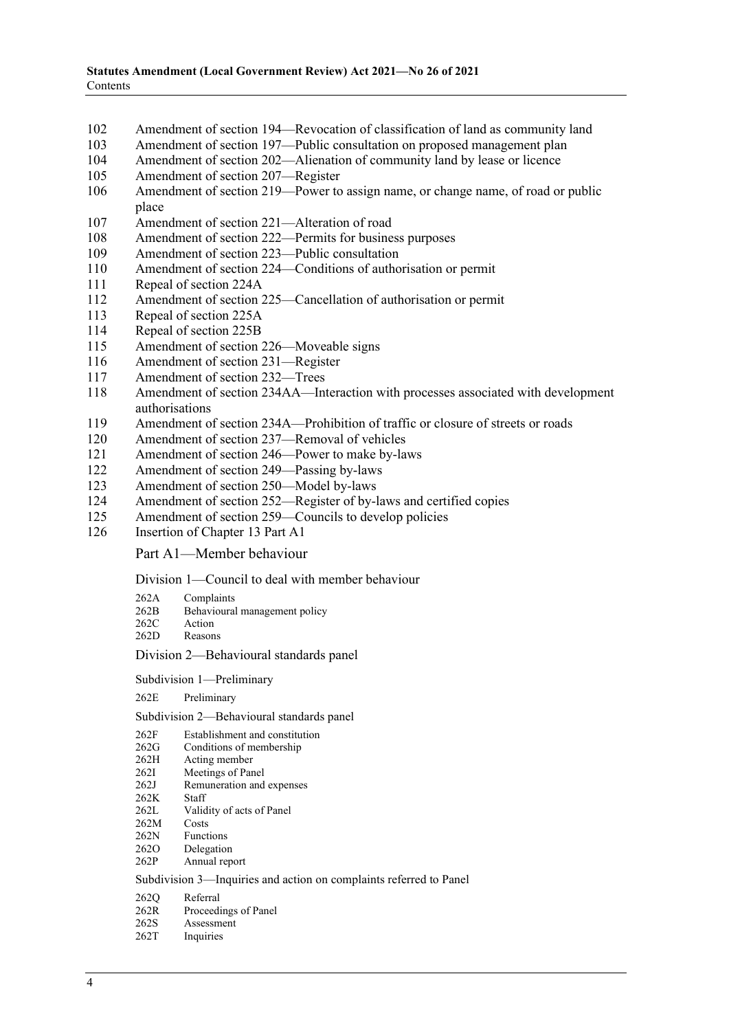102 Amendment of section 194—Revocation of classification of land as community land
103 Amendment of section 197—Public consultation on proposed management plan
104 Amendment of section 202—Alienation of community land by lease or licence
105 Amendment of section 207—Register
106 Amendment of section 219—Power to assign name, or change name, of road or public place
107 Amendment of section 221—Alteration of road
108 Amendment of section 222—Permits for business purposes
109 Amendment of section 223—Public consultation
110 Amendment of section 224—Conditions of authorisation or permit
111 Repeal of section 224A
112 Amendment of section 225—Cancellation of authorisation or permit
113 Repeal of section 225A
114 Repeal of section 225B
115 Amendment of section 226—Moveable signs
116 Amendment of section 231—Register
117 Amendment of section 232—Trees
118 Amendment of section 234AA—Interaction with processes associated with development authorisations
119 Amendment of section 234A—Prohibition of traffic or closure of streets or roads
120 Amendment of section 237—Removal of vehicles
121 Amendment of section 246—Power to make by-laws
122 Amendment of section 249—Passing by-laws
123 Amendment of section 250—Model by-laws
124 Amendment of section 252—Register of by-laws and certified copies
125 Amendment of section 259—Councils to develop policies
126 Insertion of Chapter 13 Part A1

Part A1—Member behaviour

Division 1—Council to deal with member behaviour

262A Complaints
262B Behavioural management policy
262C Action
262D Reasons

Division 2—Behavioural standards panel

Subdivision 1—Preliminary

262E Preliminary

Subdivision 2—Behavioural standards panel

262F Establishment and constitution
262G Conditions of membership
262H Acting member
262I Meetings of Panel
262J Remuneration and expenses
262K Staff
262L Validity of acts of Panel
262M Costs
262N Functions
262O Delegation
262P Annual report

Subdivision 3—Inquiries and action on complaints referred to Panel

262Q Referral
262R Proceedings of Panel
262S Assessment
262T Inquiries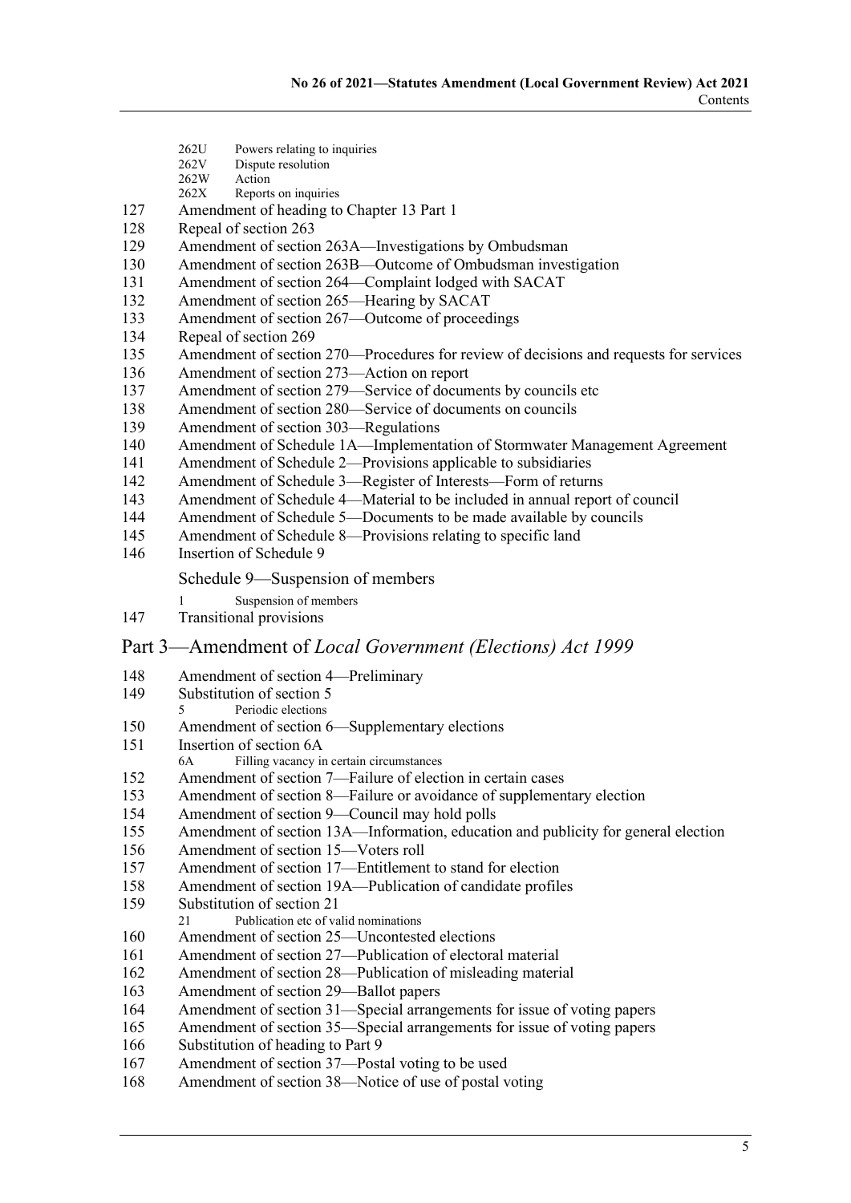262U Powers relating to inquiries
262V Dispute resolution
262W Action
262X Reports on inquiries

127 Amendment of heading to Chapter 13 Part 1
128 Repeal of section 263
129 Amendment of section 263A—Investigations by Ombudsman
130 Amendment of section 263B—Outcome of Ombudsman investigation
131 Amendment of section 264—Complaint lodged with SACAT
132 Amendment of section 265—Hearing by SACAT
133 Amendment of section 267—Outcome of proceedings
134 Repeal of section 269
135 Amendment of section 270—Procedures for review of decisions and requests for services
136 Amendment of section 273—Action on report
137 Amendment of section 279—Service of documents by councils etc
138 Amendment of section 280—Service of documents on councils
139 Amendment of section 303—Regulations
140 Amendment of Schedule 1A—Implementation of Stormwater Management Agreement
141 Amendment of Schedule 2—Provisions applicable to subsidiaries
142 Amendment of Schedule 3—Register of Interests—Form of returns
143 Amendment of Schedule 4—Material to be included in annual report of council
144 Amendment of Schedule 5—Documents to be made available by councils
145 Amendment of Schedule 8—Provisions relating to specific land
146 Insertion of Schedule 9

Schedule 9—Suspension of members

1 Suspension of members

147 Transitional provisions

## Part 3—Amendment of *Local Government (Elections) Act 1999*

148 Amendment of section 4—Preliminary
149 Substitution of section 5
5 Periodic elections
150 Amendment of section 6—Supplementary elections
151 Insertion of section 6A
6A Filling vacancy in certain circumstances
152 Amendment of section 7—Failure of election in certain cases
153 Amendment of section 8—Failure or avoidance of supplementary election
154 Amendment of section 9—Council may hold polls
155 Amendment of section 13A—Information, education and publicity for general election
156 Amendment of section 15—Voters roll
157 Amendment of section 17—Entitlement to stand for election
158 Amendment of section 19A—Publication of candidate profiles
159 Substitution of section 21
21 Publication etc of valid nominations
160 Amendment of section 25—Uncontested elections
161 Amendment of section 27—Publication of electoral material
162 Amendment of section 28—Publication of misleading material
163 Amendment of section 29—Ballot papers
164 Amendment of section 31—Special arrangements for issue of voting papers
165 Amendment of section 35—Special arrangements for issue of voting papers
166 Substitution of heading to Part 9
167 Amendment of section 37—Postal voting to be used
168 Amendment of section 38—Notice of use of postal voting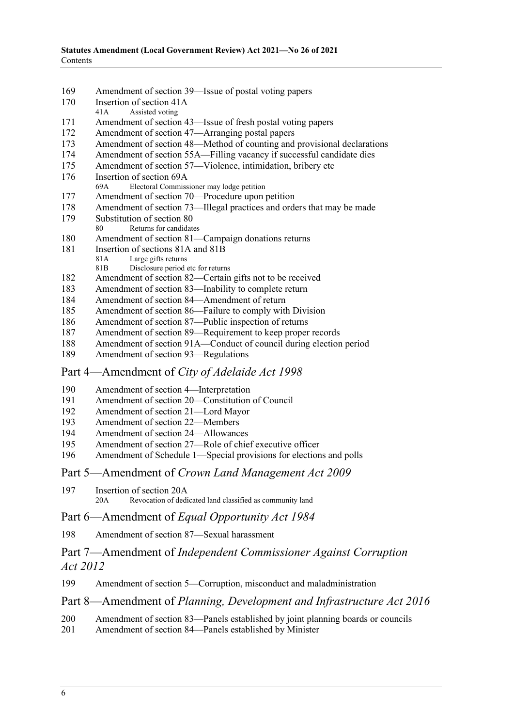169 Amendment of section 39—Issue of postal voting papers
170 Insertion of section 41A
 41A Assisted voting
171 Amendment of section 43—Issue of fresh postal voting papers
172 Amendment of section 47—Arranging postal papers
173 Amendment of section 48—Method of counting and provisional declarations
174 Amendment of section 55A—Filling vacancy if successful candidate dies
175 Amendment of section 57—Violence, intimidation, bribery etc
176 Insertion of section 69A
 69A Electoral Commissioner may lodge petition
177 Amendment of section 70—Procedure upon petition
178 Amendment of section 73—Illegal practices and orders that may be made
179 Substitution of section 80
 80 Returns for candidates
180 Amendment of section 81—Campaign donations returns
181 Insertion of sections 81A and 81B
 81A Large gifts returns
 81B Disclosure period etc for returns
182 Amendment of section 82—Certain gifts not to be received
183 Amendment of section 83—Inability to complete return
184 Amendment of section 84—Amendment of return
185 Amendment of section 86—Failure to comply with Division
186 Amendment of section 87—Public inspection of returns
187 Amendment of section 89—Requirement to keep proper records
188 Amendment of section 91A—Conduct of council during election period
189 Amendment of section 93—Regulations

## Part 4—Amendment of *City of Adelaide Act 1998*

190 Amendment of section 4—Interpretation
191 Amendment of section 20—Constitution of Council
192 Amendment of section 21—Lord Mayor
193 Amendment of section 22—Members
194 Amendment of section 24—Allowances
195 Amendment of section 27—Role of chief executive officer
196 Amendment of Schedule 1—Special provisions for elections and polls

## Part 5—Amendment of *Crown Land Management Act 2009*

197 Insertion of section 20A
 20A Revocation of dedicated land classified as community land

## Part 6—Amendment of *Equal Opportunity Act 1984*

198 Amendment of section 87—Sexual harassment

## Part 7—Amendment of *Independent Commissioner Against Corruption Act 2012*

199 Amendment of section 5—Corruption, misconduct and maladministration

## Part 8—Amendment of *Planning, Development and Infrastructure Act 2016*

200 Amendment of section 83—Panels established by joint planning boards or councils
201 Amendment of section 84—Panels established by Minister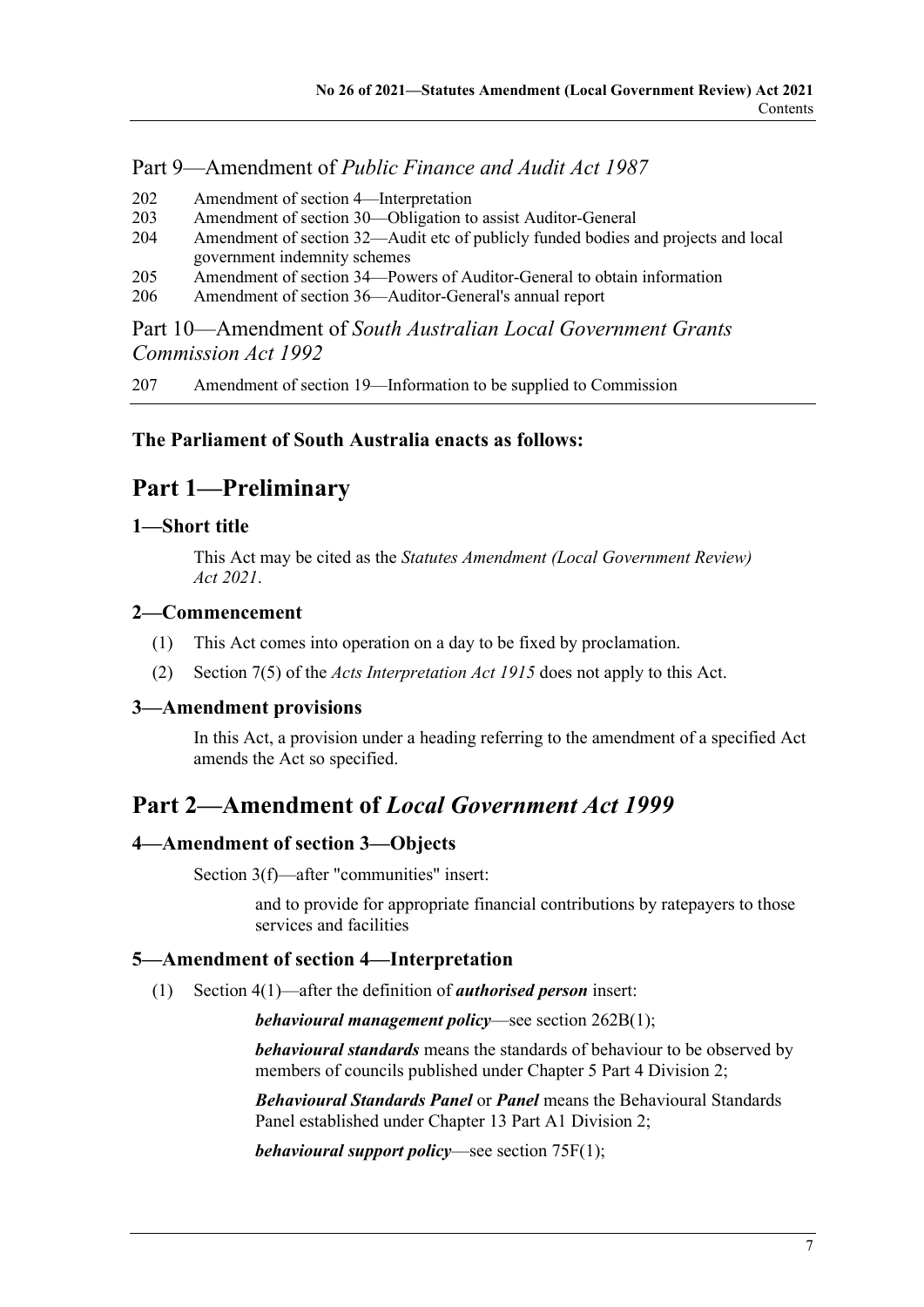Part 9—Amendment of *Public Finance and Audit Act 1987*

202 Amendment of section 4—Interpretation
203 Amendment of section 30—Obligation to assist Auditor-General
204 Amendment of section 32—Audit etc of publicly funded bodies and projects and local government indemnity schemes
205 Amendment of section 34—Powers of Auditor-General to obtain information
206 Amendment of section 36—Auditor-General's annual report

Part 10—Amendment of *South Australian Local Government Grants Commission Act 1992*

207 Amendment of section 19—Information to be supplied to Commission

**The Parliament of South Australia enacts as follows:**

# Part 1—Preliminary

## 1—Short title

This Act may be cited as the *Statutes Amendment (Local Government Review) Act 2021*.

## 2—Commencement

(1) This Act comes into operation on a day to be fixed by proclamation.

(2) Section 7(5) of the *Acts Interpretation Act 1915* does not apply to this Act.

## 3—Amendment provisions

In this Act, a provision under a heading referring to the amendment of a specified Act amends the Act so specified.

# Part 2—Amendment of *Local Government Act 1999*

## 4—Amendment of section 3—Objects

Section 3(f)—after "communities" insert:

> and to provide for appropriate financial contributions by ratepayers to those services and facilities

## 5—Amendment of section 4—Interpretation

(1) Section 4(1)—after the definition of ***authorised person*** insert:

> ***behavioural management policy***—see section 262B(1);
>
> ***behavioural standards*** means the standards of behaviour to be observed by members of councils published under Chapter 5 Part 4 Division 2;
>
> ***Behavioural Standards Panel*** or ***Panel*** means the Behavioural Standards Panel established under Chapter 13 Part A1 Division 2;
>
> ***behavioural support policy***—see section 75F(1);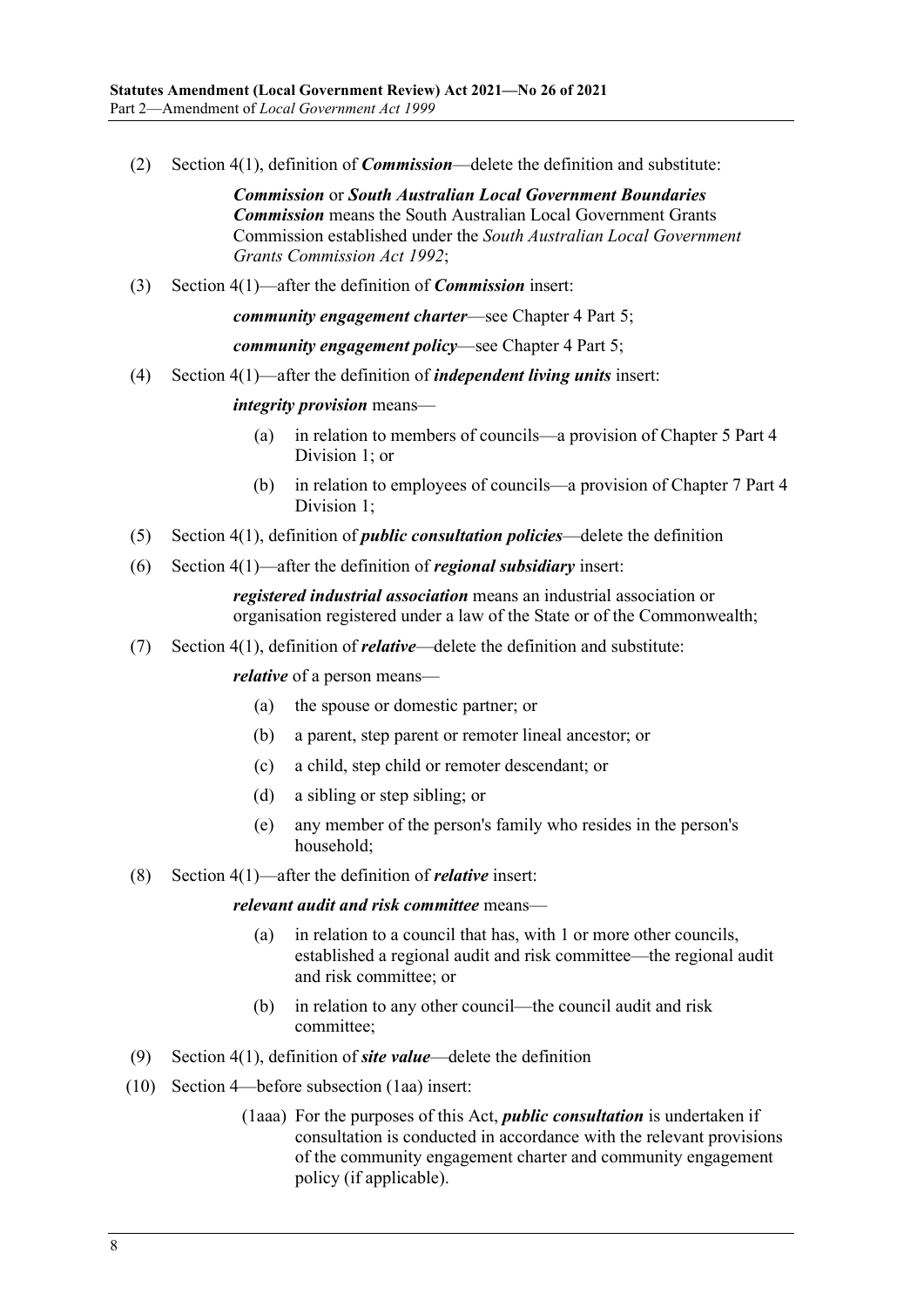(2) Section 4(1), definition of ***Commission***—delete the definition and substitute:

> ***Commission*** or ***South Australian Local Government Boundaries Commission*** means the South Australian Local Government Grants Commission established under the *South Australian Local Government Grants Commission Act 1992*;

(3) Section 4(1)—after the definition of ***Commission*** insert:

> ***community engagement charter***—see Chapter 4 Part 5;
>
> ***community engagement policy***—see Chapter 4 Part 5;

(4) Section 4(1)—after the definition of ***independent living units*** insert:

> ***integrity provision*** means—
>
> (a) in relation to members of councils—a provision of Chapter 5 Part 4 Division 1; or
>
> (b) in relation to employees of councils—a provision of Chapter 7 Part 4 Division 1;

(5) Section 4(1), definition of ***public consultation policies***—delete the definition

(6) Section 4(1)—after the definition of ***regional subsidiary*** insert:

> ***registered industrial association*** means an industrial association or organisation registered under a law of the State or of the Commonwealth;

(7) Section 4(1), definition of ***relative***—delete the definition and substitute:

> ***relative*** of a person means—
>
> (a) the spouse or domestic partner; or
>
> (b) a parent, step parent or remoter lineal ancestor; or
>
> (c) a child, step child or remoter descendant; or
>
> (d) a sibling or step sibling; or
>
> (e) any member of the person's family who resides in the person's household;

(8) Section 4(1)—after the definition of ***relative*** insert:

> ***relevant audit and risk committee*** means—
>
> (a) in relation to a council that has, with 1 or more other councils, established a regional audit and risk committee—the regional audit and risk committee; or
>
> (b) in relation to any other council—the council audit and risk committee;

(9) Section 4(1), definition of ***site value***—delete the definition

(10) Section 4—before subsection (1aa) insert:

> (1aaa) For the purposes of this Act, ***public consultation*** is undertaken if consultation is conducted in accordance with the relevant provisions of the community engagement charter and community engagement policy (if applicable).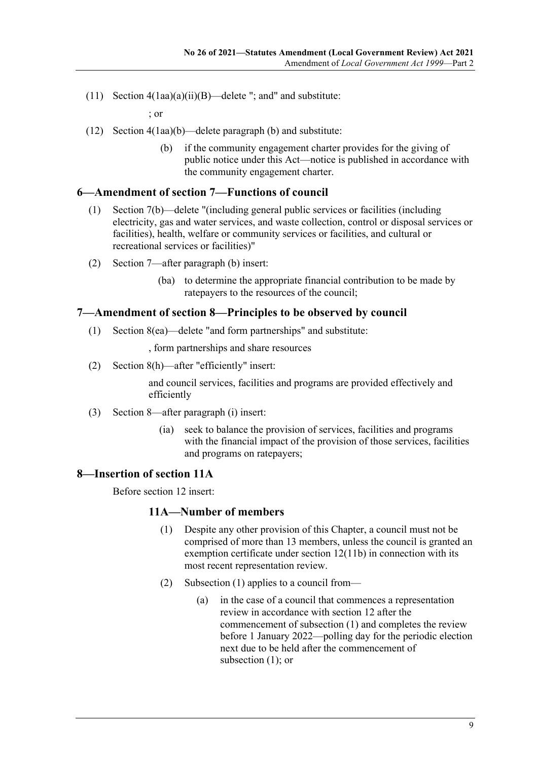(11) Section 4(1aa)(a)(ii)(B)—delete "; and" and substitute:

; or

(12) Section 4(1aa)(b)—delete paragraph (b) and substitute:

(b) if the community engagement charter provides for the giving of public notice under this Act—notice is published in accordance with the community engagement charter.

## 6—Amendment of section 7—Functions of council

(1) Section 7(b)—delete "(including general public services or facilities (including electricity, gas and water services, and waste collection, control or disposal services or facilities), health, welfare or community services or facilities, and cultural or recreational services or facilities)"

(2) Section 7—after paragraph (b) insert:

(ba) to determine the appropriate financial contribution to be made by ratepayers to the resources of the council;

## 7—Amendment of section 8—Principles to be observed by council

(1) Section 8(ea)—delete "and form partnerships" and substitute:

, form partnerships and share resources

(2) Section 8(h)—after "efficiently" insert:

and council services, facilities and programs are provided effectively and efficiently

(3) Section 8—after paragraph (i) insert:

(ia) seek to balance the provision of services, facilities and programs with the financial impact of the provision of those services, facilities and programs on ratepayers;

## 8—Insertion of section 11A

Before section 12 insert:

### 11A—Number of members

(1) Despite any other provision of this Chapter, a council must not be comprised of more than 13 members, unless the council is granted an exemption certificate under section 12(11b) in connection with its most recent representation review.

(2) Subsection (1) applies to a council from—

(a) in the case of a council that commences a representation review in accordance with section 12 after the commencement of subsection (1) and completes the review before 1 January 2022—polling day for the periodic election next due to be held after the commencement of subsection (1); or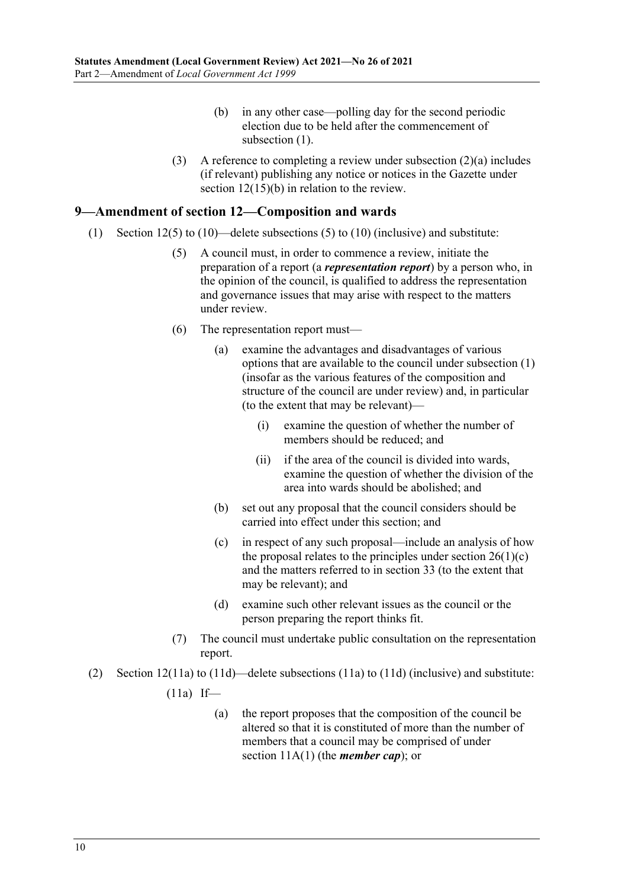(b) in any other case—polling day for the second periodic election due to be held after the commencement of subsection (1).

(3) A reference to completing a review under subsection (2)(a) includes (if relevant) publishing any notice or notices in the Gazette under section 12(15)(b) in relation to the review.

## 9—Amendment of section 12—Composition and wards

(1) Section 12(5) to (10)—delete subsections (5) to (10) (inclusive) and substitute:

(5) A council must, in order to commence a review, initiate the preparation of a report (a ***representation report***) by a person who, in the opinion of the council, is qualified to address the representation and governance issues that may arise with respect to the matters under review.

(6) The representation report must—

(a) examine the advantages and disadvantages of various options that are available to the council under subsection (1) (insofar as the various features of the composition and structure of the council are under review) and, in particular (to the extent that may be relevant)—

(i) examine the question of whether the number of members should be reduced; and

(ii) if the area of the council is divided into wards, examine the question of whether the division of the area into wards should be abolished; and

(b) set out any proposal that the council considers should be carried into effect under this section; and

(c) in respect of any such proposal—include an analysis of how the proposal relates to the principles under section 26(1)(c) and the matters referred to in section 33 (to the extent that may be relevant); and

(d) examine such other relevant issues as the council or the person preparing the report thinks fit.

(7) The council must undertake public consultation on the representation report.

(2) Section 12(11a) to (11d)—delete subsections (11a) to (11d) (inclusive) and substitute:

(11a) If—

(a) the report proposes that the composition of the council be altered so that it is constituted of more than the number of members that a council may be comprised of under section 11A(1) (the ***member cap***); or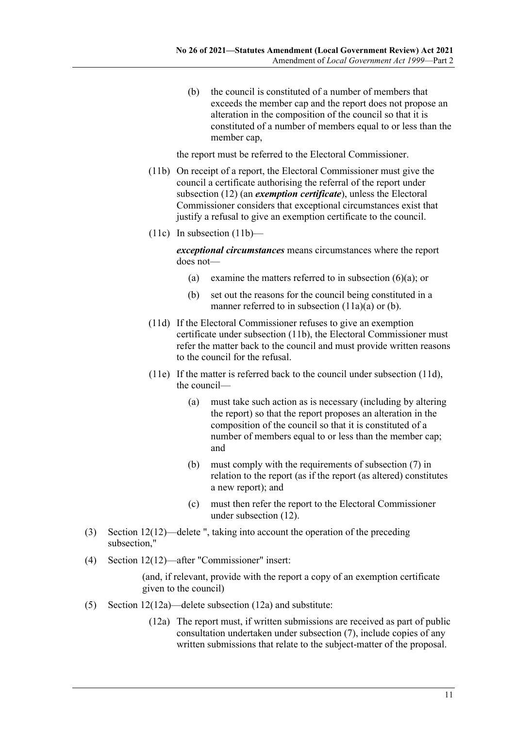(b) the council is constituted of a number of members that exceeds the member cap and the report does not propose an alteration in the composition of the council so that it is constituted of a number of members equal to or less than the member cap,

the report must be referred to the Electoral Commissioner.

(11b) On receipt of a report, the Electoral Commissioner must give the council a certificate authorising the referral of the report under subsection (12) (an ***exemption certificate***), unless the Electoral Commissioner considers that exceptional circumstances exist that justify a refusal to give an exemption certificate to the council.

(11c) In subsection (11b)—

***exceptional circumstances*** means circumstances where the report does not—

(a) examine the matters referred to in subsection (6)(a); or

(b) set out the reasons for the council being constituted in a manner referred to in subsection (11a)(a) or (b).

(11d) If the Electoral Commissioner refuses to give an exemption certificate under subsection (11b), the Electoral Commissioner must refer the matter back to the council and must provide written reasons to the council for the refusal.

(11e) If the matter is referred back to the council under subsection (11d), the council—

(a) must take such action as is necessary (including by altering the report) so that the report proposes an alteration in the composition of the council so that it is constituted of a number of members equal to or less than the member cap; and

(b) must comply with the requirements of subsection (7) in relation to the report (as if the report (as altered) constitutes a new report); and

(c) must then refer the report to the Electoral Commissioner under subsection (12).

(3) Section 12(12)—delete ", taking into account the operation of the preceding subsection,"

(4) Section 12(12)—after "Commissioner" insert:

(and, if relevant, provide with the report a copy of an exemption certificate given to the council)

(5) Section 12(12a)—delete subsection (12a) and substitute:

(12a) The report must, if written submissions are received as part of public consultation undertaken under subsection (7), include copies of any written submissions that relate to the subject-matter of the proposal.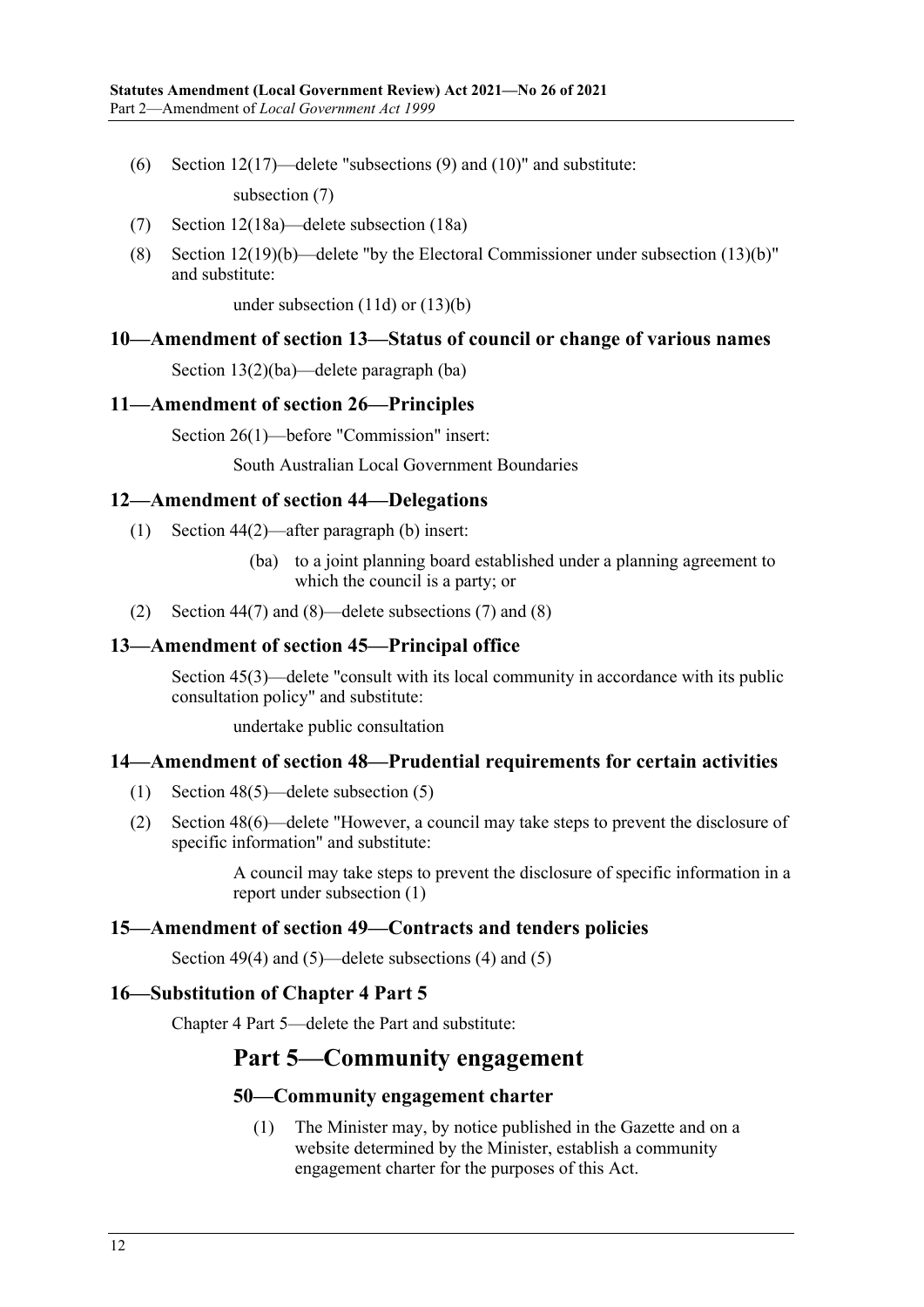(6) Section 12(17)—delete "subsections (9) and (10)" and substitute:

subsection (7)

(7) Section 12(18a)—delete subsection (18a)

(8) Section 12(19)(b)—delete "by the Electoral Commissioner under subsection (13)(b)" and substitute:

under subsection (11d) or (13)(b)

### 10—Amendment of section 13—Status of council or change of various names

Section 13(2)(ba)—delete paragraph (ba)

### 11—Amendment of section 26—Principles

Section 26(1)—before "Commission" insert:

South Australian Local Government Boundaries

### 12—Amendment of section 44—Delegations

(1) Section 44(2)—after paragraph (b) insert:

(ba) to a joint planning board established under a planning agreement to which the council is a party; or

(2) Section 44(7) and (8)—delete subsections (7) and (8)

### 13—Amendment of section 45—Principal office

Section 45(3)—delete "consult with its local community in accordance with its public consultation policy" and substitute:

undertake public consultation

### 14—Amendment of section 48—Prudential requirements for certain activities

(1) Section 48(5)—delete subsection (5)

(2) Section 48(6)—delete "However, a council may take steps to prevent the disclosure of specific information" and substitute:

A council may take steps to prevent the disclosure of specific information in a report under subsection (1)

### 15—Amendment of section 49—Contracts and tenders policies

Section 49(4) and (5)—delete subsections (4) and (5)

### 16—Substitution of Chapter 4 Part 5

Chapter 4 Part 5—delete the Part and substitute:

## Part 5—Community engagement

### 50—Community engagement charter

(1) The Minister may, by notice published in the Gazette and on a website determined by the Minister, establish a community engagement charter for the purposes of this Act.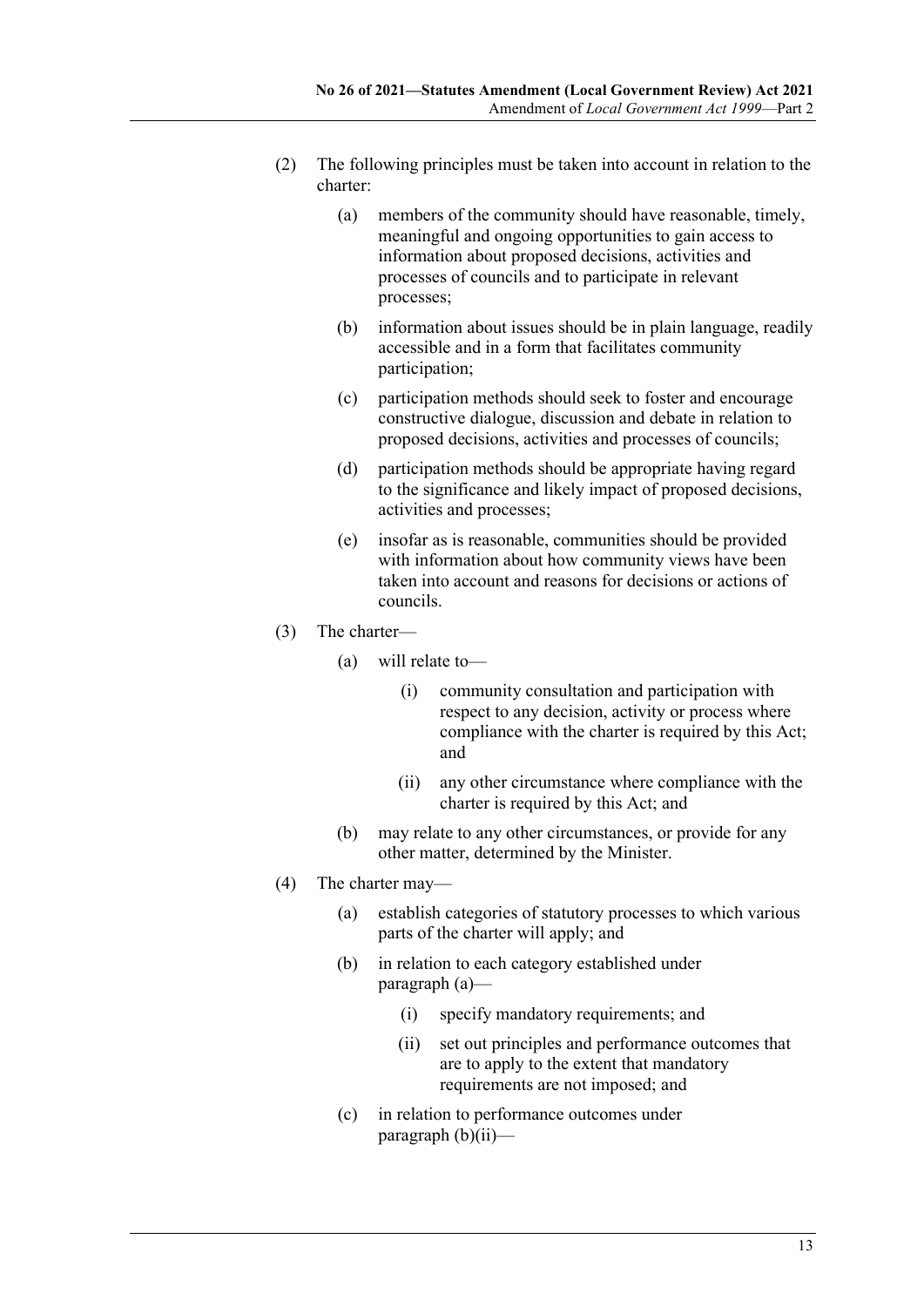(2) The following principles must be taken into account in relation to the charter:

- (a) members of the community should have reasonable, timely, meaningful and ongoing opportunities to gain access to information about proposed decisions, activities and processes of councils and to participate in relevant processes;
- (b) information about issues should be in plain language, readily accessible and in a form that facilitates community participation;
- (c) participation methods should seek to foster and encourage constructive dialogue, discussion and debate in relation to proposed decisions, activities and processes of councils;
- (d) participation methods should be appropriate having regard to the significance and likely impact of proposed decisions, activities and processes;
- (e) insofar as is reasonable, communities should be provided with information about how community views have been taken into account and reasons for decisions or actions of councils.

(3) The charter—

- (a) will relate to—
  - (i) community consultation and participation with respect to any decision, activity or process where compliance with the charter is required by this Act; and
  - (ii) any other circumstance where compliance with the charter is required by this Act; and
- (b) may relate to any other circumstances, or provide for any other matter, determined by the Minister.

(4) The charter may—

- (a) establish categories of statutory processes to which various parts of the charter will apply; and
- (b) in relation to each category established under paragraph (a)—
  - (i) specify mandatory requirements; and
  - (ii) set out principles and performance outcomes that are to apply to the extent that mandatory requirements are not imposed; and
- (c) in relation to performance outcomes under paragraph (b)(ii)—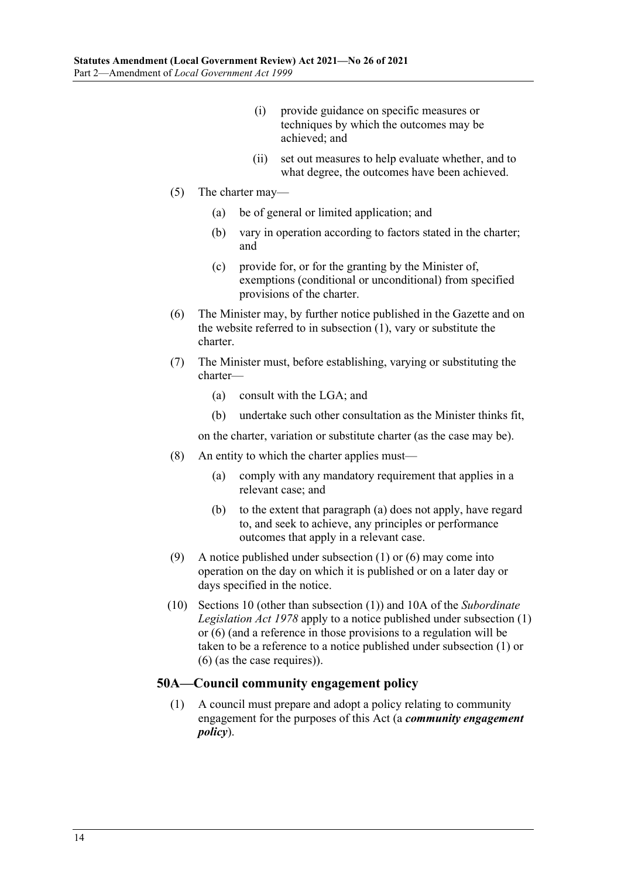(i) provide guidance on specific measures or techniques by which the outcomes may be achieved; and

(ii) set out measures to help evaluate whether, and to what degree, the outcomes have been achieved.

(5) The charter may—

(a) be of general or limited application; and

(b) vary in operation according to factors stated in the charter; and

(c) provide for, or for the granting by the Minister of, exemptions (conditional or unconditional) from specified provisions of the charter.

(6) The Minister may, by further notice published in the Gazette and on the website referred to in subsection (1), vary or substitute the charter.

(7) The Minister must, before establishing, varying or substituting the charter—

(a) consult with the LGA; and

(b) undertake such other consultation as the Minister thinks fit,

on the charter, variation or substitute charter (as the case may be).

(8) An entity to which the charter applies must—

(a) comply with any mandatory requirement that applies in a relevant case; and

(b) to the extent that paragraph (a) does not apply, have regard to, and seek to achieve, any principles or performance outcomes that apply in a relevant case.

(9) A notice published under subsection (1) or (6) may come into operation on the day on which it is published or on a later day or days specified in the notice.

(10) Sections 10 (other than subsection (1)) and 10A of the *Subordinate Legislation Act 1978* apply to a notice published under subsection (1) or (6) (and a reference in those provisions to a regulation will be taken to be a reference to a notice published under subsection (1) or (6) (as the case requires)).

### 50A—Council community engagement policy

(1) A council must prepare and adopt a policy relating to community engagement for the purposes of this Act (a ***community engagement policy***).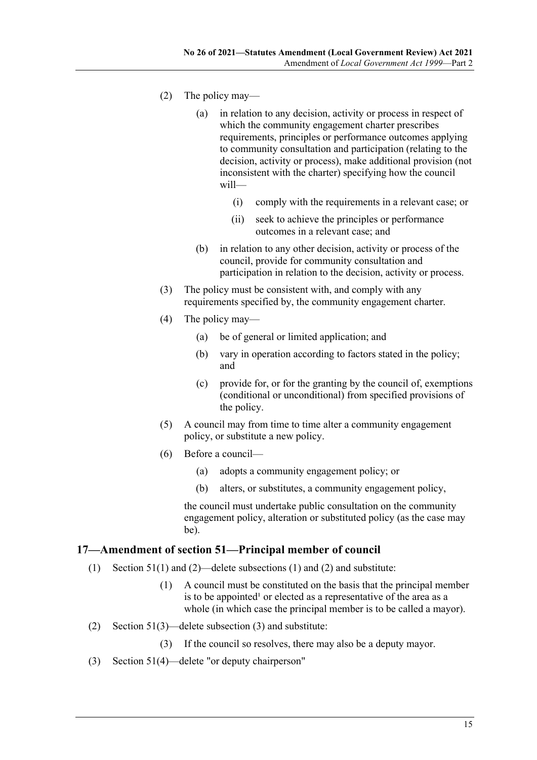(2) The policy may—

(a) in relation to any decision, activity or process in respect of which the community engagement charter prescribes requirements, principles or performance outcomes applying to community consultation and participation (relating to the decision, activity or process), make additional provision (not inconsistent with the charter) specifying how the council will—

(i) comply with the requirements in a relevant case; or

(ii) seek to achieve the principles or performance outcomes in a relevant case; and

(b) in relation to any other decision, activity or process of the council, provide for community consultation and participation in relation to the decision, activity or process.

(3) The policy must be consistent with, and comply with any requirements specified by, the community engagement charter.

(4) The policy may—

(a) be of general or limited application; and

(b) vary in operation according to factors stated in the policy; and

(c) provide for, or for the granting by the council of, exemptions (conditional or unconditional) from specified provisions of the policy.

(5) A council may from time to time alter a community engagement policy, or substitute a new policy.

(6) Before a council—

(a) adopts a community engagement policy; or

(b) alters, or substitutes, a community engagement policy,

the council must undertake public consultation on the community engagement policy, alteration or substituted policy (as the case may be).

## 17—Amendment of section 51—Principal member of council

(1) Section 51(1) and (2)—delete subsections (1) and (2) and substitute:

(1) A council must be constituted on the basis that the principal member is to be appointed[1] or elected as a representative of the area as a whole (in which case the principal member is to be called a mayor).

(2) Section 51(3)—delete subsection (3) and substitute:

(3) If the council so resolves, there may also be a deputy mayor.

(3) Section 51(4)—delete "or deputy chairperson"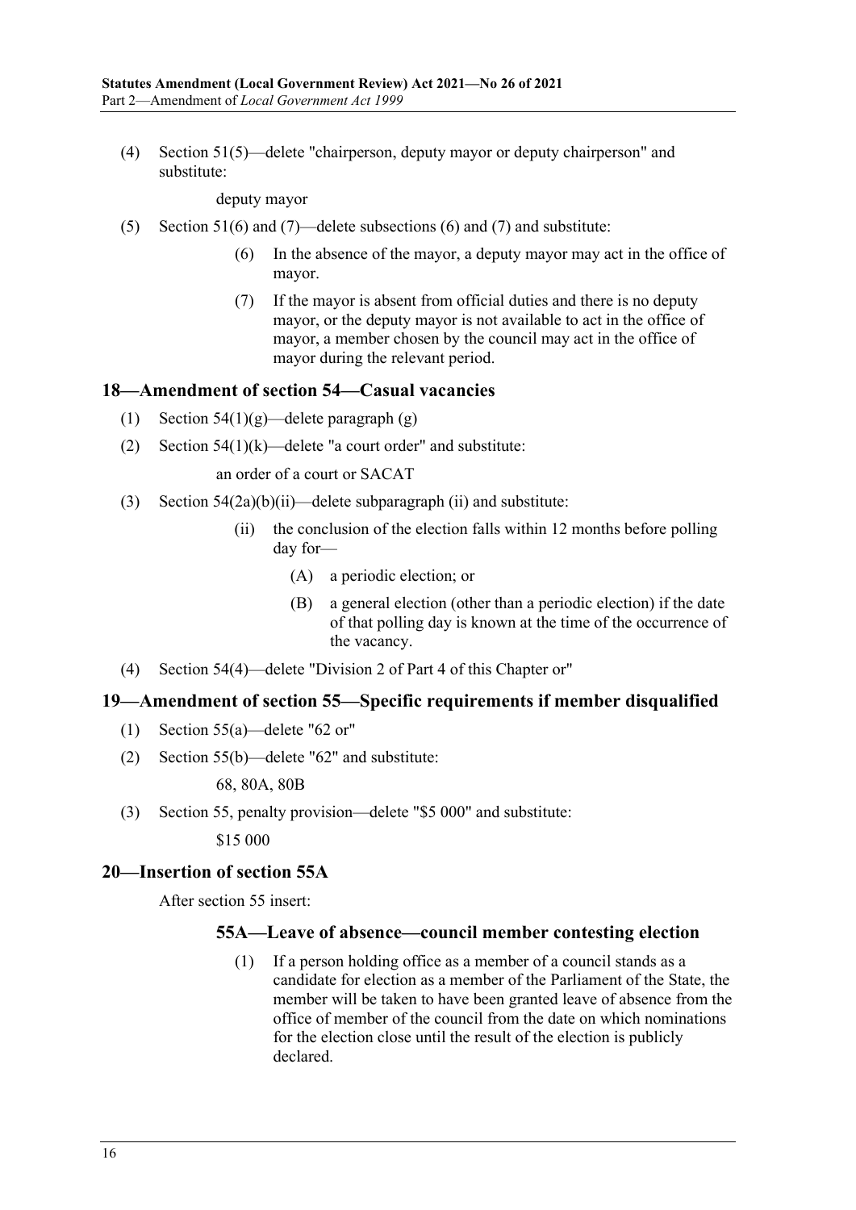(4) Section 51(5)—delete "chairperson, deputy mayor or deputy chairperson" and substitute:

deputy mayor

(5) Section 51(6) and (7)—delete subsections (6) and (7) and substitute:

(6) In the absence of the mayor, a deputy mayor may act in the office of mayor.

(7) If the mayor is absent from official duties and there is no deputy mayor, or the deputy mayor is not available to act in the office of mayor, a member chosen by the council may act in the office of mayor during the relevant period.

## 18—Amendment of section 54—Casual vacancies

(1) Section 54(1)(g)—delete paragraph (g)

(2) Section 54(1)(k)—delete "a court order" and substitute:

an order of a court or SACAT

(3) Section 54(2a)(b)(ii)—delete subparagraph (ii) and substitute:

(ii) the conclusion of the election falls within 12 months before polling day for—

(A) a periodic election; or

(B) a general election (other than a periodic election) if the date of that polling day is known at the time of the occurrence of the vacancy.

(4) Section 54(4)—delete "Division 2 of Part 4 of this Chapter or"

## 19—Amendment of section 55—Specific requirements if member disqualified

(1) Section 55(a)—delete "62 or"

(2) Section 55(b)—delete "62" and substitute:

68, 80A, 80B

(3) Section 55, penalty provision—delete "$5 000" and substitute:

$15 000

## 20—Insertion of section 55A

After section 55 insert:

### 55A—Leave of absence—council member contesting election

(1) If a person holding office as a member of a council stands as a candidate for election as a member of the Parliament of the State, the member will be taken to have been granted leave of absence from the office of member of the council from the date on which nominations for the election close until the result of the election is publicly declared.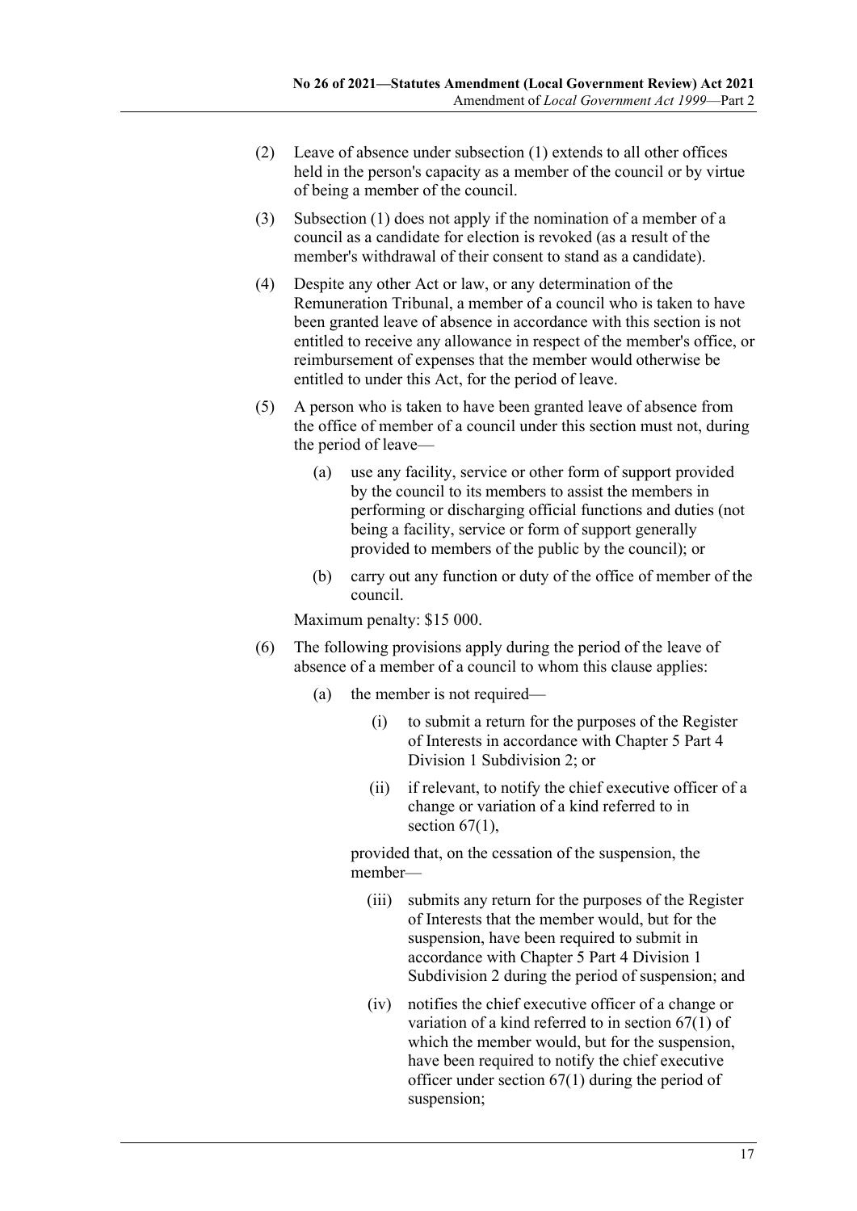(2) Leave of absence under subsection (1) extends to all other offices held in the person's capacity as a member of the council or by virtue of being a member of the council.

(3) Subsection (1) does not apply if the nomination of a member of a council as a candidate for election is revoked (as a result of the member's withdrawal of their consent to stand as a candidate).

(4) Despite any other Act or law, or any determination of the Remuneration Tribunal, a member of a council who is taken to have been granted leave of absence in accordance with this section is not entitled to receive any allowance in respect of the member's office, or reimbursement of expenses that the member would otherwise be entitled to under this Act, for the period of leave.

(5) A person who is taken to have been granted leave of absence from the office of member of a council under this section must not, during the period of leave—

  (a) use any facility, service or other form of support provided by the council to its members to assist the members in performing or discharging official functions and duties (not being a facility, service or form of support generally provided to members of the public by the council); or

  (b) carry out any function or duty of the office of member of the council.

Maximum penalty: $15 000.

(6) The following provisions apply during the period of the leave of absence of a member of a council to whom this clause applies:

  (a) the member is not required—

    (i) to submit a return for the purposes of the Register of Interests in accordance with Chapter 5 Part 4 Division 1 Subdivision 2; or

    (ii) if relevant, to notify the chief executive officer of a change or variation of a kind referred to in section 67(1),

  provided that, on the cessation of the suspension, the member—

    (iii) submits any return for the purposes of the Register of Interests that the member would, but for the suspension, have been required to submit in accordance with Chapter 5 Part 4 Division 1 Subdivision 2 during the period of suspension; and

    (iv) notifies the chief executive officer of a change or variation of a kind referred to in section 67(1) of which the member would, but for the suspension, have been required to notify the chief executive officer under section 67(1) during the period of suspension;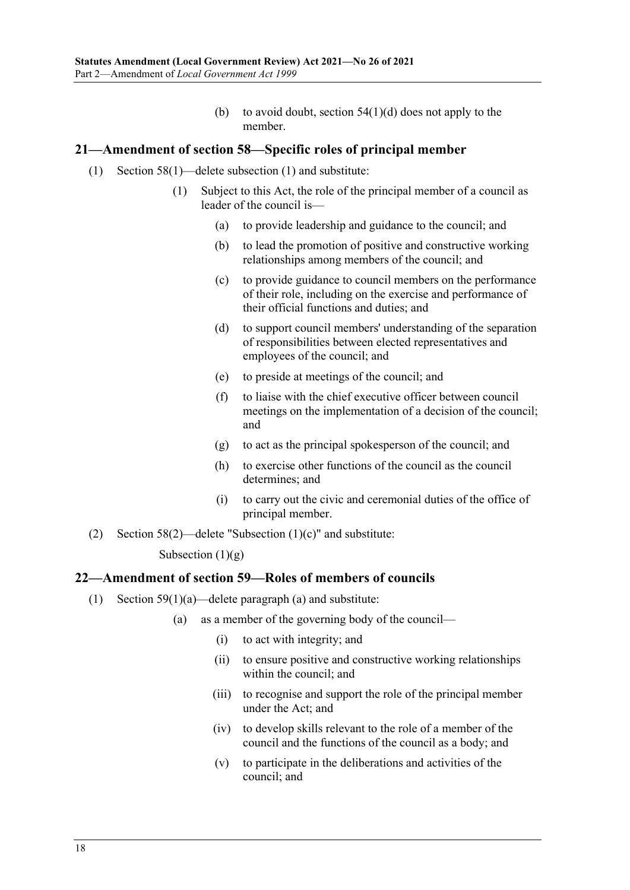(b) to avoid doubt, section 54(1)(d) does not apply to the member.

## 21—Amendment of section 58—Specific roles of principal member

(1) Section 58(1)—delete subsection (1) and substitute:

> (1) Subject to this Act, the role of the principal member of a council as leader of the council is—
>
> (a) to provide leadership and guidance to the council; and
>
> (b) to lead the promotion of positive and constructive working relationships among members of the council; and
>
> (c) to provide guidance to council members on the performance of their role, including on the exercise and performance of their official functions and duties; and
>
> (d) to support council members' understanding of the separation of responsibilities between elected representatives and employees of the council; and
>
> (e) to preside at meetings of the council; and
>
> (f) to liaise with the chief executive officer between council meetings on the implementation of a decision of the council; and
>
> (g) to act as the principal spokesperson of the council; and
>
> (h) to exercise other functions of the council as the council determines; and
>
> (i) to carry out the civic and ceremonial duties of the office of principal member.

(2) Section 58(2)—delete "Subsection (1)(c)" and substitute:

> Subsection (1)(g)

## 22—Amendment of section 59—Roles of members of councils

(1) Section 59(1)(a)—delete paragraph (a) and substitute:

> (a) as a member of the governing body of the council—
>
> (i) to act with integrity; and
>
> (ii) to ensure positive and constructive working relationships within the council; and
>
> (iii) to recognise and support the role of the principal member under the Act; and
>
> (iv) to develop skills relevant to the role of a member of the council and the functions of the council as a body; and
>
> (v) to participate in the deliberations and activities of the council; and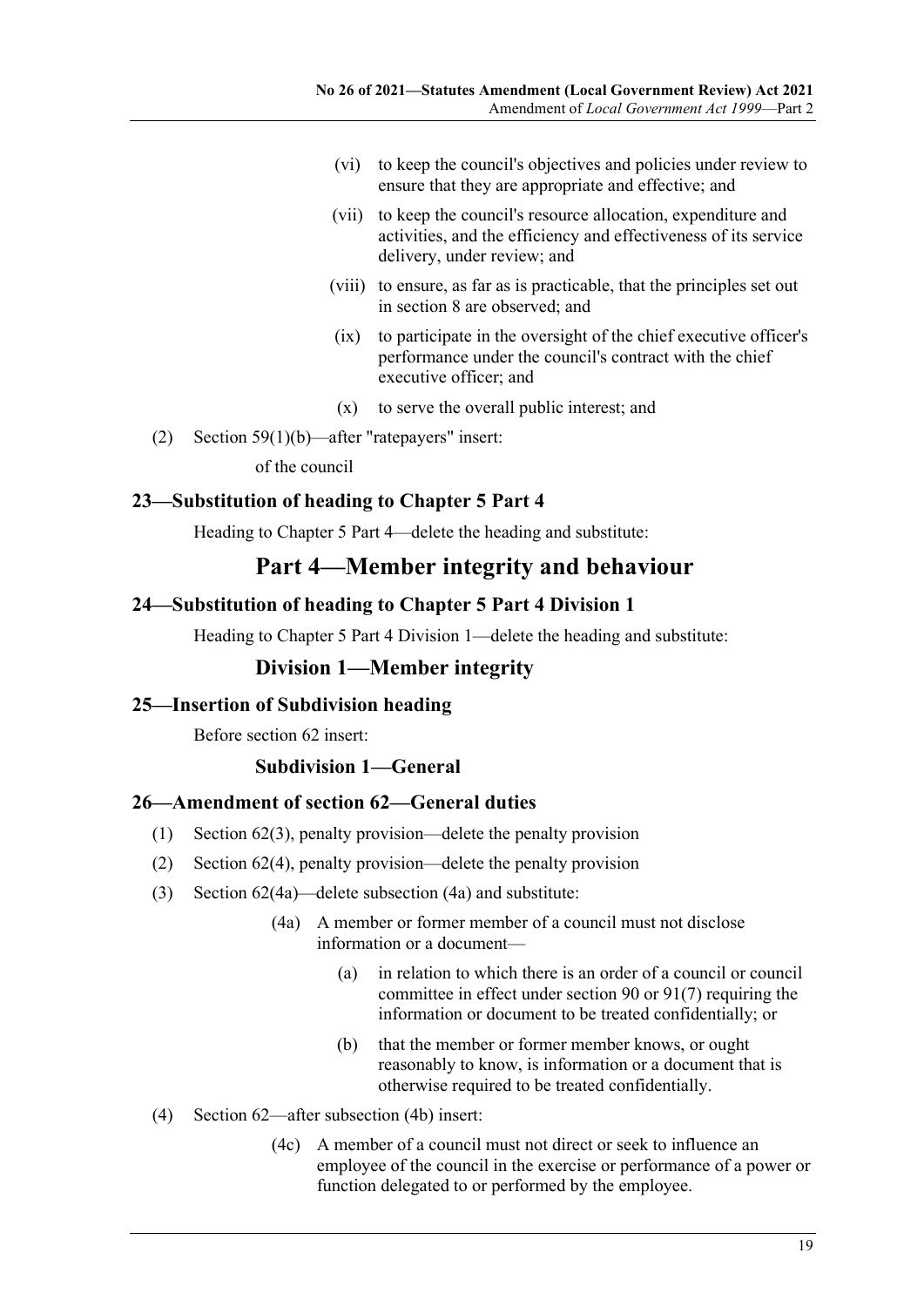(vi) to keep the council's objectives and policies under review to ensure that they are appropriate and effective; and

(vii) to keep the council's resource allocation, expenditure and activities, and the efficiency and effectiveness of its service delivery, under review; and

(viii) to ensure, as far as is practicable, that the principles set out in section 8 are observed; and

(ix) to participate in the oversight of the chief executive officer's performance under the council's contract with the chief executive officer; and

(x) to serve the overall public interest; and

(2) Section 59(1)(b)—after "ratepayers" insert:

of the council

### 23—Substitution of heading to Chapter 5 Part 4

Heading to Chapter 5 Part 4—delete the heading and substitute:

## Part 4—Member integrity and behaviour

### 24—Substitution of heading to Chapter 5 Part 4 Division 1

Heading to Chapter 5 Part 4 Division 1—delete the heading and substitute:

### Division 1—Member integrity

### 25—Insertion of Subdivision heading

Before section 62 insert:

#### Subdivision 1—General

### 26—Amendment of section 62—General duties

(1) Section 62(3), penalty provision—delete the penalty provision

(2) Section 62(4), penalty provision—delete the penalty provision

(3) Section 62(4a)—delete subsection (4a) and substitute:

(4a) A member or former member of a council must not disclose information or a document—

(a) in relation to which there is an order of a council or council committee in effect under section 90 or 91(7) requiring the information or document to be treated confidentially; or

(b) that the member or former member knows, or ought reasonably to know, is information or a document that is otherwise required to be treated confidentially.

(4) Section 62—after subsection (4b) insert:

(4c) A member of a council must not direct or seek to influence an employee of the council in the exercise or performance of a power or function delegated to or performed by the employee.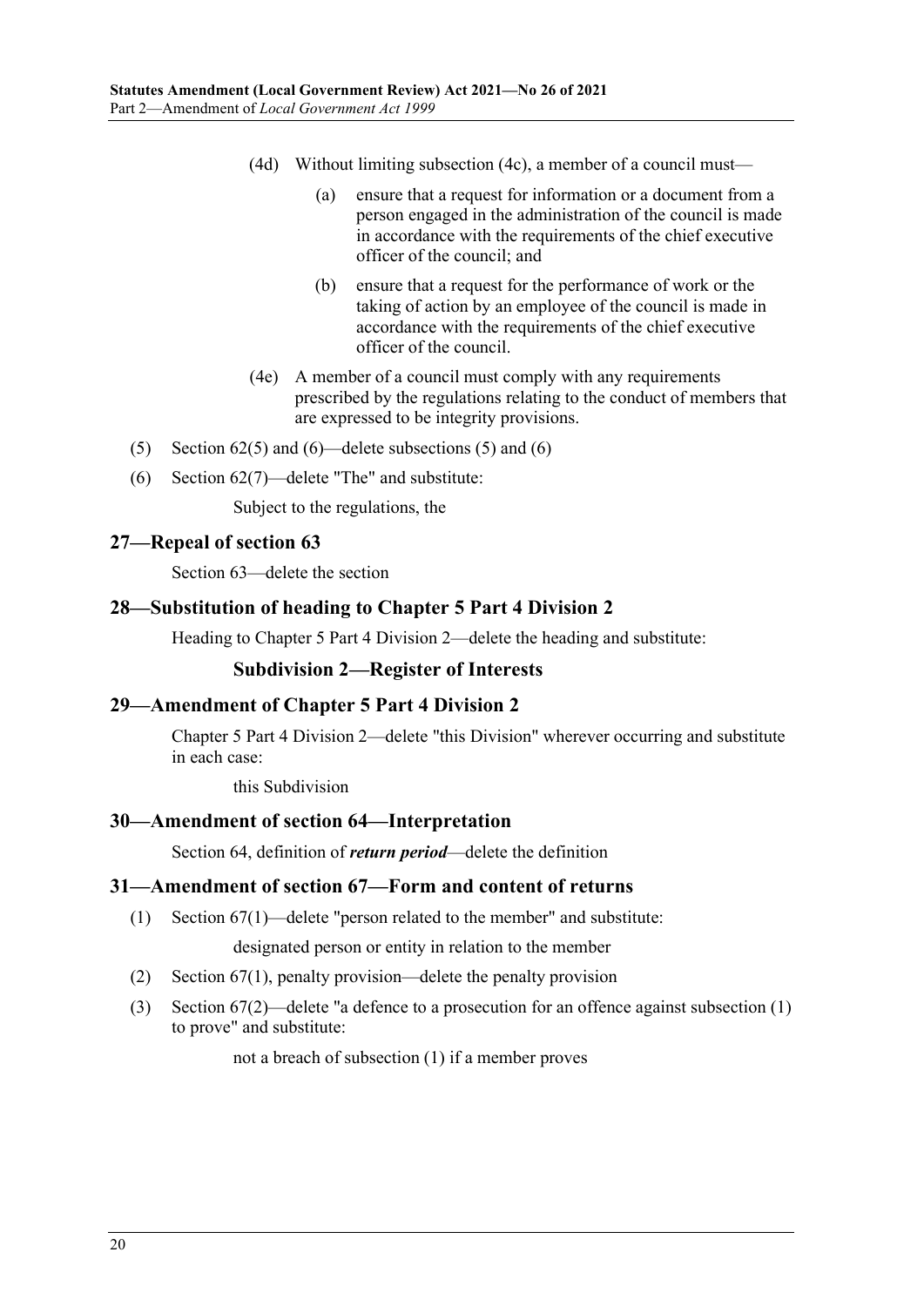(4d) Without limiting subsection (4c), a member of a council must—

(a) ensure that a request for information or a document from a person engaged in the administration of the council is made in accordance with the requirements of the chief executive officer of the council; and

(b) ensure that a request for the performance of work or the taking of action by an employee of the council is made in accordance with the requirements of the chief executive officer of the council.

(4e) A member of a council must comply with any requirements prescribed by the regulations relating to the conduct of members that are expressed to be integrity provisions.

(5) Section 62(5) and (6)—delete subsections (5) and (6)

(6) Section 62(7)—delete "The" and substitute:

Subject to the regulations, the

## 27—Repeal of section 63

Section 63—delete the section

## 28—Substitution of heading to Chapter 5 Part 4 Division 2

Heading to Chapter 5 Part 4 Division 2—delete the heading and substitute:

### Subdivision 2—Register of Interests

## 29—Amendment of Chapter 5 Part 4 Division 2

Chapter 5 Part 4 Division 2—delete "this Division" wherever occurring and substitute in each case:

this Subdivision

## 30—Amendment of section 64—Interpretation

Section 64, definition of ***return period***—delete the definition

## 31—Amendment of section 67—Form and content of returns

(1) Section 67(1)—delete "person related to the member" and substitute:

designated person or entity in relation to the member

(2) Section 67(1), penalty provision—delete the penalty provision

(3) Section 67(2)—delete "a defence to a prosecution for an offence against subsection (1) to prove" and substitute:

not a breach of subsection (1) if a member proves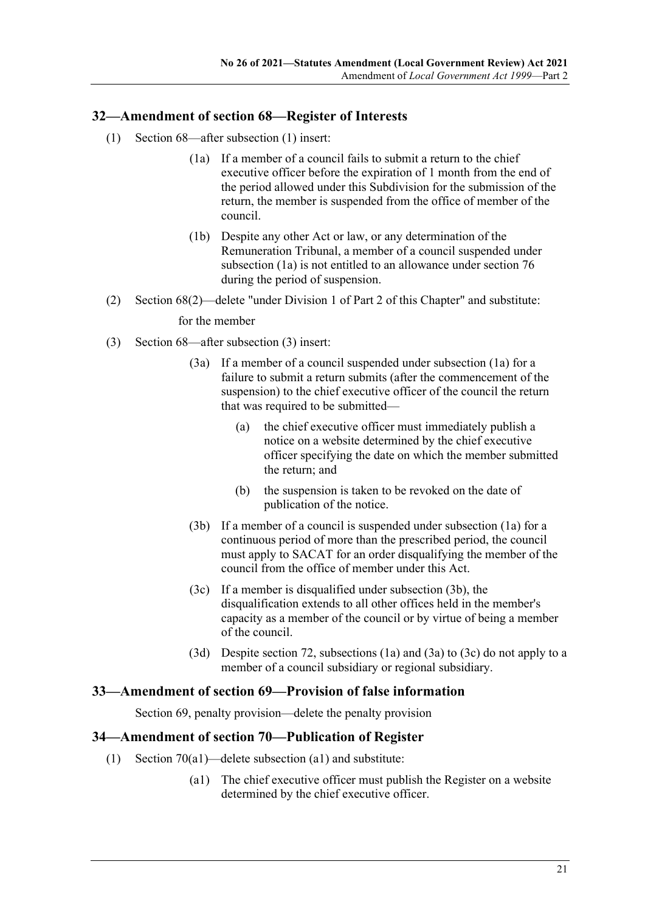## 32—Amendment of section 68—Register of Interests

(1) Section 68—after subsection (1) insert:

> (1a) If a member of a council fails to submit a return to the chief executive officer before the expiration of 1 month from the end of the period allowed under this Subdivision for the submission of the return, the member is suspended from the office of member of the council.
>
> (1b) Despite any other Act or law, or any determination of the Remuneration Tribunal, a member of a council suspended under subsection (1a) is not entitled to an allowance under section 76 during the period of suspension.

(2) Section 68(2)—delete "under Division 1 of Part 2 of this Chapter" and substitute:

> for the member

(3) Section 68—after subsection (3) insert:

> (3a) If a member of a council suspended under subsection (1a) for a failure to submit a return submits (after the commencement of the suspension) to the chief executive officer of the council the return that was required to be submitted—
>
> (a) the chief executive officer must immediately publish a notice on a website determined by the chief executive officer specifying the date on which the member submitted the return; and
>
> (b) the suspension is taken to be revoked on the date of publication of the notice.
>
> (3b) If a member of a council is suspended under subsection (1a) for a continuous period of more than the prescribed period, the council must apply to SACAT for an order disqualifying the member of the council from the office of member under this Act.
>
> (3c) If a member is disqualified under subsection (3b), the disqualification extends to all other offices held in the member's capacity as a member of the council or by virtue of being a member of the council.
>
> (3d) Despite section 72, subsections (1a) and (3a) to (3c) do not apply to a member of a council subsidiary or regional subsidiary.

## 33—Amendment of section 69—Provision of false information

Section 69, penalty provision—delete the penalty provision

## 34—Amendment of section 70—Publication of Register

(1) Section 70(a1)—delete subsection (a1) and substitute:

> (a1) The chief executive officer must publish the Register on a website determined by the chief executive officer.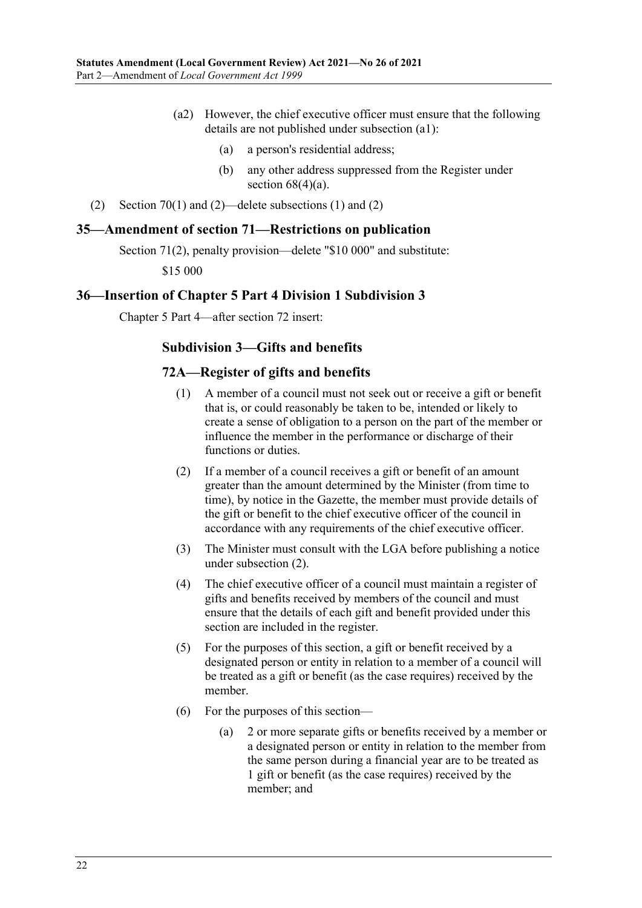(a2) However, the chief executive officer must ensure that the following details are not published under subsection (a1):

(a) a person's residential address;

(b) any other address suppressed from the Register under section 68(4)(a).

(2) Section 70(1) and (2)—delete subsections (1) and (2)

## 35—Amendment of section 71—Restrictions on publication

Section 71(2), penalty provision—delete "$10 000" and substitute:

$15 000

## 36—Insertion of Chapter 5 Part 4 Division 1 Subdivision 3

Chapter 5 Part 4—after section 72 insert:

### Subdivision 3—Gifts and benefits

### 72A—Register of gifts and benefits

(1) A member of a council must not seek out or receive a gift or benefit that is, or could reasonably be taken to be, intended or likely to create a sense of obligation to a person on the part of the member or influence the member in the performance or discharge of their functions or duties.

(2) If a member of a council receives a gift or benefit of an amount greater than the amount determined by the Minister (from time to time), by notice in the Gazette, the member must provide details of the gift or benefit to the chief executive officer of the council in accordance with any requirements of the chief executive officer.

(3) The Minister must consult with the LGA before publishing a notice under subsection (2).

(4) The chief executive officer of a council must maintain a register of gifts and benefits received by members of the council and must ensure that the details of each gift and benefit provided under this section are included in the register.

(5) For the purposes of this section, a gift or benefit received by a designated person or entity in relation to a member of a council will be treated as a gift or benefit (as the case requires) received by the member.

(6) For the purposes of this section—

(a) 2 or more separate gifts or benefits received by a member or a designated person or entity in relation to the member from the same person during a financial year are to be treated as 1 gift or benefit (as the case requires) received by the member; and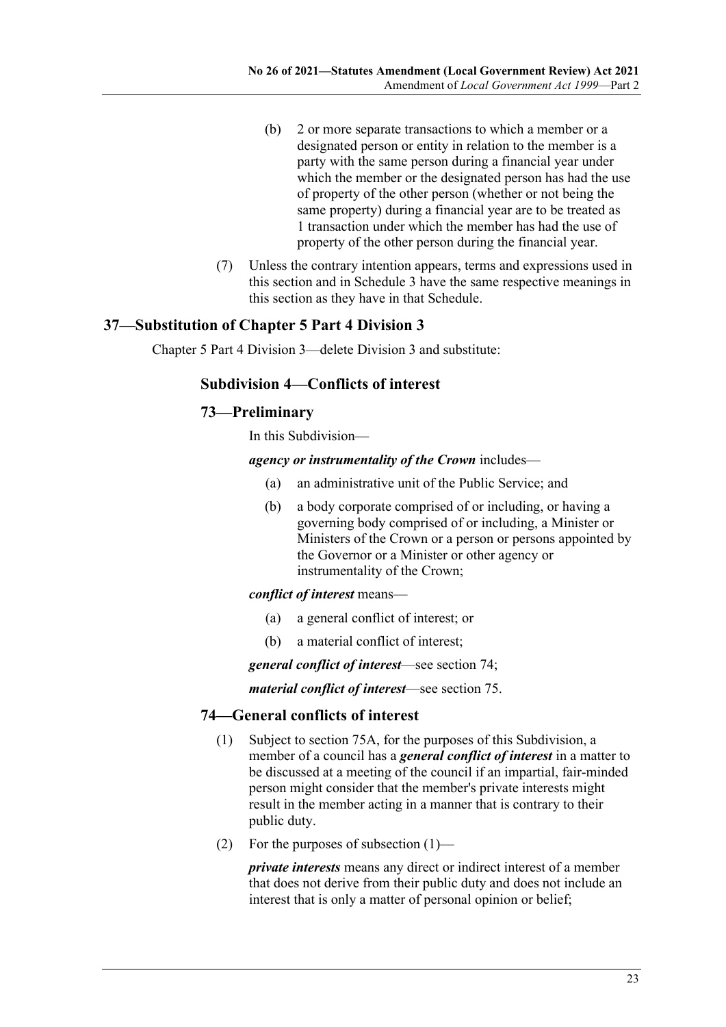(b) 2 or more separate transactions to which a member or a designated person or entity in relation to the member is a party with the same person during a financial year under which the member or the designated person has had the use of property of the other person (whether or not being the same property) during a financial year are to be treated as 1 transaction under which the member has had the use of property of the other person during the financial year.

(7) Unless the contrary intention appears, terms and expressions used in this section and in Schedule 3 have the same respective meanings in this section as they have in that Schedule.

## 37—Substitution of Chapter 5 Part 4 Division 3

Chapter 5 Part 4 Division 3—delete Division 3 and substitute:

### Subdivision 4—Conflicts of interest

### 73—Preliminary

In this Subdivision—

***agency or instrumentality of the Crown*** includes—

(a) an administrative unit of the Public Service; and

(b) a body corporate comprised of or including, or having a governing body comprised of or including, a Minister or Ministers of the Crown or a person or persons appointed by the Governor or a Minister or other agency or instrumentality of the Crown;

***conflict of interest*** means—

(a) a general conflict of interest; or

(b) a material conflict of interest;

***general conflict of interest***—see section 74;

***material conflict of interest***—see section 75.

### 74—General conflicts of interest

(1) Subject to section 75A, for the purposes of this Subdivision, a member of a council has a ***general conflict of interest*** in a matter to be discussed at a meeting of the council if an impartial, fair-minded person might consider that the member's private interests might result in the member acting in a manner that is contrary to their public duty.

(2) For the purposes of subsection (1)—

***private interests*** means any direct or indirect interest of a member that does not derive from their public duty and does not include an interest that is only a matter of personal opinion or belief;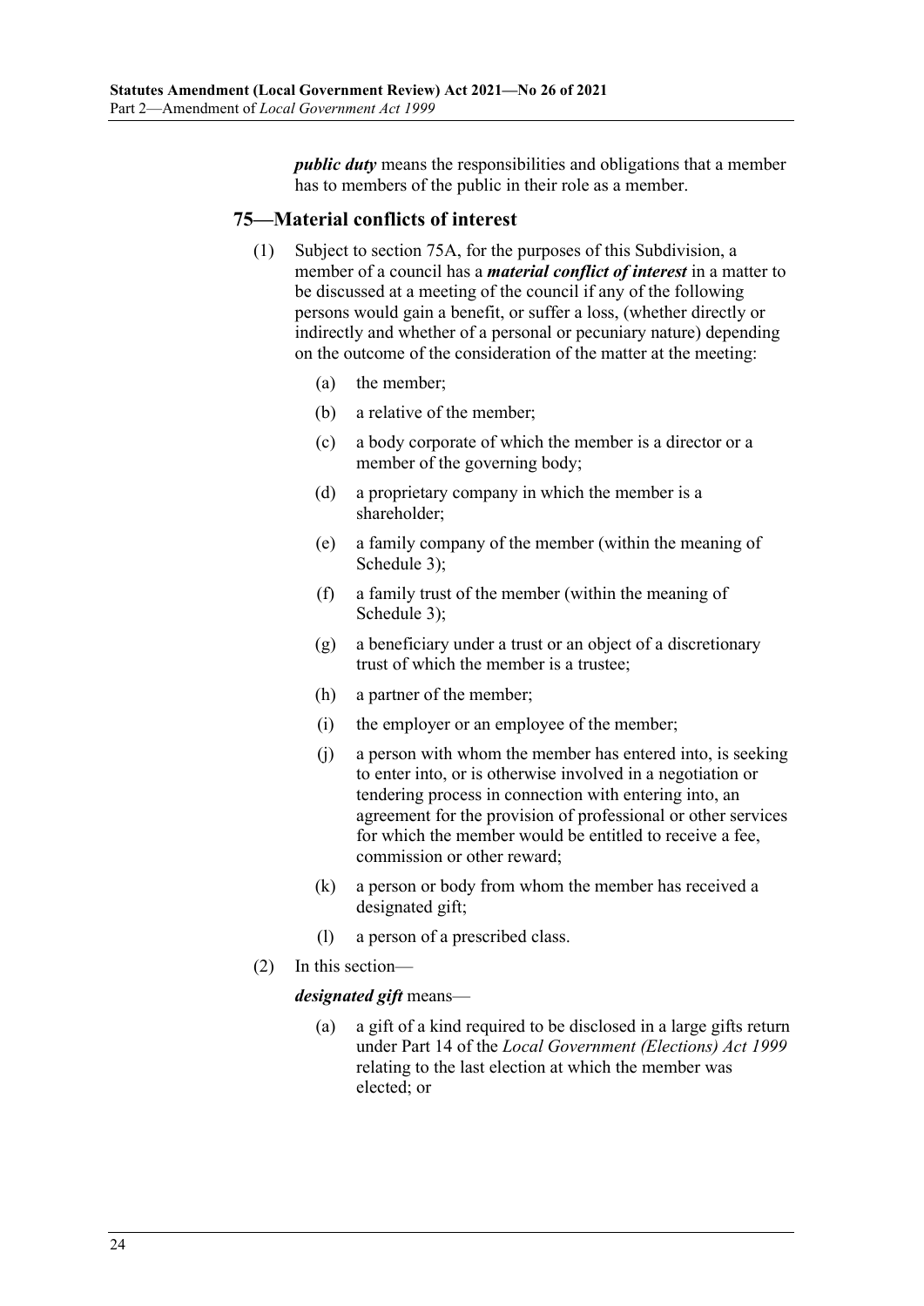***public duty*** means the responsibilities and obligations that a member has to members of the public in their role as a member.

### 75—Material conflicts of interest

(1) Subject to section 75A, for the purposes of this Subdivision, a member of a council has a ***material conflict of interest*** in a matter to be discussed at a meeting of the council if any of the following persons would gain a benefit, or suffer a loss, (whether directly or indirectly and whether of a personal or pecuniary nature) depending on the outcome of the consideration of the matter at the meeting:

- (a) the member;
- (b) a relative of the member;
- (c) a body corporate of which the member is a director or a member of the governing body;
- (d) a proprietary company in which the member is a shareholder;
- (e) a family company of the member (within the meaning of Schedule 3);
- (f) a family trust of the member (within the meaning of Schedule 3);
- (g) a beneficiary under a trust or an object of a discretionary trust of which the member is a trustee;
- (h) a partner of the member;
- (i) the employer or an employee of the member;
- (j) a person with whom the member has entered into, is seeking to enter into, or is otherwise involved in a negotiation or tendering process in connection with entering into, an agreement for the provision of professional or other services for which the member would be entitled to receive a fee, commission or other reward;
- (k) a person or body from whom the member has received a designated gift;
- (l) a person of a prescribed class.

(2) In this section—

***designated gift*** means—

- (a) a gift of a kind required to be disclosed in a large gifts return under Part 14 of the *Local Government (Elections) Act 1999* relating to the last election at which the member was elected; or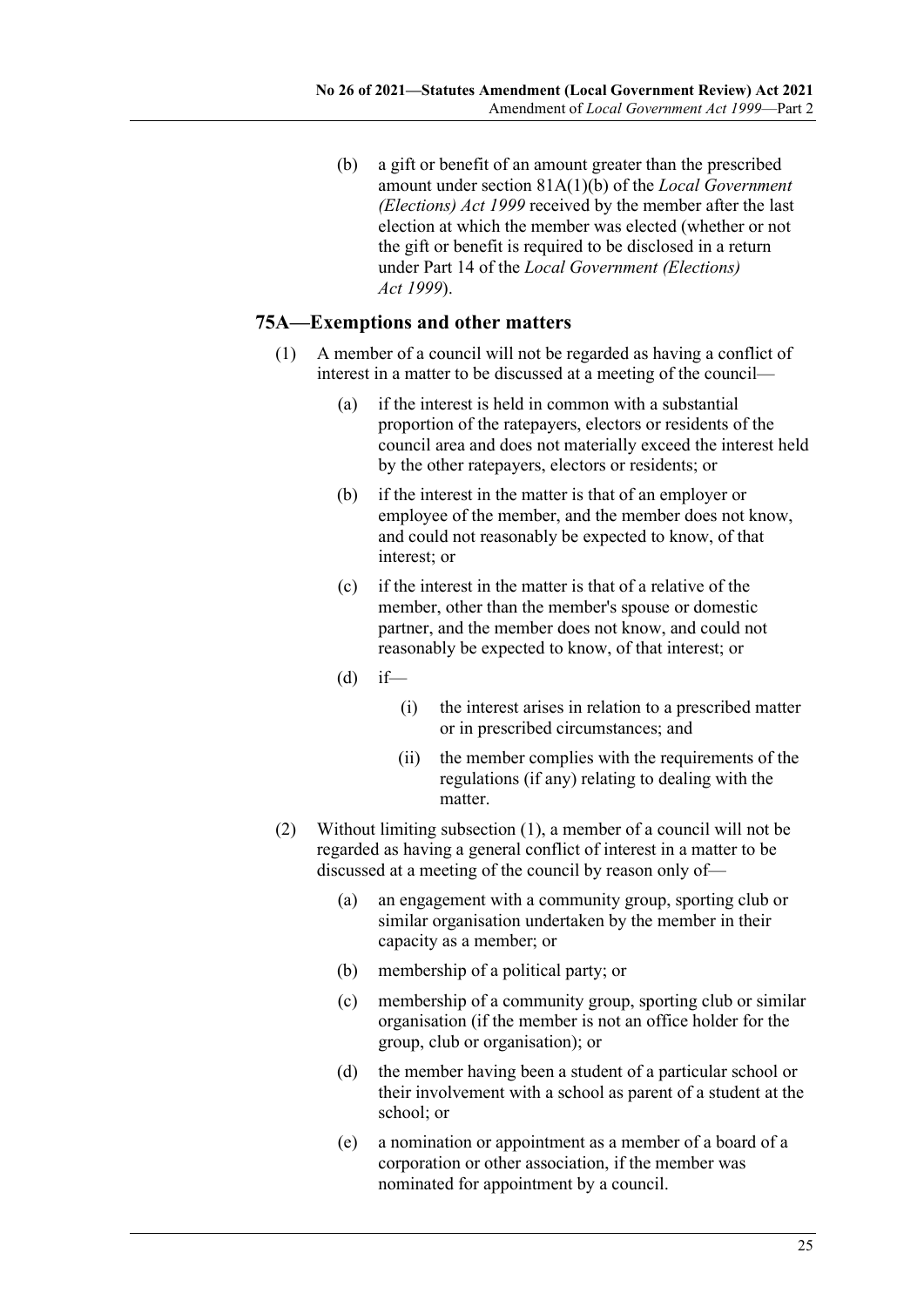(b) a gift or benefit of an amount greater than the prescribed amount under section 81A(1)(b) of the *Local Government (Elections) Act 1999* received by the member after the last election at which the member was elected (whether or not the gift or benefit is required to be disclosed in a return under Part 14 of the *Local Government (Elections) Act 1999*).

## 75A—Exemptions and other matters

(1) A member of a council will not be regarded as having a conflict of interest in a matter to be discussed at a meeting of the council—

(a) if the interest is held in common with a substantial proportion of the ratepayers, electors or residents of the council area and does not materially exceed the interest held by the other ratepayers, electors or residents; or

(b) if the interest in the matter is that of an employer or employee of the member, and the member does not know, and could not reasonably be expected to know, of that interest; or

(c) if the interest in the matter is that of a relative of the member, other than the member's spouse or domestic partner, and the member does not know, and could not reasonably be expected to know, of that interest; or

(d) if—

(i) the interest arises in relation to a prescribed matter or in prescribed circumstances; and

(ii) the member complies with the requirements of the regulations (if any) relating to dealing with the matter.

(2) Without limiting subsection (1), a member of a council will not be regarded as having a general conflict of interest in a matter to be discussed at a meeting of the council by reason only of—

(a) an engagement with a community group, sporting club or similar organisation undertaken by the member in their capacity as a member; or

(b) membership of a political party; or

(c) membership of a community group, sporting club or similar organisation (if the member is not an office holder for the group, club or organisation); or

(d) the member having been a student of a particular school or their involvement with a school as parent of a student at the school; or

(e) a nomination or appointment as a member of a board of a corporation or other association, if the member was nominated for appointment by a council.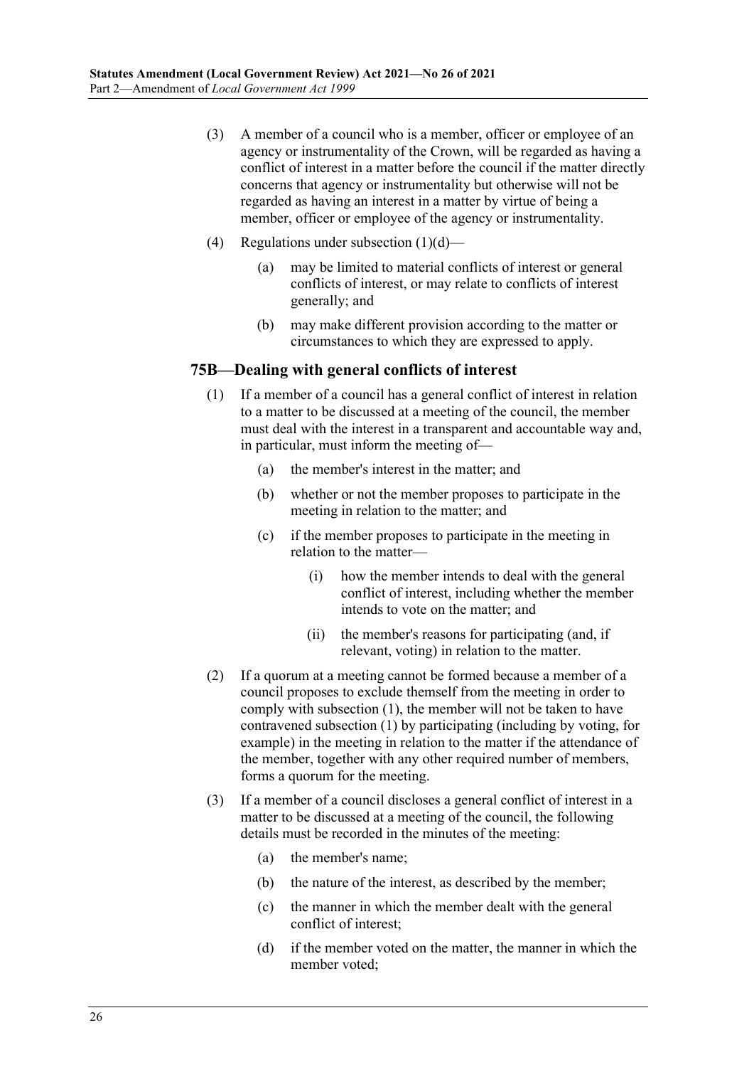(3) A member of a council who is a member, officer or employee of an agency or instrumentality of the Crown, will be regarded as having a conflict of interest in a matter before the council if the matter directly concerns that agency or instrumentality but otherwise will not be regarded as having an interest in a matter by virtue of being a member, officer or employee of the agency or instrumentality.

(4) Regulations under subsection (1)(d)—

(a) may be limited to material conflicts of interest or general conflicts of interest, or may relate to conflicts of interest generally; and

(b) may make different provision according to the matter or circumstances to which they are expressed to apply.

### 75B—Dealing with general conflicts of interest

(1) If a member of a council has a general conflict of interest in relation to a matter to be discussed at a meeting of the council, the member must deal with the interest in a transparent and accountable way and, in particular, must inform the meeting of—

(a) the member's interest in the matter; and

(b) whether or not the member proposes to participate in the meeting in relation to the matter; and

(c) if the member proposes to participate in the meeting in relation to the matter—

(i) how the member intends to deal with the general conflict of interest, including whether the member intends to vote on the matter; and

(ii) the member's reasons for participating (and, if relevant, voting) in relation to the matter.

(2) If a quorum at a meeting cannot be formed because a member of a council proposes to exclude themself from the meeting in order to comply with subsection (1), the member will not be taken to have contravened subsection (1) by participating (including by voting, for example) in the meeting in relation to the matter if the attendance of the member, together with any other required number of members, forms a quorum for the meeting.

(3) If a member of a council discloses a general conflict of interest in a matter to be discussed at a meeting of the council, the following details must be recorded in the minutes of the meeting:

(a) the member's name;

(b) the nature of the interest, as described by the member;

(c) the manner in which the member dealt with the general conflict of interest;

(d) if the member voted on the matter, the manner in which the member voted;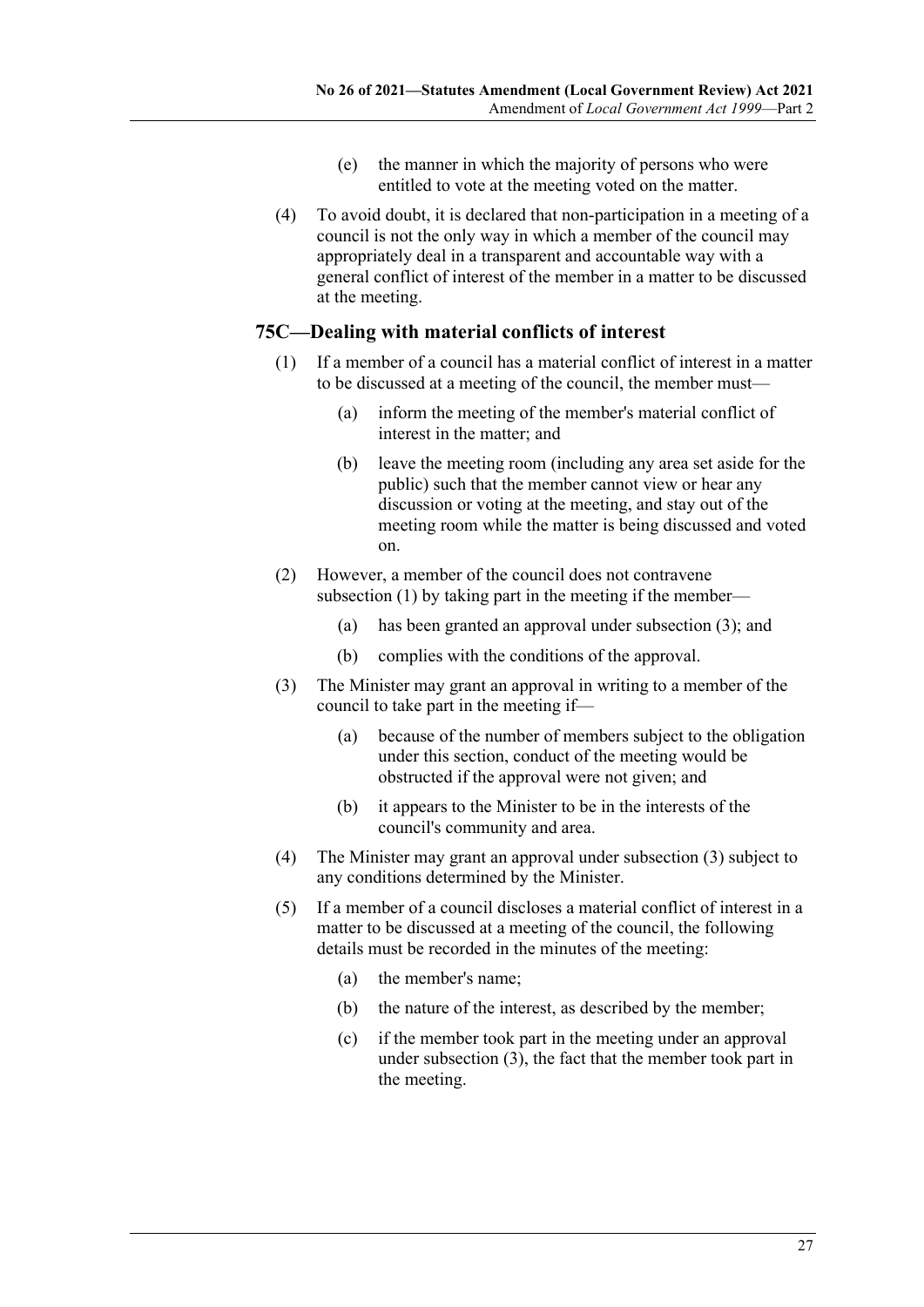(e) the manner in which the majority of persons who were entitled to vote at the meeting voted on the matter.

(4) To avoid doubt, it is declared that non-participation in a meeting of a council is not the only way in which a member of the council may appropriately deal in a transparent and accountable way with a general conflict of interest of the member in a matter to be discussed at the meeting.

## 75C—Dealing with material conflicts of interest

(1) If a member of a council has a material conflict of interest in a matter to be discussed at a meeting of the council, the member must—

(a) inform the meeting of the member's material conflict of interest in the matter; and

(b) leave the meeting room (including any area set aside for the public) such that the member cannot view or hear any discussion or voting at the meeting, and stay out of the meeting room while the matter is being discussed and voted on.

(2) However, a member of the council does not contravene subsection (1) by taking part in the meeting if the member—

(a) has been granted an approval under subsection (3); and

(b) complies with the conditions of the approval.

(3) The Minister may grant an approval in writing to a member of the council to take part in the meeting if—

(a) because of the number of members subject to the obligation under this section, conduct of the meeting would be obstructed if the approval were not given; and

(b) it appears to the Minister to be in the interests of the council's community and area.

(4) The Minister may grant an approval under subsection (3) subject to any conditions determined by the Minister.

(5) If a member of a council discloses a material conflict of interest in a matter to be discussed at a meeting of the council, the following details must be recorded in the minutes of the meeting:

(a) the member's name;

(b) the nature of the interest, as described by the member;

(c) if the member took part in the meeting under an approval under subsection (3), the fact that the member took part in the meeting.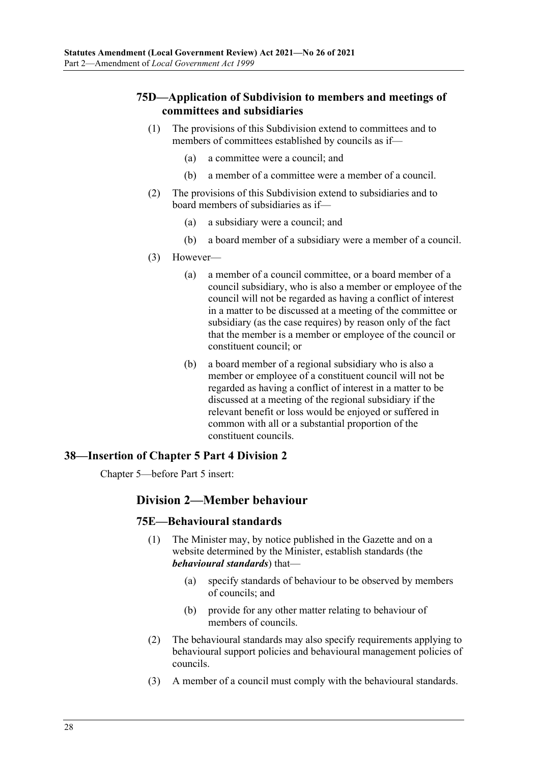### 75D—Application of Subdivision to members and meetings of committees and subsidiaries

(1) The provisions of this Subdivision extend to committees and to members of committees established by councils as if—

- (a) a committee were a council; and
- (b) a member of a committee were a member of a council.

(2) The provisions of this Subdivision extend to subsidiaries and to board members of subsidiaries as if—

- (a) a subsidiary were a council; and
- (b) a board member of a subsidiary were a member of a council.

(3) However—

- (a) a member of a council committee, or a board member of a council subsidiary, who is also a member or employee of the council will not be regarded as having a conflict of interest in a matter to be discussed at a meeting of the committee or subsidiary (as the case requires) by reason only of the fact that the member is a member or employee of the council or constituent council; or
- (b) a board member of a regional subsidiary who is also a member or employee of a constituent council will not be regarded as having a conflict of interest in a matter to be discussed at a meeting of the regional subsidiary if the relevant benefit or loss would be enjoyed or suffered in common with all or a substantial proportion of the constituent councils.

## 38—Insertion of Chapter 5 Part 4 Division 2

Chapter 5—before Part 5 insert:

## Division 2—Member behaviour

### 75E—Behavioural standards

(1) The Minister may, by notice published in the Gazette and on a website determined by the Minister, establish standards (the ***behavioural standards***) that—

- (a) specify standards of behaviour to be observed by members of councils; and
- (b) provide for any other matter relating to behaviour of members of councils.

(2) The behavioural standards may also specify requirements applying to behavioural support policies and behavioural management policies of councils.

(3) A member of a council must comply with the behavioural standards.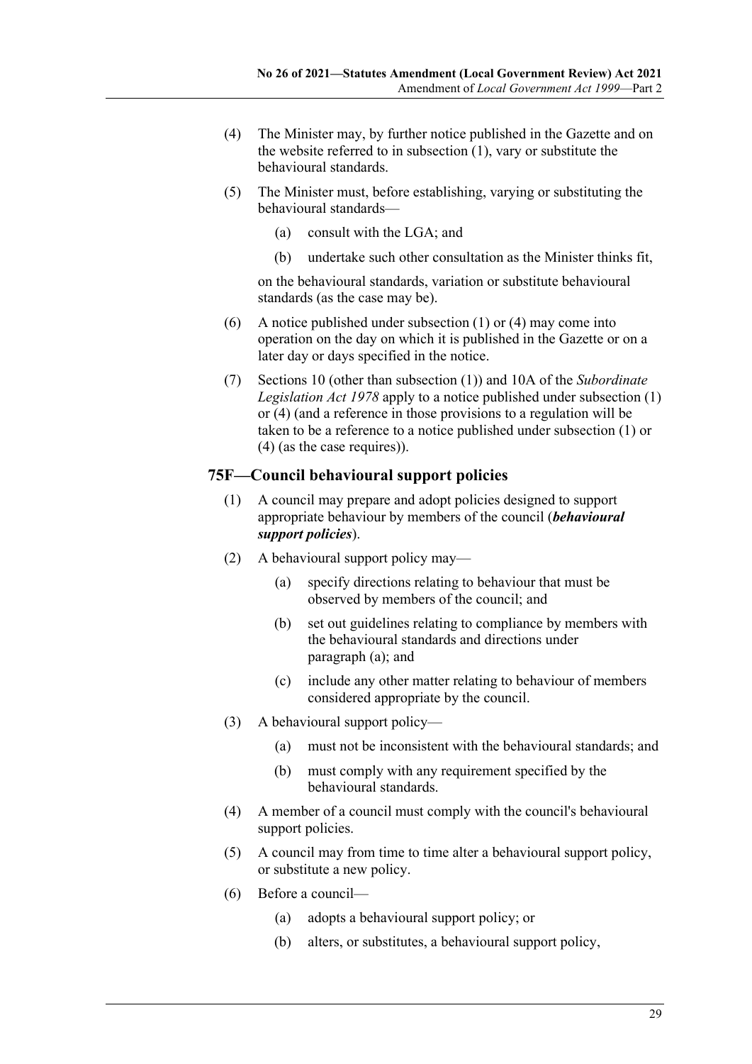(4) The Minister may, by further notice published in the Gazette and on the website referred to in subsection (1), vary or substitute the behavioural standards.

(5) The Minister must, before establishing, varying or substituting the behavioural standards—

(a) consult with the LGA; and

(b) undertake such other consultation as the Minister thinks fit,

on the behavioural standards, variation or substitute behavioural standards (as the case may be).

(6) A notice published under subsection (1) or (4) may come into operation on the day on which it is published in the Gazette or on a later day or days specified in the notice.

(7) Sections 10 (other than subsection (1)) and 10A of the *Subordinate Legislation Act 1978* apply to a notice published under subsection (1) or (4) (and a reference in those provisions to a regulation will be taken to be a reference to a notice published under subsection (1) or (4) (as the case requires)).

### 75F—Council behavioural support policies

(1) A council may prepare and adopt policies designed to support appropriate behaviour by members of the council (***behavioural support policies***).

(2) A behavioural support policy may—

(a) specify directions relating to behaviour that must be observed by members of the council; and

(b) set out guidelines relating to compliance by members with the behavioural standards and directions under paragraph (a); and

(c) include any other matter relating to behaviour of members considered appropriate by the council.

(3) A behavioural support policy—

(a) must not be inconsistent with the behavioural standards; and

(b) must comply with any requirement specified by the behavioural standards.

(4) A member of a council must comply with the council's behavioural support policies.

(5) A council may from time to time alter a behavioural support policy, or substitute a new policy.

(6) Before a council—

(a) adopts a behavioural support policy; or

(b) alters, or substitutes, a behavioural support policy,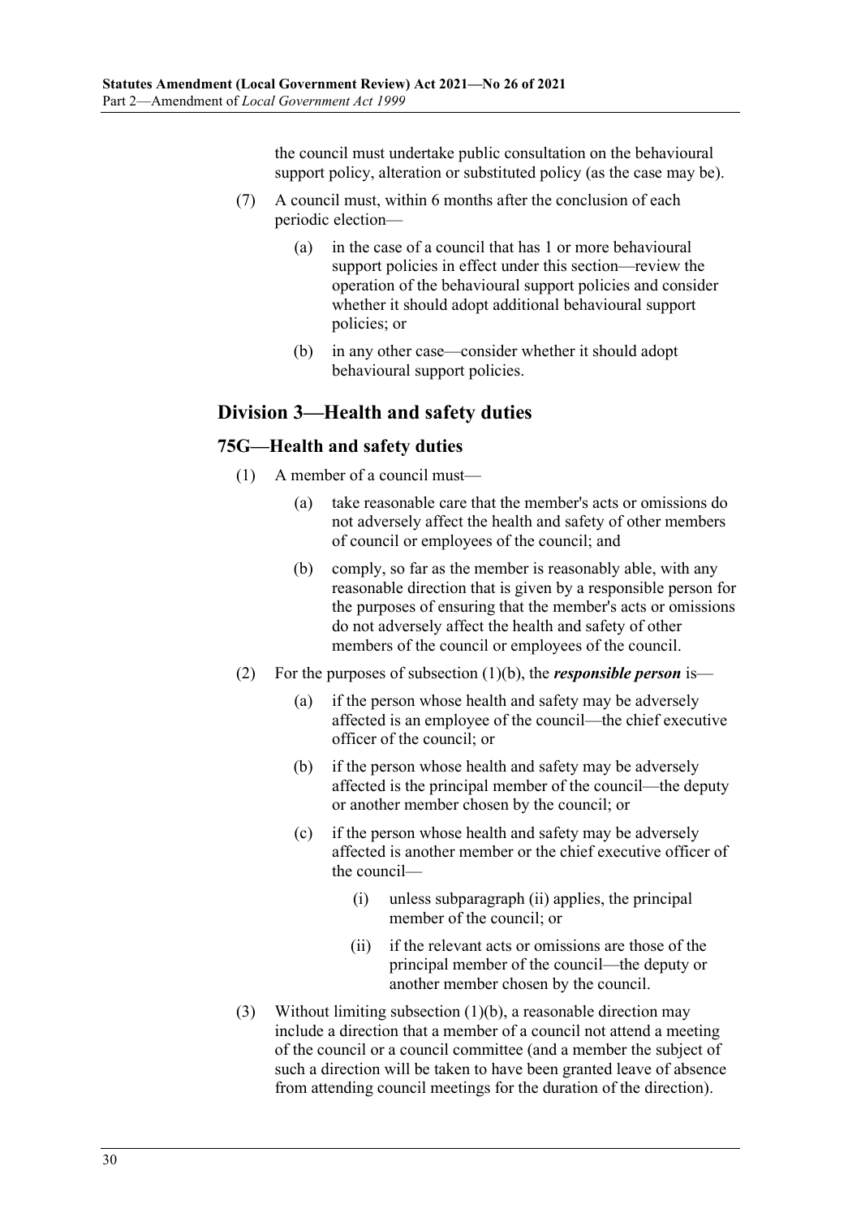the council must undertake public consultation on the behavioural support policy, alteration or substituted policy (as the case may be).

(7) A council must, within 6 months after the conclusion of each periodic election—

(a) in the case of a council that has 1 or more behavioural support policies in effect under this section—review the operation of the behavioural support policies and consider whether it should adopt additional behavioural support policies; or

(b) in any other case—consider whether it should adopt behavioural support policies.

## Division 3—Health and safety duties

### 75G—Health and safety duties

(1) A member of a council must—

(a) take reasonable care that the member's acts or omissions do not adversely affect the health and safety of other members of council or employees of the council; and

(b) comply, so far as the member is reasonably able, with any reasonable direction that is given by a responsible person for the purposes of ensuring that the member's acts or omissions do not adversely affect the health and safety of other members of the council or employees of the council.

(2) For the purposes of subsection (1)(b), the ***responsible person*** is—

(a) if the person whose health and safety may be adversely affected is an employee of the council—the chief executive officer of the council; or

(b) if the person whose health and safety may be adversely affected is the principal member of the council—the deputy or another member chosen by the council; or

(c) if the person whose health and safety may be adversely affected is another member or the chief executive officer of the council—

(i) unless subparagraph (ii) applies, the principal member of the council; or

(ii) if the relevant acts or omissions are those of the principal member of the council—the deputy or another member chosen by the council.

(3) Without limiting subsection (1)(b), a reasonable direction may include a direction that a member of a council not attend a meeting of the council or a council committee (and a member the subject of such a direction will be taken to have been granted leave of absence from attending council meetings for the duration of the direction).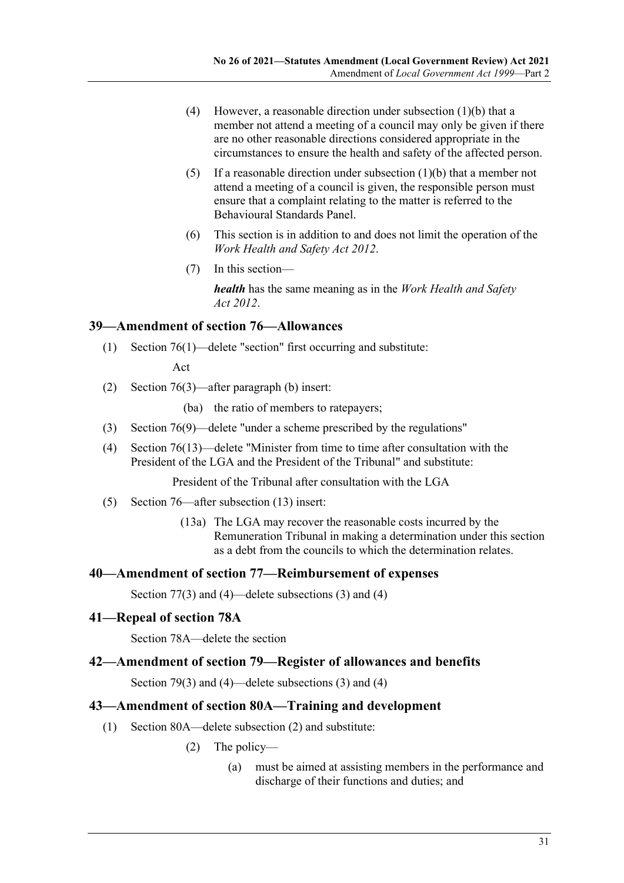(4) However, a reasonable direction under subsection (1)(b) that a member not attend a meeting of a council may only be given if there are no other reasonable directions considered appropriate in the circumstances to ensure the health and safety of the affected person.

(5) If a reasonable direction under subsection (1)(b) that a member not attend a meeting of a council is given, the responsible person must ensure that a complaint relating to the matter is referred to the Behavioural Standards Panel.

(6) This section is in addition to and does not limit the operation of the *Work Health and Safety Act 2012*.

(7) In this section—

***health*** has the same meaning as in the *Work Health and Safety Act 2012*.

## 39—Amendment of section 76—Allowances

(1) Section 76(1)—delete "section" first occurring and substitute:

Act

(2) Section 76(3)—after paragraph (b) insert:

(ba) the ratio of members to ratepayers;

(3) Section 76(9)—delete "under a scheme prescribed by the regulations"

(4) Section 76(13)—delete "Minister from time to time after consultation with the President of the LGA and the President of the Tribunal" and substitute:

President of the Tribunal after consultation with the LGA

(5) Section 76—after subsection (13) insert:

(13a) The LGA may recover the reasonable costs incurred by the Remuneration Tribunal in making a determination under this section as a debt from the councils to which the determination relates.

## 40—Amendment of section 77—Reimbursement of expenses

Section 77(3) and (4)—delete subsections (3) and (4)

## 41—Repeal of section 78A

Section 78A—delete the section

## 42—Amendment of section 79—Register of allowances and benefits

Section 79(3) and (4)—delete subsections (3) and (4)

## 43—Amendment of section 80A—Training and development

(1) Section 80A—delete subsection (2) and substitute:

(2) The policy—

(a) must be aimed at assisting members in the performance and discharge of their functions and duties; and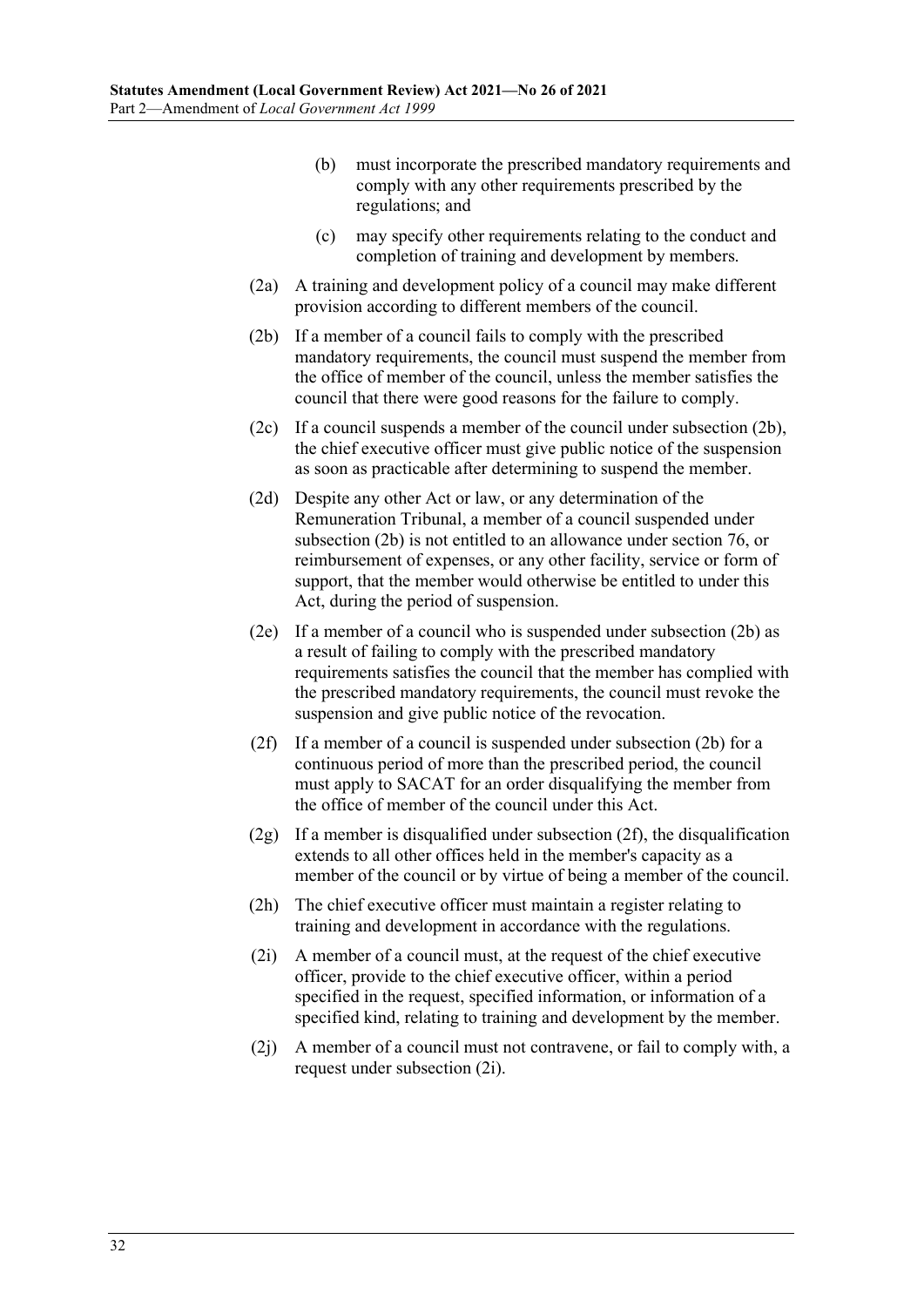(b) must incorporate the prescribed mandatory requirements and comply with any other requirements prescribed by the regulations; and

(c) may specify other requirements relating to the conduct and completion of training and development by members.

(2a) A training and development policy of a council may make different provision according to different members of the council.

(2b) If a member of a council fails to comply with the prescribed mandatory requirements, the council must suspend the member from the office of member of the council, unless the member satisfies the council that there were good reasons for the failure to comply.

(2c) If a council suspends a member of the council under subsection (2b), the chief executive officer must give public notice of the suspension as soon as practicable after determining to suspend the member.

(2d) Despite any other Act or law, or any determination of the Remuneration Tribunal, a member of a council suspended under subsection (2b) is not entitled to an allowance under section 76, or reimbursement of expenses, or any other facility, service or form of support, that the member would otherwise be entitled to under this Act, during the period of suspension.

(2e) If a member of a council who is suspended under subsection (2b) as a result of failing to comply with the prescribed mandatory requirements satisfies the council that the member has complied with the prescribed mandatory requirements, the council must revoke the suspension and give public notice of the revocation.

(2f) If a member of a council is suspended under subsection (2b) for a continuous period of more than the prescribed period, the council must apply to SACAT for an order disqualifying the member from the office of member of the council under this Act.

(2g) If a member is disqualified under subsection (2f), the disqualification extends to all other offices held in the member's capacity as a member of the council or by virtue of being a member of the council.

(2h) The chief executive officer must maintain a register relating to training and development in accordance with the regulations.

(2i) A member of a council must, at the request of the chief executive officer, provide to the chief executive officer, within a period specified in the request, specified information, or information of a specified kind, relating to training and development by the member.

(2j) A member of a council must not contravene, or fail to comply with, a request under subsection (2i).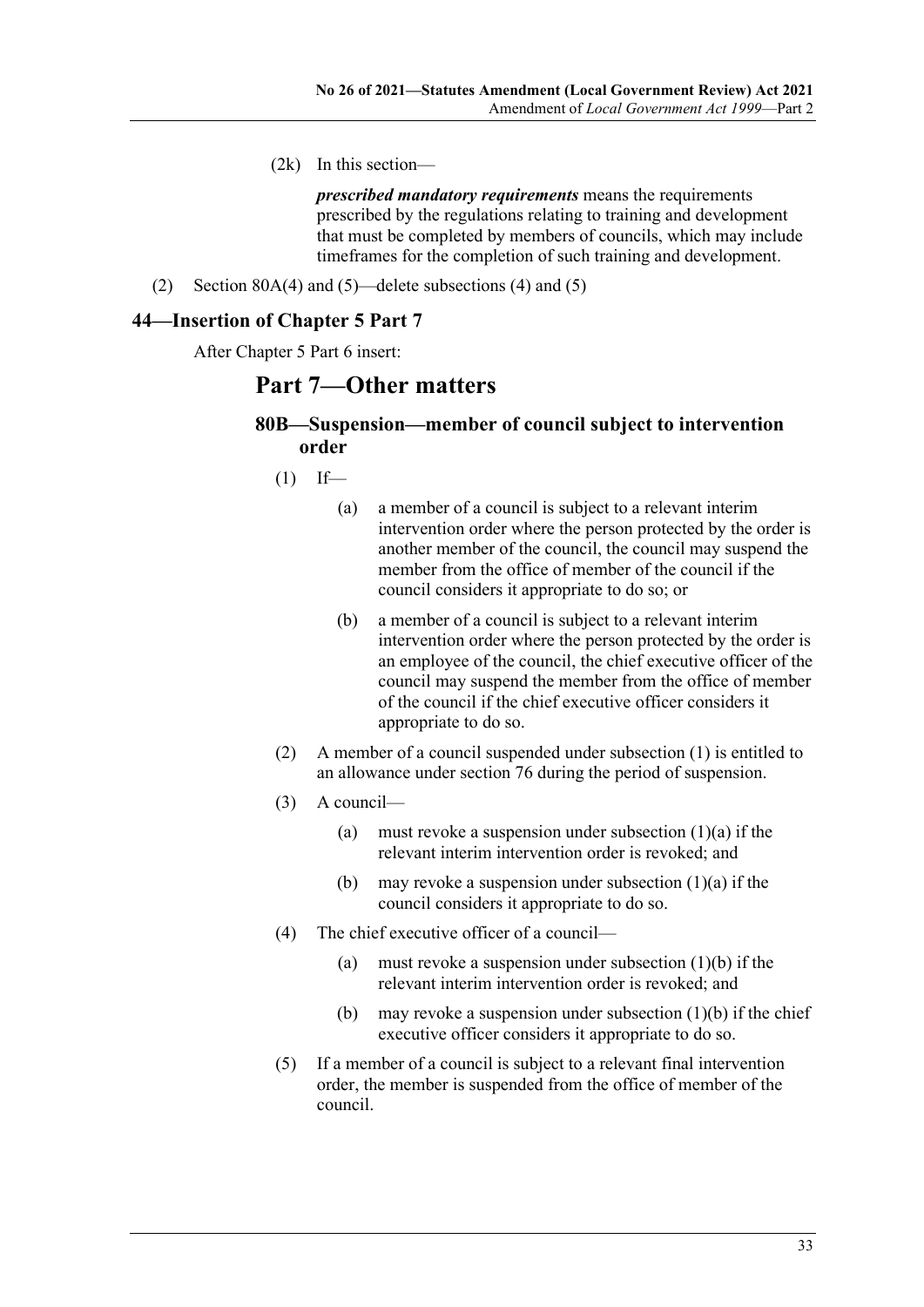(2k) In this section—

***prescribed mandatory requirements*** means the requirements prescribed by the regulations relating to training and development that must be completed by members of councils, which may include timeframes for the completion of such training and development.

(2) Section 80A(4) and (5)—delete subsections (4) and (5)

## 44—Insertion of Chapter 5 Part 7

After Chapter 5 Part 6 insert:

# Part 7—Other matters

### 80B—Suspension—member of council subject to intervention order

(1) If—

(a) a member of a council is subject to a relevant interim intervention order where the person protected by the order is another member of the council, the council may suspend the member from the office of member of the council if the council considers it appropriate to do so; or

(b) a member of a council is subject to a relevant interim intervention order where the person protected by the order is an employee of the council, the chief executive officer of the council may suspend the member from the office of member of the council if the chief executive officer considers it appropriate to do so.

(2) A member of a council suspended under subsection (1) is entitled to an allowance under section 76 during the period of suspension.

(3) A council—

(a) must revoke a suspension under subsection (1)(a) if the relevant interim intervention order is revoked; and

(b) may revoke a suspension under subsection (1)(a) if the council considers it appropriate to do so.

(4) The chief executive officer of a council—

(a) must revoke a suspension under subsection (1)(b) if the relevant interim intervention order is revoked; and

(b) may revoke a suspension under subsection (1)(b) if the chief executive officer considers it appropriate to do so.

(5) If a member of a council is subject to a relevant final intervention order, the member is suspended from the office of member of the council.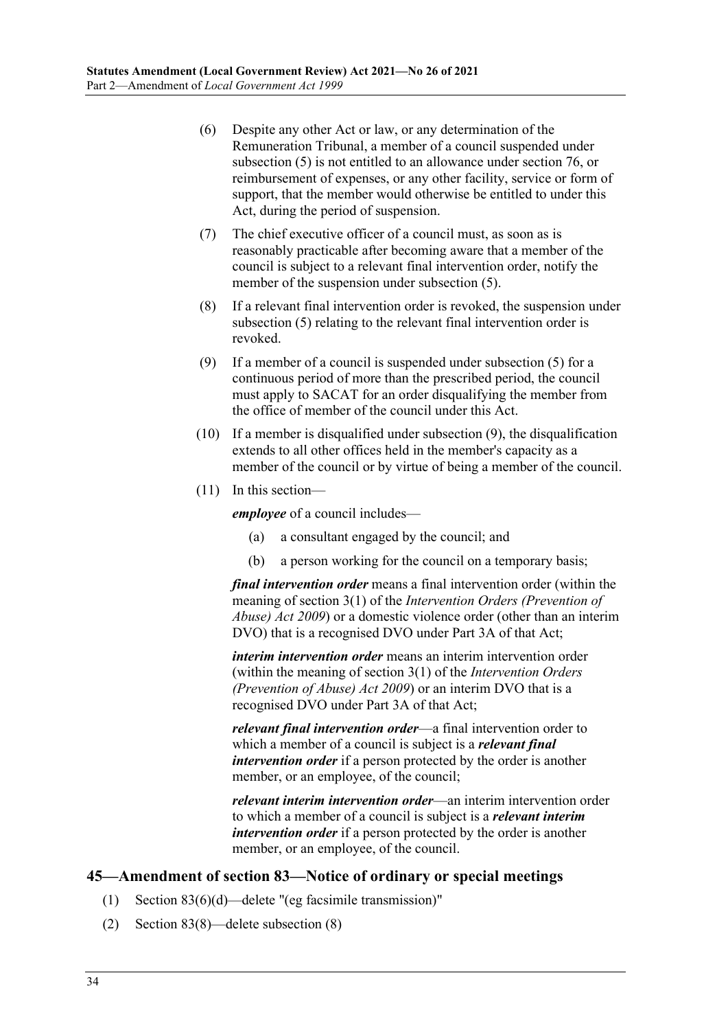(6) Despite any other Act or law, or any determination of the Remuneration Tribunal, a member of a council suspended under subsection (5) is not entitled to an allowance under section 76, or reimbursement of expenses, or any other facility, service or form of support, that the member would otherwise be entitled to under this Act, during the period of suspension.

(7) The chief executive officer of a council must, as soon as is reasonably practicable after becoming aware that a member of the council is subject to a relevant final intervention order, notify the member of the suspension under subsection (5).

(8) If a relevant final intervention order is revoked, the suspension under subsection (5) relating to the relevant final intervention order is revoked.

(9) If a member of a council is suspended under subsection (5) for a continuous period of more than the prescribed period, the council must apply to SACAT for an order disqualifying the member from the office of member of the council under this Act.

(10) If a member is disqualified under subsection (9), the disqualification extends to all other offices held in the member's capacity as a member of the council or by virtue of being a member of the council.

(11) In this section—

***employee*** of a council includes—

(a) a consultant engaged by the council; and

(b) a person working for the council on a temporary basis;

***final intervention order*** means a final intervention order (within the meaning of section 3(1) of the *Intervention Orders (Prevention of Abuse) Act 2009*) or a domestic violence order (other than an interim DVO) that is a recognised DVO under Part 3A of that Act;

***interim intervention order*** means an interim intervention order (within the meaning of section 3(1) of the *Intervention Orders (Prevention of Abuse) Act 2009*) or an interim DVO that is a recognised DVO under Part 3A of that Act;

***relevant final intervention order***—a final intervention order to which a member of a council is subject is a ***relevant final intervention order*** if a person protected by the order is another member, or an employee, of the council;

***relevant interim intervention order***—an interim intervention order to which a member of a council is subject is a ***relevant interim intervention order*** if a person protected by the order is another member, or an employee, of the council.

## 45—Amendment of section 83—Notice of ordinary or special meetings

(1) Section 83(6)(d)—delete "(eg facsimile transmission)"

(2) Section 83(8)—delete subsection (8)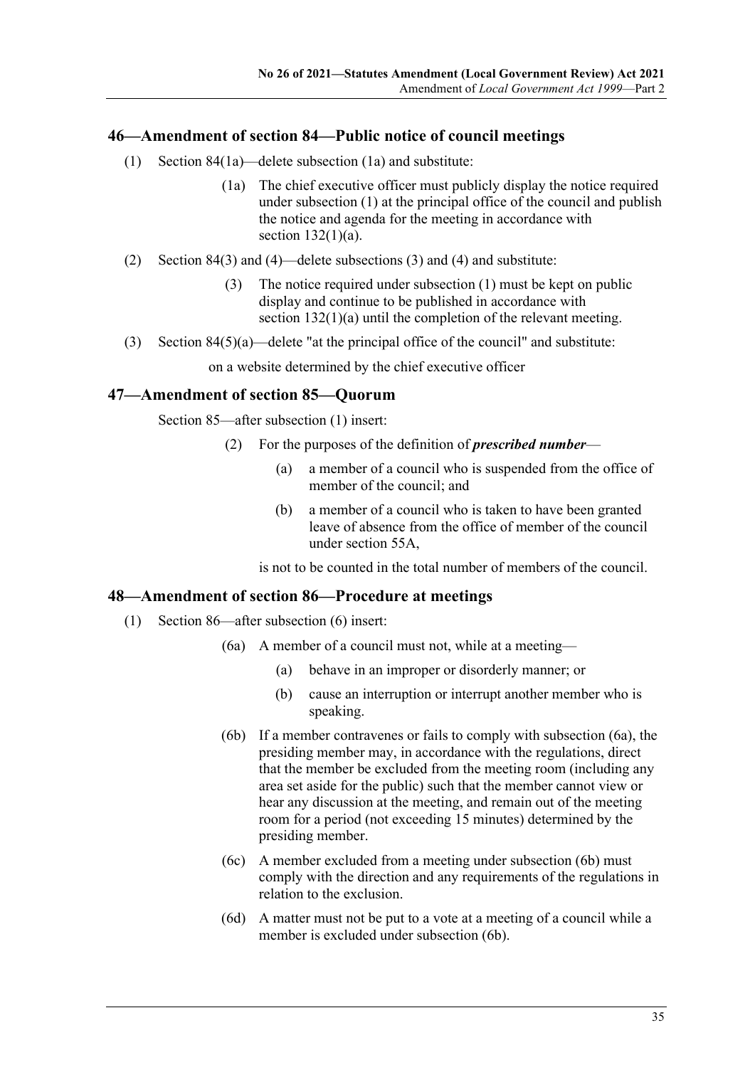## 46—Amendment of section 84—Public notice of council meetings

(1) Section 84(1a)—delete subsection (1a) and substitute:

> (1a) The chief executive officer must publicly display the notice required under subsection (1) at the principal office of the council and publish the notice and agenda for the meeting in accordance with section 132(1)(a).

(2) Section 84(3) and (4)—delete subsections (3) and (4) and substitute:

> (3) The notice required under subsection (1) must be kept on public display and continue to be published in accordance with section 132(1)(a) until the completion of the relevant meeting.

(3) Section 84(5)(a)—delete "at the principal office of the council" and substitute:

> on a website determined by the chief executive officer

## 47—Amendment of section 85—Quorum

Section 85—after subsection (1) insert:

> (2) For the purposes of the definition of ***prescribed number***—
>
> (a) a member of a council who is suspended from the office of member of the council; and
>
> (b) a member of a council who is taken to have been granted leave of absence from the office of member of the council under section 55A,
>
> is not to be counted in the total number of members of the council.

## 48—Amendment of section 86—Procedure at meetings

(1) Section 86—after subsection (6) insert:

> (6a) A member of a council must not, while at a meeting—
>
> (a) behave in an improper or disorderly manner; or
>
> (b) cause an interruption or interrupt another member who is speaking.
>
> (6b) If a member contravenes or fails to comply with subsection (6a), the presiding member may, in accordance with the regulations, direct that the member be excluded from the meeting room (including any area set aside for the public) such that the member cannot view or hear any discussion at the meeting, and remain out of the meeting room for a period (not exceeding 15 minutes) determined by the presiding member.
>
> (6c) A member excluded from a meeting under subsection (6b) must comply with the direction and any requirements of the regulations in relation to the exclusion.
>
> (6d) A matter must not be put to a vote at a meeting of a council while a member is excluded under subsection (6b).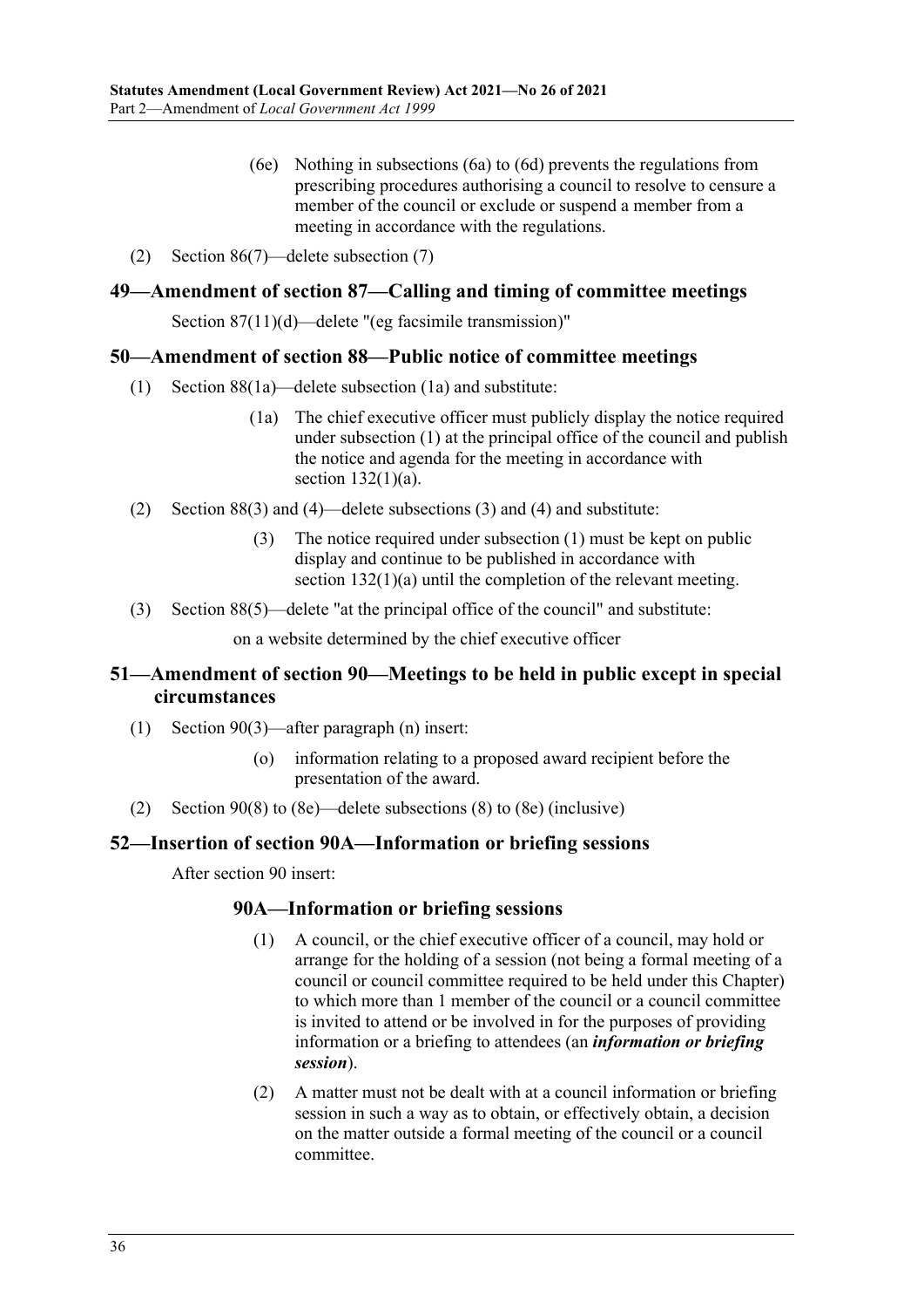(6e) Nothing in subsections (6a) to (6d) prevents the regulations from prescribing procedures authorising a council to resolve to censure a member of the council or exclude or suspend a member from a meeting in accordance with the regulations.

(2) Section 86(7)—delete subsection (7)

## 49—Amendment of section 87—Calling and timing of committee meetings

Section 87(11)(d)—delete "(eg facsimile transmission)"

## 50—Amendment of section 88—Public notice of committee meetings

(1) Section 88(1a)—delete subsection (1a) and substitute:

(1a) The chief executive officer must publicly display the notice required under subsection (1) at the principal office of the council and publish the notice and agenda for the meeting in accordance with section 132(1)(a).

(2) Section 88(3) and (4)—delete subsections (3) and (4) and substitute:

(3) The notice required under subsection (1) must be kept on public display and continue to be published in accordance with section 132(1)(a) until the completion of the relevant meeting.

(3) Section 88(5)—delete "at the principal office of the council" and substitute:

on a website determined by the chief executive officer

## 51—Amendment of section 90—Meetings to be held in public except in special circumstances

(1) Section 90(3)—after paragraph (n) insert:

(o) information relating to a proposed award recipient before the presentation of the award.

(2) Section 90(8) to (8e)—delete subsections (8) to (8e) (inclusive)

## 52—Insertion of section 90A—Information or briefing sessions

After section 90 insert:

### 90A—Information or briefing sessions

(1) A council, or the chief executive officer of a council, may hold or arrange for the holding of a session (not being a formal meeting of a council or council committee required to be held under this Chapter) to which more than 1 member of the council or a council committee is invited to attend or be involved in for the purposes of providing information or a briefing to attendees (an ***information or briefing session***).

(2) A matter must not be dealt with at a council information or briefing session in such a way as to obtain, or effectively obtain, a decision on the matter outside a formal meeting of the council or a council committee.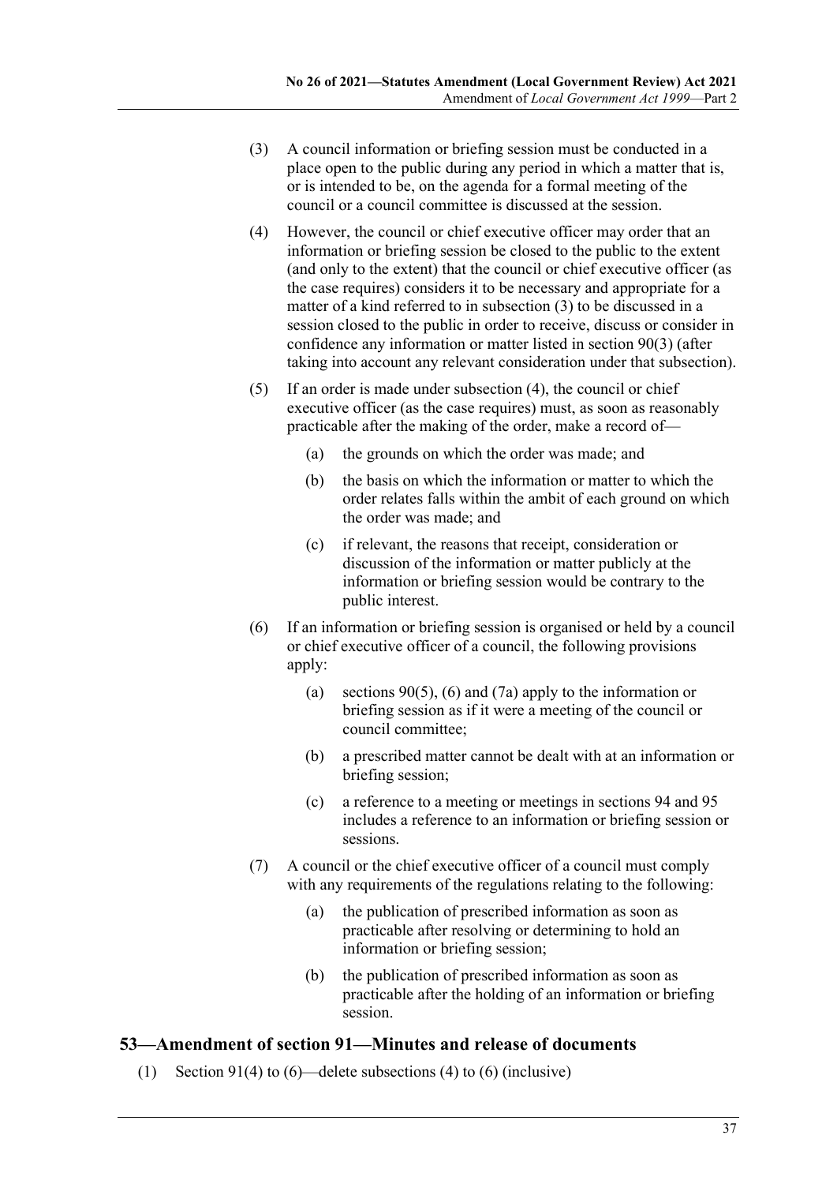(3) A council information or briefing session must be conducted in a place open to the public during any period in which a matter that is, or is intended to be, on the agenda for a formal meeting of the council or a council committee is discussed at the session.

(4) However, the council or chief executive officer may order that an information or briefing session be closed to the public to the extent (and only to the extent) that the council or chief executive officer (as the case requires) considers it to be necessary and appropriate for a matter of a kind referred to in subsection (3) to be discussed in a session closed to the public in order to receive, discuss or consider in confidence any information or matter listed in section 90(3) (after taking into account any relevant consideration under that subsection).

(5) If an order is made under subsection (4), the council or chief executive officer (as the case requires) must, as soon as reasonably practicable after the making of the order, make a record of—

- (a) the grounds on which the order was made; and
- (b) the basis on which the information or matter to which the order relates falls within the ambit of each ground on which the order was made; and
- (c) if relevant, the reasons that receipt, consideration or discussion of the information or matter publicly at the information or briefing session would be contrary to the public interest.

(6) If an information or briefing session is organised or held by a council or chief executive officer of a council, the following provisions apply:

- (a) sections 90(5), (6) and (7a) apply to the information or briefing session as if it were a meeting of the council or council committee;
- (b) a prescribed matter cannot be dealt with at an information or briefing session;
- (c) a reference to a meeting or meetings in sections 94 and 95 includes a reference to an information or briefing session or sessions.

(7) A council or the chief executive officer of a council must comply with any requirements of the regulations relating to the following:

- (a) the publication of prescribed information as soon as practicable after resolving or determining to hold an information or briefing session;
- (b) the publication of prescribed information as soon as practicable after the holding of an information or briefing session.

## 53—Amendment of section 91—Minutes and release of documents

(1) Section 91(4) to (6)—delete subsections (4) to (6) (inclusive)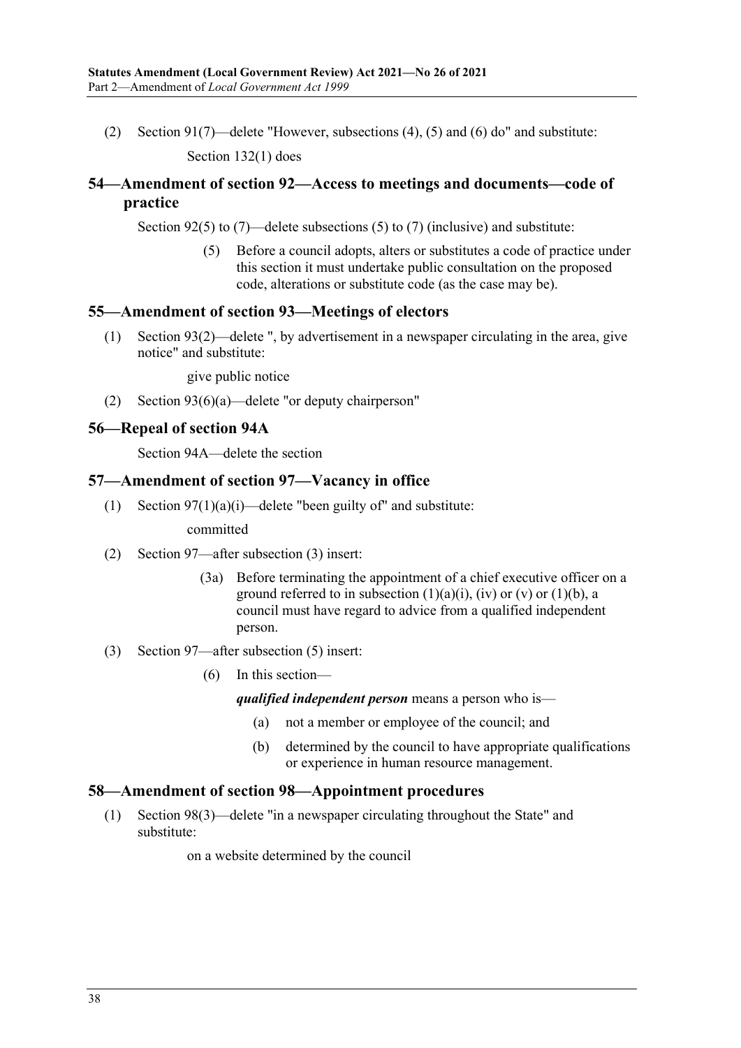(2) Section 91(7)—delete "However, subsections (4), (5) and (6) do" and substitute:

Section 132(1) does

## 54—Amendment of section 92—Access to meetings and documents—code of practice

Section 92(5) to (7)—delete subsections (5) to (7) (inclusive) and substitute:

> (5) Before a council adopts, alters or substitutes a code of practice under this section it must undertake public consultation on the proposed code, alterations or substitute code (as the case may be).

## 55—Amendment of section 93—Meetings of electors

(1) Section 93(2)—delete ", by advertisement in a newspaper circulating in the area, give notice" and substitute:

give public notice

(2) Section 93(6)(a)—delete "or deputy chairperson"

## 56—Repeal of section 94A

Section 94A—delete the section

## 57—Amendment of section 97—Vacancy in office

(1) Section 97(1)(a)(i)—delete "been guilty of" and substitute:

committed

(2) Section 97—after subsection (3) insert:

> (3a) Before terminating the appointment of a chief executive officer on a ground referred to in subsection (1)(a)(i), (iv) or (v) or (1)(b), a council must have regard to advice from a qualified independent person.

(3) Section 97—after subsection (5) insert:

> (6) In this section—
>
> ***qualified independent person*** means a person who is—
>
> (a) not a member or employee of the council; and
>
> (b) determined by the council to have appropriate qualifications or experience in human resource management.

## 58—Amendment of section 98—Appointment procedures

(1) Section 98(3)—delete "in a newspaper circulating throughout the State" and substitute:

on a website determined by the council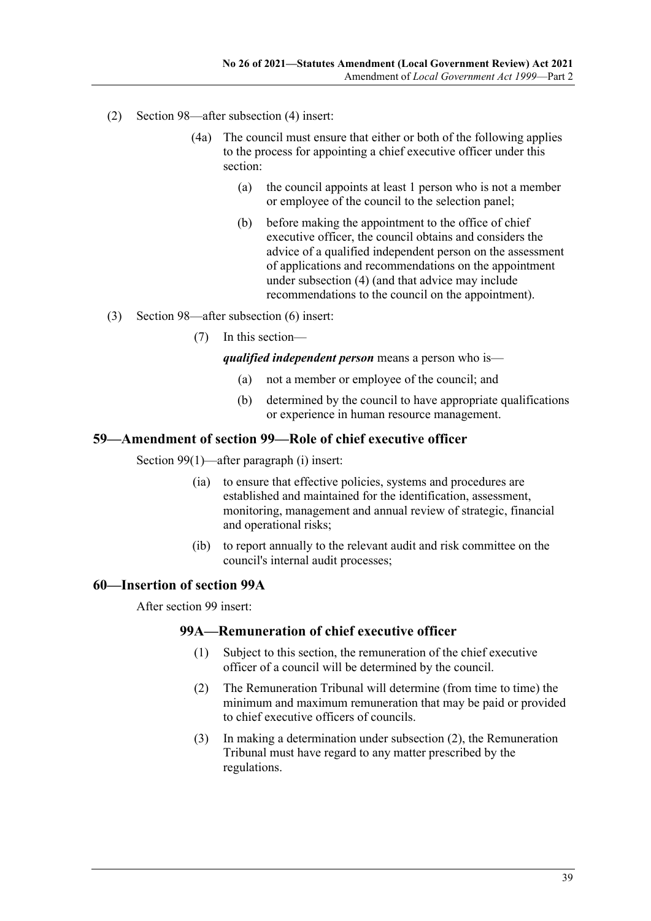(2) Section 98—after subsection (4) insert:

> (4a) The council must ensure that either or both of the following applies to the process for appointing a chief executive officer under this section:
>
> > (a) the council appoints at least 1 person who is not a member or employee of the council to the selection panel;
> >
> > (b) before making the appointment to the office of chief executive officer, the council obtains and considers the advice of a qualified independent person on the assessment of applications and recommendations on the appointment under subsection (4) (and that advice may include recommendations to the council on the appointment).

(3) Section 98—after subsection (6) insert:

> (7) In this section—
>
> ***qualified independent person*** means a person who is—
>
> > (a) not a member or employee of the council; and
> >
> > (b) determined by the council to have appropriate qualifications or experience in human resource management.

## 59—Amendment of section 99—Role of chief executive officer

Section 99(1)—after paragraph (i) insert:

> (ia) to ensure that effective policies, systems and procedures are established and maintained for the identification, assessment, monitoring, management and annual review of strategic, financial and operational risks;
>
> (ib) to report annually to the relevant audit and risk committee on the council's internal audit processes;

## 60—Insertion of section 99A

After section 99 insert:

### 99A—Remuneration of chief executive officer

> (1) Subject to this section, the remuneration of the chief executive officer of a council will be determined by the council.
>
> (2) The Remuneration Tribunal will determine (from time to time) the minimum and maximum remuneration that may be paid or provided to chief executive officers of councils.
>
> (3) In making a determination under subsection (2), the Remuneration Tribunal must have regard to any matter prescribed by the regulations.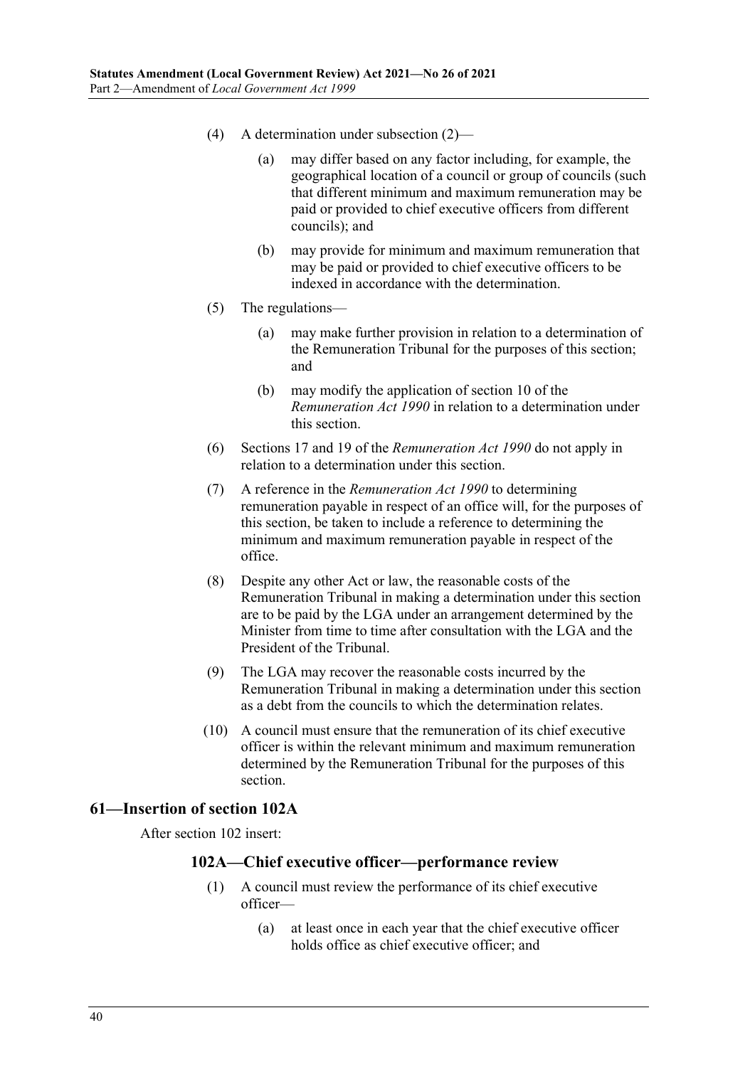(4) A determination under subsection (2)—

(a) may differ based on any factor including, for example, the geographical location of a council or group of councils (such that different minimum and maximum remuneration may be paid or provided to chief executive officers from different councils); and

(b) may provide for minimum and maximum remuneration that may be paid or provided to chief executive officers to be indexed in accordance with the determination.

(5) The regulations—

(a) may make further provision in relation to a determination of the Remuneration Tribunal for the purposes of this section; and

(b) may modify the application of section 10 of the *Remuneration Act 1990* in relation to a determination under this section.

(6) Sections 17 and 19 of the *Remuneration Act 1990* do not apply in relation to a determination under this section.

(7) A reference in the *Remuneration Act 1990* to determining remuneration payable in respect of an office will, for the purposes of this section, be taken to include a reference to determining the minimum and maximum remuneration payable in respect of the office.

(8) Despite any other Act or law, the reasonable costs of the Remuneration Tribunal in making a determination under this section are to be paid by the LGA under an arrangement determined by the Minister from time to time after consultation with the LGA and the President of the Tribunal.

(9) The LGA may recover the reasonable costs incurred by the Remuneration Tribunal in making a determination under this section as a debt from the councils to which the determination relates.

(10) A council must ensure that the remuneration of its chief executive officer is within the relevant minimum and maximum remuneration determined by the Remuneration Tribunal for the purposes of this section.

## 61—Insertion of section 102A

After section 102 insert:

### 102A—Chief executive officer—performance review

(1) A council must review the performance of its chief executive officer—

(a) at least once in each year that the chief executive officer holds office as chief executive officer; and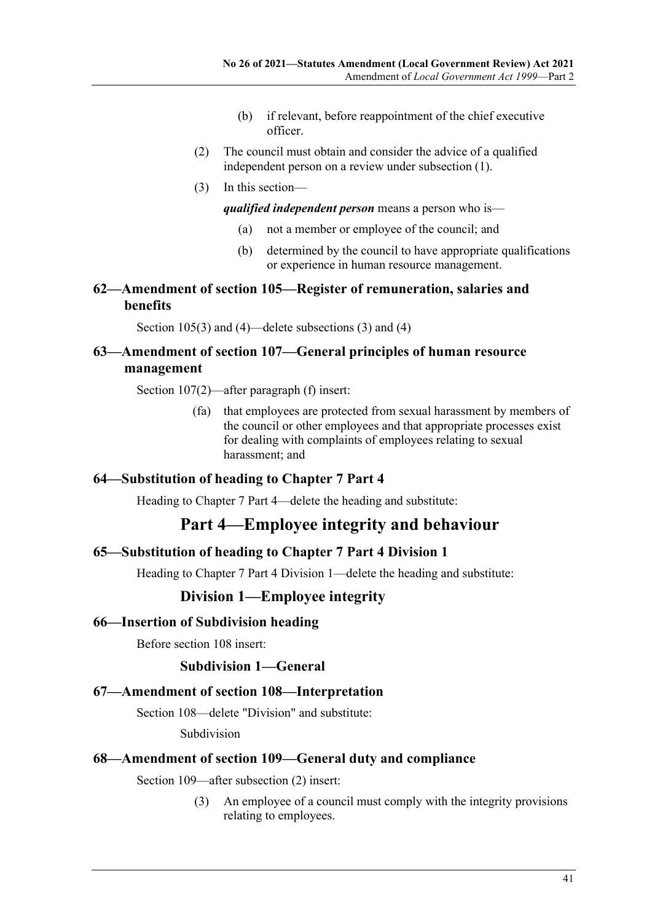(b) if relevant, before reappointment of the chief executive officer.

(2) The council must obtain and consider the advice of a qualified independent person on a review under subsection (1).

(3) In this section—

***qualified independent person*** means a person who is—

(a) not a member or employee of the council; and

(b) determined by the council to have appropriate qualifications or experience in human resource management.

### 62—Amendment of section 105—Register of remuneration, salaries and benefits

Section 105(3) and (4)—delete subsections (3) and (4)

### 63—Amendment of section 107—General principles of human resource management

Section 107(2)—after paragraph (f) insert:

(fa) that employees are protected from sexual harassment by members of the council or other employees and that appropriate processes exist for dealing with complaints of employees relating to sexual harassment; and

### 64—Substitution of heading to Chapter 7 Part 4

Heading to Chapter 7 Part 4—delete the heading and substitute:

## Part 4—Employee integrity and behaviour

### 65—Substitution of heading to Chapter 7 Part 4 Division 1

Heading to Chapter 7 Part 4 Division 1—delete the heading and substitute:

## Division 1—Employee integrity

### 66—Insertion of Subdivision heading

Before section 108 insert:

### Subdivision 1—General

### 67—Amendment of section 108—Interpretation

Section 108—delete "Division" and substitute:

Subdivision

### 68—Amendment of section 109—General duty and compliance

Section 109—after subsection (2) insert:

(3) An employee of a council must comply with the integrity provisions relating to employees.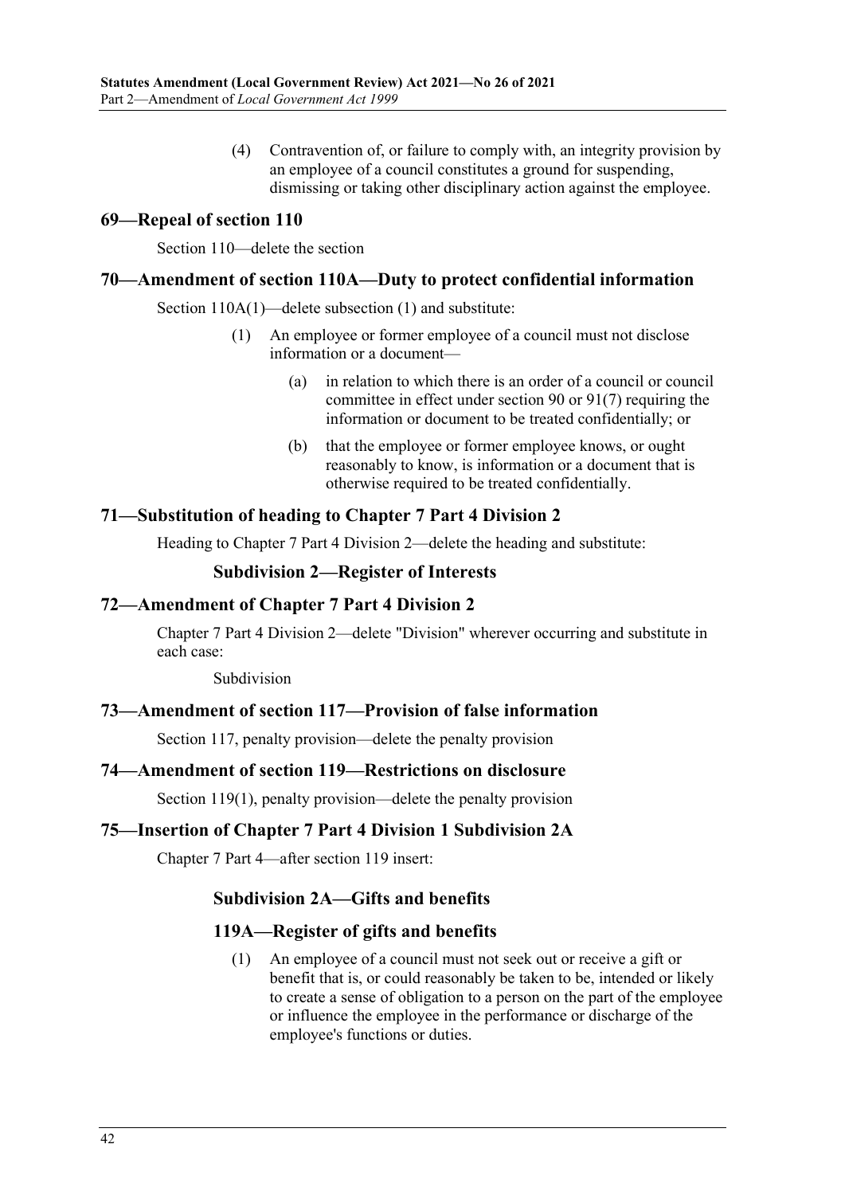(4) Contravention of, or failure to comply with, an integrity provision by an employee of a council constitutes a ground for suspending, dismissing or taking other disciplinary action against the employee.

## 69—Repeal of section 110

Section 110—delete the section

## 70—Amendment of section 110A—Duty to protect confidential information

Section 110A(1)—delete subsection (1) and substitute:

(1) An employee or former employee of a council must not disclose information or a document—

(a) in relation to which there is an order of a council or council committee in effect under section 90 or 91(7) requiring the information or document to be treated confidentially; or

(b) that the employee or former employee knows, or ought reasonably to know, is information or a document that is otherwise required to be treated confidentially.

## 71—Substitution of heading to Chapter 7 Part 4 Division 2

Heading to Chapter 7 Part 4 Division 2—delete the heading and substitute:

### Subdivision 2—Register of Interests

## 72—Amendment of Chapter 7 Part 4 Division 2

Chapter 7 Part 4 Division 2—delete "Division" wherever occurring and substitute in each case:

Subdivision

## 73—Amendment of section 117—Provision of false information

Section 117, penalty provision—delete the penalty provision

## 74—Amendment of section 119—Restrictions on disclosure

Section 119(1), penalty provision—delete the penalty provision

## 75—Insertion of Chapter 7 Part 4 Division 1 Subdivision 2A

Chapter 7 Part 4—after section 119 insert:

### Subdivision 2A—Gifts and benefits

### 119A—Register of gifts and benefits

(1) An employee of a council must not seek out or receive a gift or benefit that is, or could reasonably be taken to be, intended or likely to create a sense of obligation to a person on the part of the employee or influence the employee in the performance or discharge of the employee's functions or duties.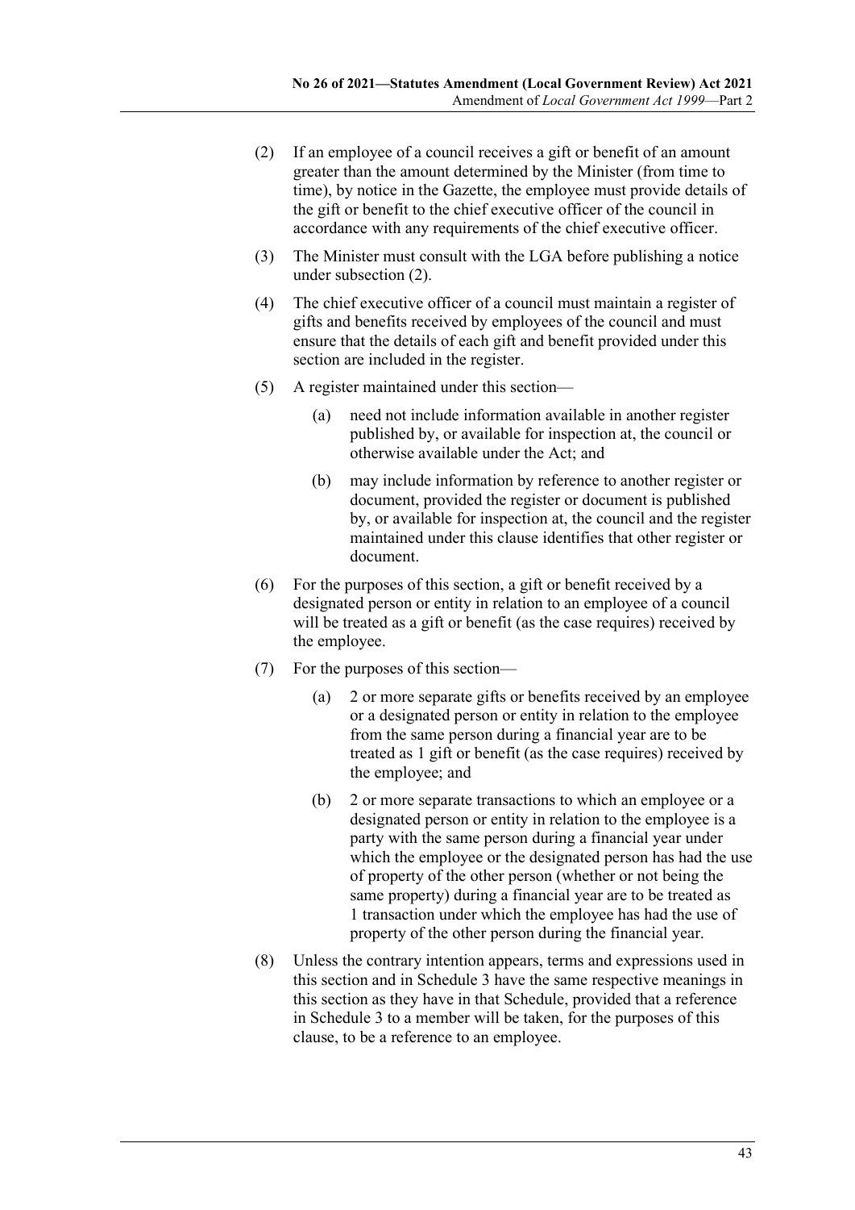(2) If an employee of a council receives a gift or benefit of an amount greater than the amount determined by the Minister (from time to time), by notice in the Gazette, the employee must provide details of the gift or benefit to the chief executive officer of the council in accordance with any requirements of the chief executive officer.

(3) The Minister must consult with the LGA before publishing a notice under subsection (2).

(4) The chief executive officer of a council must maintain a register of gifts and benefits received by employees of the council and must ensure that the details of each gift and benefit provided under this section are included in the register.

(5) A register maintained under this section—

(a) need not include information available in another register published by, or available for inspection at, the council or otherwise available under the Act; and

(b) may include information by reference to another register or document, provided the register or document is published by, or available for inspection at, the council and the register maintained under this clause identifies that other register or document.

(6) For the purposes of this section, a gift or benefit received by a designated person or entity in relation to an employee of a council will be treated as a gift or benefit (as the case requires) received by the employee.

(7) For the purposes of this section—

(a) 2 or more separate gifts or benefits received by an employee or a designated person or entity in relation to the employee from the same person during a financial year are to be treated as 1 gift or benefit (as the case requires) received by the employee; and

(b) 2 or more separate transactions to which an employee or a designated person or entity in relation to the employee is a party with the same person during a financial year under which the employee or the designated person has had the use of property of the other person (whether or not being the same property) during a financial year are to be treated as 1 transaction under which the employee has had the use of property of the other person during the financial year.

(8) Unless the contrary intention appears, terms and expressions used in this section and in Schedule 3 have the same respective meanings in this section as they have in that Schedule, provided that a reference in Schedule 3 to a member will be taken, for the purposes of this clause, to be a reference to an employee.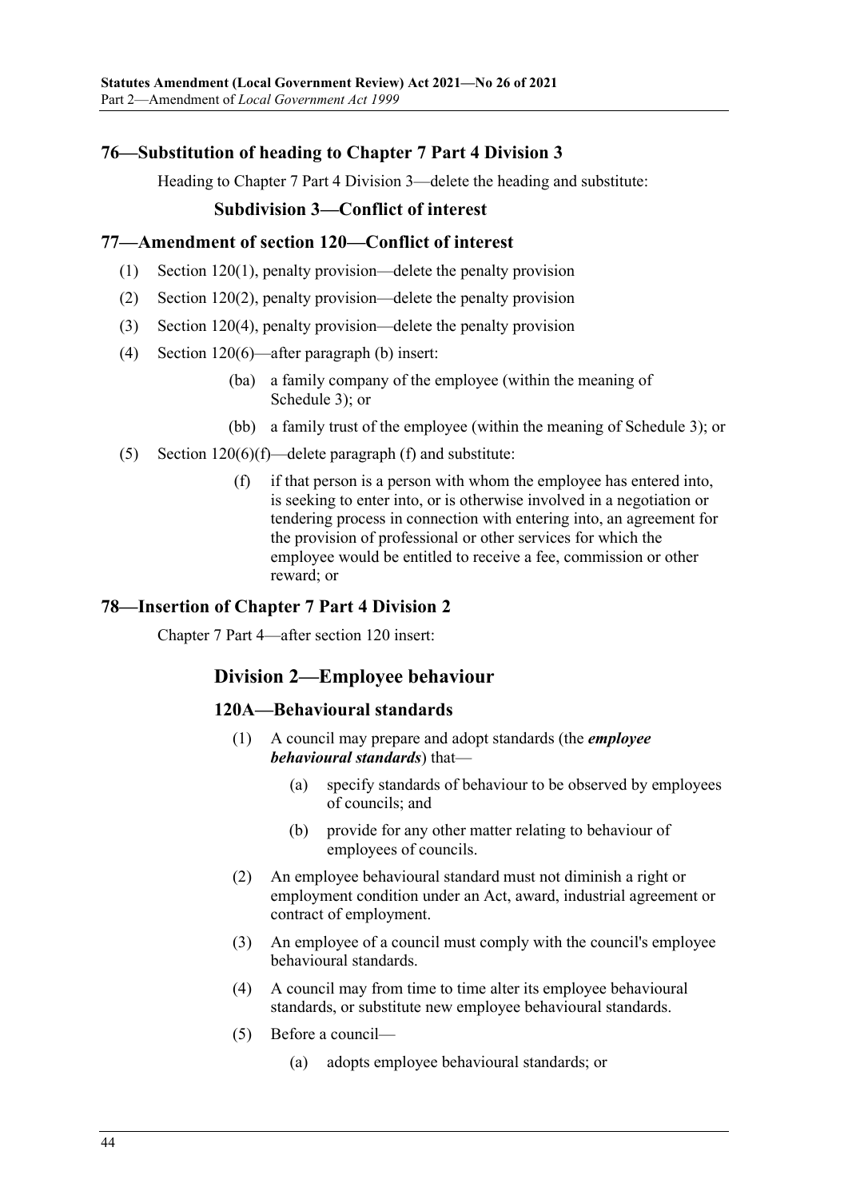## 76—Substitution of heading to Chapter 7 Part 4 Division 3

Heading to Chapter 7 Part 4 Division 3—delete the heading and substitute:

### Subdivision 3—Conflict of interest

## 77—Amendment of section 120—Conflict of interest

(1) Section 120(1), penalty provision—delete the penalty provision

(2) Section 120(2), penalty provision—delete the penalty provision

(3) Section 120(4), penalty provision—delete the penalty provision

(4) Section 120(6)—after paragraph (b) insert:

> (ba) a family company of the employee (within the meaning of Schedule 3); or
>
> (bb) a family trust of the employee (within the meaning of Schedule 3); or

(5) Section 120(6)(f)—delete paragraph (f) and substitute:

> (f) if that person is a person with whom the employee has entered into, is seeking to enter into, or is otherwise involved in a negotiation or tendering process in connection with entering into, an agreement for the provision of professional or other services for which the employee would be entitled to receive a fee, commission or other reward; or

## 78—Insertion of Chapter 7 Part 4 Division 2

Chapter 7 Part 4—after section 120 insert:

### Division 2—Employee behaviour

#### 120A—Behavioural standards

(1) A council may prepare and adopt standards (the ***employee behavioural standards***) that—

> (a) specify standards of behaviour to be observed by employees of councils; and
>
> (b) provide for any other matter relating to behaviour of employees of councils.

(2) An employee behavioural standard must not diminish a right or employment condition under an Act, award, industrial agreement or contract of employment.

(3) An employee of a council must comply with the council's employee behavioural standards.

(4) A council may from time to time alter its employee behavioural standards, or substitute new employee behavioural standards.

(5) Before a council—

> (a) adopts employee behavioural standards; or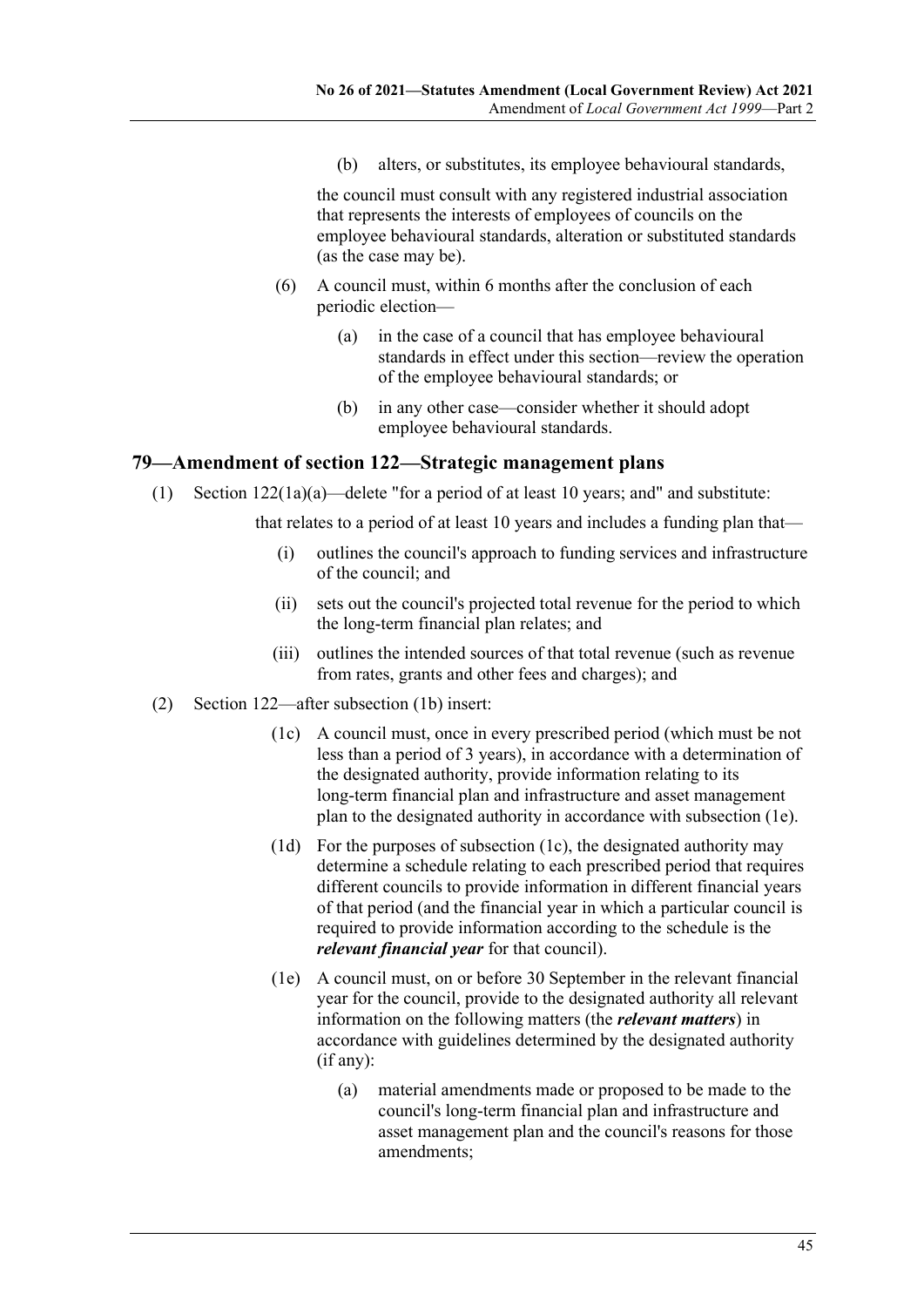(b) alters, or substitutes, its employee behavioural standards,

the council must consult with any registered industrial association that represents the interests of employees of councils on the employee behavioural standards, alteration or substituted standards (as the case may be).

(6) A council must, within 6 months after the conclusion of each periodic election—

(a) in the case of a council that has employee behavioural standards in effect under this section—review the operation of the employee behavioural standards; or

(b) in any other case—consider whether it should adopt employee behavioural standards.

## 79—Amendment of section 122—Strategic management plans

(1) Section 122(1a)(a)—delete "for a period of at least 10 years; and" and substitute:

that relates to a period of at least 10 years and includes a funding plan that—

(i) outlines the council's approach to funding services and infrastructure of the council; and

(ii) sets out the council's projected total revenue for the period to which the long-term financial plan relates; and

(iii) outlines the intended sources of that total revenue (such as revenue from rates, grants and other fees and charges); and

(2) Section 122—after subsection (1b) insert:

(1c) A council must, once in every prescribed period (which must be not less than a period of 3 years), in accordance with a determination of the designated authority, provide information relating to its long-term financial plan and infrastructure and asset management plan to the designated authority in accordance with subsection (1e).

(1d) For the purposes of subsection (1c), the designated authority may determine a schedule relating to each prescribed period that requires different councils to provide information in different financial years of that period (and the financial year in which a particular council is required to provide information according to the schedule is the ***relevant financial year*** for that council).

(1e) A council must, on or before 30 September in the relevant financial year for the council, provide to the designated authority all relevant information on the following matters (the ***relevant matters***) in accordance with guidelines determined by the designated authority (if any):

(a) material amendments made or proposed to be made to the council's long-term financial plan and infrastructure and asset management plan and the council's reasons for those amendments;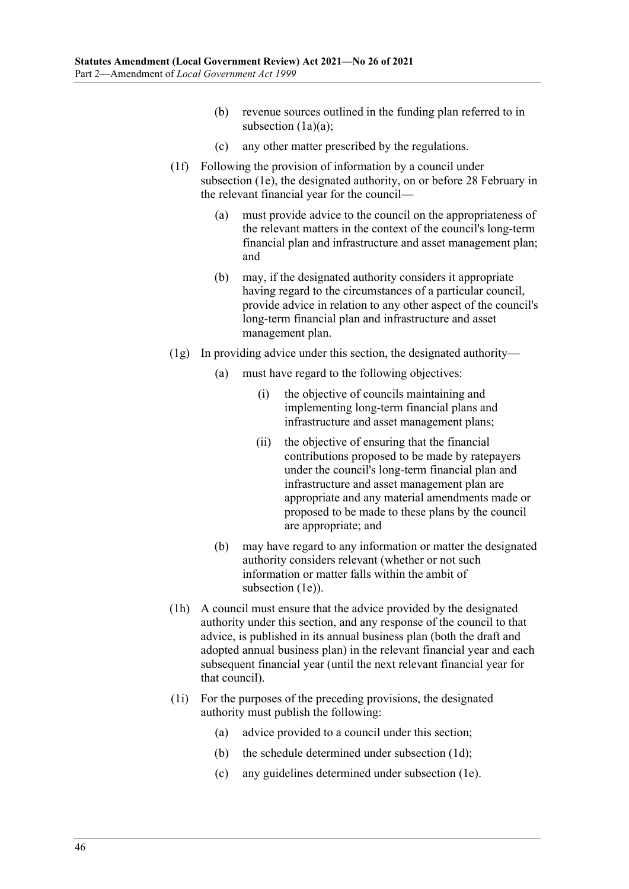(b) revenue sources outlined in the funding plan referred to in subsection (1a)(a);

(c) any other matter prescribed by the regulations.

(1f) Following the provision of information by a council under subsection (1e), the designated authority, on or before 28 February in the relevant financial year for the council—

(a) must provide advice to the council on the appropriateness of the relevant matters in the context of the council's long-term financial plan and infrastructure and asset management plan; and

(b) may, if the designated authority considers it appropriate having regard to the circumstances of a particular council, provide advice in relation to any other aspect of the council's long-term financial plan and infrastructure and asset management plan.

(1g) In providing advice under this section, the designated authority—

(a) must have regard to the following objectives:

(i) the objective of councils maintaining and implementing long-term financial plans and infrastructure and asset management plans;

(ii) the objective of ensuring that the financial contributions proposed to be made by ratepayers under the council's long-term financial plan and infrastructure and asset management plan are appropriate and any material amendments made or proposed to be made to these plans by the council are appropriate; and

(b) may have regard to any information or matter the designated authority considers relevant (whether or not such information or matter falls within the ambit of subsection (1e)).

(1h) A council must ensure that the advice provided by the designated authority under this section, and any response of the council to that advice, is published in its annual business plan (both the draft and adopted annual business plan) in the relevant financial year and each subsequent financial year (until the next relevant financial year for that council).

(1i) For the purposes of the preceding provisions, the designated authority must publish the following:

(a) advice provided to a council under this section;

(b) the schedule determined under subsection (1d);

(c) any guidelines determined under subsection (1e).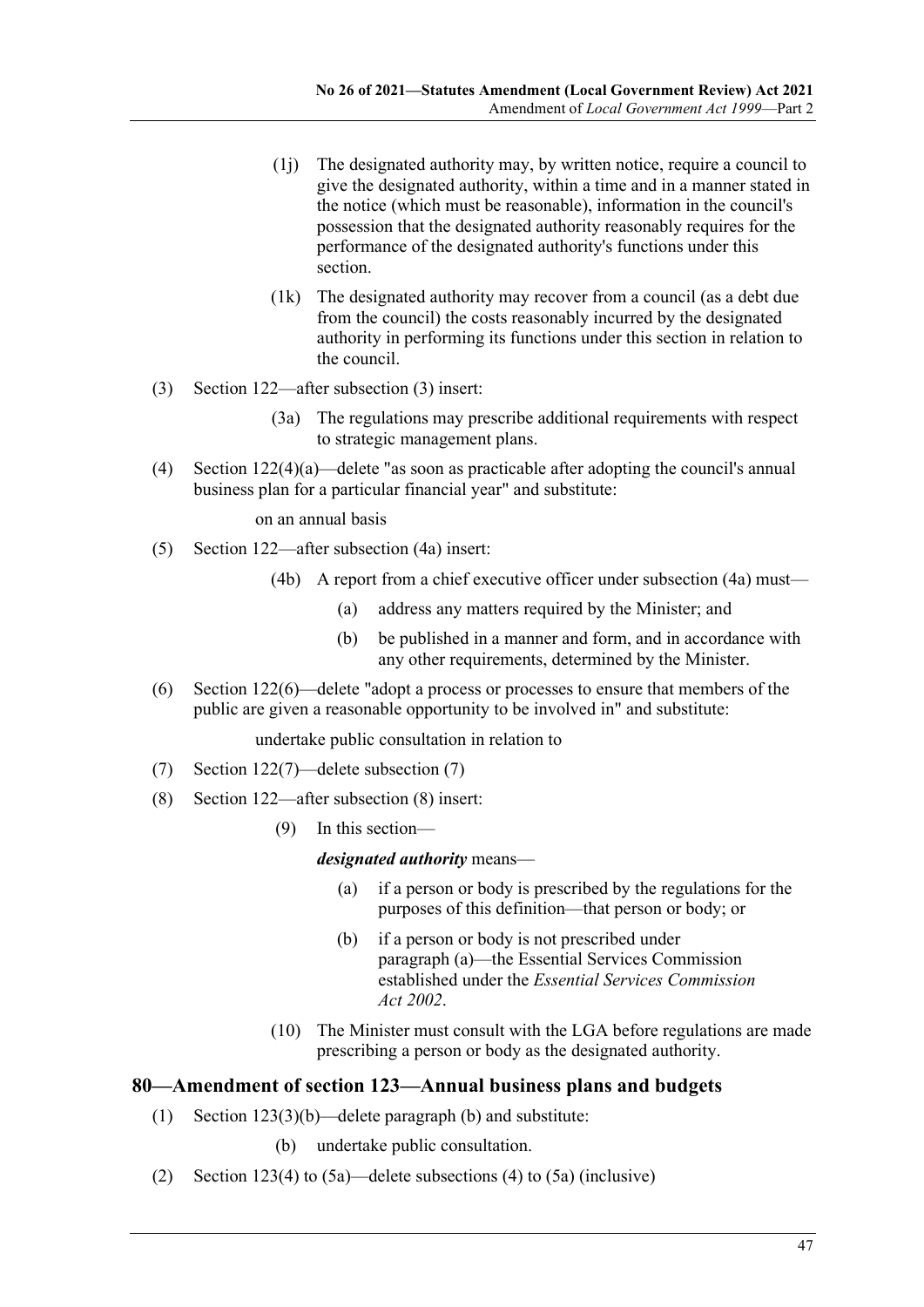(1j) The designated authority may, by written notice, require a council to give the designated authority, within a time and in a manner stated in the notice (which must be reasonable), information in the council's possession that the designated authority reasonably requires for the performance of the designated authority's functions under this section.

(1k) The designated authority may recover from a council (as a debt due from the council) the costs reasonably incurred by the designated authority in performing its functions under this section in relation to the council.

(3) Section 122—after subsection (3) insert:

(3a) The regulations may prescribe additional requirements with respect to strategic management plans.

(4) Section 122(4)(a)—delete "as soon as practicable after adopting the council's annual business plan for a particular financial year" and substitute:

on an annual basis

(5) Section 122—after subsection (4a) insert:

(4b) A report from a chief executive officer under subsection (4a) must—

(a) address any matters required by the Minister; and

(b) be published in a manner and form, and in accordance with any other requirements, determined by the Minister.

(6) Section 122(6)—delete "adopt a process or processes to ensure that members of the public are given a reasonable opportunity to be involved in" and substitute:

undertake public consultation in relation to

(7) Section 122(7)—delete subsection (7)

(8) Section 122—after subsection (8) insert:

(9) In this section—

***designated authority*** means—

(a) if a person or body is prescribed by the regulations for the purposes of this definition—that person or body; or

(b) if a person or body is not prescribed under paragraph (a)—the Essential Services Commission established under the *Essential Services Commission Act 2002*.

(10) The Minister must consult with the LGA before regulations are made prescribing a person or body as the designated authority.

## 80—Amendment of section 123—Annual business plans and budgets

(1) Section 123(3)(b)—delete paragraph (b) and substitute:

(b) undertake public consultation.

(2) Section 123(4) to (5a)—delete subsections (4) to (5a) (inclusive)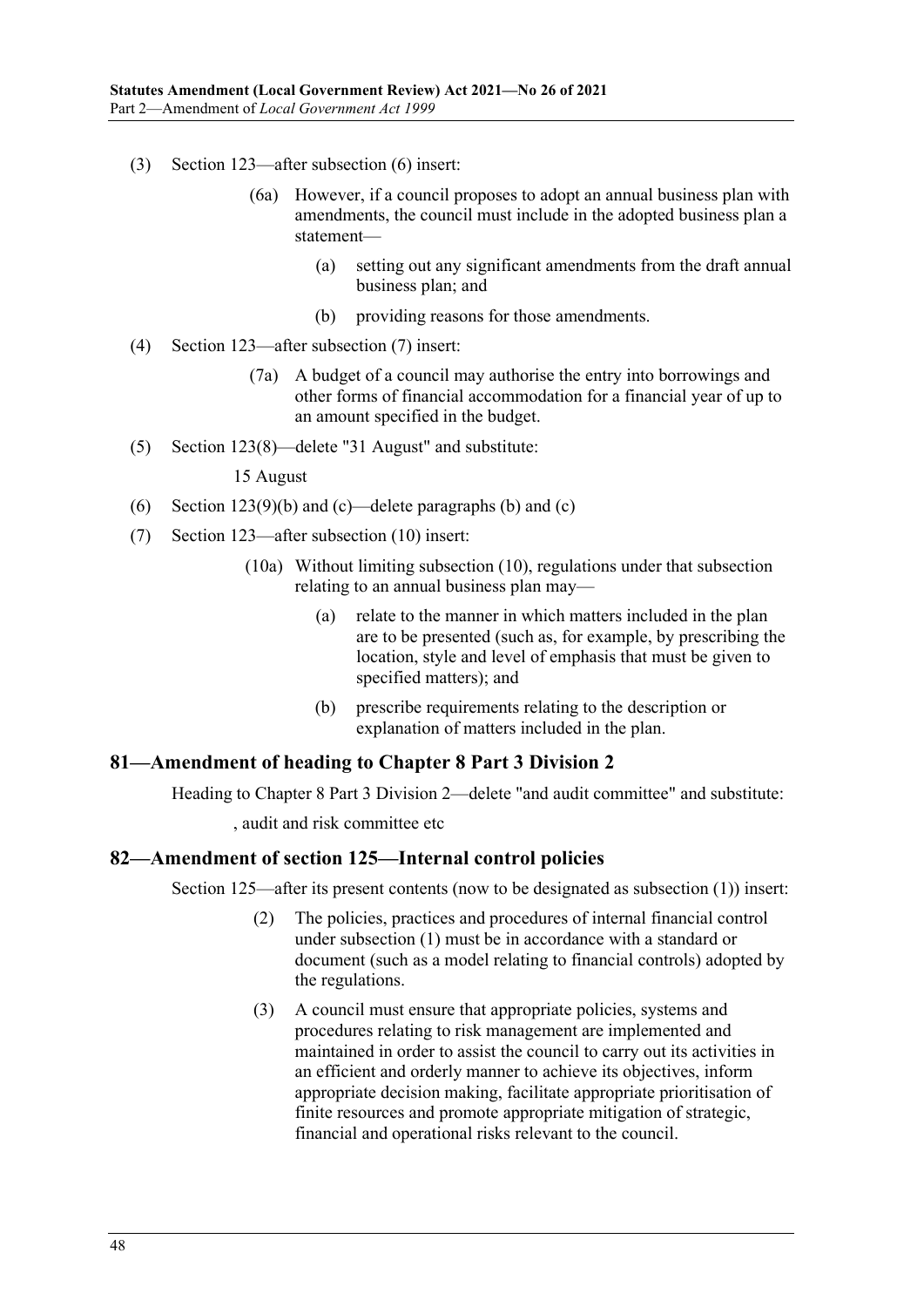(3) Section 123—after subsection (6) insert:

(6a) However, if a council proposes to adopt an annual business plan with amendments, the council must include in the adopted business plan a statement—

(a) setting out any significant amendments from the draft annual business plan; and

(b) providing reasons for those amendments.

(4) Section 123—after subsection (7) insert:

(7a) A budget of a council may authorise the entry into borrowings and other forms of financial accommodation for a financial year of up to an amount specified in the budget.

(5) Section 123(8)—delete "31 August" and substitute:

15 August

(6) Section 123(9)(b) and (c)—delete paragraphs (b) and (c)

(7) Section 123—after subsection (10) insert:

(10a) Without limiting subsection (10), regulations under that subsection relating to an annual business plan may—

(a) relate to the manner in which matters included in the plan are to be presented (such as, for example, by prescribing the location, style and level of emphasis that must be given to specified matters); and

(b) prescribe requirements relating to the description or explanation of matters included in the plan.

## 81—Amendment of heading to Chapter 8 Part 3 Division 2

Heading to Chapter 8 Part 3 Division 2—delete "and audit committee" and substitute:

, audit and risk committee etc

## 82—Amendment of section 125—Internal control policies

Section 125—after its present contents (now to be designated as subsection (1)) insert:

(2) The policies, practices and procedures of internal financial control under subsection (1) must be in accordance with a standard or document (such as a model relating to financial controls) adopted by the regulations.

(3) A council must ensure that appropriate policies, systems and procedures relating to risk management are implemented and maintained in order to assist the council to carry out its activities in an efficient and orderly manner to achieve its objectives, inform appropriate decision making, facilitate appropriate prioritisation of finite resources and promote appropriate mitigation of strategic, financial and operational risks relevant to the council.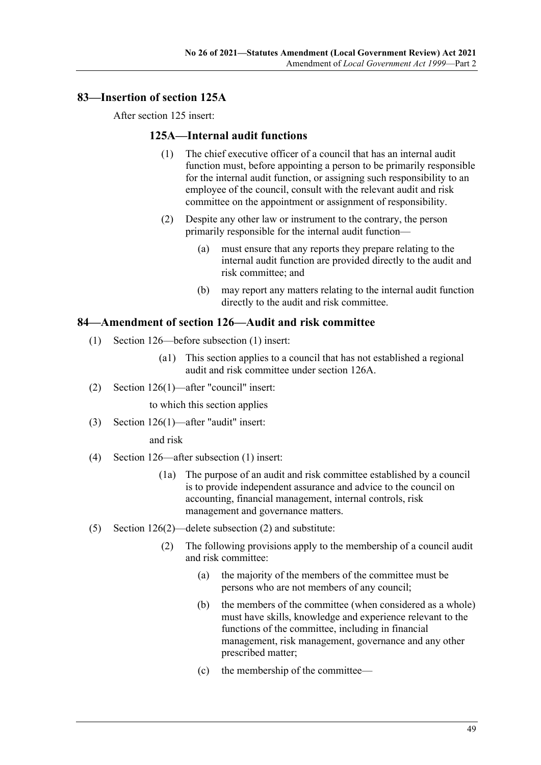## 83—Insertion of section 125A

After section 125 insert:

### 125A—Internal audit functions

(1) The chief executive officer of a council that has an internal audit function must, before appointing a person to be primarily responsible for the internal audit function, or assigning such responsibility to an employee of the council, consult with the relevant audit and risk committee on the appointment or assignment of responsibility.

(2) Despite any other law or instrument to the contrary, the person primarily responsible for the internal audit function—

(a) must ensure that any reports they prepare relating to the internal audit function are provided directly to the audit and risk committee; and

(b) may report any matters relating to the internal audit function directly to the audit and risk committee.

## 84—Amendment of section 126—Audit and risk committee

(1) Section 126—before subsection (1) insert:

(a1) This section applies to a council that has not established a regional audit and risk committee under section 126A.

(2) Section 126(1)—after "council" insert:

to which this section applies

(3) Section 126(1)—after "audit" insert:

and risk

(4) Section 126—after subsection (1) insert:

(1a) The purpose of an audit and risk committee established by a council is to provide independent assurance and advice to the council on accounting, financial management, internal controls, risk management and governance matters.

(5) Section 126(2)—delete subsection (2) and substitute:

(2) The following provisions apply to the membership of a council audit and risk committee:

(a) the majority of the members of the committee must be persons who are not members of any council;

(b) the members of the committee (when considered as a whole) must have skills, knowledge and experience relevant to the functions of the committee, including in financial management, risk management, governance and any other prescribed matter;

(c) the membership of the committee—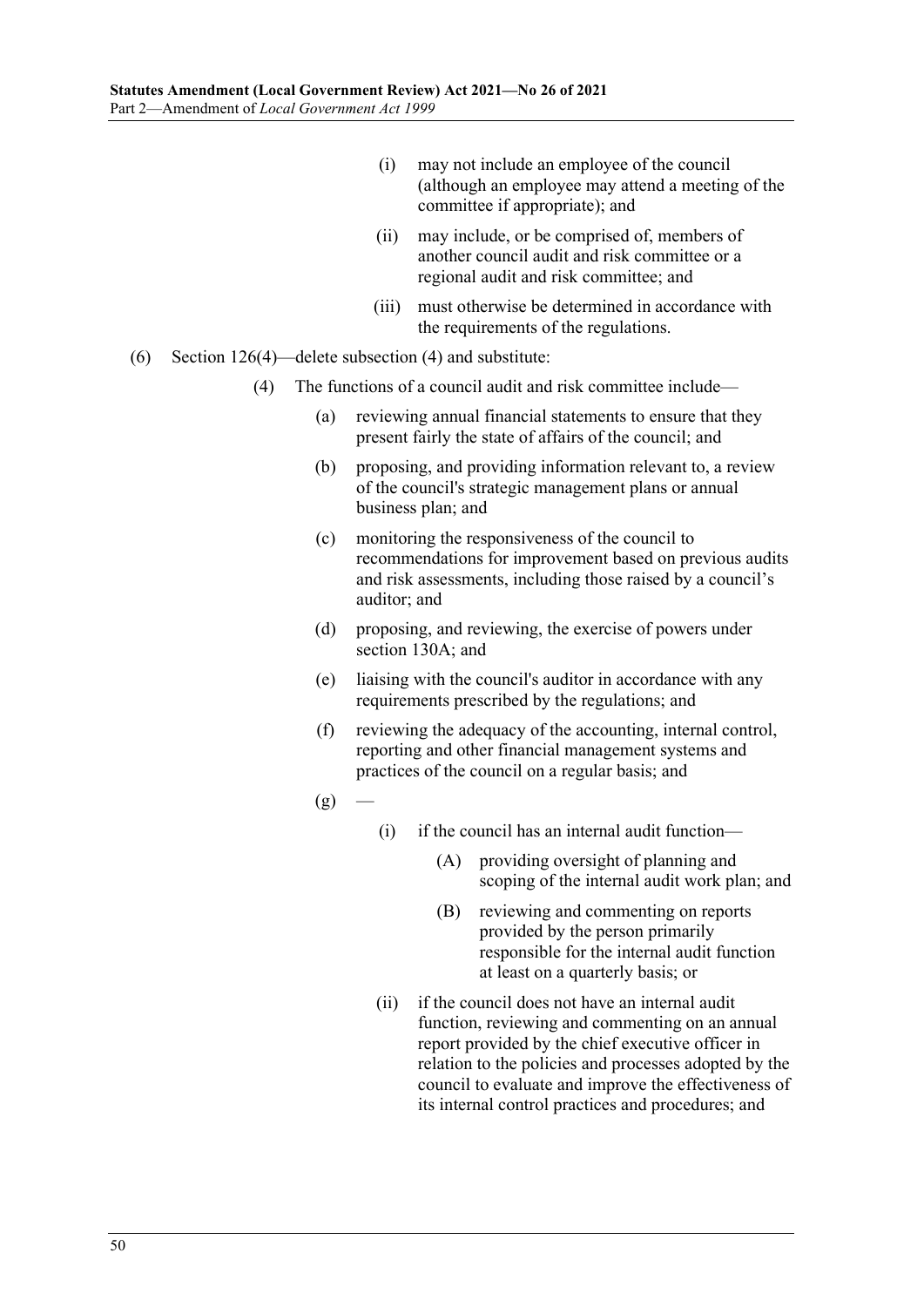(i) may not include an employee of the council (although an employee may attend a meeting of the committee if appropriate); and

(ii) may include, or be comprised of, members of another council audit and risk committee or a regional audit and risk committee; and

(iii) must otherwise be determined in accordance with the requirements of the regulations.

(6) Section 126(4)—delete subsection (4) and substitute:

(4) The functions of a council audit and risk committee include—

(a) reviewing annual financial statements to ensure that they present fairly the state of affairs of the council; and

(b) proposing, and providing information relevant to, a review of the council's strategic management plans or annual business plan; and

(c) monitoring the responsiveness of the council to recommendations for improvement based on previous audits and risk assessments, including those raised by a council's auditor; and

(d) proposing, and reviewing, the exercise of powers under section 130A; and

(e) liaising with the council's auditor in accordance with any requirements prescribed by the regulations; and

(f) reviewing the adequacy of the accounting, internal control, reporting and other financial management systems and practices of the council on a regular basis; and

(g) —

(i) if the council has an internal audit function—

(A) providing oversight of planning and scoping of the internal audit work plan; and

(B) reviewing and commenting on reports provided by the person primarily responsible for the internal audit function at least on a quarterly basis; or

(ii) if the council does not have an internal audit function, reviewing and commenting on an annual report provided by the chief executive officer in relation to the policies and processes adopted by the council to evaluate and improve the effectiveness of its internal control practices and procedures; and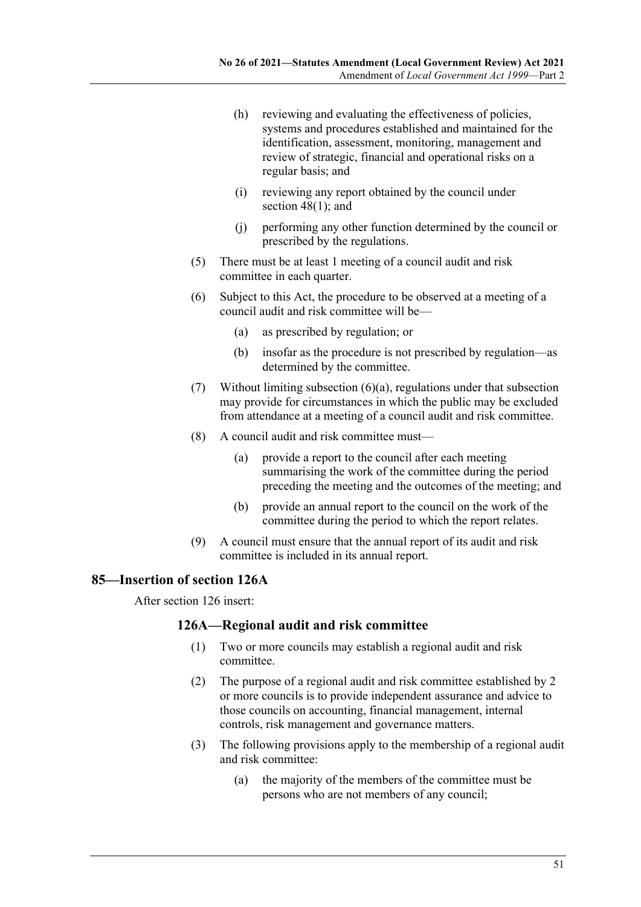(h) reviewing and evaluating the effectiveness of policies, systems and procedures established and maintained for the identification, assessment, monitoring, management and review of strategic, financial and operational risks on a regular basis; and

(i) reviewing any report obtained by the council under section 48(1); and

(j) performing any other function determined by the council or prescribed by the regulations.

(5) There must be at least 1 meeting of a council audit and risk committee in each quarter.

(6) Subject to this Act, the procedure to be observed at a meeting of a council audit and risk committee will be—

(a) as prescribed by regulation; or

(b) insofar as the procedure is not prescribed by regulation—as determined by the committee.

(7) Without limiting subsection (6)(a), regulations under that subsection may provide for circumstances in which the public may be excluded from attendance at a meeting of a council audit and risk committee.

(8) A council audit and risk committee must—

(a) provide a report to the council after each meeting summarising the work of the committee during the period preceding the meeting and the outcomes of the meeting; and

(b) provide an annual report to the council on the work of the committee during the period to which the report relates.

(9) A council must ensure that the annual report of its audit and risk committee is included in its annual report.

## 85—Insertion of section 126A

After section 126 insert:

### 126A—Regional audit and risk committee

(1) Two or more councils may establish a regional audit and risk committee.

(2) The purpose of a regional audit and risk committee established by 2 or more councils is to provide independent assurance and advice to those councils on accounting, financial management, internal controls, risk management and governance matters.

(3) The following provisions apply to the membership of a regional audit and risk committee:

(a) the majority of the members of the committee must be persons who are not members of any council;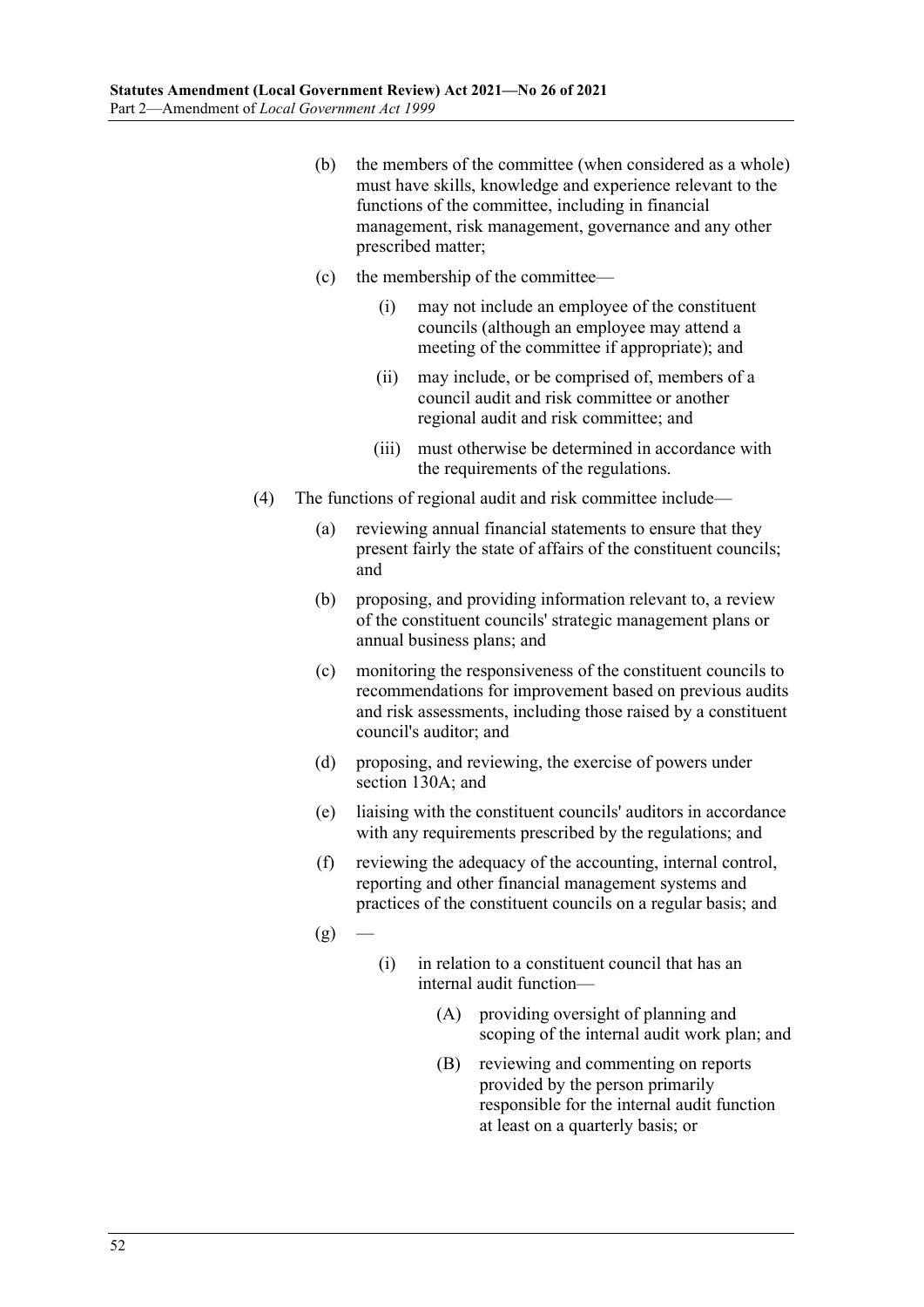(b) the members of the committee (when considered as a whole) must have skills, knowledge and experience relevant to the functions of the committee, including in financial management, risk management, governance and any other prescribed matter;

(c) the membership of the committee—

(i) may not include an employee of the constituent councils (although an employee may attend a meeting of the committee if appropriate); and

(ii) may include, or be comprised of, members of a council audit and risk committee or another regional audit and risk committee; and

(iii) must otherwise be determined in accordance with the requirements of the regulations.

(4) The functions of regional audit and risk committee include—

(a) reviewing annual financial statements to ensure that they present fairly the state of affairs of the constituent councils; and

(b) proposing, and providing information relevant to, a review of the constituent councils' strategic management plans or annual business plans; and

(c) monitoring the responsiveness of the constituent councils to recommendations for improvement based on previous audits and risk assessments, including those raised by a constituent council's auditor; and

(d) proposing, and reviewing, the exercise of powers under section 130A; and

(e) liaising with the constituent councils' auditors in accordance with any requirements prescribed by the regulations; and

(f) reviewing the adequacy of the accounting, internal control, reporting and other financial management systems and practices of the constituent councils on a regular basis; and

(g) —

(i) in relation to a constituent council that has an internal audit function—

(A) providing oversight of planning and scoping of the internal audit work plan; and

(B) reviewing and commenting on reports provided by the person primarily responsible for the internal audit function at least on a quarterly basis; or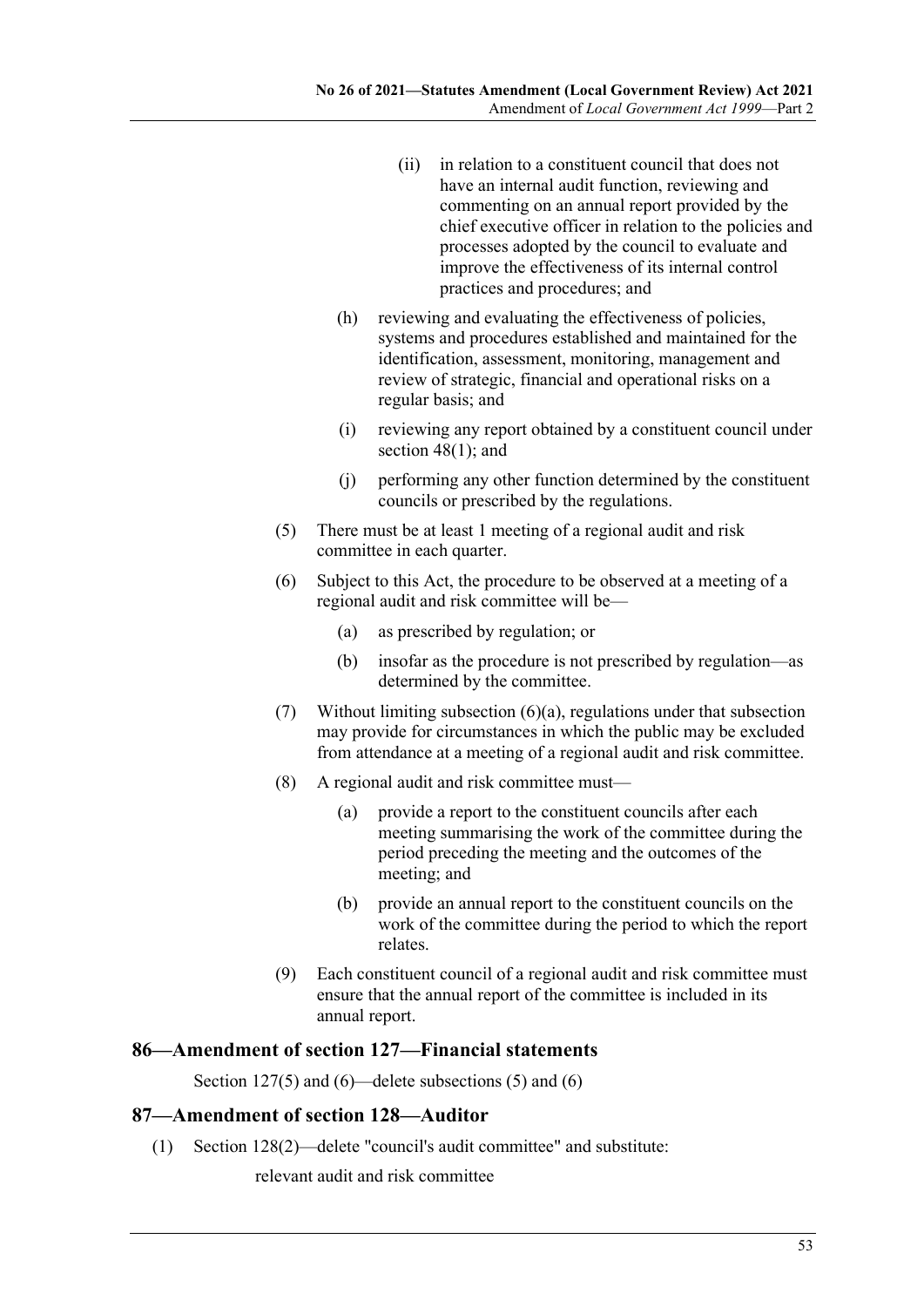(ii) in relation to a constituent council that does not have an internal audit function, reviewing and commenting on an annual report provided by the chief executive officer in relation to the policies and processes adopted by the council to evaluate and improve the effectiveness of its internal control practices and procedures; and

(h) reviewing and evaluating the effectiveness of policies, systems and procedures established and maintained for the identification, assessment, monitoring, management and review of strategic, financial and operational risks on a regular basis; and

(i) reviewing any report obtained by a constituent council under section 48(1); and

(j) performing any other function determined by the constituent councils or prescribed by the regulations.

(5) There must be at least 1 meeting of a regional audit and risk committee in each quarter.

(6) Subject to this Act, the procedure to be observed at a meeting of a regional audit and risk committee will be—

(a) as prescribed by regulation; or

(b) insofar as the procedure is not prescribed by regulation—as determined by the committee.

(7) Without limiting subsection (6)(a), regulations under that subsection may provide for circumstances in which the public may be excluded from attendance at a meeting of a regional audit and risk committee.

(8) A regional audit and risk committee must—

(a) provide a report to the constituent councils after each meeting summarising the work of the committee during the period preceding the meeting and the outcomes of the meeting; and

(b) provide an annual report to the constituent councils on the work of the committee during the period to which the report relates.

(9) Each constituent council of a regional audit and risk committee must ensure that the annual report of the committee is included in its annual report.

## 86—Amendment of section 127—Financial statements

Section 127(5) and (6)—delete subsections (5) and (6)

## 87—Amendment of section 128—Auditor

(1) Section 128(2)—delete "council's audit committee" and substitute:

relevant audit and risk committee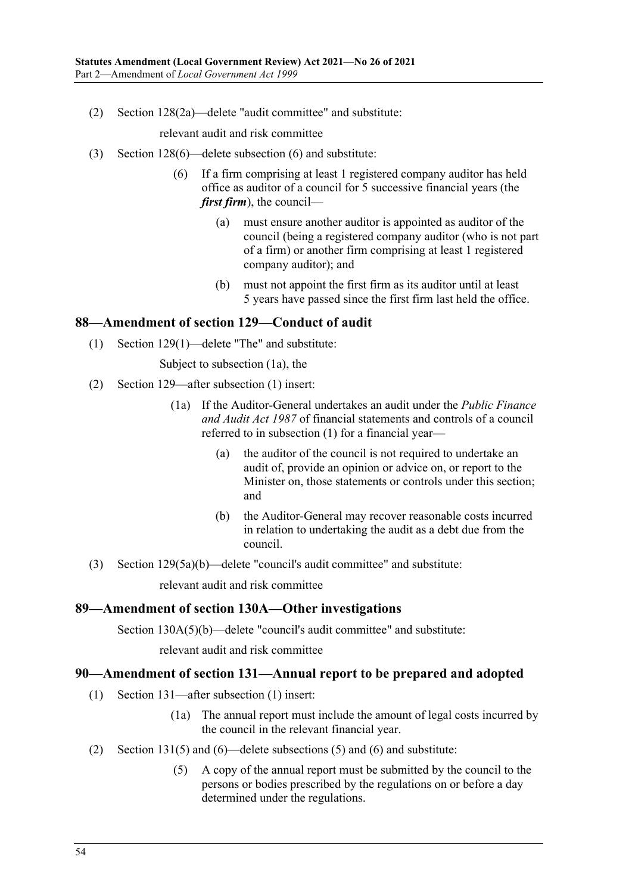(2) Section 128(2a)—delete "audit committee" and substitute:

relevant audit and risk committee

(3) Section 128(6)—delete subsection (6) and substitute:

(6) If a firm comprising at least 1 registered company auditor has held office as auditor of a council for 5 successive financial years (the ***first firm***), the council—

(a) must ensure another auditor is appointed as auditor of the council (being a registered company auditor (who is not part of a firm) or another firm comprising at least 1 registered company auditor); and

(b) must not appoint the first firm as its auditor until at least 5 years have passed since the first firm last held the office.

## 88—Amendment of section 129—Conduct of audit

(1) Section 129(1)—delete "The" and substitute:

Subject to subsection (1a), the

(2) Section 129—after subsection (1) insert:

(1a) If the Auditor-General undertakes an audit under the *Public Finance and Audit Act 1987* of financial statements and controls of a council referred to in subsection (1) for a financial year—

(a) the auditor of the council is not required to undertake an audit of, provide an opinion or advice on, or report to the Minister on, those statements or controls under this section; and

(b) the Auditor-General may recover reasonable costs incurred in relation to undertaking the audit as a debt due from the council.

(3) Section 129(5a)(b)—delete "council's audit committee" and substitute:

relevant audit and risk committee

## 89—Amendment of section 130A—Other investigations

Section 130A(5)(b)—delete "council's audit committee" and substitute:

relevant audit and risk committee

## 90—Amendment of section 131—Annual report to be prepared and adopted

(1) Section 131—after subsection (1) insert:

(1a) The annual report must include the amount of legal costs incurred by the council in the relevant financial year.

(2) Section 131(5) and (6)—delete subsections (5) and (6) and substitute:

(5) A copy of the annual report must be submitted by the council to the persons or bodies prescribed by the regulations on or before a day determined under the regulations.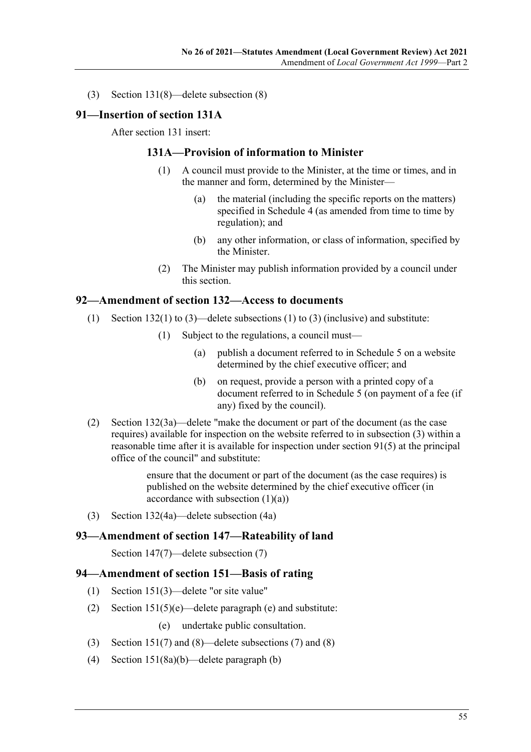(3) Section 131(8)—delete subsection (8)

## 91—Insertion of section 131A

After section 131 insert:

### 131A—Provision of information to Minister

(1) A council must provide to the Minister, at the time or times, and in the manner and form, determined by the Minister—

(a) the material (including the specific reports on the matters) specified in Schedule 4 (as amended from time to time by regulation); and

(b) any other information, or class of information, specified by the Minister.

(2) The Minister may publish information provided by a council under this section.

## 92—Amendment of section 132—Access to documents

(1) Section 132(1) to (3)—delete subsections (1) to (3) (inclusive) and substitute:

(1) Subject to the regulations, a council must—

(a) publish a document referred to in Schedule 5 on a website determined by the chief executive officer; and

(b) on request, provide a person with a printed copy of a document referred to in Schedule 5 (on payment of a fee (if any) fixed by the council).

(2) Section 132(3a)—delete "make the document or part of the document (as the case requires) available for inspection on the website referred to in subsection (3) within a reasonable time after it is available for inspection under section 91(5) at the principal office of the council" and substitute:

ensure that the document or part of the document (as the case requires) is published on the website determined by the chief executive officer (in accordance with subsection (1)(a))

(3) Section 132(4a)—delete subsection (4a)

## 93—Amendment of section 147—Rateability of land

Section 147(7)—delete subsection (7)

## 94—Amendment of section 151—Basis of rating

(1) Section 151(3)—delete "or site value"

(2) Section 151(5)(e)—delete paragraph (e) and substitute:

(e) undertake public consultation.

(3) Section 151(7) and (8)—delete subsections (7) and (8)

(4) Section 151(8a)(b)—delete paragraph (b)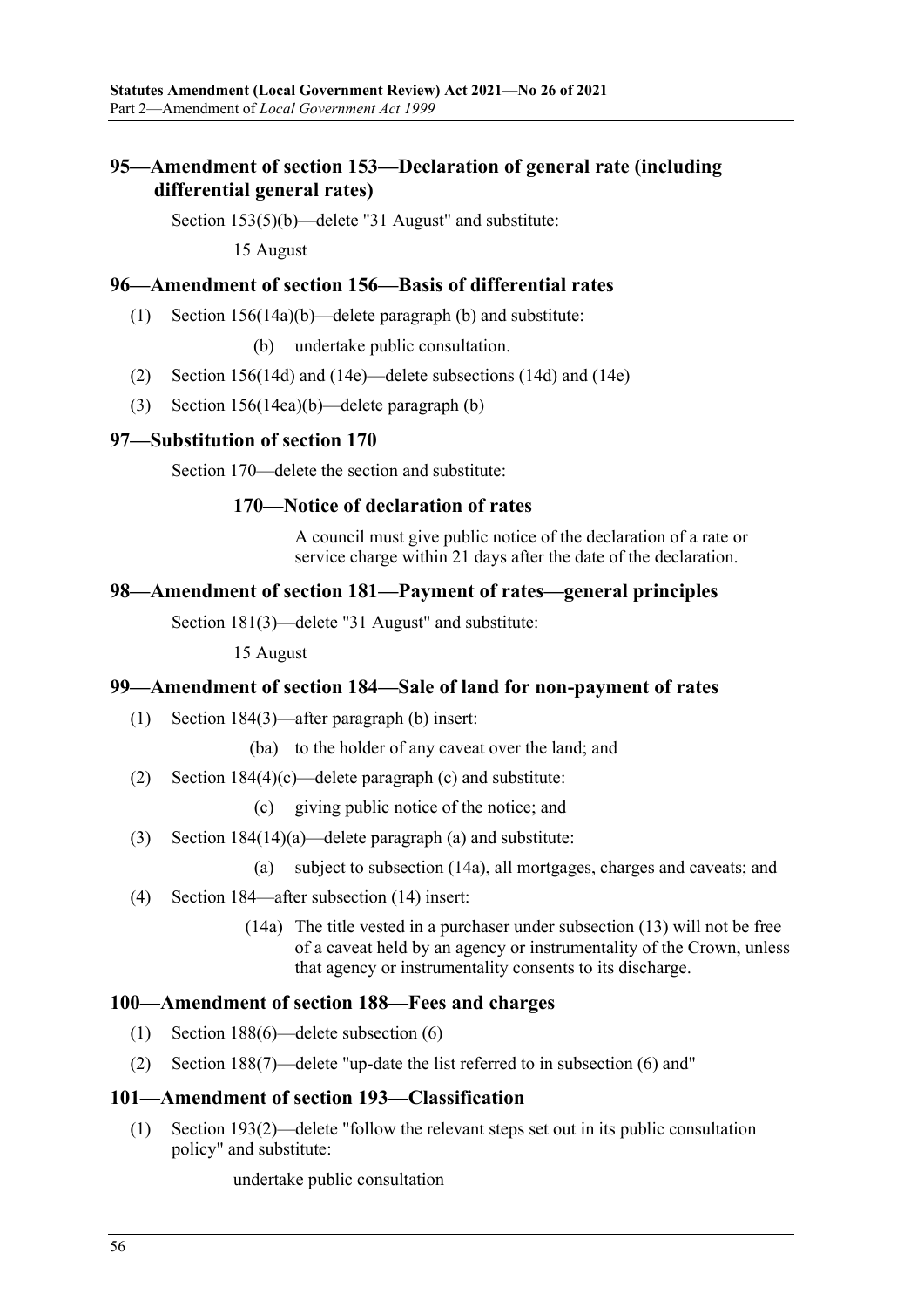### 95—Amendment of section 153—Declaration of general rate (including differential general rates)

Section 153(5)(b)—delete "31 August" and substitute:

15 August

### 96—Amendment of section 156—Basis of differential rates

(1) Section 156(14a)(b)—delete paragraph (b) and substitute:

(b) undertake public consultation.

(2) Section 156(14d) and (14e)—delete subsections (14d) and (14e)

(3) Section 156(14ea)(b)—delete paragraph (b)

### 97—Substitution of section 170

Section 170—delete the section and substitute:

#### 170—Notice of declaration of rates

A council must give public notice of the declaration of a rate or service charge within 21 days after the date of the declaration.

### 98—Amendment of section 181—Payment of rates—general principles

Section 181(3)—delete "31 August" and substitute:

15 August

### 99—Amendment of section 184—Sale of land for non-payment of rates

(1) Section 184(3)—after paragraph (b) insert:

(ba) to the holder of any caveat over the land; and

(2) Section 184(4)(c)—delete paragraph (c) and substitute:

(c) giving public notice of the notice; and

(3) Section 184(14)(a)—delete paragraph (a) and substitute:

(a) subject to subsection (14a), all mortgages, charges and caveats; and

(4) Section 184—after subsection (14) insert:

(14a) The title vested in a purchaser under subsection (13) will not be free of a caveat held by an agency or instrumentality of the Crown, unless that agency or instrumentality consents to its discharge.

### 100—Amendment of section 188—Fees and charges

(1) Section 188(6)—delete subsection (6)

(2) Section 188(7)—delete "up-date the list referred to in subsection (6) and"

### 101—Amendment of section 193—Classification

(1) Section 193(2)—delete "follow the relevant steps set out in its public consultation policy" and substitute:

undertake public consultation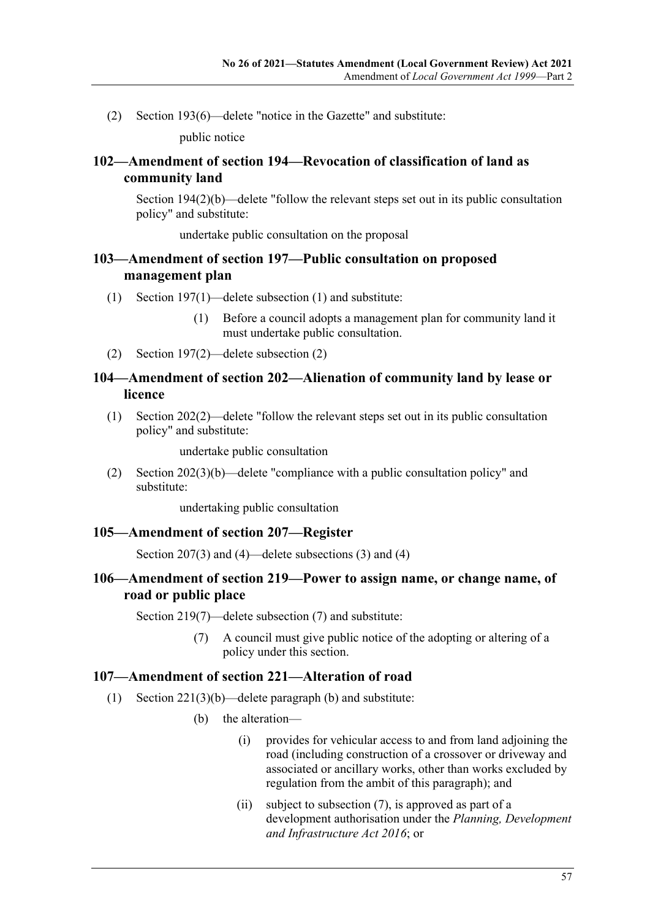(2) Section 193(6)—delete "notice in the Gazette" and substitute:

public notice

### 102—Amendment of section 194—Revocation of classification of land as community land

Section 194(2)(b)—delete "follow the relevant steps set out in its public consultation policy" and substitute:

undertake public consultation on the proposal

### 103—Amendment of section 197—Public consultation on proposed management plan

(1) Section 197(1)—delete subsection (1) and substitute:

(1) Before a council adopts a management plan for community land it must undertake public consultation.

(2) Section 197(2)—delete subsection (2)

### 104—Amendment of section 202—Alienation of community land by lease or licence

(1) Section 202(2)—delete "follow the relevant steps set out in its public consultation policy" and substitute:

undertake public consultation

(2) Section 202(3)(b)—delete "compliance with a public consultation policy" and substitute:

undertaking public consultation

### 105—Amendment of section 207—Register

Section 207(3) and (4)—delete subsections (3) and (4)

### 106—Amendment of section 219—Power to assign name, or change name, of road or public place

Section 219(7)—delete subsection (7) and substitute:

(7) A council must give public notice of the adopting or altering of a policy under this section.

### 107—Amendment of section 221—Alteration of road

(1) Section 221(3)(b)—delete paragraph (b) and substitute:

(b) the alteration—

(i) provides for vehicular access to and from land adjoining the road (including construction of a crossover or driveway and associated or ancillary works, other than works excluded by regulation from the ambit of this paragraph); and

(ii) subject to subsection (7), is approved as part of a development authorisation under the *Planning, Development and Infrastructure Act 2016*; or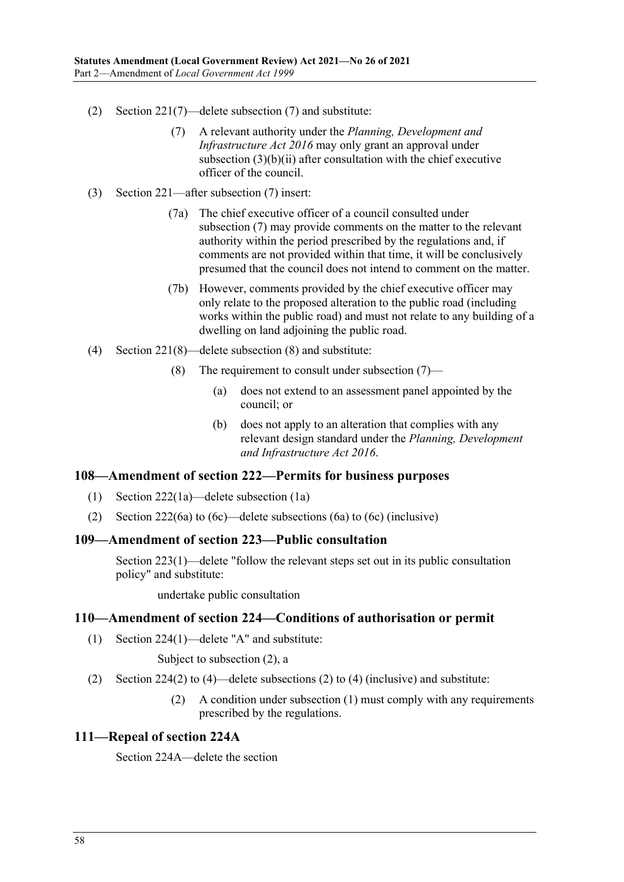(2) Section 221(7)—delete subsection (7) and substitute:

(7) A relevant authority under the *Planning, Development and Infrastructure Act 2016* may only grant an approval under subsection (3)(b)(ii) after consultation with the chief executive officer of the council.

(3) Section 221—after subsection (7) insert:

(7a) The chief executive officer of a council consulted under subsection (7) may provide comments on the matter to the relevant authority within the period prescribed by the regulations and, if comments are not provided within that time, it will be conclusively presumed that the council does not intend to comment on the matter.

(7b) However, comments provided by the chief executive officer may only relate to the proposed alteration to the public road (including works within the public road) and must not relate to any building of a dwelling on land adjoining the public road.

(4) Section 221(8)—delete subsection (8) and substitute:

(8) The requirement to consult under subsection (7)—

(a) does not extend to an assessment panel appointed by the council; or

(b) does not apply to an alteration that complies with any relevant design standard under the *Planning, Development and Infrastructure Act 2016*.

## 108—Amendment of section 222—Permits for business purposes

(1) Section 222(1a)—delete subsection (1a)

(2) Section 222(6a) to (6c)—delete subsections (6a) to (6c) (inclusive)

## 109—Amendment of section 223—Public consultation

Section 223(1)—delete "follow the relevant steps set out in its public consultation policy" and substitute:

undertake public consultation

## 110—Amendment of section 224—Conditions of authorisation or permit

(1) Section 224(1)—delete "A" and substitute:

Subject to subsection (2), a

(2) Section 224(2) to (4)—delete subsections (2) to (4) (inclusive) and substitute:

(2) A condition under subsection (1) must comply with any requirements prescribed by the regulations.

## 111—Repeal of section 224A

Section 224A—delete the section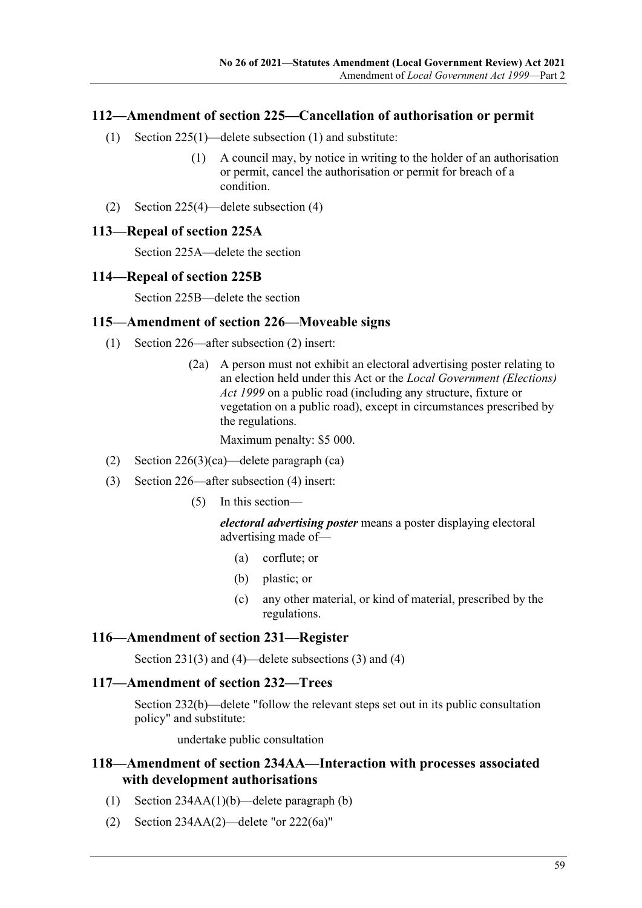### 112—Amendment of section 225—Cancellation of authorisation or permit

(1) Section 225(1)—delete subsection (1) and substitute:

> (1) A council may, by notice in writing to the holder of an authorisation or permit, cancel the authorisation or permit for breach of a condition.

(2) Section 225(4)—delete subsection (4)

### 113—Repeal of section 225A

Section 225A—delete the section

### 114—Repeal of section 225B

Section 225B—delete the section

### 115—Amendment of section 226—Moveable signs

(1) Section 226—after subsection (2) insert:

> (2a) A person must not exhibit an electoral advertising poster relating to an election held under this Act or the *Local Government (Elections) Act 1999* on a public road (including any structure, fixture or vegetation on a public road), except in circumstances prescribed by the regulations.
>
> Maximum penalty: $5 000.

(2) Section 226(3)(ca)—delete paragraph (ca)

(3) Section 226—after subsection (4) insert:

> (5) In this section—
>
> ***electoral advertising poster*** means a poster displaying electoral advertising made of—
>
> (a) corflute; or
>
> (b) plastic; or
>
> (c) any other material, or kind of material, prescribed by the regulations.

### 116—Amendment of section 231—Register

Section 231(3) and (4)—delete subsections (3) and (4)

### 117—Amendment of section 232—Trees

Section 232(b)—delete "follow the relevant steps set out in its public consultation policy" and substitute:

> undertake public consultation

### 118—Amendment of section 234AA—Interaction with processes associated with development authorisations

(1) Section 234AA(1)(b)—delete paragraph (b)

(2) Section 234AA(2)—delete "or 222(6a)"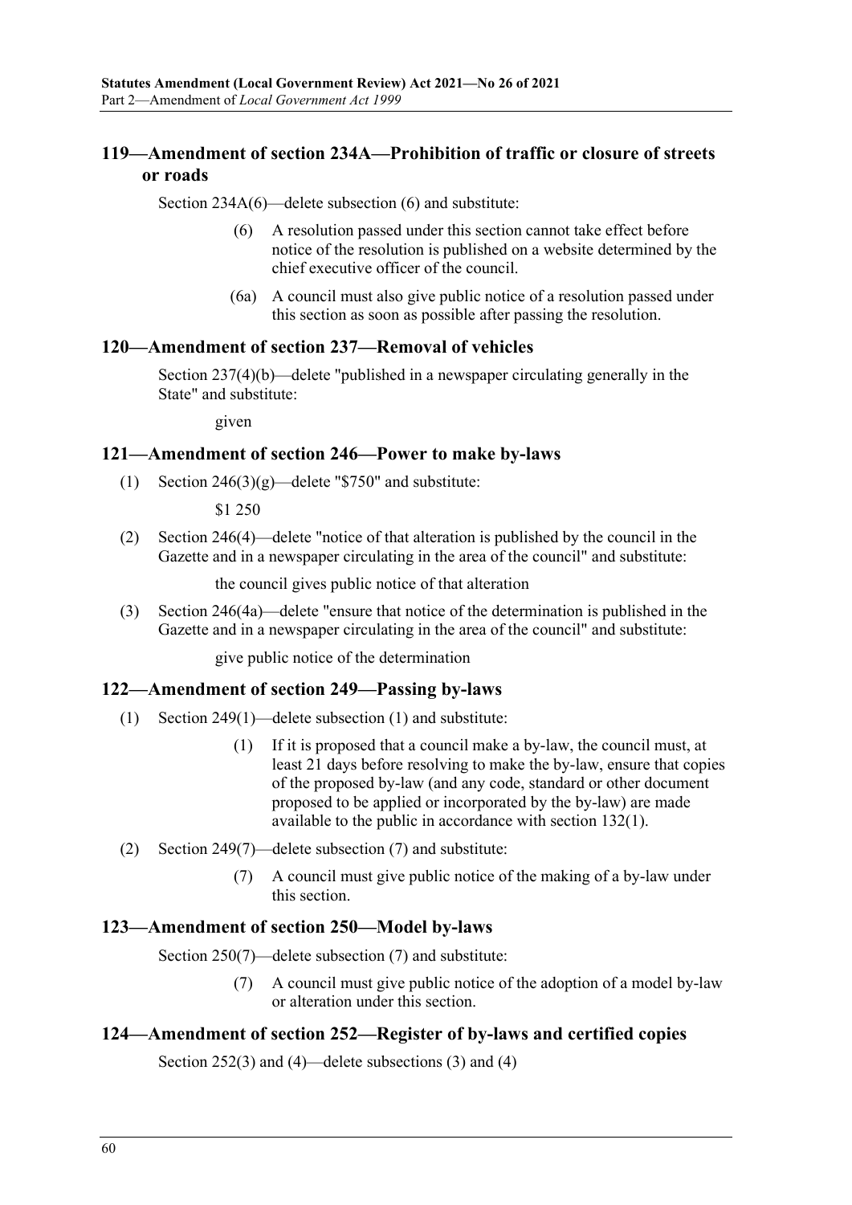## 119—Amendment of section 234A—Prohibition of traffic or closure of streets or roads

Section 234A(6)—delete subsection (6) and substitute:

> (6) A resolution passed under this section cannot take effect before notice of the resolution is published on a website determined by the chief executive officer of the council.
>
> (6a) A council must also give public notice of a resolution passed under this section as soon as possible after passing the resolution.

## 120—Amendment of section 237—Removal of vehicles

Section 237(4)(b)—delete "published in a newspaper circulating generally in the State" and substitute:

> given

## 121—Amendment of section 246—Power to make by-laws

(1) Section 246(3)(g)—delete "$750" and substitute:

> $1 250

(2) Section 246(4)—delete "notice of that alteration is published by the council in the Gazette and in a newspaper circulating in the area of the council" and substitute:

> the council gives public notice of that alteration

(3) Section 246(4a)—delete "ensure that notice of the determination is published in the Gazette and in a newspaper circulating in the area of the council" and substitute:

> give public notice of the determination

## 122—Amendment of section 249—Passing by-laws

(1) Section 249(1)—delete subsection (1) and substitute:

> (1) If it is proposed that a council make a by-law, the council must, at least 21 days before resolving to make the by-law, ensure that copies of the proposed by-law (and any code, standard or other document proposed to be applied or incorporated by the by-law) are made available to the public in accordance with section 132(1).

(2) Section 249(7)—delete subsection (7) and substitute:

> (7) A council must give public notice of the making of a by-law under this section.

## 123—Amendment of section 250—Model by-laws

Section 250(7)—delete subsection (7) and substitute:

> (7) A council must give public notice of the adoption of a model by-law or alteration under this section.

## 124—Amendment of section 252—Register of by-laws and certified copies

Section 252(3) and (4)—delete subsections (3) and (4)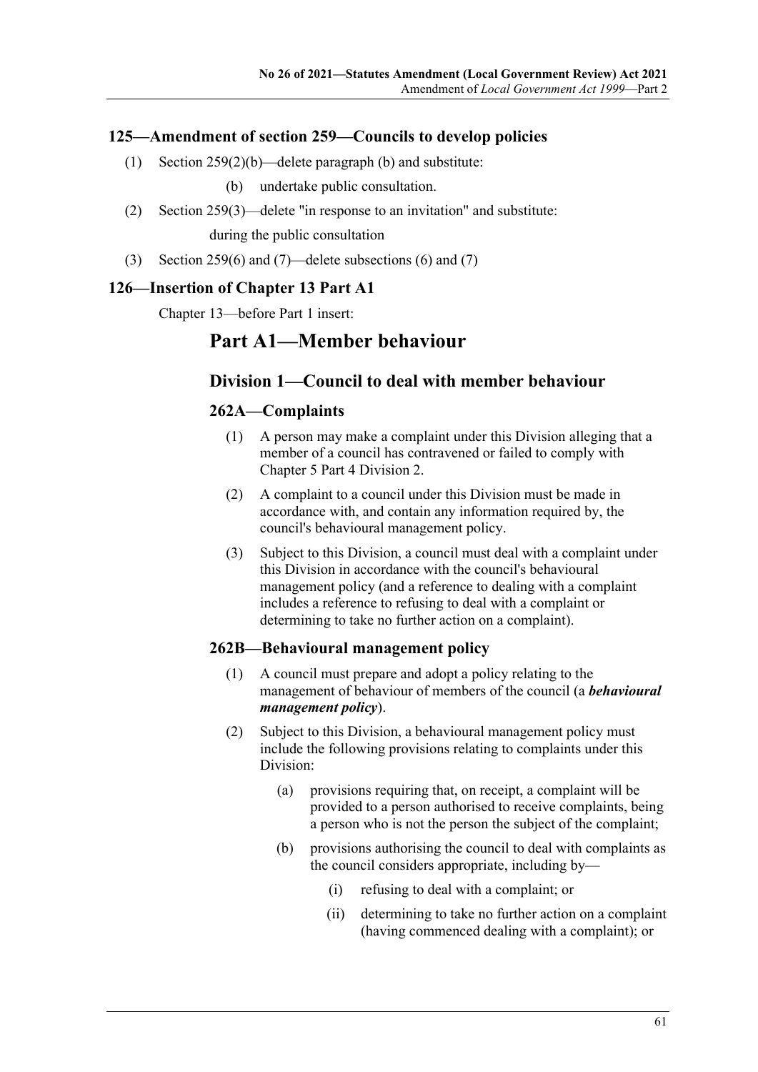### 125—Amendment of section 259—Councils to develop policies

(1) Section 259(2)(b)—delete paragraph (b) and substitute:

(b) undertake public consultation.

(2) Section 259(3)—delete "in response to an invitation" and substitute:

during the public consultation

(3) Section 259(6) and (7)—delete subsections (6) and (7)

### 126—Insertion of Chapter 13 Part A1

Chapter 13—before Part 1 insert:

# Part A1—Member behaviour

## Division 1—Council to deal with member behaviour

### 262A—Complaints

(1) A person may make a complaint under this Division alleging that a member of a council has contravened or failed to comply with Chapter 5 Part 4 Division 2.

(2) A complaint to a council under this Division must be made in accordance with, and contain any information required by, the council's behavioural management policy.

(3) Subject to this Division, a council must deal with a complaint under this Division in accordance with the council's behavioural management policy (and a reference to dealing with a complaint includes a reference to refusing to deal with a complaint or determining to take no further action on a complaint).

### 262B—Behavioural management policy

(1) A council must prepare and adopt a policy relating to the management of behaviour of members of the council (a ***behavioural management policy***).

(2) Subject to this Division, a behavioural management policy must include the following provisions relating to complaints under this Division:

(a) provisions requiring that, on receipt, a complaint will be provided to a person authorised to receive complaints, being a person who is not the person the subject of the complaint;

(b) provisions authorising the council to deal with complaints as the council considers appropriate, including by—

(i) refusing to deal with a complaint; or

(ii) determining to take no further action on a complaint (having commenced dealing with a complaint); or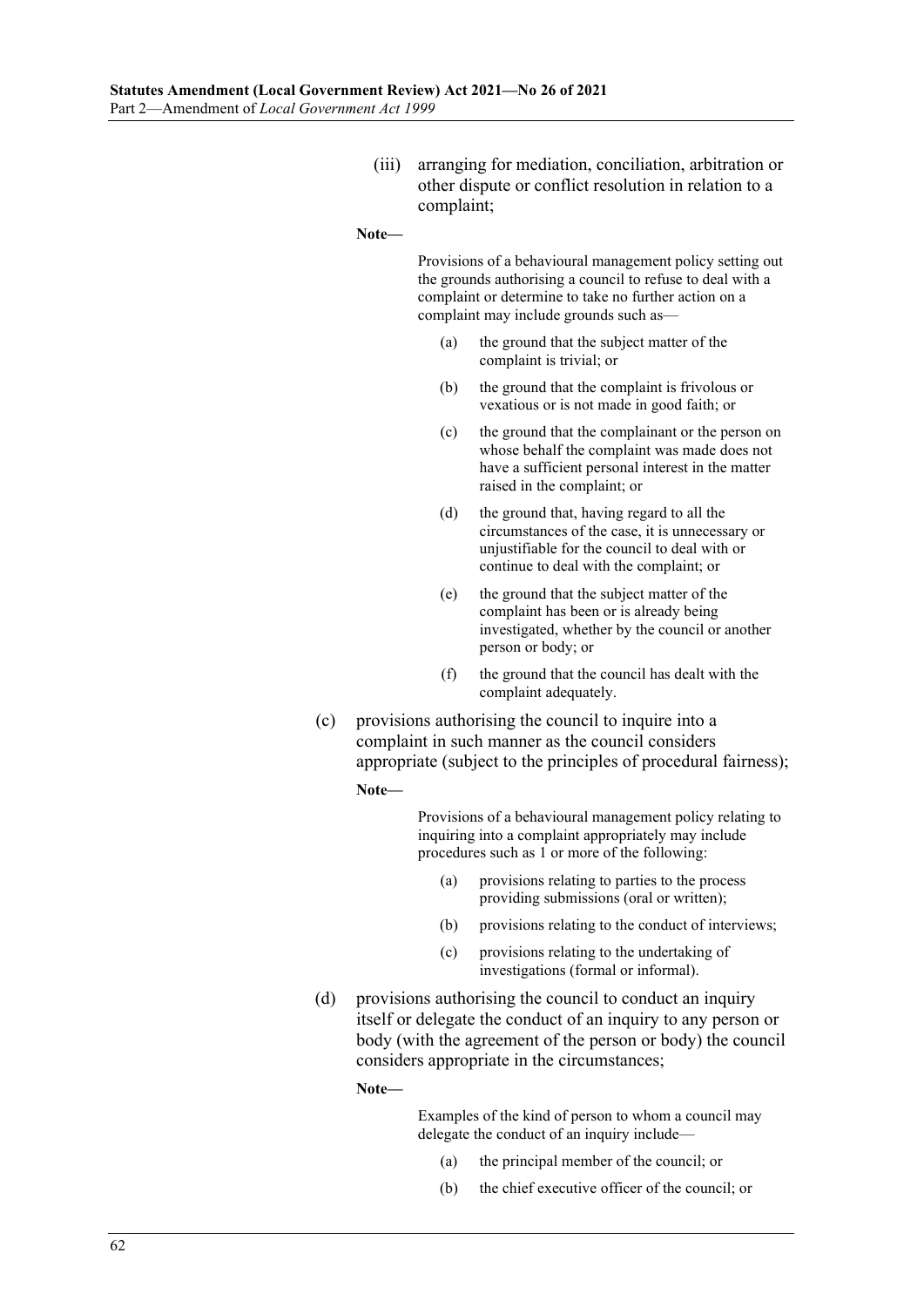(iii) arranging for mediation, conciliation, arbitration or other dispute or conflict resolution in relation to a complaint;

**Note—**

Provisions of a behavioural management policy setting out the grounds authorising a council to refuse to deal with a complaint or determine to take no further action on a complaint may include grounds such as—

(a) the ground that the subject matter of the complaint is trivial; or

(b) the ground that the complaint is frivolous or vexatious or is not made in good faith; or

(c) the ground that the complainant or the person on whose behalf the complaint was made does not have a sufficient personal interest in the matter raised in the complaint; or

(d) the ground that, having regard to all the circumstances of the case, it is unnecessary or unjustifiable for the council to deal with or continue to deal with the complaint; or

(e) the ground that the subject matter of the complaint has been or is already being investigated, whether by the council or another person or body; or

(f) the ground that the council has dealt with the complaint adequately.

(c) provisions authorising the council to inquire into a complaint in such manner as the council considers appropriate (subject to the principles of procedural fairness);

**Note—**

Provisions of a behavioural management policy relating to inquiring into a complaint appropriately may include procedures such as 1 or more of the following:

(a) provisions relating to parties to the process providing submissions (oral or written);

(b) provisions relating to the conduct of interviews;

(c) provisions relating to the undertaking of investigations (formal or informal).

(d) provisions authorising the council to conduct an inquiry itself or delegate the conduct of an inquiry to any person or body (with the agreement of the person or body) the council considers appropriate in the circumstances;

**Note—**

Examples of the kind of person to whom a council may delegate the conduct of an inquiry include—

(a) the principal member of the council; or

(b) the chief executive officer of the council; or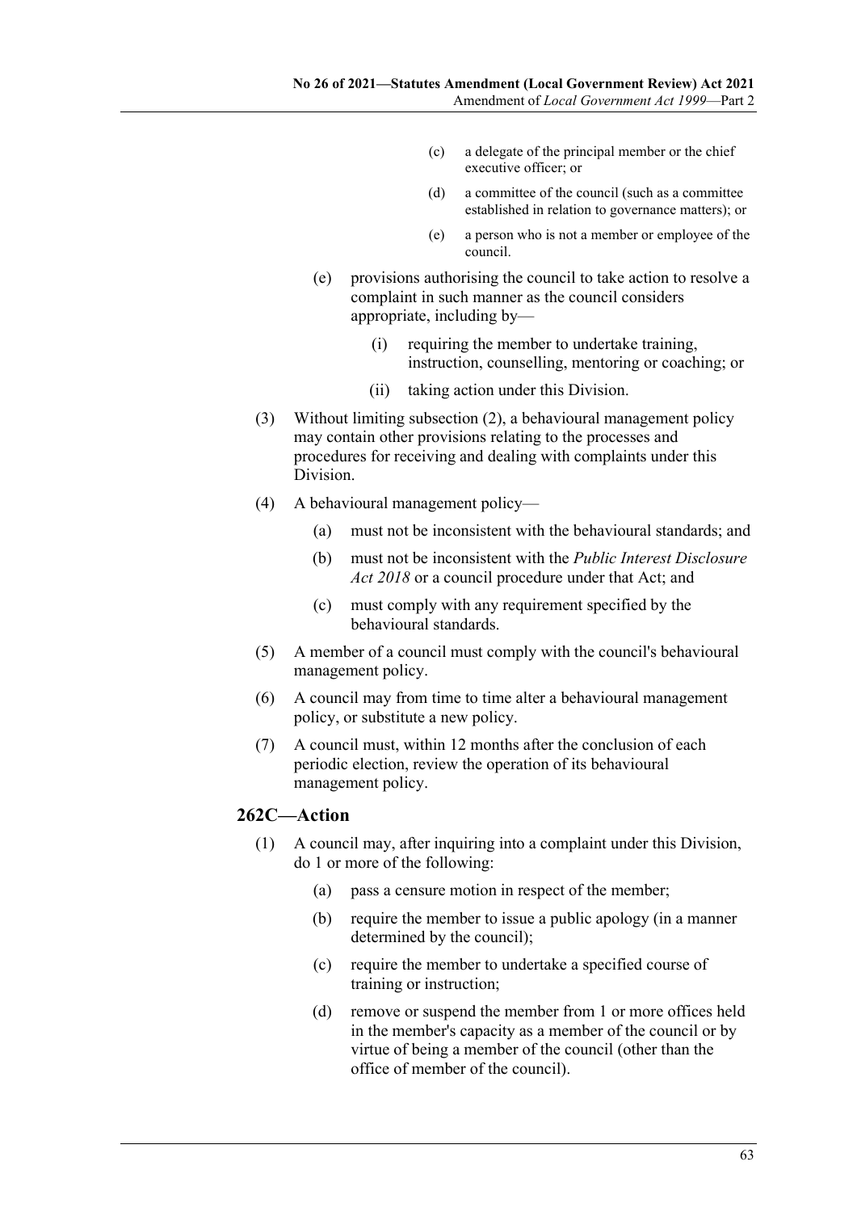(c) a delegate of the principal member or the chief executive officer; or

(d) a committee of the council (such as a committee established in relation to governance matters); or

(e) a person who is not a member or employee of the council.

(e) provisions authorising the council to take action to resolve a complaint in such manner as the council considers appropriate, including by—

(i) requiring the member to undertake training, instruction, counselling, mentoring or coaching; or

(ii) taking action under this Division.

(3) Without limiting subsection (2), a behavioural management policy may contain other provisions relating to the processes and procedures for receiving and dealing with complaints under this Division.

(4) A behavioural management policy—

(a) must not be inconsistent with the behavioural standards; and

(b) must not be inconsistent with the *Public Interest Disclosure Act 2018* or a council procedure under that Act; and

(c) must comply with any requirement specified by the behavioural standards.

(5) A member of a council must comply with the council's behavioural management policy.

(6) A council may from time to time alter a behavioural management policy, or substitute a new policy.

(7) A council must, within 12 months after the conclusion of each periodic election, review the operation of its behavioural management policy.

## 262C—Action

(1) A council may, after inquiring into a complaint under this Division, do 1 or more of the following:

(a) pass a censure motion in respect of the member;

(b) require the member to issue a public apology (in a manner determined by the council);

(c) require the member to undertake a specified course of training or instruction;

(d) remove or suspend the member from 1 or more offices held in the member's capacity as a member of the council or by virtue of being a member of the council (other than the office of member of the council).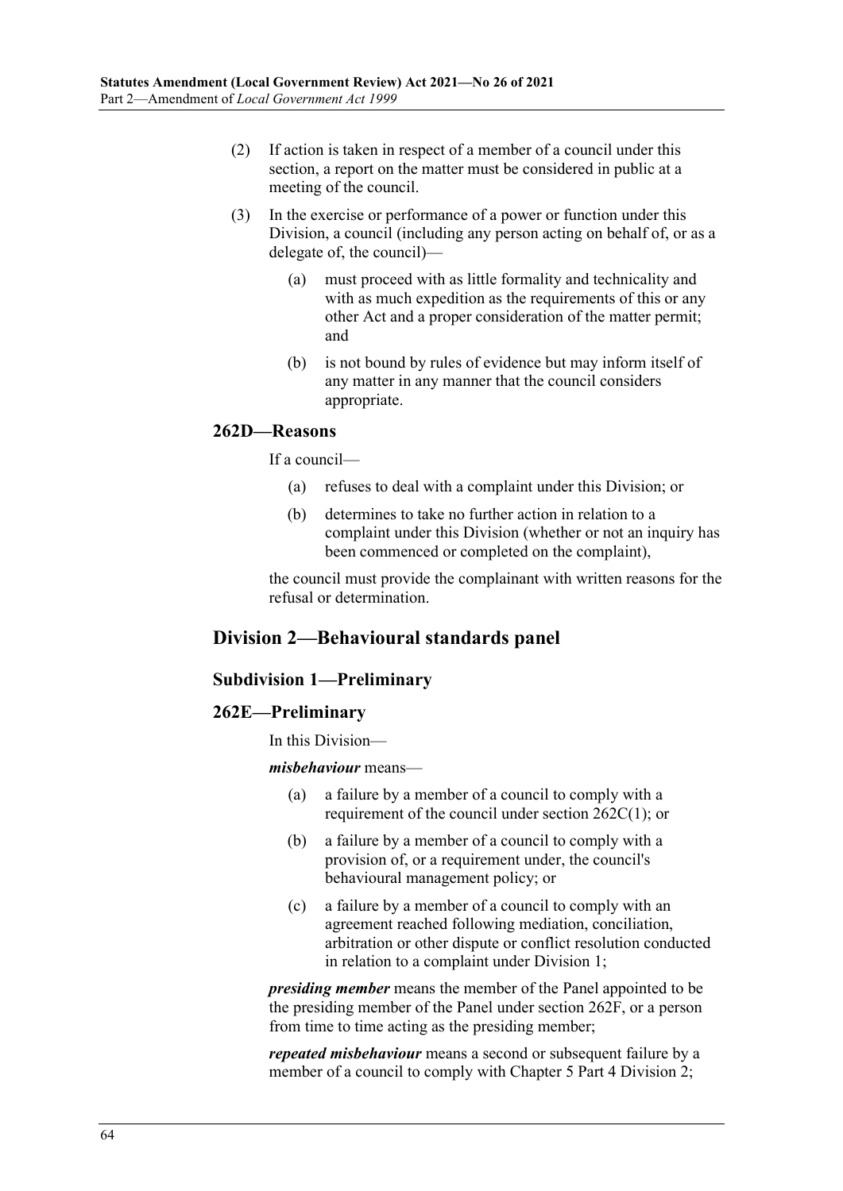(2) If action is taken in respect of a member of a council under this section, a report on the matter must be considered in public at a meeting of the council.

(3) In the exercise or performance of a power or function under this Division, a council (including any person acting on behalf of, or as a delegate of, the council)—

(a) must proceed with as little formality and technicality and with as much expedition as the requirements of this or any other Act and a proper consideration of the matter permit; and

(b) is not bound by rules of evidence but may inform itself of any matter in any manner that the council considers appropriate.

### 262D—Reasons

If a council—

(a) refuses to deal with a complaint under this Division; or

(b) determines to take no further action in relation to a complaint under this Division (whether or not an inquiry has been commenced or completed on the complaint),

the council must provide the complainant with written reasons for the refusal or determination.

## Division 2—Behavioural standards panel

### Subdivision 1—Preliminary

### 262E—Preliminary

In this Division—

***misbehaviour*** means—

(a) a failure by a member of a council to comply with a requirement of the council under section 262C(1); or

(b) a failure by a member of a council to comply with a provision of, or a requirement under, the council's behavioural management policy; or

(c) a failure by a member of a council to comply with an agreement reached following mediation, conciliation, arbitration or other dispute or conflict resolution conducted in relation to a complaint under Division 1;

***presiding member*** means the member of the Panel appointed to be the presiding member of the Panel under section 262F, or a person from time to time acting as the presiding member;

***repeated misbehaviour*** means a second or subsequent failure by a member of a council to comply with Chapter 5 Part 4 Division 2;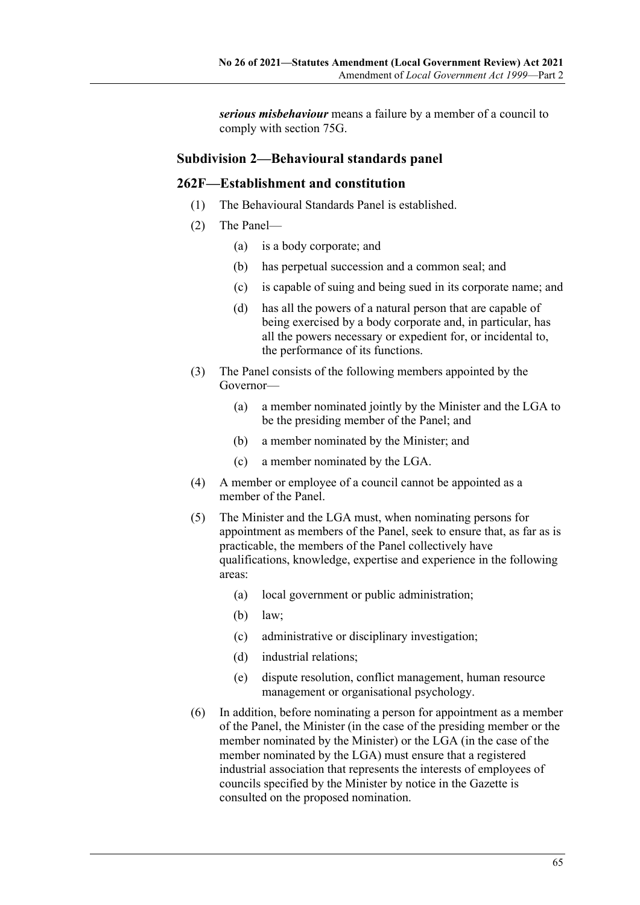***serious misbehaviour*** means a failure by a member of a council to comply with section 75G.

## Subdivision 2—Behavioural standards panel

### 262F—Establishment and constitution

(1) The Behavioural Standards Panel is established.

(2) The Panel—

(a) is a body corporate; and

(b) has perpetual succession and a common seal; and

(c) is capable of suing and being sued in its corporate name; and

(d) has all the powers of a natural person that are capable of being exercised by a body corporate and, in particular, has all the powers necessary or expedient for, or incidental to, the performance of its functions.

(3) The Panel consists of the following members appointed by the Governor—

(a) a member nominated jointly by the Minister and the LGA to be the presiding member of the Panel; and

(b) a member nominated by the Minister; and

(c) a member nominated by the LGA.

(4) A member or employee of a council cannot be appointed as a member of the Panel.

(5) The Minister and the LGA must, when nominating persons for appointment as members of the Panel, seek to ensure that, as far as is practicable, the members of the Panel collectively have qualifications, knowledge, expertise and experience in the following areas:

(a) local government or public administration;

(b) law;

(c) administrative or disciplinary investigation;

(d) industrial relations;

(e) dispute resolution, conflict management, human resource management or organisational psychology.

(6) In addition, before nominating a person for appointment as a member of the Panel, the Minister (in the case of the presiding member or the member nominated by the Minister) or the LGA (in the case of the member nominated by the LGA) must ensure that a registered industrial association that represents the interests of employees of councils specified by the Minister by notice in the Gazette is consulted on the proposed nomination.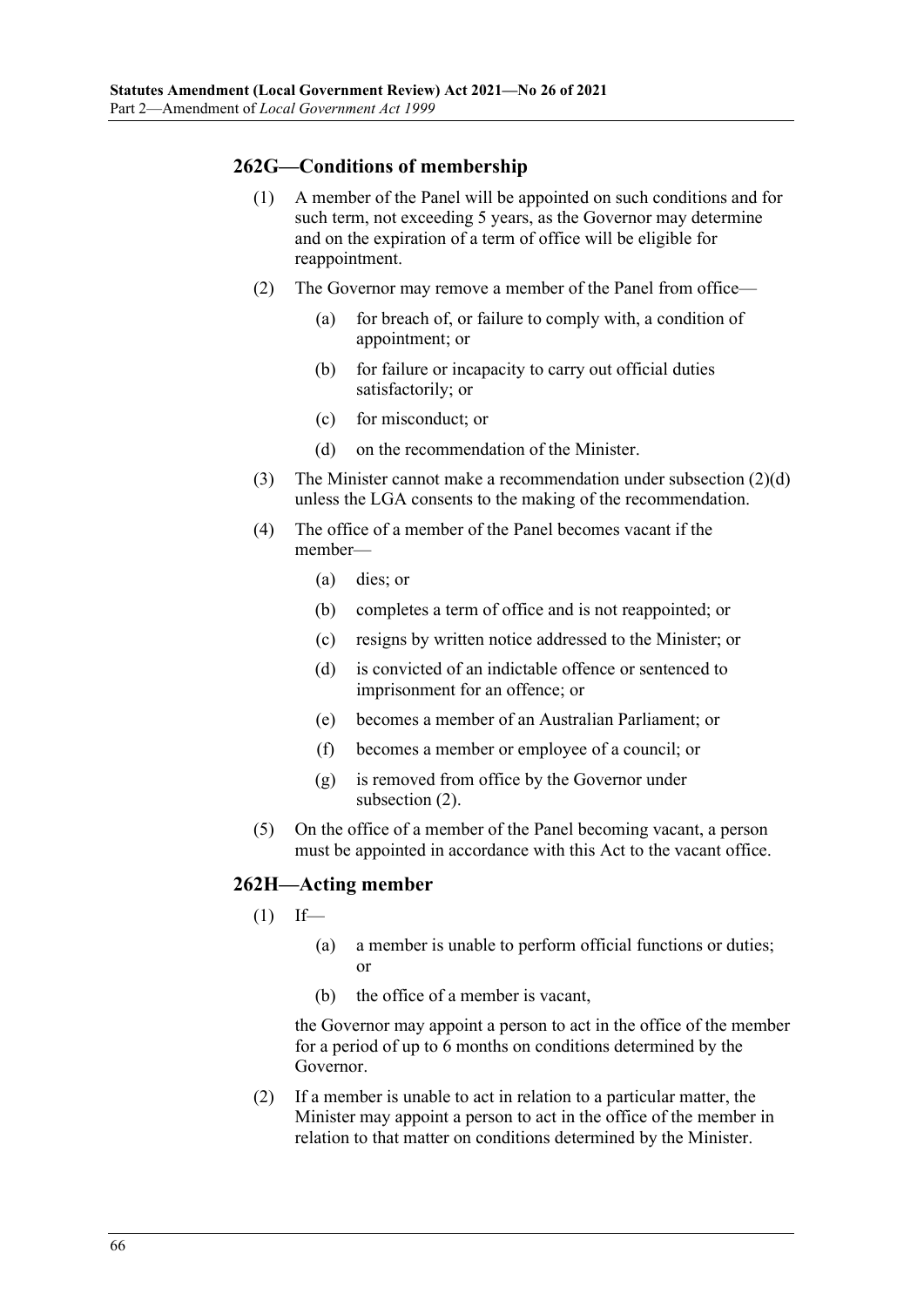## 262G—Conditions of membership

(1) A member of the Panel will be appointed on such conditions and for such term, not exceeding 5 years, as the Governor may determine and on the expiration of a term of office will be eligible for reappointment.

(2) The Governor may remove a member of the Panel from office—

(a) for breach of, or failure to comply with, a condition of appointment; or

(b) for failure or incapacity to carry out official duties satisfactorily; or

(c) for misconduct; or

(d) on the recommendation of the Minister.

(3) The Minister cannot make a recommendation under subsection (2)(d) unless the LGA consents to the making of the recommendation.

(4) The office of a member of the Panel becomes vacant if the member—

(a) dies; or

(b) completes a term of office and is not reappointed; or

(c) resigns by written notice addressed to the Minister; or

(d) is convicted of an indictable offence or sentenced to imprisonment for an offence; or

(e) becomes a member of an Australian Parliament; or

(f) becomes a member or employee of a council; or

(g) is removed from office by the Governor under subsection (2).

(5) On the office of a member of the Panel becoming vacant, a person must be appointed in accordance with this Act to the vacant office.

## 262H—Acting member

(1) If—

(a) a member is unable to perform official functions or duties; or

(b) the office of a member is vacant,

the Governor may appoint a person to act in the office of the member for a period of up to 6 months on conditions determined by the Governor.

(2) If a member is unable to act in relation to a particular matter, the Minister may appoint a person to act in the office of the member in relation to that matter on conditions determined by the Minister.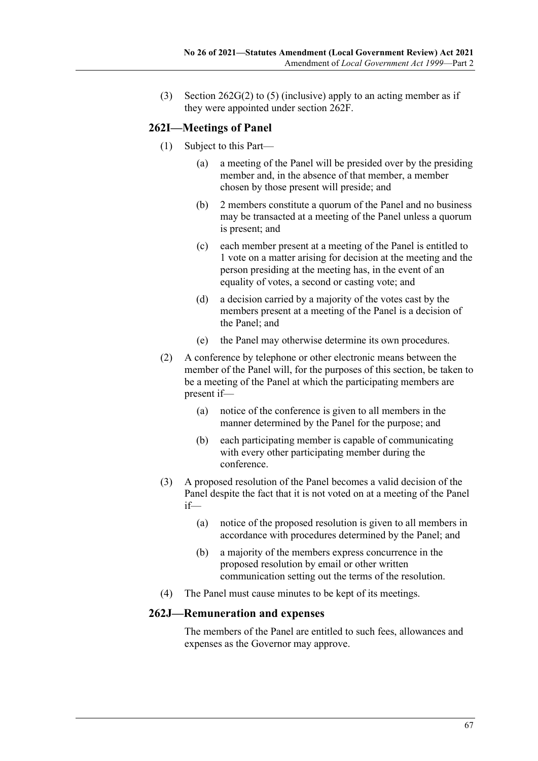(3) Section 262G(2) to (5) (inclusive) apply to an acting member as if they were appointed under section 262F.

## 262I—Meetings of Panel

(1) Subject to this Part—

   (a) a meeting of the Panel will be presided over by the presiding member and, in the absence of that member, a member chosen by those present will preside; and

   (b) 2 members constitute a quorum of the Panel and no business may be transacted at a meeting of the Panel unless a quorum is present; and

   (c) each member present at a meeting of the Panel is entitled to 1 vote on a matter arising for decision at the meeting and the person presiding at the meeting has, in the event of an equality of votes, a second or casting vote; and

   (d) a decision carried by a majority of the votes cast by the members present at a meeting of the Panel is a decision of the Panel; and

   (e) the Panel may otherwise determine its own procedures.

(2) A conference by telephone or other electronic means between the member of the Panel will, for the purposes of this section, be taken to be a meeting of the Panel at which the participating members are present if—

   (a) notice of the conference is given to all members in the manner determined by the Panel for the purpose; and

   (b) each participating member is capable of communicating with every other participating member during the conference.

(3) A proposed resolution of the Panel becomes a valid decision of the Panel despite the fact that it is not voted on at a meeting of the Panel if—

   (a) notice of the proposed resolution is given to all members in accordance with procedures determined by the Panel; and

   (b) a majority of the members express concurrence in the proposed resolution by email or other written communication setting out the terms of the resolution.

(4) The Panel must cause minutes to be kept of its meetings.

## 262J—Remuneration and expenses

The members of the Panel are entitled to such fees, allowances and expenses as the Governor may approve.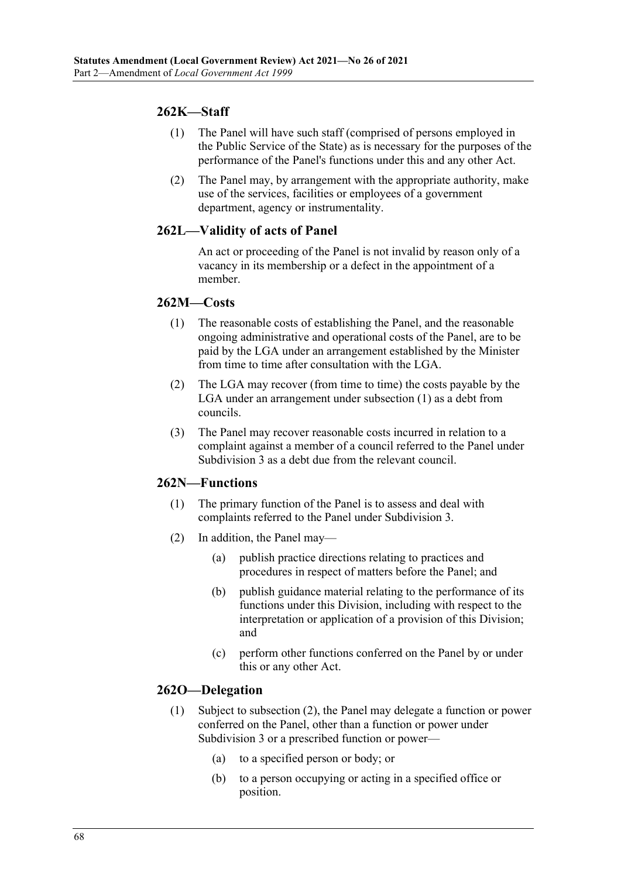## 262K—Staff

(1) The Panel will have such staff (comprised of persons employed in the Public Service of the State) as is necessary for the purposes of the performance of the Panel's functions under this and any other Act.

(2) The Panel may, by arrangement with the appropriate authority, make use of the services, facilities or employees of a government department, agency or instrumentality.

## 262L—Validity of acts of Panel

An act or proceeding of the Panel is not invalid by reason only of a vacancy in its membership or a defect in the appointment of a member.

## 262M—Costs

(1) The reasonable costs of establishing the Panel, and the reasonable ongoing administrative and operational costs of the Panel, are to be paid by the LGA under an arrangement established by the Minister from time to time after consultation with the LGA.

(2) The LGA may recover (from time to time) the costs payable by the LGA under an arrangement under subsection (1) as a debt from councils.

(3) The Panel may recover reasonable costs incurred in relation to a complaint against a member of a council referred to the Panel under Subdivision 3 as a debt due from the relevant council.

## 262N—Functions

(1) The primary function of the Panel is to assess and deal with complaints referred to the Panel under Subdivision 3.

(2) In addition, the Panel may—

(a) publish practice directions relating to practices and procedures in respect of matters before the Panel; and

(b) publish guidance material relating to the performance of its functions under this Division, including with respect to the interpretation or application of a provision of this Division; and

(c) perform other functions conferred on the Panel by or under this or any other Act.

## 262O—Delegation

(1) Subject to subsection (2), the Panel may delegate a function or power conferred on the Panel, other than a function or power under Subdivision 3 or a prescribed function or power—

(a) to a specified person or body; or

(b) to a person occupying or acting in a specified office or position.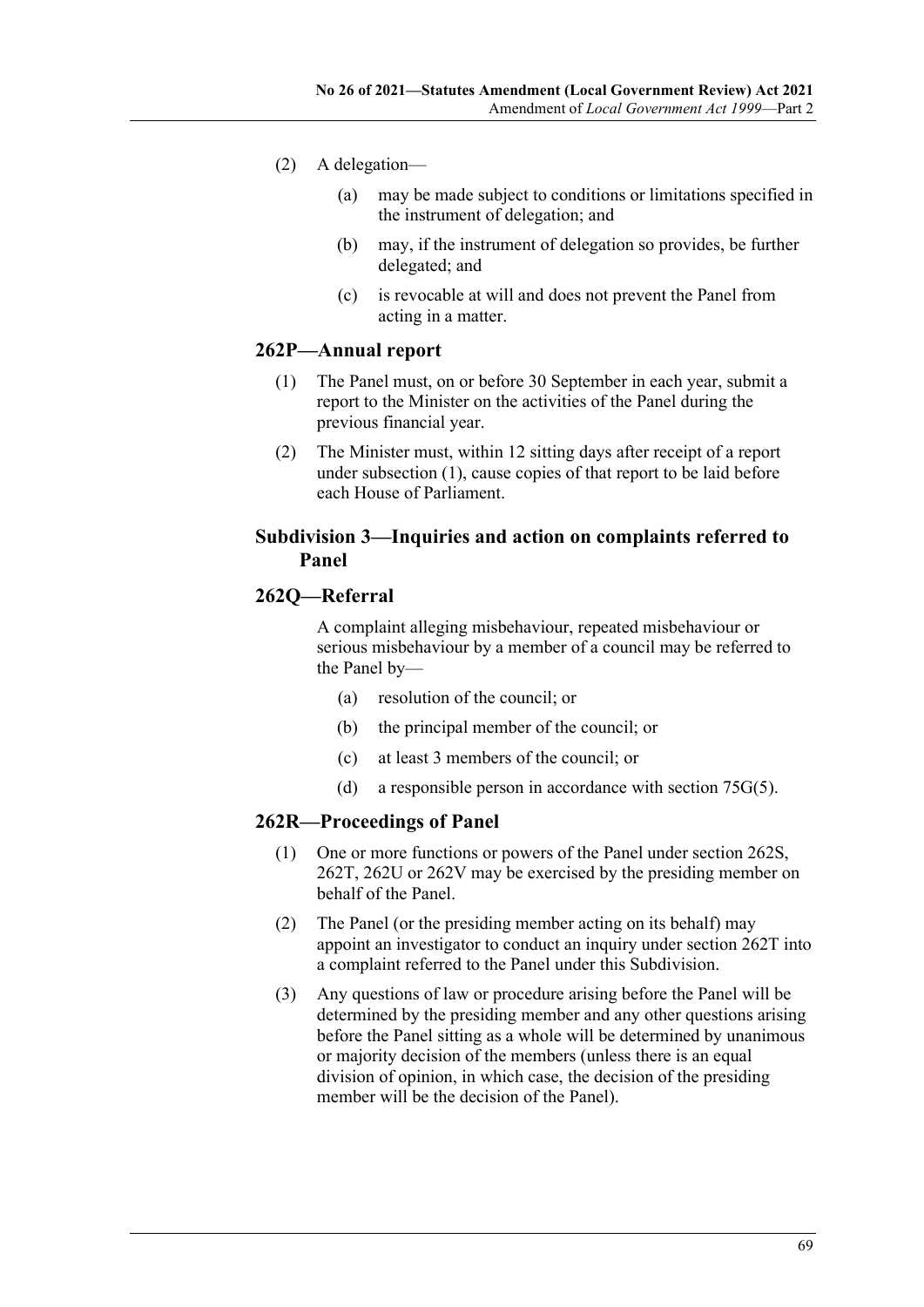(2) A delegation—

(a) may be made subject to conditions or limitations specified in the instrument of delegation; and

(b) may, if the instrument of delegation so provides, be further delegated; and

(c) is revocable at will and does not prevent the Panel from acting in a matter.

## 262P—Annual report

(1) The Panel must, on or before 30 September in each year, submit a report to the Minister on the activities of the Panel during the previous financial year.

(2) The Minister must, within 12 sitting days after receipt of a report under subsection (1), cause copies of that report to be laid before each House of Parliament.

## Subdivision 3—Inquiries and action on complaints referred to Panel

## 262Q—Referral

A complaint alleging misbehaviour, repeated misbehaviour or serious misbehaviour by a member of a council may be referred to the Panel by—

(a) resolution of the council; or

(b) the principal member of the council; or

(c) at least 3 members of the council; or

(d) a responsible person in accordance with section 75G(5).

## 262R—Proceedings of Panel

(1) One or more functions or powers of the Panel under section 262S, 262T, 262U or 262V may be exercised by the presiding member on behalf of the Panel.

(2) The Panel (or the presiding member acting on its behalf) may appoint an investigator to conduct an inquiry under section 262T into a complaint referred to the Panel under this Subdivision.

(3) Any questions of law or procedure arising before the Panel will be determined by the presiding member and any other questions arising before the Panel sitting as a whole will be determined by unanimous or majority decision of the members (unless there is an equal division of opinion, in which case, the decision of the presiding member will be the decision of the Panel).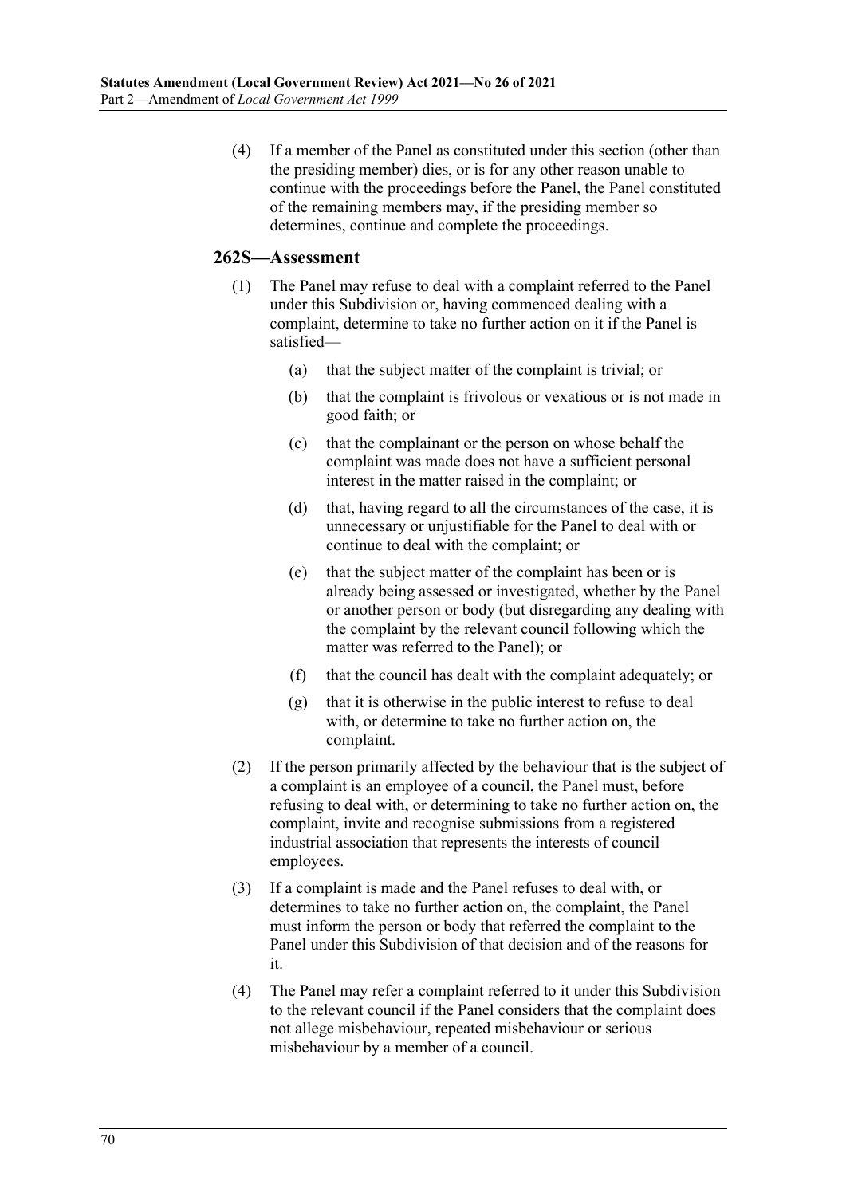(4) If a member of the Panel as constituted under this section (other than the presiding member) dies, or is for any other reason unable to continue with the proceedings before the Panel, the Panel constituted of the remaining members may, if the presiding member so determines, continue and complete the proceedings.

## 262S—Assessment

(1) The Panel may refuse to deal with a complaint referred to the Panel under this Subdivision or, having commenced dealing with a complaint, determine to take no further action on it if the Panel is satisfied—

(a) that the subject matter of the complaint is trivial; or

(b) that the complaint is frivolous or vexatious or is not made in good faith; or

(c) that the complainant or the person on whose behalf the complaint was made does not have a sufficient personal interest in the matter raised in the complaint; or

(d) that, having regard to all the circumstances of the case, it is unnecessary or unjustifiable for the Panel to deal with or continue to deal with the complaint; or

(e) that the subject matter of the complaint has been or is already being assessed or investigated, whether by the Panel or another person or body (but disregarding any dealing with the complaint by the relevant council following which the matter was referred to the Panel); or

(f) that the council has dealt with the complaint adequately; or

(g) that it is otherwise in the public interest to refuse to deal with, or determine to take no further action on, the complaint.

(2) If the person primarily affected by the behaviour that is the subject of a complaint is an employee of a council, the Panel must, before refusing to deal with, or determining to take no further action on, the complaint, invite and recognise submissions from a registered industrial association that represents the interests of council employees.

(3) If a complaint is made and the Panel refuses to deal with, or determines to take no further action on, the complaint, the Panel must inform the person or body that referred the complaint to the Panel under this Subdivision of that decision and of the reasons for it.

(4) The Panel may refer a complaint referred to it under this Subdivision to the relevant council if the Panel considers that the complaint does not allege misbehaviour, repeated misbehaviour or serious misbehaviour by a member of a council.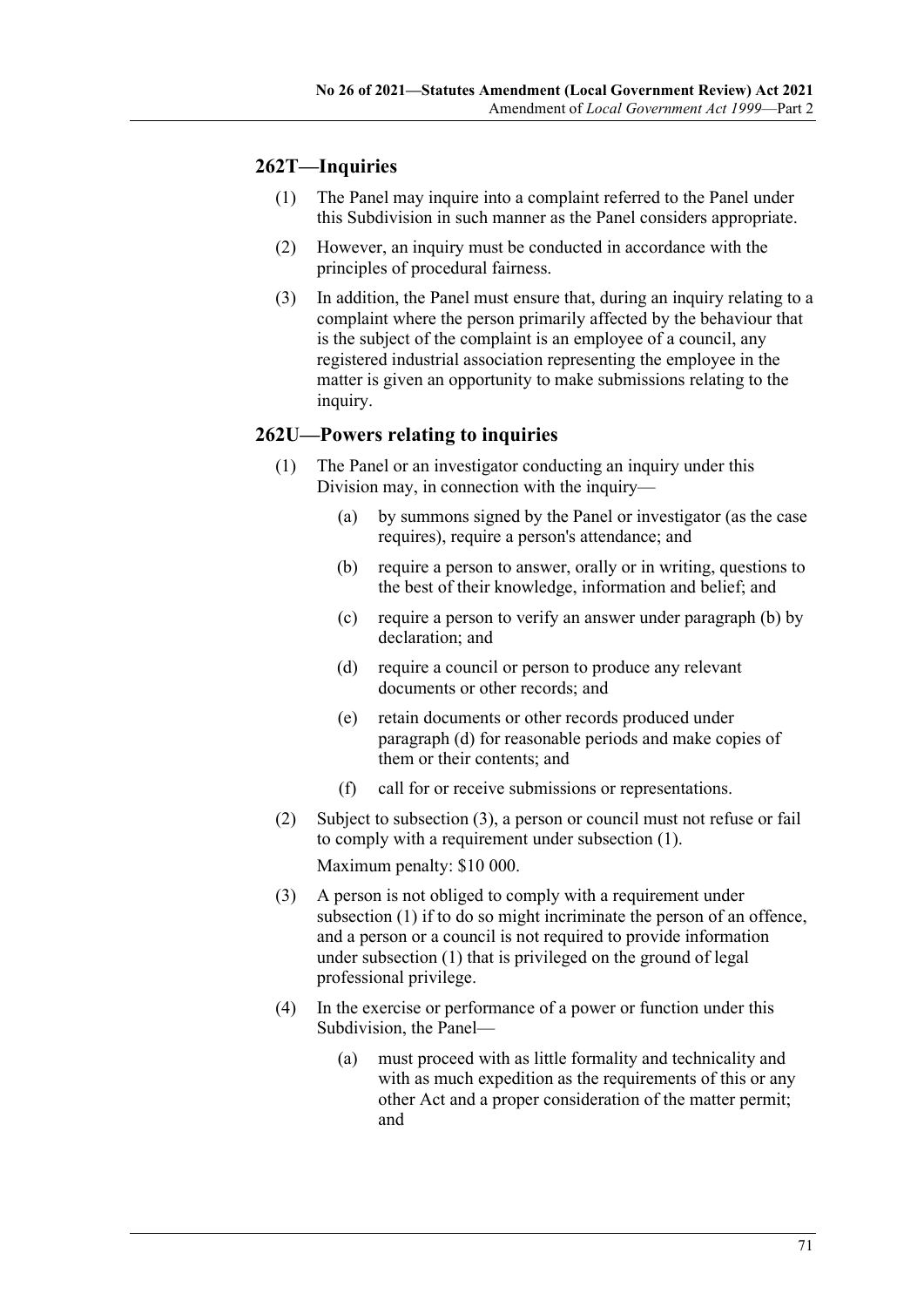## 262T—Inquiries

(1) The Panel may inquire into a complaint referred to the Panel under this Subdivision in such manner as the Panel considers appropriate.

(2) However, an inquiry must be conducted in accordance with the principles of procedural fairness.

(3) In addition, the Panel must ensure that, during an inquiry relating to a complaint where the person primarily affected by the behaviour that is the subject of the complaint is an employee of a council, any registered industrial association representing the employee in the matter is given an opportunity to make submissions relating to the inquiry.

## 262U—Powers relating to inquiries

(1) The Panel or an investigator conducting an inquiry under this Division may, in connection with the inquiry—

- (a) by summons signed by the Panel or investigator (as the case requires), require a person's attendance; and
- (b) require a person to answer, orally or in writing, questions to the best of their knowledge, information and belief; and
- (c) require a person to verify an answer under paragraph (b) by declaration; and
- (d) require a council or person to produce any relevant documents or other records; and
- (e) retain documents or other records produced under paragraph (d) for reasonable periods and make copies of them or their contents; and
- (f) call for or receive submissions or representations.

(2) Subject to subsection (3), a person or council must not refuse or fail to comply with a requirement under subsection (1).

Maximum penalty: $10 000.

(3) A person is not obliged to comply with a requirement under subsection (1) if to do so might incriminate the person of an offence, and a person or a council is not required to provide information under subsection (1) that is privileged on the ground of legal professional privilege.

(4) In the exercise or performance of a power or function under this Subdivision, the Panel—

- (a) must proceed with as little formality and technicality and with as much expedition as the requirements of this or any other Act and a proper consideration of the matter permit; and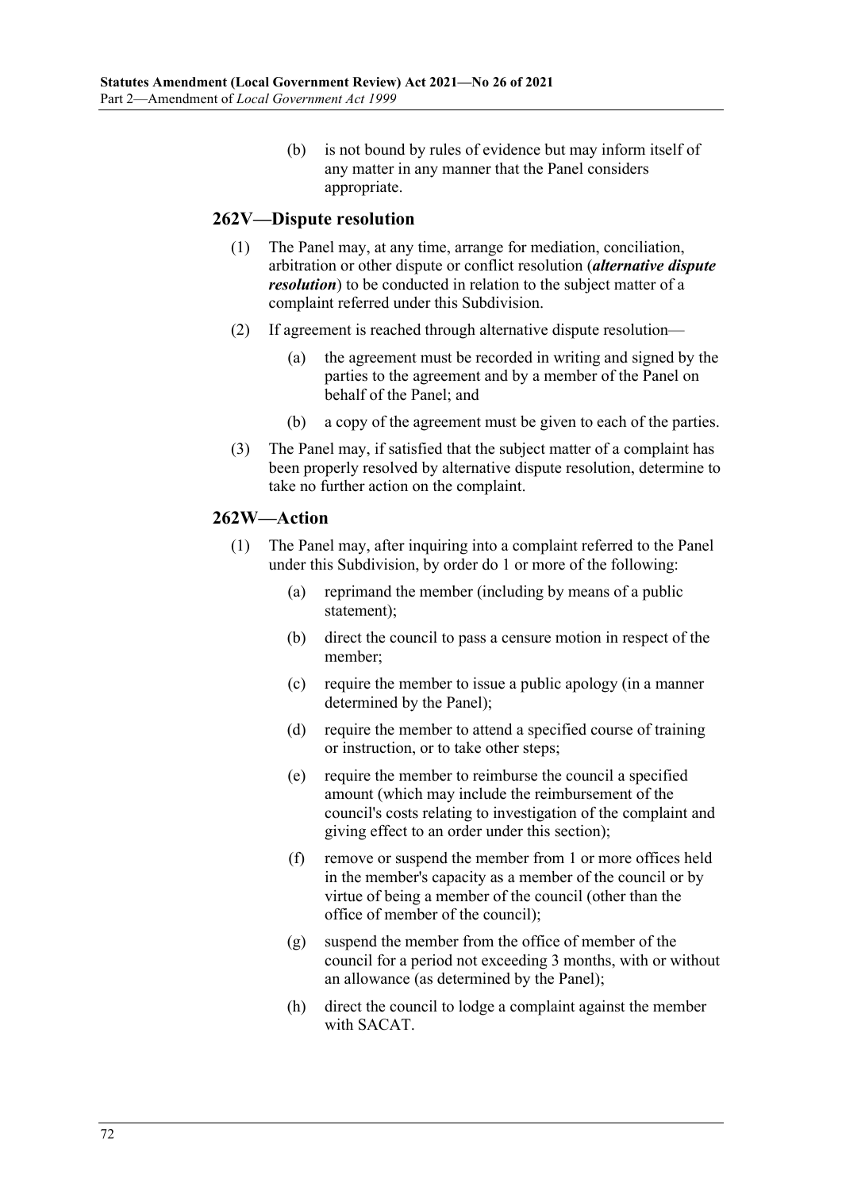(b) is not bound by rules of evidence but may inform itself of any matter in any manner that the Panel considers appropriate.

### 262V—Dispute resolution

(1) The Panel may, at any time, arrange for mediation, conciliation, arbitration or other dispute or conflict resolution (***alternative dispute resolution***) to be conducted in relation to the subject matter of a complaint referred under this Subdivision.

(2) If agreement is reached through alternative dispute resolution—

(a) the agreement must be recorded in writing and signed by the parties to the agreement and by a member of the Panel on behalf of the Panel; and

(b) a copy of the agreement must be given to each of the parties.

(3) The Panel may, if satisfied that the subject matter of a complaint has been properly resolved by alternative dispute resolution, determine to take no further action on the complaint.

### 262W—Action

(1) The Panel may, after inquiring into a complaint referred to the Panel under this Subdivision, by order do 1 or more of the following:

(a) reprimand the member (including by means of a public statement);

(b) direct the council to pass a censure motion in respect of the member;

(c) require the member to issue a public apology (in a manner determined by the Panel);

(d) require the member to attend a specified course of training or instruction, or to take other steps;

(e) require the member to reimburse the council a specified amount (which may include the reimbursement of the council's costs relating to investigation of the complaint and giving effect to an order under this section);

(f) remove or suspend the member from 1 or more offices held in the member's capacity as a member of the council or by virtue of being a member of the council (other than the office of member of the council);

(g) suspend the member from the office of member of the council for a period not exceeding 3 months, with or without an allowance (as determined by the Panel);

(h) direct the council to lodge a complaint against the member with SACAT.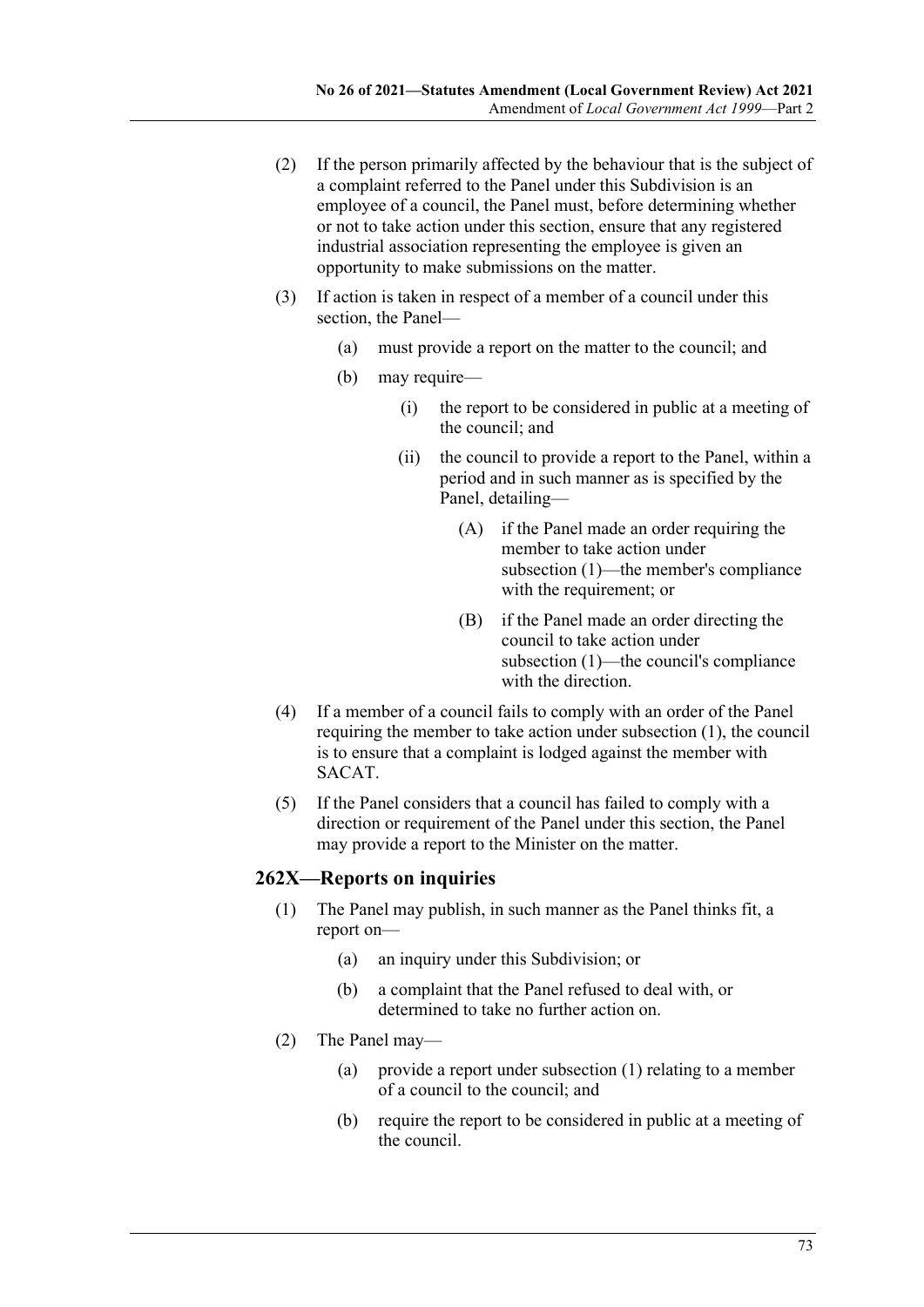(2) If the person primarily affected by the behaviour that is the subject of a complaint referred to the Panel under this Subdivision is an employee of a council, the Panel must, before determining whether or not to take action under this section, ensure that any registered industrial association representing the employee is given an opportunity to make submissions on the matter.

(3) If action is taken in respect of a member of a council under this section, the Panel—

(a) must provide a report on the matter to the council; and

(b) may require—

(i) the report to be considered in public at a meeting of the council; and

(ii) the council to provide a report to the Panel, within a period and in such manner as is specified by the Panel, detailing—

(A) if the Panel made an order requiring the member to take action under subsection (1)—the member's compliance with the requirement; or

(B) if the Panel made an order directing the council to take action under subsection (1)—the council's compliance with the direction.

(4) If a member of a council fails to comply with an order of the Panel requiring the member to take action under subsection (1), the council is to ensure that a complaint is lodged against the member with SACAT.

(5) If the Panel considers that a council has failed to comply with a direction or requirement of the Panel under this section, the Panel may provide a report to the Minister on the matter.

## 262X—Reports on inquiries

(1) The Panel may publish, in such manner as the Panel thinks fit, a report on—

(a) an inquiry under this Subdivision; or

(b) a complaint that the Panel refused to deal with, or determined to take no further action on.

(2) The Panel may—

(a) provide a report under subsection (1) relating to a member of a council to the council; and

(b) require the report to be considered in public at a meeting of the council.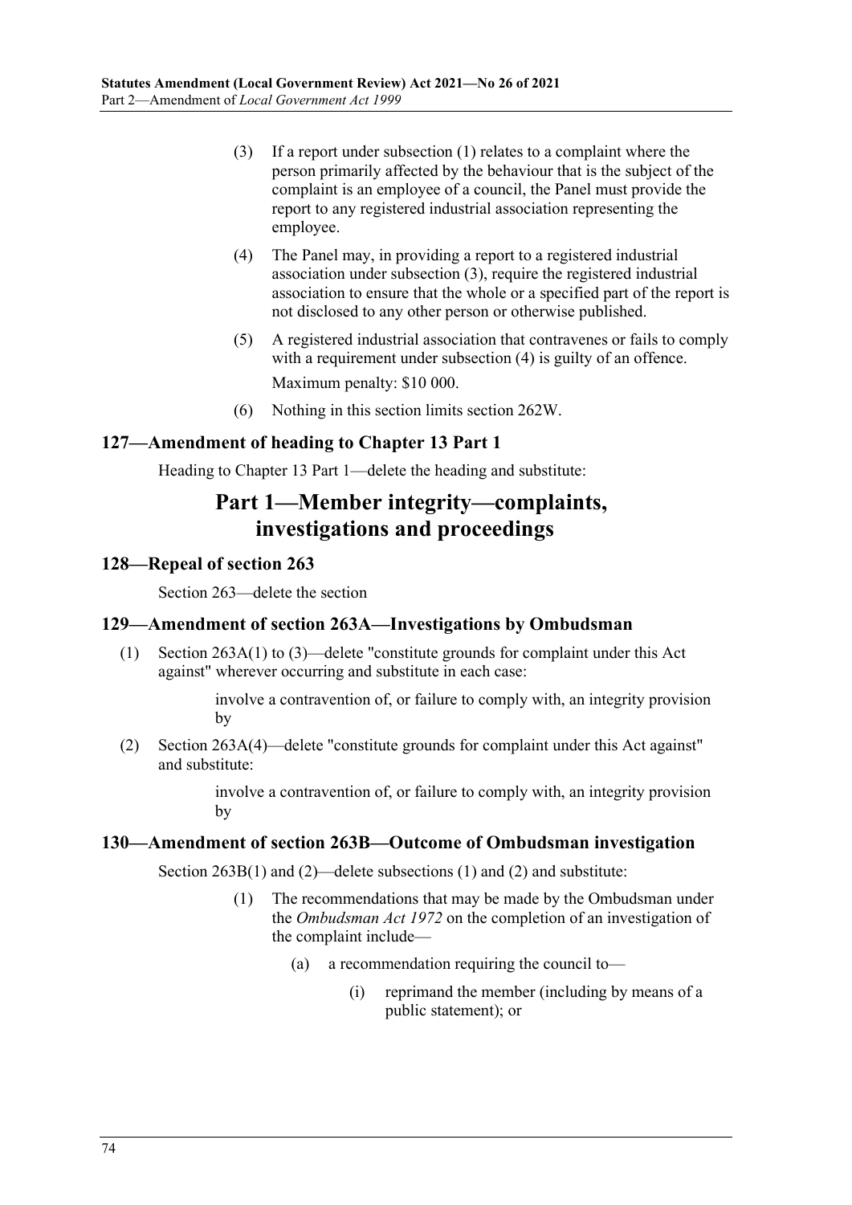(3) If a report under subsection (1) relates to a complaint where the person primarily affected by the behaviour that is the subject of the complaint is an employee of a council, the Panel must provide the report to any registered industrial association representing the employee.

(4) The Panel may, in providing a report to a registered industrial association under subsection (3), require the registered industrial association to ensure that the whole or a specified part of the report is not disclosed to any other person or otherwise published.

(5) A registered industrial association that contravenes or fails to comply with a requirement under subsection (4) is guilty of an offence.

Maximum penalty: $10 000.

(6) Nothing in this section limits section 262W.

### 127—Amendment of heading to Chapter 13 Part 1

Heading to Chapter 13 Part 1—delete the heading and substitute:

## Part 1—Member integrity—complaints, investigations and proceedings

### 128—Repeal of section 263

Section 263—delete the section

### 129—Amendment of section 263A—Investigations by Ombudsman

(1) Section 263A(1) to (3)—delete "constitute grounds for complaint under this Act against" wherever occurring and substitute in each case:

> involve a contravention of, or failure to comply with, an integrity provision by

(2) Section 263A(4)—delete "constitute grounds for complaint under this Act against" and substitute:

> involve a contravention of, or failure to comply with, an integrity provision by

### 130—Amendment of section 263B—Outcome of Ombudsman investigation

Section 263B(1) and (2)—delete subsections (1) and (2) and substitute:

> (1) The recommendations that may be made by the Ombudsman under the *Ombudsman Act 1972* on the completion of an investigation of the complaint include—
>
> (a) a recommendation requiring the council to—
>
> (i) reprimand the member (including by means of a public statement); or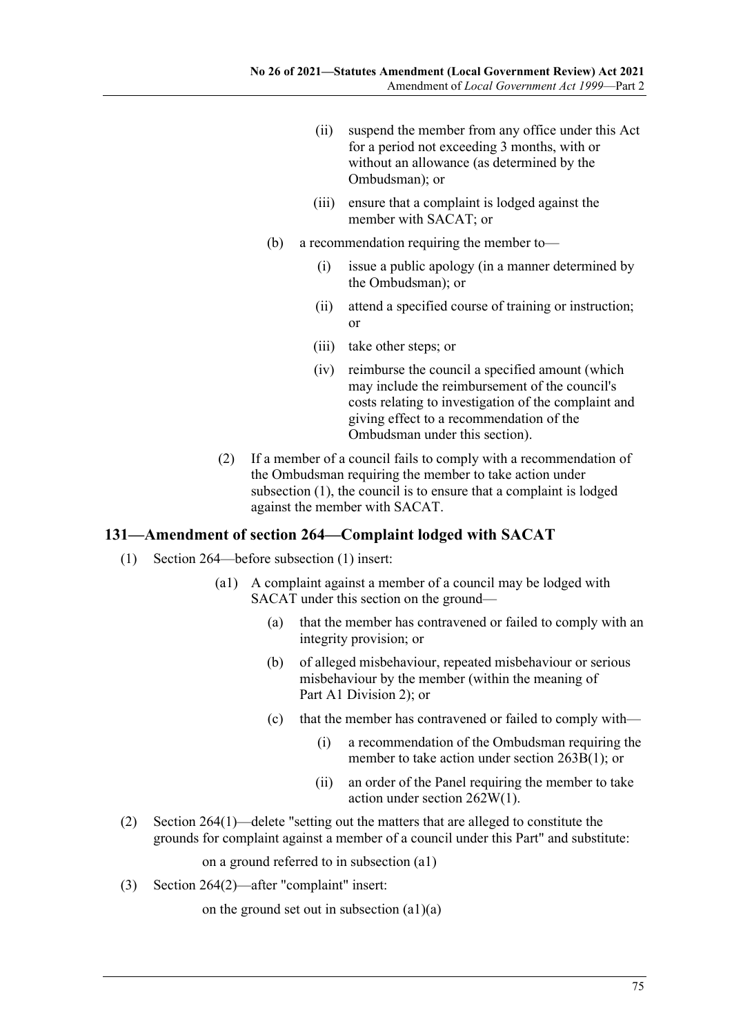(ii) suspend the member from any office under this Act for a period not exceeding 3 months, with or without an allowance (as determined by the Ombudsman); or

(iii) ensure that a complaint is lodged against the member with SACAT; or

(b) a recommendation requiring the member to—

(i) issue a public apology (in a manner determined by the Ombudsman); or

(ii) attend a specified course of training or instruction; or

(iii) take other steps; or

(iv) reimburse the council a specified amount (which may include the reimbursement of the council's costs relating to investigation of the complaint and giving effect to a recommendation of the Ombudsman under this section).

(2) If a member of a council fails to comply with a recommendation of the Ombudsman requiring the member to take action under subsection (1), the council is to ensure that a complaint is lodged against the member with SACAT.

## 131—Amendment of section 264—Complaint lodged with SACAT

(1) Section 264—before subsection (1) insert:

(a1) A complaint against a member of a council may be lodged with SACAT under this section on the ground—

(a) that the member has contravened or failed to comply with an integrity provision; or

(b) of alleged misbehaviour, repeated misbehaviour or serious misbehaviour by the member (within the meaning of Part A1 Division 2); or

(c) that the member has contravened or failed to comply with—

(i) a recommendation of the Ombudsman requiring the member to take action under section 263B(1); or

(ii) an order of the Panel requiring the member to take action under section 262W(1).

(2) Section 264(1)—delete "setting out the matters that are alleged to constitute the grounds for complaint against a member of a council under this Part" and substitute:

on a ground referred to in subsection (a1)

(3) Section 264(2)—after "complaint" insert:

on the ground set out in subsection (a1)(a)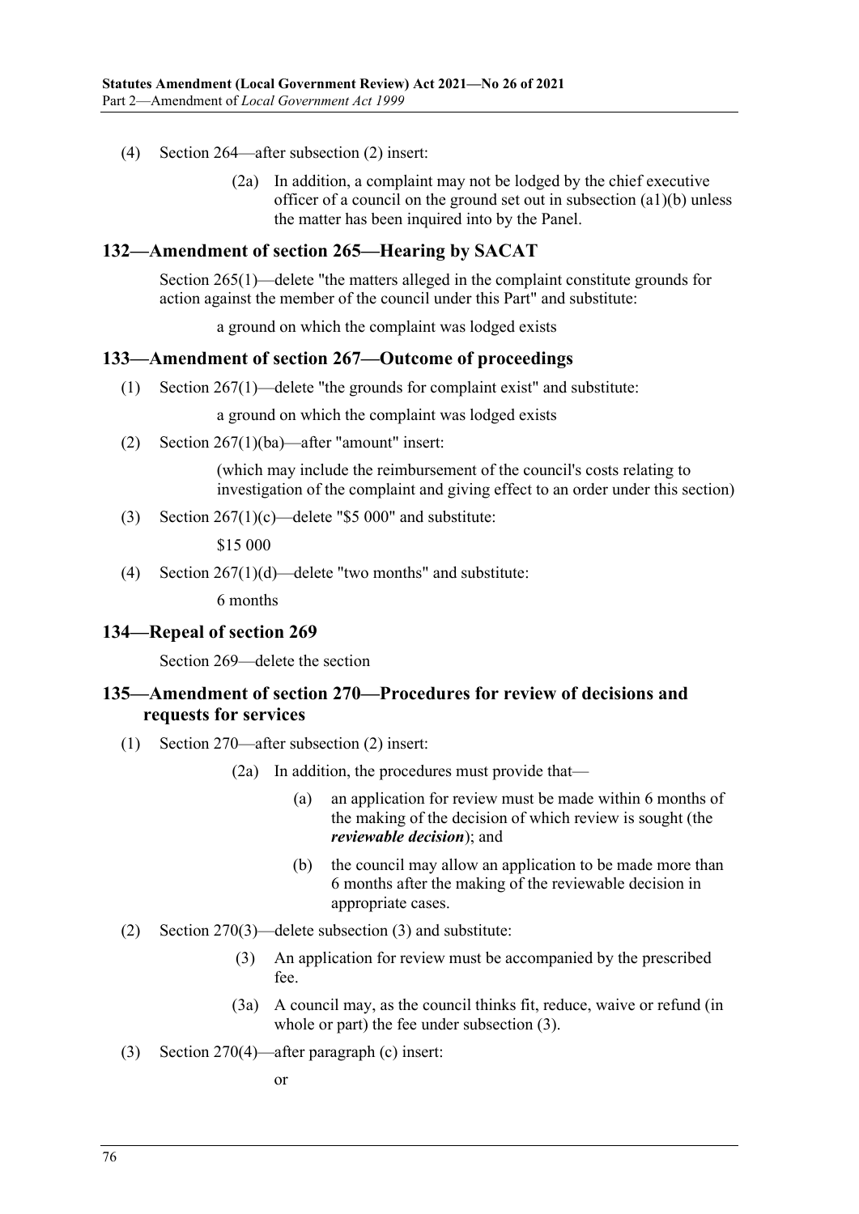(4) Section 264—after subsection (2) insert:

> (2a) In addition, a complaint may not be lodged by the chief executive officer of a council on the ground set out in subsection (a1)(b) unless the matter has been inquired into by the Panel.

## 132—Amendment of section 265—Hearing by SACAT

Section 265(1)—delete "the matters alleged in the complaint constitute grounds for action against the member of the council under this Part" and substitute:

> a ground on which the complaint was lodged exists

## 133—Amendment of section 267—Outcome of proceedings

(1) Section 267(1)—delete "the grounds for complaint exist" and substitute:

> a ground on which the complaint was lodged exists

(2) Section 267(1)(ba)—after "amount" insert:

> (which may include the reimbursement of the council's costs relating to investigation of the complaint and giving effect to an order under this section)

(3) Section 267(1)(c)—delete "$5 000" and substitute:

> $15 000

(4) Section 267(1)(d)—delete "two months" and substitute:

> 6 months

## 134—Repeal of section 269

Section 269—delete the section

## 135—Amendment of section 270—Procedures for review of decisions and requests for services

(1) Section 270—after subsection (2) insert:

> (2a) In addition, the procedures must provide that—
>
> (a) an application for review must be made within 6 months of the making of the decision of which review is sought (the ***reviewable decision***); and
>
> (b) the council may allow an application to be made more than 6 months after the making of the reviewable decision in appropriate cases.

(2) Section 270(3)—delete subsection (3) and substitute:

> (3) An application for review must be accompanied by the prescribed fee.
>
> (3a) A council may, as the council thinks fit, reduce, waive or refund (in whole or part) the fee under subsection (3).

(3) Section 270(4)—after paragraph (c) insert:

> or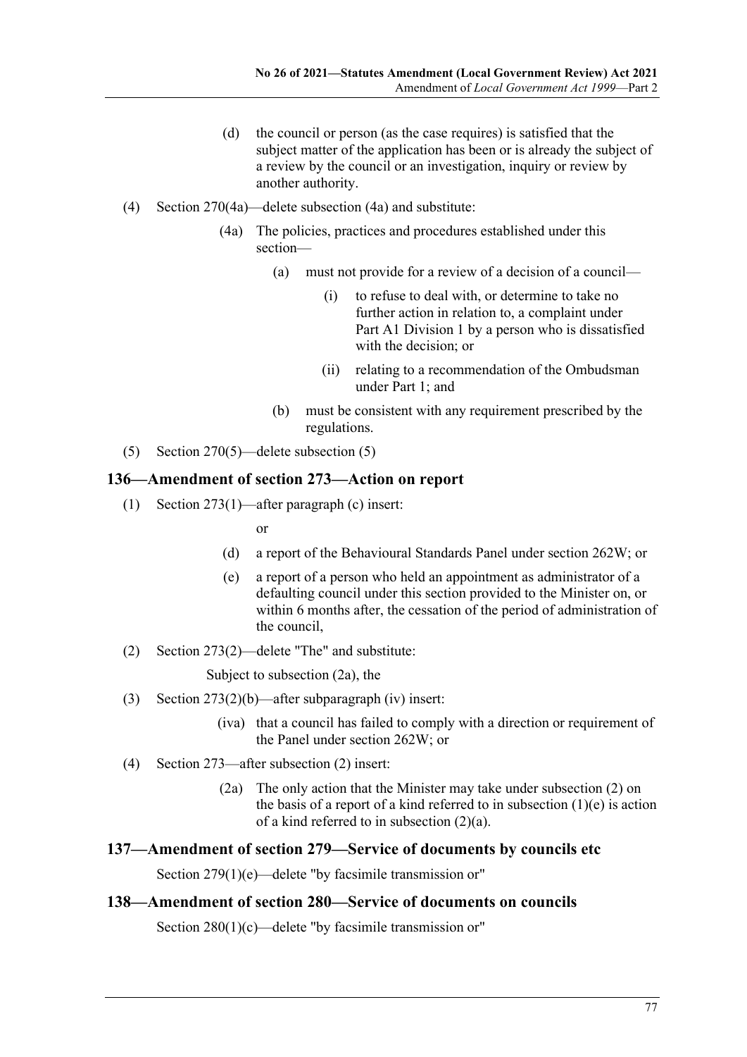(d) the council or person (as the case requires) is satisfied that the subject matter of the application has been or is already the subject of a review by the council or an investigation, inquiry or review by another authority.

(4) Section 270(4a)—delete subsection (4a) and substitute:

(4a) The policies, practices and procedures established under this section—

(a) must not provide for a review of a decision of a council—

(i) to refuse to deal with, or determine to take no further action in relation to, a complaint under Part A1 Division 1 by a person who is dissatisfied with the decision; or

(ii) relating to a recommendation of the Ombudsman under Part 1; and

(b) must be consistent with any requirement prescribed by the regulations.

(5) Section 270(5)—delete subsection (5)

## 136—Amendment of section 273—Action on report

(1) Section 273(1)—after paragraph (c) insert:

or

(d) a report of the Behavioural Standards Panel under section 262W; or

(e) a report of a person who held an appointment as administrator of a defaulting council under this section provided to the Minister on, or within 6 months after, the cessation of the period of administration of the council,

(2) Section 273(2)—delete "The" and substitute:

Subject to subsection (2a), the

(3) Section 273(2)(b)—after subparagraph (iv) insert:

(iva) that a council has failed to comply with a direction or requirement of the Panel under section 262W; or

(4) Section 273—after subsection (2) insert:

(2a) The only action that the Minister may take under subsection (2) on the basis of a report of a kind referred to in subsection (1)(e) is action of a kind referred to in subsection (2)(a).

## 137—Amendment of section 279—Service of documents by councils etc

Section 279(1)(e)—delete "by facsimile transmission or"

## 138—Amendment of section 280—Service of documents on councils

Section 280(1)(c)—delete "by facsimile transmission or"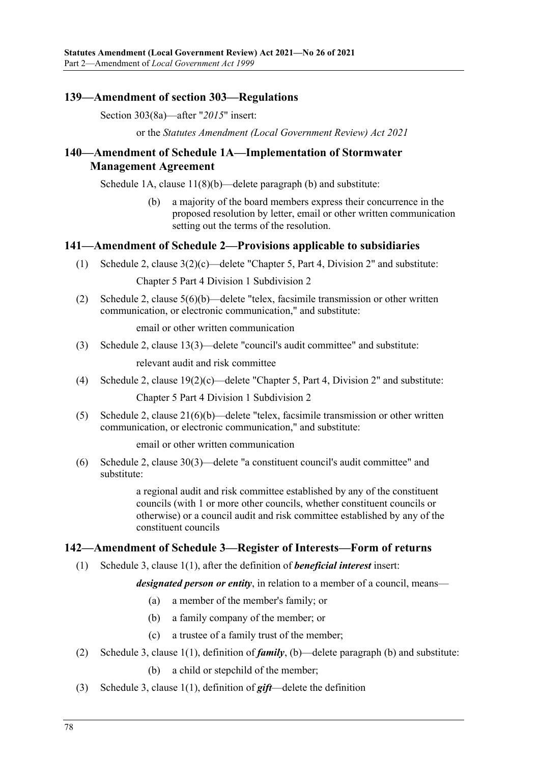### 139—Amendment of section 303—Regulations

Section 303(8a)—after "*2015*" insert:

> or the *Statutes Amendment (Local Government Review) Act 2021*

### 140—Amendment of Schedule 1A—Implementation of Stormwater Management Agreement

Schedule 1A, clause 11(8)(b)—delete paragraph (b) and substitute:

> (b) a majority of the board members express their concurrence in the proposed resolution by letter, email or other written communication setting out the terms of the resolution.

### 141—Amendment of Schedule 2—Provisions applicable to subsidiaries

(1) Schedule 2, clause 3(2)(c)—delete "Chapter 5, Part 4, Division 2" and substitute:

> Chapter 5 Part 4 Division 1 Subdivision 2

(2) Schedule 2, clause 5(6)(b)—delete "telex, facsimile transmission or other written communication, or electronic communication," and substitute:

> email or other written communication

(3) Schedule 2, clause 13(3)—delete "council's audit committee" and substitute:

> relevant audit and risk committee

(4) Schedule 2, clause 19(2)(c)—delete "Chapter 5, Part 4, Division 2" and substitute:

> Chapter 5 Part 4 Division 1 Subdivision 2

(5) Schedule 2, clause 21(6)(b)—delete "telex, facsimile transmission or other written communication, or electronic communication," and substitute:

> email or other written communication

(6) Schedule 2, clause 30(3)—delete "a constituent council's audit committee" and substitute:

> a regional audit and risk committee established by any of the constituent councils (with 1 or more other councils, whether constituent councils or otherwise) or a council audit and risk committee established by any of the constituent councils

### 142—Amendment of Schedule 3—Register of Interests—Form of returns

(1) Schedule 3, clause 1(1), after the definition of ***beneficial interest*** insert:

> ***designated person or entity***, in relation to a member of a council, means—
>
> (a) a member of the member's family; or
>
> (b) a family company of the member; or
>
> (c) a trustee of a family trust of the member;

(2) Schedule 3, clause 1(1), definition of ***family***, (b)—delete paragraph (b) and substitute:

> (b) a child or stepchild of the member;

(3) Schedule 3, clause 1(1), definition of ***gift***—delete the definition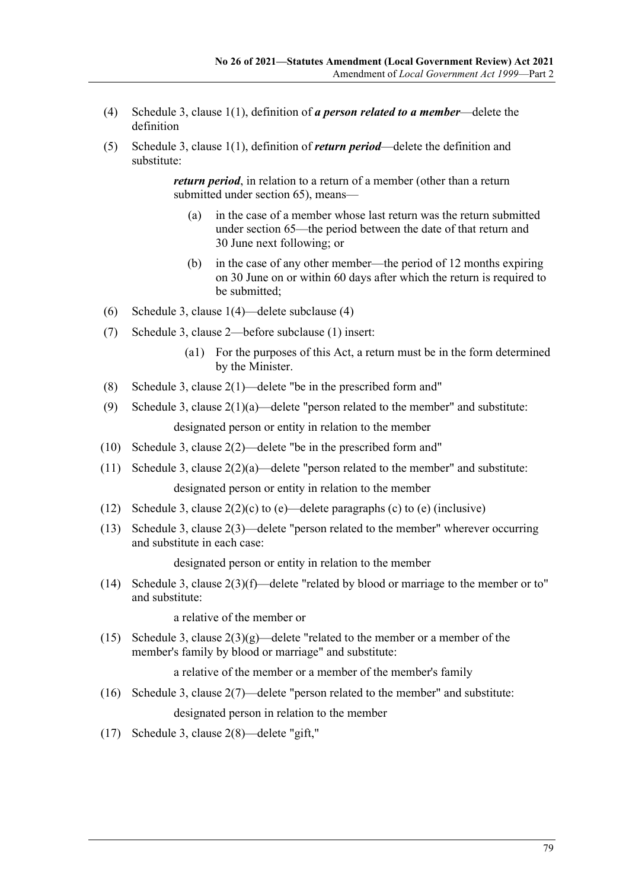(4) Schedule 3, clause 1(1), definition of ***a person related to a member***—delete the definition

(5) Schedule 3, clause 1(1), definition of ***return period***—delete the definition and substitute:

> ***return period***, in relation to a return of a member (other than a return submitted under section 65), means—
>
> (a) in the case of a member whose last return was the return submitted under section 65—the period between the date of that return and 30 June next following; or
>
> (b) in the case of any other member—the period of 12 months expiring on 30 June on or within 60 days after which the return is required to be submitted;

(6) Schedule 3, clause 1(4)—delete subclause (4)

(7) Schedule 3, clause 2—before subclause (1) insert:

> (a1) For the purposes of this Act, a return must be in the form determined by the Minister.

(8) Schedule 3, clause 2(1)—delete "be in the prescribed form and"

(9) Schedule 3, clause 2(1)(a)—delete "person related to the member" and substitute:

> designated person or entity in relation to the member

(10) Schedule 3, clause 2(2)—delete "be in the prescribed form and"

(11) Schedule 3, clause 2(2)(a)—delete "person related to the member" and substitute:

> designated person or entity in relation to the member

(12) Schedule 3, clause 2(2)(c) to (e)—delete paragraphs (c) to (e) (inclusive)

(13) Schedule 3, clause 2(3)—delete "person related to the member" wherever occurring and substitute in each case:

> designated person or entity in relation to the member

(14) Schedule 3, clause 2(3)(f)—delete "related by blood or marriage to the member or to" and substitute:

> a relative of the member or

(15) Schedule 3, clause 2(3)(g)—delete "related to the member or a member of the member's family by blood or marriage" and substitute:

> a relative of the member or a member of the member's family

(16) Schedule 3, clause 2(7)—delete "person related to the member" and substitute:

> designated person in relation to the member

(17) Schedule 3, clause 2(8)—delete "gift,"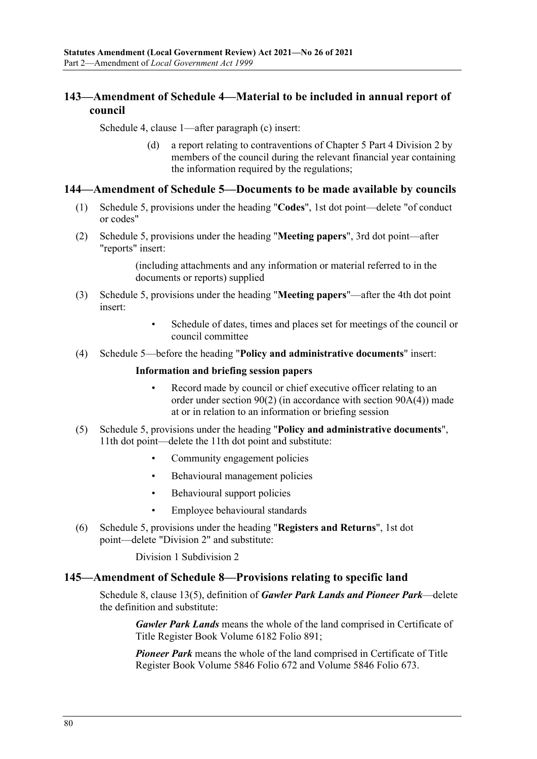## 143—Amendment of Schedule 4—Material to be included in annual report of council

Schedule 4, clause 1—after paragraph (c) insert:

> (d) a report relating to contraventions of Chapter 5 Part 4 Division 2 by members of the council during the relevant financial year containing the information required by the regulations;

## 144—Amendment of Schedule 5—Documents to be made available by councils

(1) Schedule 5, provisions under the heading "**Codes**", 1st dot point—delete "of conduct or codes"

(2) Schedule 5, provisions under the heading "**Meeting papers**", 3rd dot point—after "reports" insert:

> (including attachments and any information or material referred to in the documents or reports) supplied

(3) Schedule 5, provisions under the heading "**Meeting papers**"—after the 4th dot point insert:

> • Schedule of dates, times and places set for meetings of the council or council committee

(4) Schedule 5—before the heading "**Policy and administrative documents**" insert:

> **Information and briefing session papers**
>
> • Record made by council or chief executive officer relating to an order under section 90(2) (in accordance with section 90A(4)) made at or in relation to an information or briefing session

(5) Schedule 5, provisions under the heading "**Policy and administrative documents**", 11th dot point—delete the 11th dot point and substitute:

> • Community engagement policies
>
> • Behavioural management policies
>
> • Behavioural support policies
>
> • Employee behavioural standards

(6) Schedule 5, provisions under the heading "**Registers and Returns**", 1st dot point—delete "Division 2" and substitute:

> Division 1 Subdivision 2

## 145—Amendment of Schedule 8—Provisions relating to specific land

Schedule 8, clause 13(5), definition of ***Gawler Park Lands and Pioneer Park***—delete the definition and substitute:

> ***Gawler Park Lands*** means the whole of the land comprised in Certificate of Title Register Book Volume 6182 Folio 891;
>
> ***Pioneer Park*** means the whole of the land comprised in Certificate of Title Register Book Volume 5846 Folio 672 and Volume 5846 Folio 673.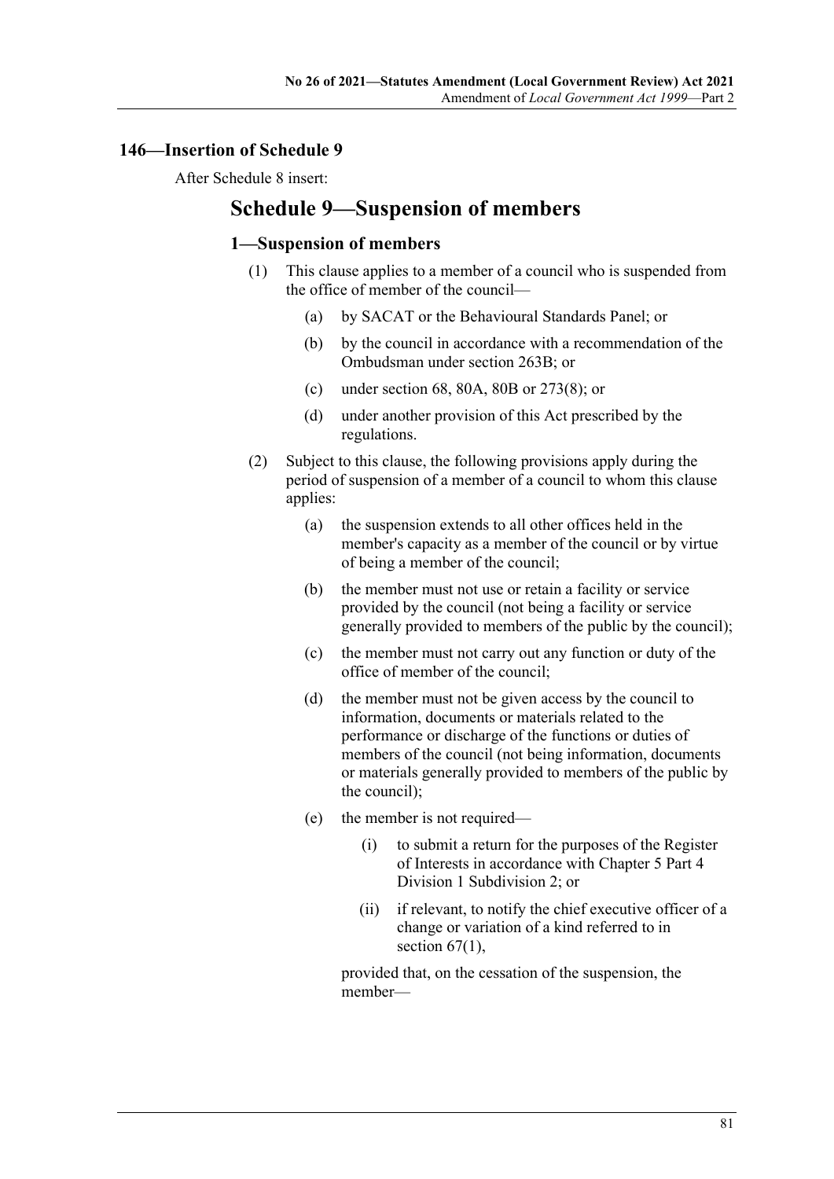## 146—Insertion of Schedule 9

After Schedule 8 insert:

# Schedule 9—Suspension of members

### 1—Suspension of members

(1) This clause applies to a member of a council who is suspended from the office of member of the council—

(a) by SACAT or the Behavioural Standards Panel; or

(b) by the council in accordance with a recommendation of the Ombudsman under section 263B; or

(c) under section 68, 80A, 80B or 273(8); or

(d) under another provision of this Act prescribed by the regulations.

(2) Subject to this clause, the following provisions apply during the period of suspension of a member of a council to whom this clause applies:

(a) the suspension extends to all other offices held in the member's capacity as a member of the council or by virtue of being a member of the council;

(b) the member must not use or retain a facility or service provided by the council (not being a facility or service generally provided to members of the public by the council);

(c) the member must not carry out any function or duty of the office of member of the council;

(d) the member must not be given access by the council to information, documents or materials related to the performance or discharge of the functions or duties of members of the council (not being information, documents or materials generally provided to members of the public by the council);

(e) the member is not required—

(i) to submit a return for the purposes of the Register of Interests in accordance with Chapter 5 Part 4 Division 1 Subdivision 2; or

(ii) if relevant, to notify the chief executive officer of a change or variation of a kind referred to in section 67(1),

provided that, on the cessation of the suspension, the member—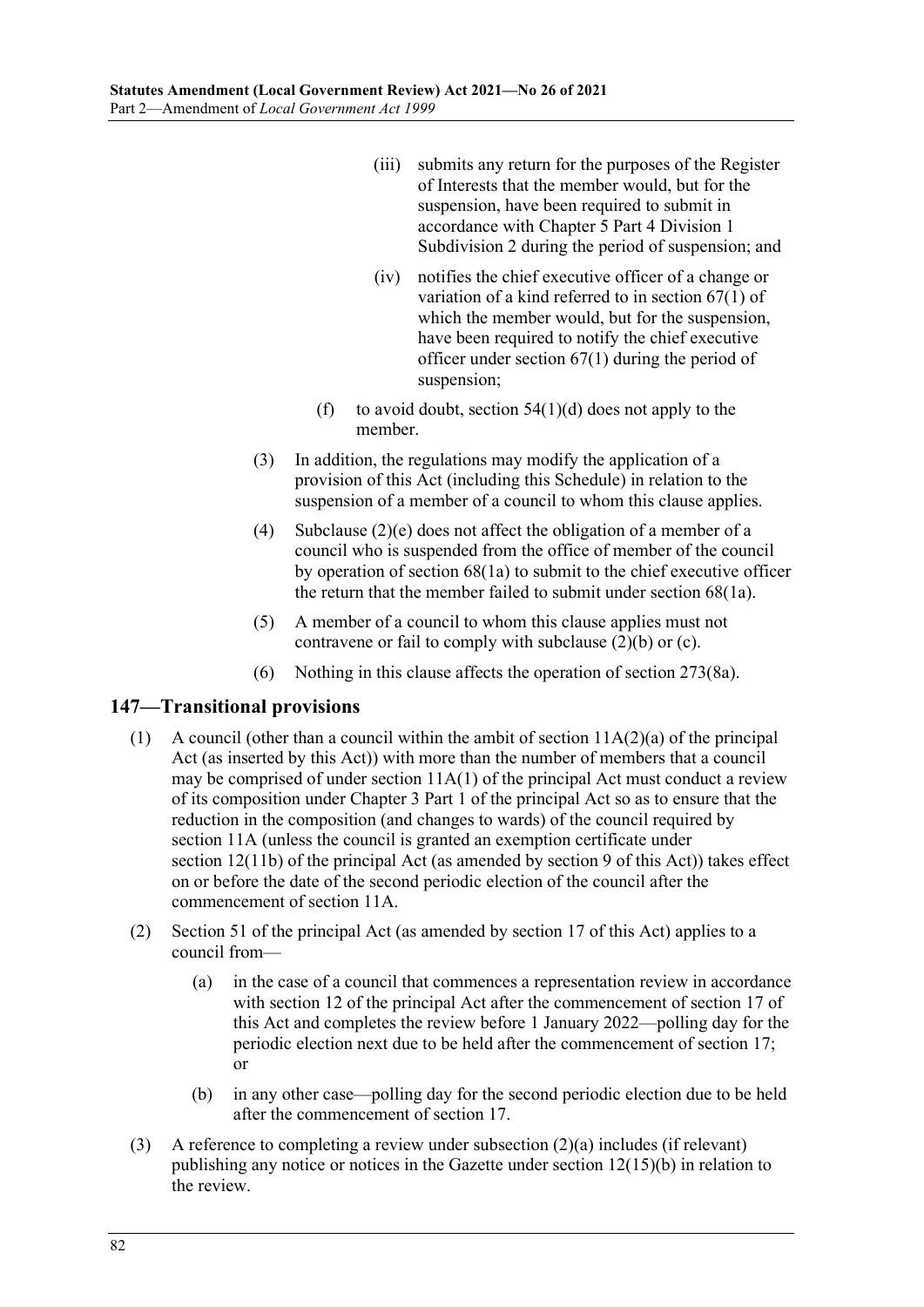(iii) submits any return for the purposes of the Register of Interests that the member would, but for the suspension, have been required to submit in accordance with Chapter 5 Part 4 Division 1 Subdivision 2 during the period of suspension; and

(iv) notifies the chief executive officer of a change or variation of a kind referred to in section 67(1) of which the member would, but for the suspension, have been required to notify the chief executive officer under section 67(1) during the period of suspension;

(f) to avoid doubt, section 54(1)(d) does not apply to the member.

(3) In addition, the regulations may modify the application of a provision of this Act (including this Schedule) in relation to the suspension of a member of a council to whom this clause applies.

(4) Subclause (2)(e) does not affect the obligation of a member of a council who is suspended from the office of member of the council by operation of section 68(1a) to submit to the chief executive officer the return that the member failed to submit under section 68(1a).

(5) A member of a council to whom this clause applies must not contravene or fail to comply with subclause (2)(b) or (c).

(6) Nothing in this clause affects the operation of section 273(8a).

## 147—Transitional provisions

(1) A council (other than a council within the ambit of section 11A(2)(a) of the principal Act (as inserted by this Act)) with more than the number of members that a council may be comprised of under section 11A(1) of the principal Act must conduct a review of its composition under Chapter 3 Part 1 of the principal Act so as to ensure that the reduction in the composition (and changes to wards) of the council required by section 11A (unless the council is granted an exemption certificate under section 12(11b) of the principal Act (as amended by section 9 of this Act)) takes effect on or before the date of the second periodic election of the council after the commencement of section 11A.

(2) Section 51 of the principal Act (as amended by section 17 of this Act) applies to a council from—

(a) in the case of a council that commences a representation review in accordance with section 12 of the principal Act after the commencement of section 17 of this Act and completes the review before 1 January 2022—polling day for the periodic election next due to be held after the commencement of section 17; or

(b) in any other case—polling day for the second periodic election due to be held after the commencement of section 17.

(3) A reference to completing a review under subsection (2)(a) includes (if relevant) publishing any notice or notices in the Gazette under section 12(15)(b) in relation to the review.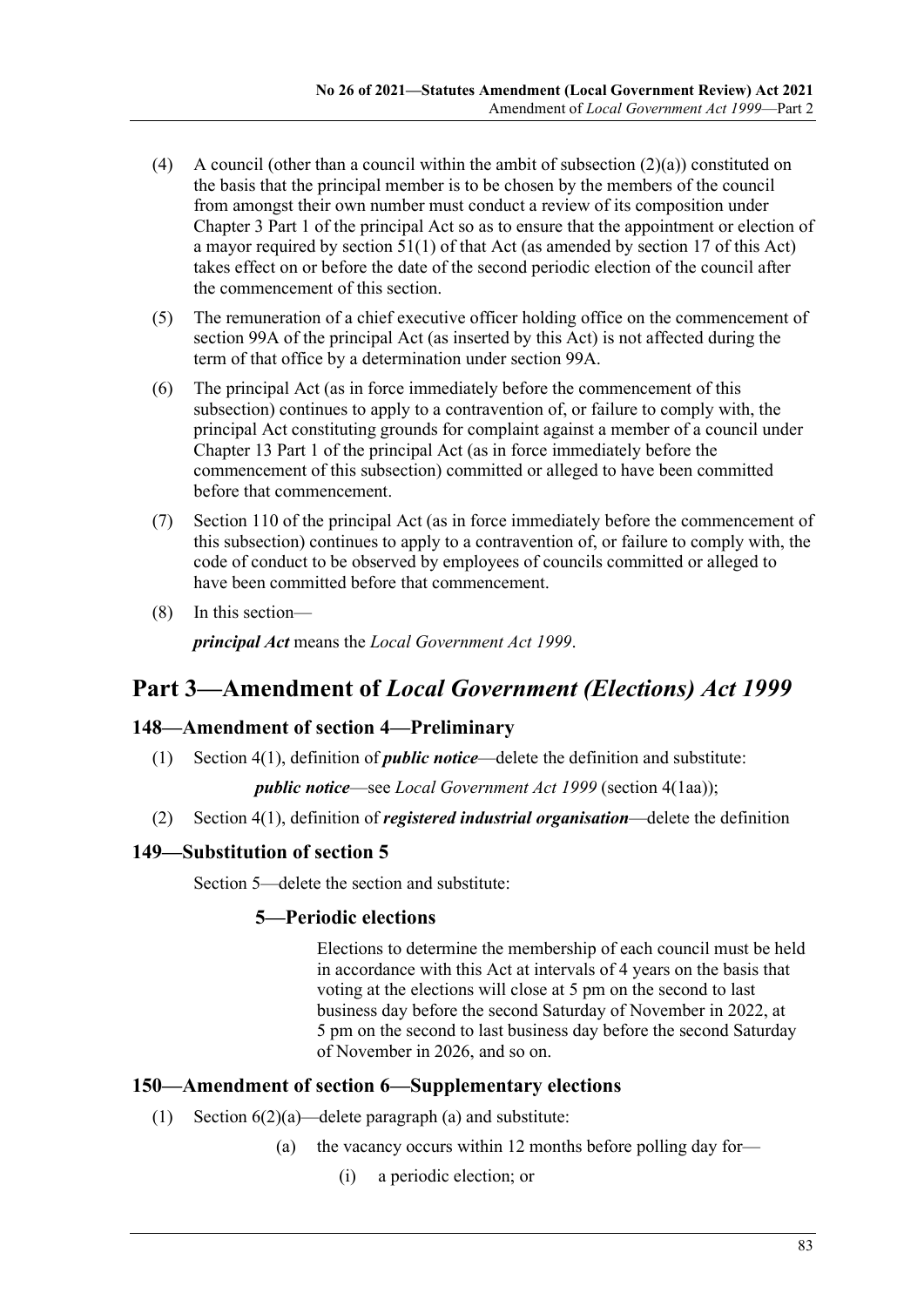(4) A council (other than a council within the ambit of subsection (2)(a)) constituted on the basis that the principal member is to be chosen by the members of the council from amongst their own number must conduct a review of its composition under Chapter 3 Part 1 of the principal Act so as to ensure that the appointment or election of a mayor required by section 51(1) of that Act (as amended by section 17 of this Act) takes effect on or before the date of the second periodic election of the council after the commencement of this section.

(5) The remuneration of a chief executive officer holding office on the commencement of section 99A of the principal Act (as inserted by this Act) is not affected during the term of that office by a determination under section 99A.

(6) The principal Act (as in force immediately before the commencement of this subsection) continues to apply to a contravention of, or failure to comply with, the principal Act constituting grounds for complaint against a member of a council under Chapter 13 Part 1 of the principal Act (as in force immediately before the commencement of this subsection) committed or alleged to have been committed before that commencement.

(7) Section 110 of the principal Act (as in force immediately before the commencement of this subsection) continues to apply to a contravention of, or failure to comply with, the code of conduct to be observed by employees of councils committed or alleged to have been committed before that commencement.

(8) In this section—

***principal Act*** means the *Local Government Act 1999*.

# Part 3—Amendment of *Local Government (Elections) Act 1999*

## 148—Amendment of section 4—Preliminary

(1) Section 4(1), definition of ***public notice***—delete the definition and substitute:

***public notice***—see *Local Government Act 1999* (section 4(1aa));

(2) Section 4(1), definition of ***registered industrial organisation***—delete the definition

## 149—Substitution of section 5

Section 5—delete the section and substitute:

### 5—Periodic elections

Elections to determine the membership of each council must be held in accordance with this Act at intervals of 4 years on the basis that voting at the elections will close at 5 pm on the second to last business day before the second Saturday of November in 2022, at 5 pm on the second to last business day before the second Saturday of November in 2026, and so on.

## 150—Amendment of section 6—Supplementary elections

(1) Section 6(2)(a)—delete paragraph (a) and substitute:

(a) the vacancy occurs within 12 months before polling day for—

(i) a periodic election; or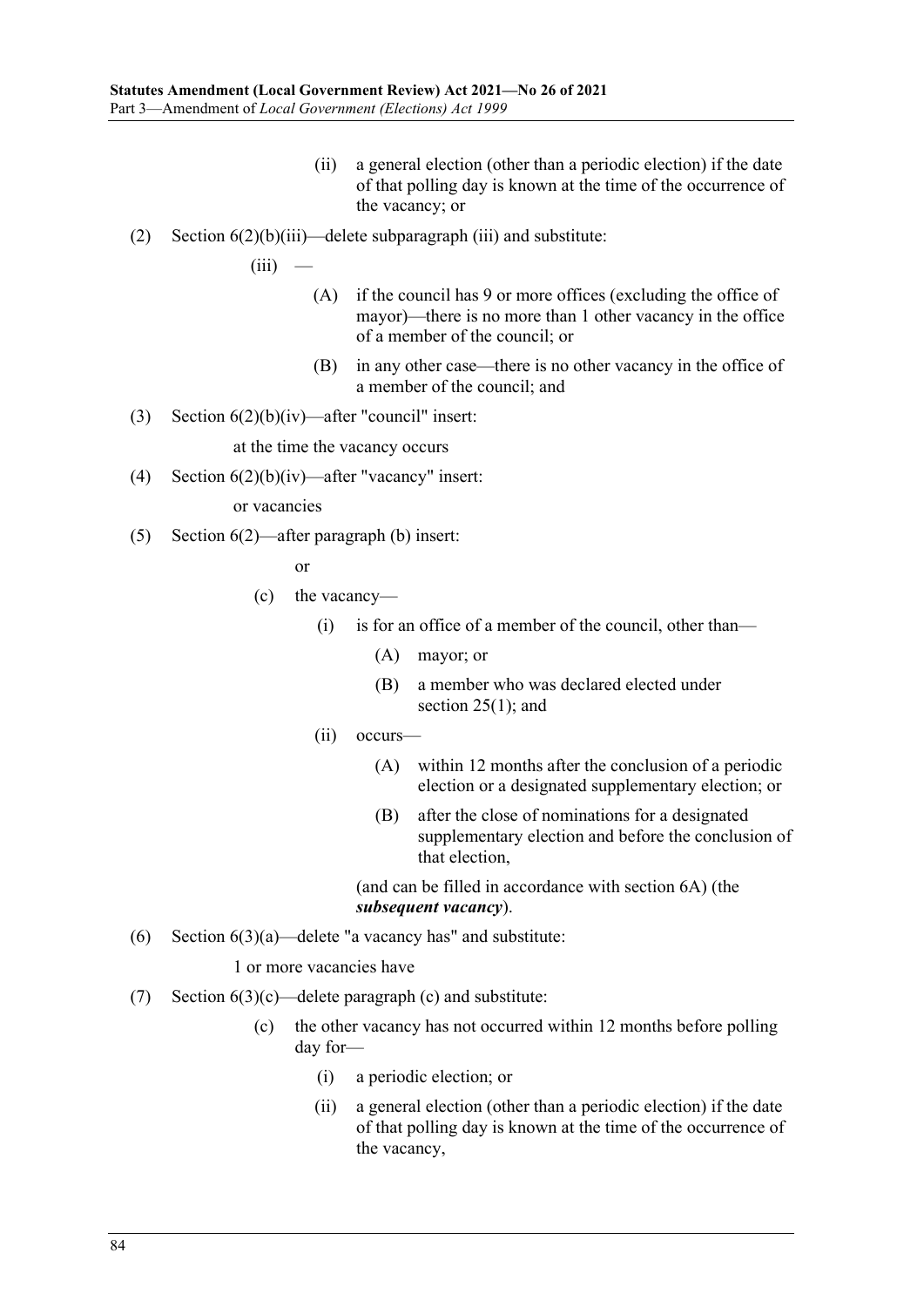(ii) a general election (other than a periodic election) if the date of that polling day is known at the time of the occurrence of the vacancy; or

(2) Section 6(2)(b)(iii)—delete subparagraph (iii) and substitute:

(iii) —

(A) if the council has 9 or more offices (excluding the office of mayor)—there is no more than 1 other vacancy in the office of a member of the council; or

(B) in any other case—there is no other vacancy in the office of a member of the council; and

(3) Section 6(2)(b)(iv)—after "council" insert:

at the time the vacancy occurs

(4) Section 6(2)(b)(iv)—after "vacancy" insert:

or vacancies

(5) Section 6(2)—after paragraph (b) insert:

or

(c) the vacancy—

(i) is for an office of a member of the council, other than—

(A) mayor; or

(B) a member who was declared elected under section 25(1); and

(ii) occurs—

(A) within 12 months after the conclusion of a periodic election or a designated supplementary election; or

(B) after the close of nominations for a designated supplementary election and before the conclusion of that election,

(and can be filled in accordance with section 6A) (the ***subsequent vacancy***).

(6) Section 6(3)(a)—delete "a vacancy has" and substitute:

1 or more vacancies have

(7) Section 6(3)(c)—delete paragraph (c) and substitute:

(c) the other vacancy has not occurred within 12 months before polling day for—

(i) a periodic election; or

(ii) a general election (other than a periodic election) if the date of that polling day is known at the time of the occurrence of the vacancy,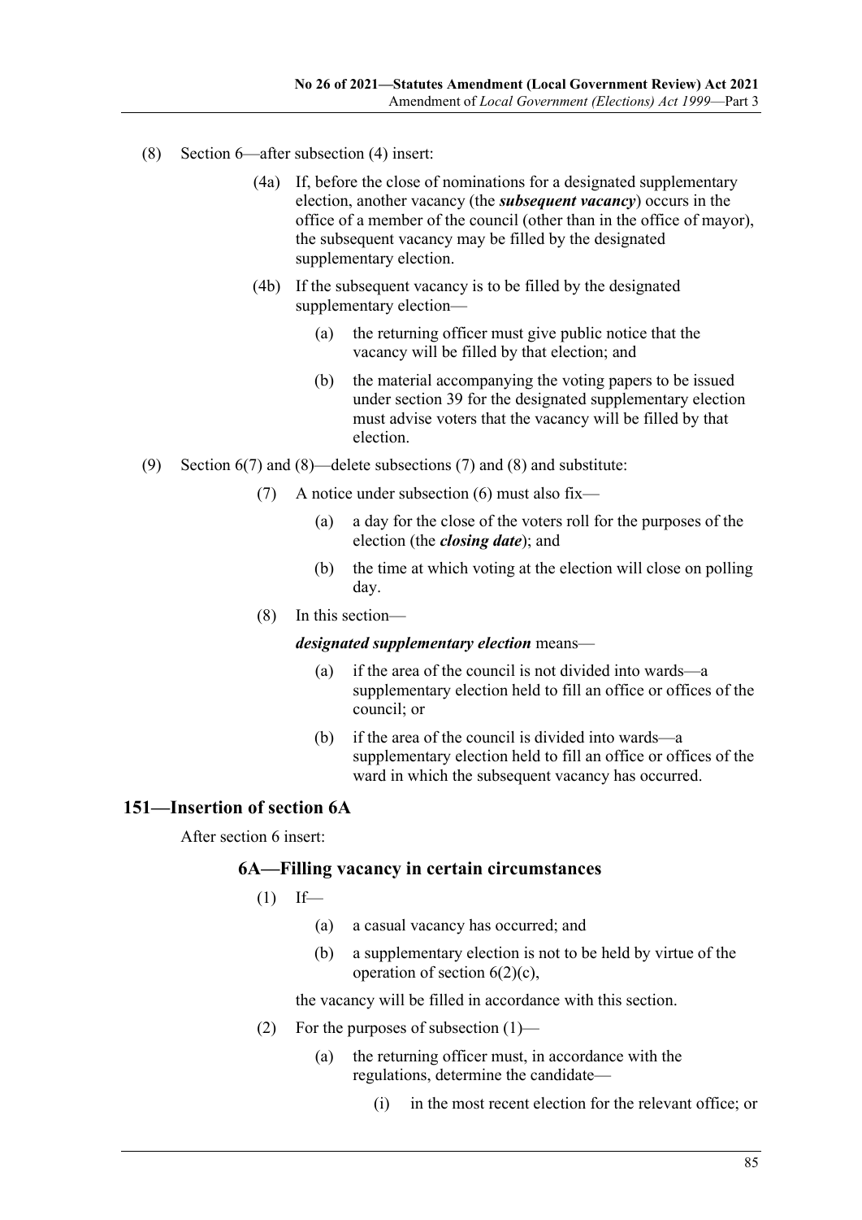(8) Section 6—after subsection (4) insert:

(4a) If, before the close of nominations for a designated supplementary election, another vacancy (the ***subsequent vacancy***) occurs in the office of a member of the council (other than in the office of mayor), the subsequent vacancy may be filled by the designated supplementary election.

(4b) If the subsequent vacancy is to be filled by the designated supplementary election—

(a) the returning officer must give public notice that the vacancy will be filled by that election; and

(b) the material accompanying the voting papers to be issued under section 39 for the designated supplementary election must advise voters that the vacancy will be filled by that election.

(9) Section 6(7) and (8)—delete subsections (7) and (8) and substitute:

(7) A notice under subsection (6) must also fix—

(a) a day for the close of the voters roll for the purposes of the election (the ***closing date***); and

(b) the time at which voting at the election will close on polling day.

(8) In this section—

***designated supplementary election*** means—

(a) if the area of the council is not divided into wards—a supplementary election held to fill an office or offices of the council; or

(b) if the area of the council is divided into wards—a supplementary election held to fill an office or offices of the ward in which the subsequent vacancy has occurred.

## 151—Insertion of section 6A

After section 6 insert:

### 6A—Filling vacancy in certain circumstances

(1) If—

(a) a casual vacancy has occurred; and

(b) a supplementary election is not to be held by virtue of the operation of section 6(2)(c),

the vacancy will be filled in accordance with this section.

(2) For the purposes of subsection (1)—

(a) the returning officer must, in accordance with the regulations, determine the candidate—

(i) in the most recent election for the relevant office; or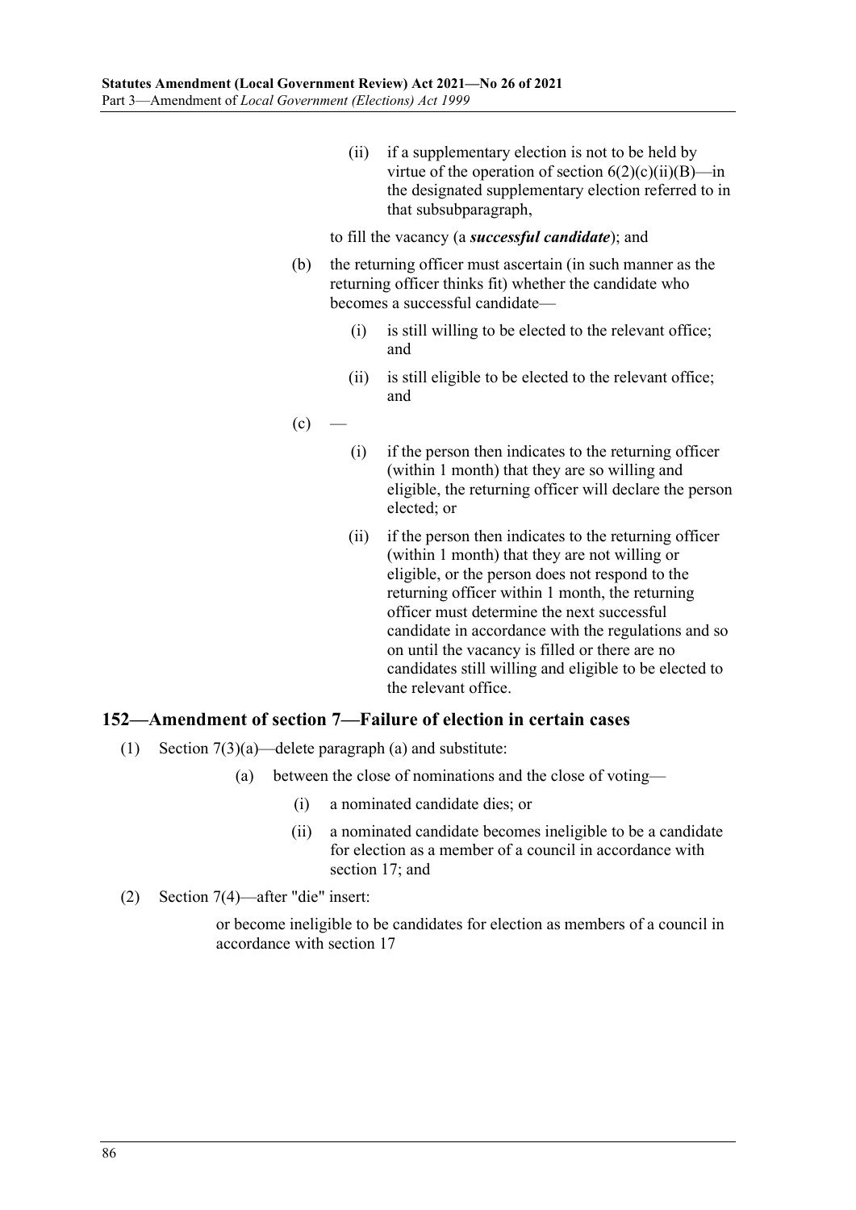(ii) if a supplementary election is not to be held by virtue of the operation of section 6(2)(c)(ii)(B)—in the designated supplementary election referred to in that subsubparagraph,

to fill the vacancy (a ***successful candidate***); and

(b) the returning officer must ascertain (in such manner as the returning officer thinks fit) whether the candidate who becomes a successful candidate—

(i) is still willing to be elected to the relevant office; and

(ii) is still eligible to be elected to the relevant office; and

(c) —

(i) if the person then indicates to the returning officer (within 1 month) that they are so willing and eligible, the returning officer will declare the person elected; or

(ii) if the person then indicates to the returning officer (within 1 month) that they are not willing or eligible, or the person does not respond to the returning officer within 1 month, the returning officer must determine the next successful candidate in accordance with the regulations and so on until the vacancy is filled or there are no candidates still willing and eligible to be elected to the relevant office.

## 152—Amendment of section 7—Failure of election in certain cases

(1) Section 7(3)(a)—delete paragraph (a) and substitute:

(a) between the close of nominations and the close of voting—

(i) a nominated candidate dies; or

(ii) a nominated candidate becomes ineligible to be a candidate for election as a member of a council in accordance with section 17; and

(2) Section 7(4)—after "die" insert:

or become ineligible to be candidates for election as members of a council in accordance with section 17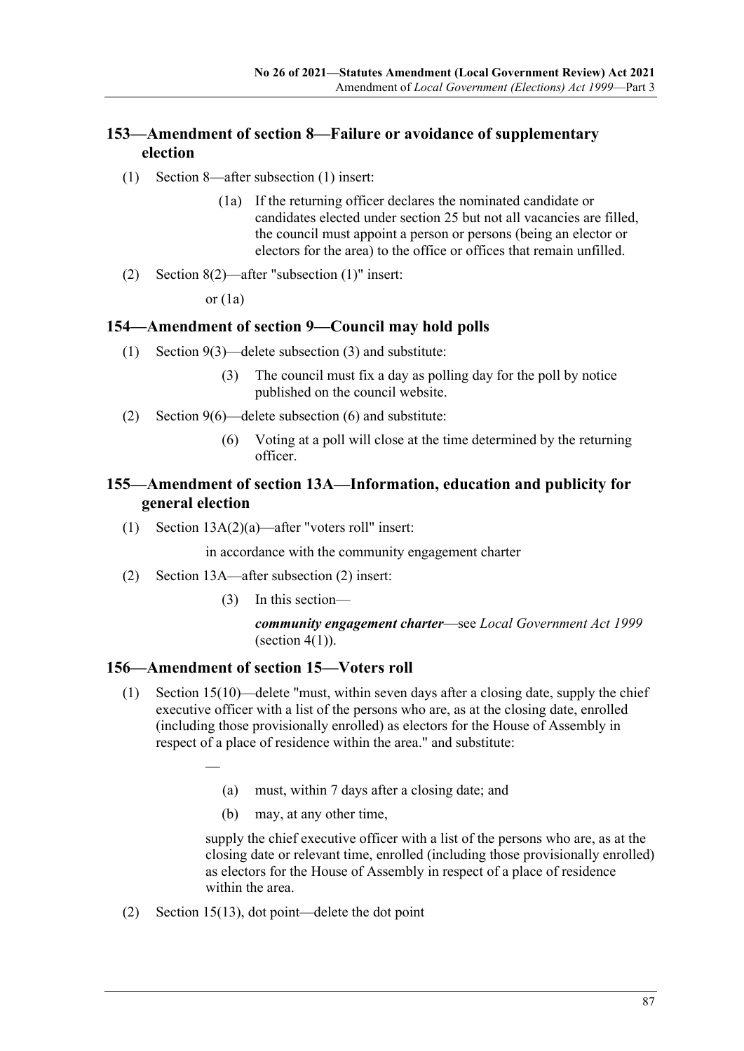## 153—Amendment of section 8—Failure or avoidance of supplementary election

(1) Section 8—after subsection (1) insert:

> (1a) If the returning officer declares the nominated candidate or candidates elected under section 25 but not all vacancies are filled, the council must appoint a person or persons (being an elector or electors for the area) to the office or offices that remain unfilled.

(2) Section 8(2)—after "subsection (1)" insert:

> or (1a)

## 154—Amendment of section 9—Council may hold polls

(1) Section 9(3)—delete subsection (3) and substitute:

> (3) The council must fix a day as polling day for the poll by notice published on the council website.

(2) Section 9(6)—delete subsection (6) and substitute:

> (6) Voting at a poll will close at the time determined by the returning officer.

## 155—Amendment of section 13A—Information, education and publicity for general election

(1) Section 13A(2)(a)—after "voters roll" insert:

> in accordance with the community engagement charter

(2) Section 13A—after subsection (2) insert:

> (3) In this section—
>
> ***community engagement charter***—see *Local Government Act 1999* (section 4(1)).

## 156—Amendment of section 15—Voters roll

(1) Section 15(10)—delete "must, within seven days after a closing date, supply the chief executive officer with a list of the persons who are, as at the closing date, enrolled (including those provisionally enrolled) as electors for the House of Assembly in respect of a place of residence within the area." and substitute:

> —
>
> (a) must, within 7 days after a closing date; and
>
> (b) may, at any other time,
>
> supply the chief executive officer with a list of the persons who are, as at the closing date or relevant time, enrolled (including those provisionally enrolled) as electors for the House of Assembly in respect of a place of residence within the area.

(2) Section 15(13), dot point—delete the dot point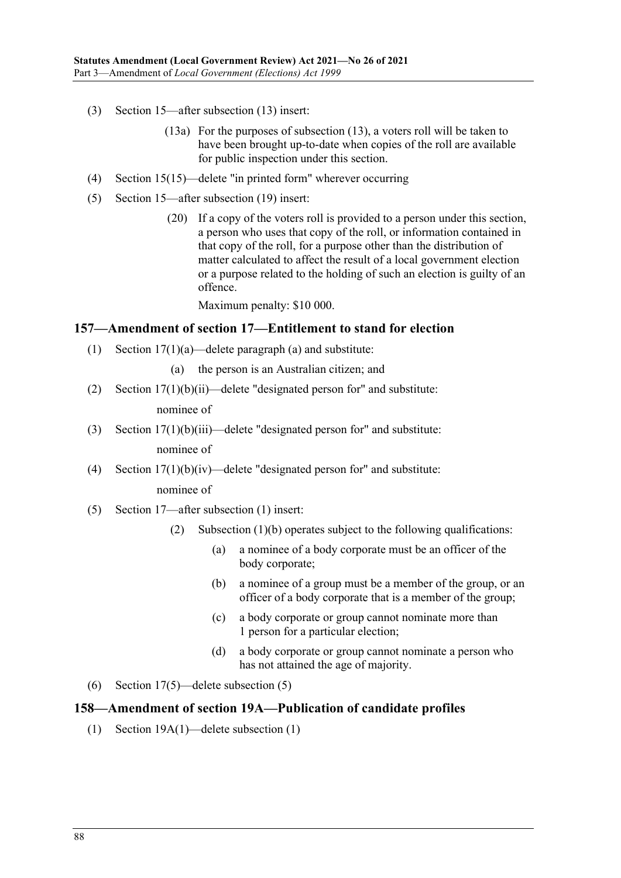(3) Section 15—after subsection (13) insert:

(13a) For the purposes of subsection (13), a voters roll will be taken to have been brought up-to-date when copies of the roll are available for public inspection under this section.

(4) Section 15(15)—delete "in printed form" wherever occurring

(5) Section 15—after subsection (19) insert:

(20) If a copy of the voters roll is provided to a person under this section, a person who uses that copy of the roll, or information contained in that copy of the roll, for a purpose other than the distribution of matter calculated to affect the result of a local government election or a purpose related to the holding of such an election is guilty of an offence.

Maximum penalty: $10 000.

## 157—Amendment of section 17—Entitlement to stand for election

(1) Section 17(1)(a)—delete paragraph (a) and substitute:

(a) the person is an Australian citizen; and

(2) Section 17(1)(b)(ii)—delete "designated person for" and substitute:

nominee of

(3) Section 17(1)(b)(iii)—delete "designated person for" and substitute:

nominee of

(4) Section 17(1)(b)(iv)—delete "designated person for" and substitute:

nominee of

(5) Section 17—after subsection (1) insert:

(2) Subsection (1)(b) operates subject to the following qualifications:

(a) a nominee of a body corporate must be an officer of the body corporate;

(b) a nominee of a group must be a member of the group, or an officer of a body corporate that is a member of the group;

(c) a body corporate or group cannot nominate more than 1 person for a particular election;

(d) a body corporate or group cannot nominate a person who has not attained the age of majority.

(6) Section 17(5)—delete subsection (5)

## 158—Amendment of section 19A—Publication of candidate profiles

(1) Section 19A(1)—delete subsection (1)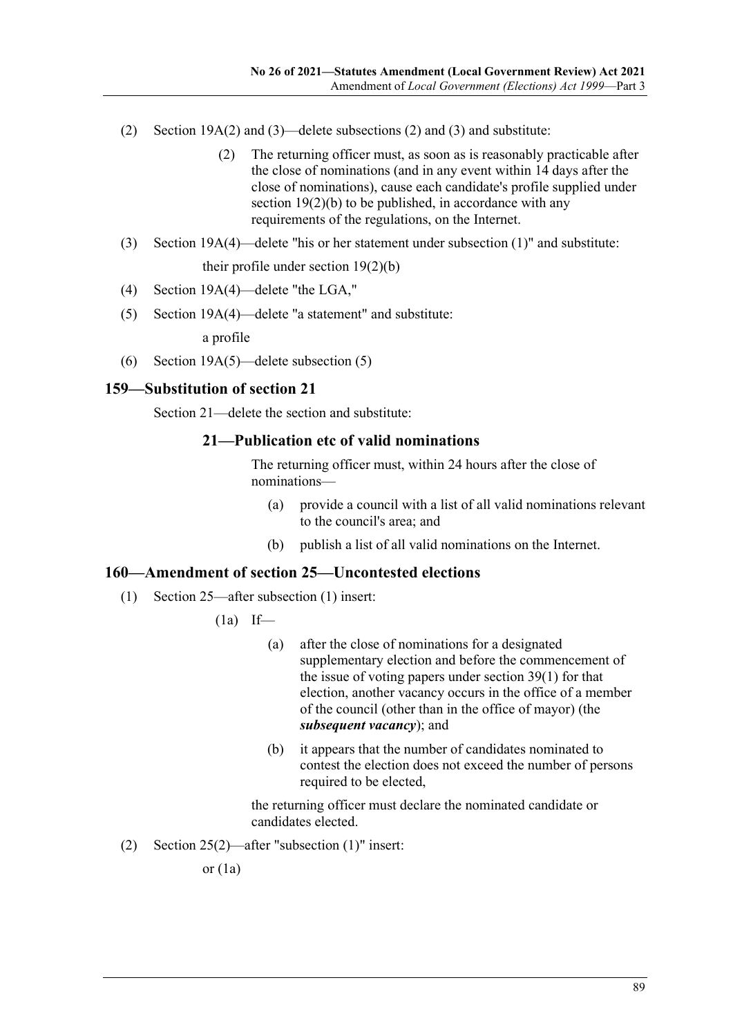(2) Section 19A(2) and (3)—delete subsections (2) and (3) and substitute:

> (2) The returning officer must, as soon as is reasonably practicable after the close of nominations (and in any event within 14 days after the close of nominations), cause each candidate's profile supplied under section 19(2)(b) to be published, in accordance with any requirements of the regulations, on the Internet.

(3) Section 19A(4)—delete "his or her statement under subsection (1)" and substitute:

> their profile under section 19(2)(b)

(4) Section 19A(4)—delete "the LGA,"

(5) Section 19A(4)—delete "a statement" and substitute:

> a profile

(6) Section 19A(5)—delete subsection (5)

## 159—Substitution of section 21

Section 21—delete the section and substitute:

### 21—Publication etc of valid nominations

The returning officer must, within 24 hours after the close of nominations—

(a) provide a council with a list of all valid nominations relevant to the council's area; and

(b) publish a list of all valid nominations on the Internet.

## 160—Amendment of section 25—Uncontested elections

(1) Section 25—after subsection (1) insert:

> (1a) If—
>
> (a) after the close of nominations for a designated supplementary election and before the commencement of the issue of voting papers under section 39(1) for that election, another vacancy occurs in the office of a member of the council (other than in the office of mayor) (the ***subsequent vacancy***); and
>
> (b) it appears that the number of candidates nominated to contest the election does not exceed the number of persons required to be elected,
>
> the returning officer must declare the nominated candidate or candidates elected.

(2) Section 25(2)—after "subsection (1)" insert:

> or (1a)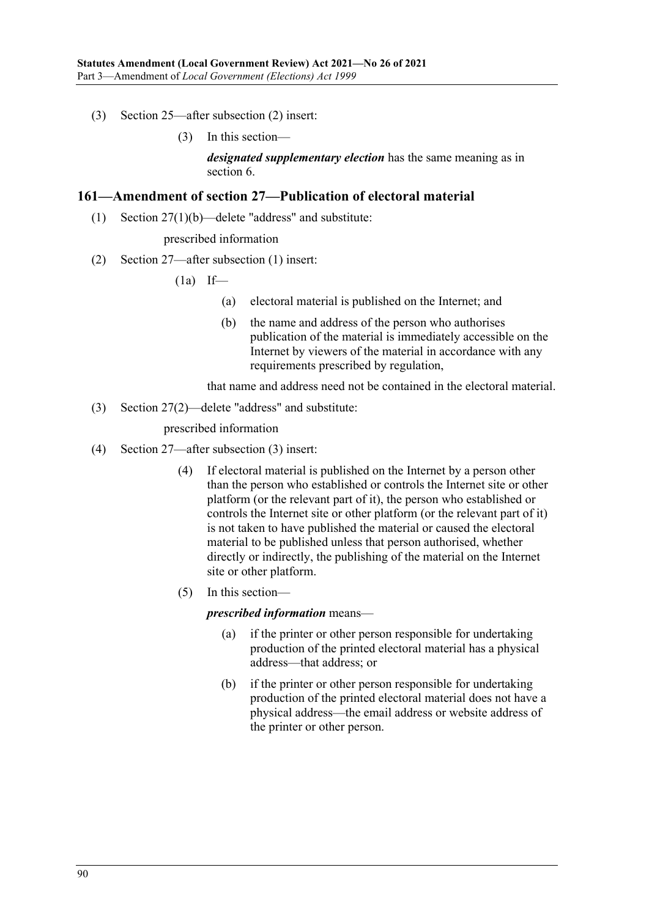(3) Section 25—after subsection (2) insert:

(3) In this section—

***designated supplementary election*** has the same meaning as in section 6.

## 161—Amendment of section 27—Publication of electoral material

(1) Section 27(1)(b)—delete "address" and substitute:

prescribed information

(2) Section 27—after subsection (1) insert:

(1a) If—

(a) electoral material is published on the Internet; and

(b) the name and address of the person who authorises publication of the material is immediately accessible on the Internet by viewers of the material in accordance with any requirements prescribed by regulation,

that name and address need not be contained in the electoral material.

(3) Section 27(2)—delete "address" and substitute:

prescribed information

(4) Section 27—after subsection (3) insert:

(4) If electoral material is published on the Internet by a person other than the person who established or controls the Internet site or other platform (or the relevant part of it), the person who established or controls the Internet site or other platform (or the relevant part of it) is not taken to have published the material or caused the electoral material to be published unless that person authorised, whether directly or indirectly, the publishing of the material on the Internet site or other platform.

(5) In this section—

***prescribed information*** means—

(a) if the printer or other person responsible for undertaking production of the printed electoral material has a physical address—that address; or

(b) if the printer or other person responsible for undertaking production of the printed electoral material does not have a physical address—the email address or website address of the printer or other person.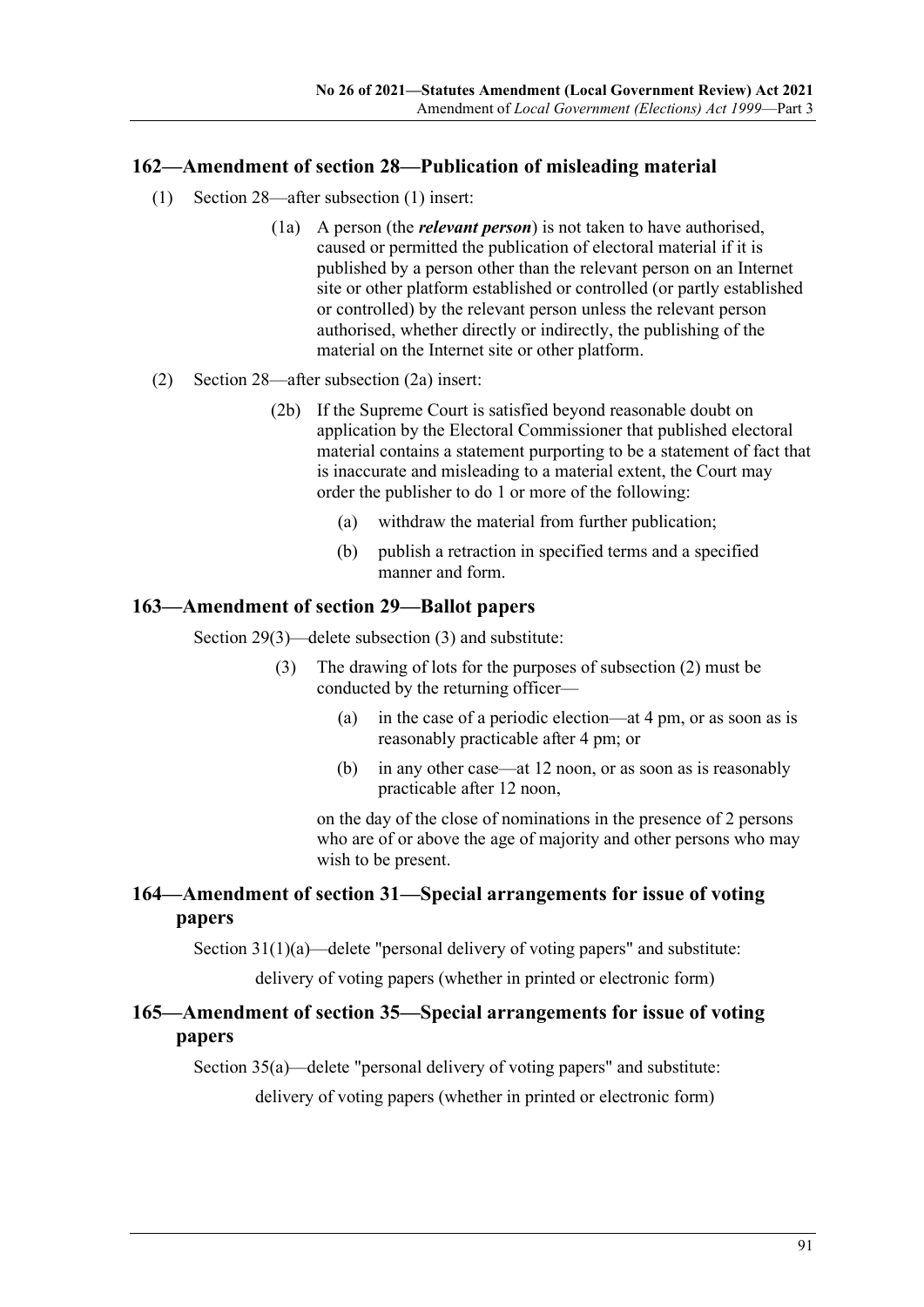## 162—Amendment of section 28—Publication of misleading material

(1) Section 28—after subsection (1) insert:

> (1a) A person (the ***relevant person***) is not taken to have authorised, caused or permitted the publication of electoral material if it is published by a person other than the relevant person on an Internet site or other platform established or controlled (or partly established or controlled) by the relevant person unless the relevant person authorised, whether directly or indirectly, the publishing of the material on the Internet site or other platform.

(2) Section 28—after subsection (2a) insert:

> (2b) If the Supreme Court is satisfied beyond reasonable doubt on application by the Electoral Commissioner that published electoral material contains a statement purporting to be a statement of fact that is inaccurate and misleading to a material extent, the Court may order the publisher to do 1 or more of the following:
>
> (a) withdraw the material from further publication;
>
> (b) publish a retraction in specified terms and a specified manner and form.

## 163—Amendment of section 29—Ballot papers

Section 29(3)—delete subsection (3) and substitute:

> (3) The drawing of lots for the purposes of subsection (2) must be conducted by the returning officer—
>
> (a) in the case of a periodic election—at 4 pm, or as soon as is reasonably practicable after 4 pm; or
>
> (b) in any other case—at 12 noon, or as soon as is reasonably practicable after 12 noon,
>
> on the day of the close of nominations in the presence of 2 persons who are of or above the age of majority and other persons who may wish to be present.

## 164—Amendment of section 31—Special arrangements for issue of voting papers

Section 31(1)(a)—delete "personal delivery of voting papers" and substitute:

> delivery of voting papers (whether in printed or electronic form)

## 165—Amendment of section 35—Special arrangements for issue of voting papers

Section 35(a)—delete "personal delivery of voting papers" and substitute:

> delivery of voting papers (whether in printed or electronic form)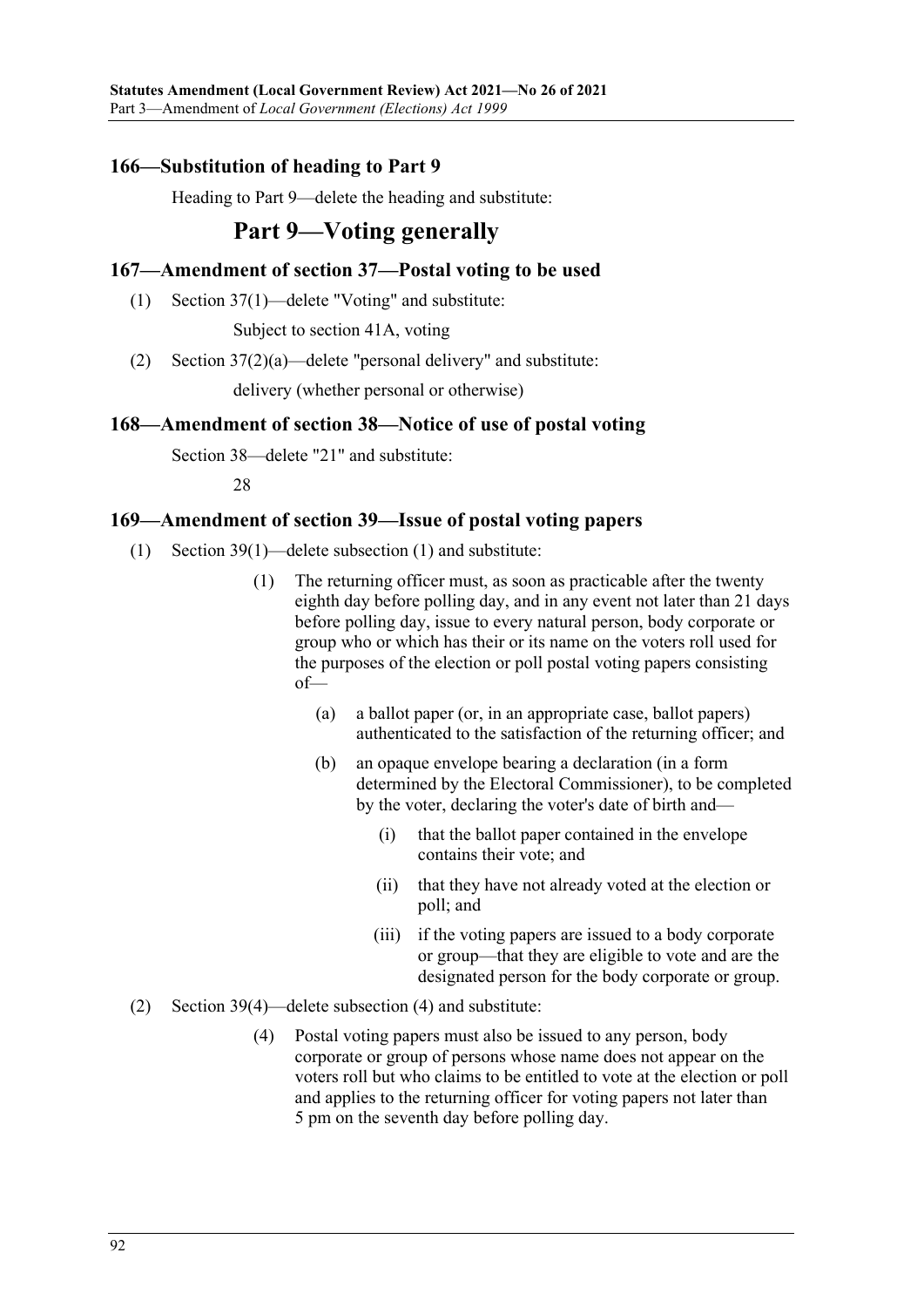### 166—Substitution of heading to Part 9

Heading to Part 9—delete the heading and substitute:

## Part 9—Voting generally

### 167—Amendment of section 37—Postal voting to be used

(1) Section 37(1)—delete "Voting" and substitute:

Subject to section 41A, voting

(2) Section 37(2)(a)—delete "personal delivery" and substitute:

delivery (whether personal or otherwise)

### 168—Amendment of section 38—Notice of use of postal voting

Section 38—delete "21" and substitute:

28

### 169—Amendment of section 39—Issue of postal voting papers

(1) Section 39(1)—delete subsection (1) and substitute:

> (1) The returning officer must, as soon as practicable after the twenty eighth day before polling day, and in any event not later than 21 days before polling day, issue to every natural person, body corporate or group who or which has their or its name on the voters roll used for the purposes of the election or poll postal voting papers consisting of—
>
> (a) a ballot paper (or, in an appropriate case, ballot papers) authenticated to the satisfaction of the returning officer; and
>
> (b) an opaque envelope bearing a declaration (in a form determined by the Electoral Commissioner), to be completed by the voter, declaring the voter's date of birth and—
>
> (i) that the ballot paper contained in the envelope contains their vote; and
>
> (ii) that they have not already voted at the election or poll; and
>
> (iii) if the voting papers are issued to a body corporate or group—that they are eligible to vote and are the designated person for the body corporate or group.

(2) Section 39(4)—delete subsection (4) and substitute:

> (4) Postal voting papers must also be issued to any person, body corporate or group of persons whose name does not appear on the voters roll but who claims to be entitled to vote at the election or poll and applies to the returning officer for voting papers not later than 5 pm on the seventh day before polling day.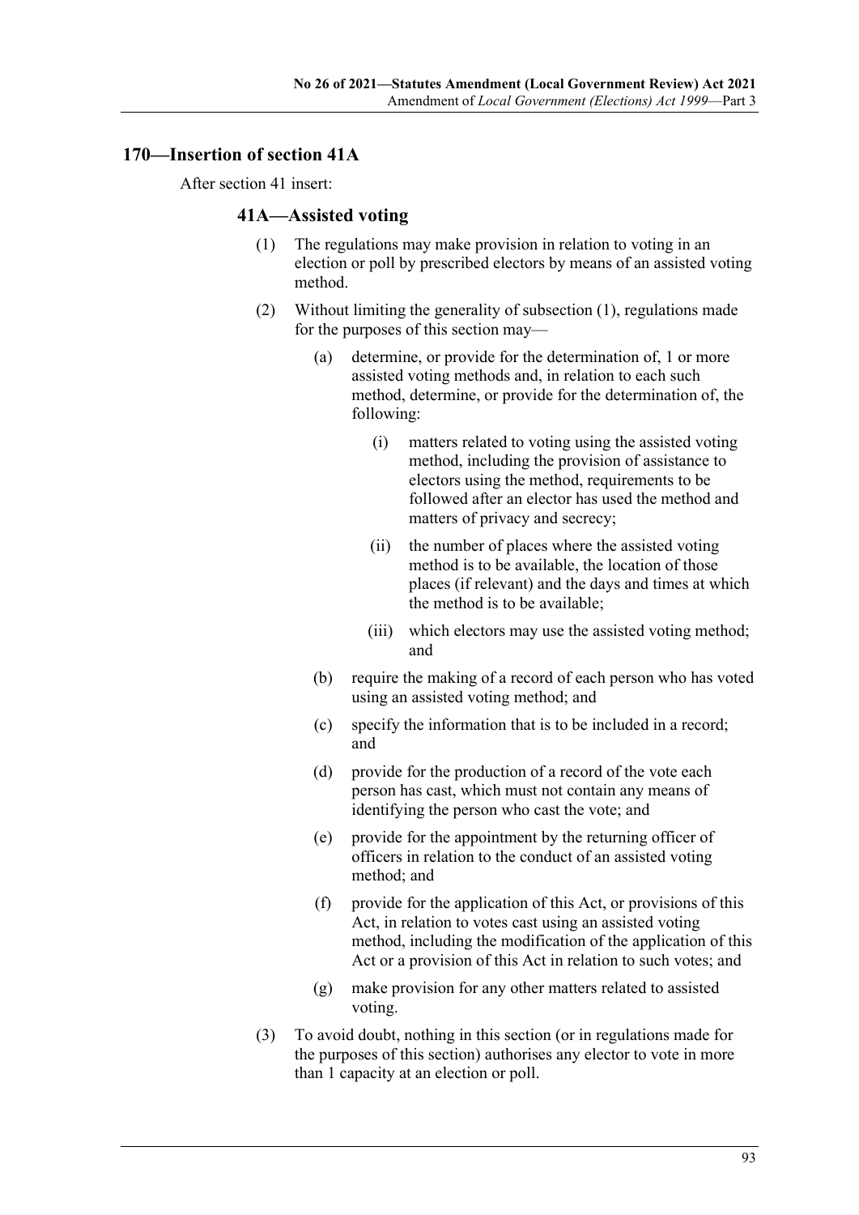## 170—Insertion of section 41A

After section 41 insert:

### 41A—Assisted voting

(1) The regulations may make provision in relation to voting in an election or poll by prescribed electors by means of an assisted voting method.

(2) Without limiting the generality of subsection (1), regulations made for the purposes of this section may—

- (a) determine, or provide for the determination of, 1 or more assisted voting methods and, in relation to each such method, determine, or provide for the determination of, the following:
  - (i) matters related to voting using the assisted voting method, including the provision of assistance to electors using the method, requirements to be followed after an elector has used the method and matters of privacy and secrecy;
  - (ii) the number of places where the assisted voting method is to be available, the location of those places (if relevant) and the days and times at which the method is to be available;
  - (iii) which electors may use the assisted voting method; and
- (b) require the making of a record of each person who has voted using an assisted voting method; and
- (c) specify the information that is to be included in a record; and
- (d) provide for the production of a record of the vote each person has cast, which must not contain any means of identifying the person who cast the vote; and
- (e) provide for the appointment by the returning officer of officers in relation to the conduct of an assisted voting method; and
- (f) provide for the application of this Act, or provisions of this Act, in relation to votes cast using an assisted voting method, including the modification of the application of this Act or a provision of this Act in relation to such votes; and
- (g) make provision for any other matters related to assisted voting.

(3) To avoid doubt, nothing in this section (or in regulations made for the purposes of this section) authorises any elector to vote in more than 1 capacity at an election or poll.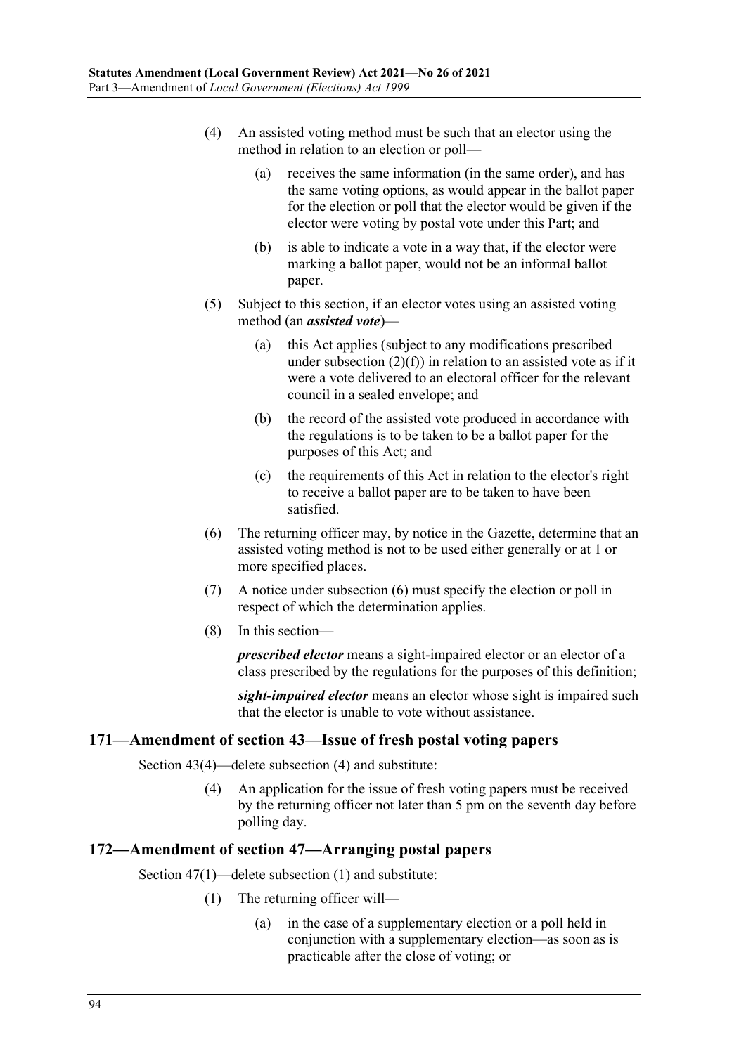(4) An assisted voting method must be such that an elector using the method in relation to an election or poll—

(a) receives the same information (in the same order), and has the same voting options, as would appear in the ballot paper for the election or poll that the elector would be given if the elector were voting by postal vote under this Part; and

(b) is able to indicate a vote in a way that, if the elector were marking a ballot paper, would not be an informal ballot paper.

(5) Subject to this section, if an elector votes using an assisted voting method (an ***assisted vote***)—

(a) this Act applies (subject to any modifications prescribed under subsection (2)(f)) in relation to an assisted vote as if it were a vote delivered to an electoral officer for the relevant council in a sealed envelope; and

(b) the record of the assisted vote produced in accordance with the regulations is to be taken to be a ballot paper for the purposes of this Act; and

(c) the requirements of this Act in relation to the elector's right to receive a ballot paper are to be taken to have been satisfied.

(6) The returning officer may, by notice in the Gazette, determine that an assisted voting method is not to be used either generally or at 1 or more specified places.

(7) A notice under subsection (6) must specify the election or poll in respect of which the determination applies.

(8) In this section—

***prescribed elector*** means a sight-impaired elector or an elector of a class prescribed by the regulations for the purposes of this definition;

***sight-impaired elector*** means an elector whose sight is impaired such that the elector is unable to vote without assistance.

## 171—Amendment of section 43—Issue of fresh postal voting papers

Section 43(4)—delete subsection (4) and substitute:

(4) An application for the issue of fresh voting papers must be received by the returning officer not later than 5 pm on the seventh day before polling day.

## 172—Amendment of section 47—Arranging postal papers

Section 47(1)—delete subsection (1) and substitute:

(1) The returning officer will—

(a) in the case of a supplementary election or a poll held in conjunction with a supplementary election—as soon as is practicable after the close of voting; or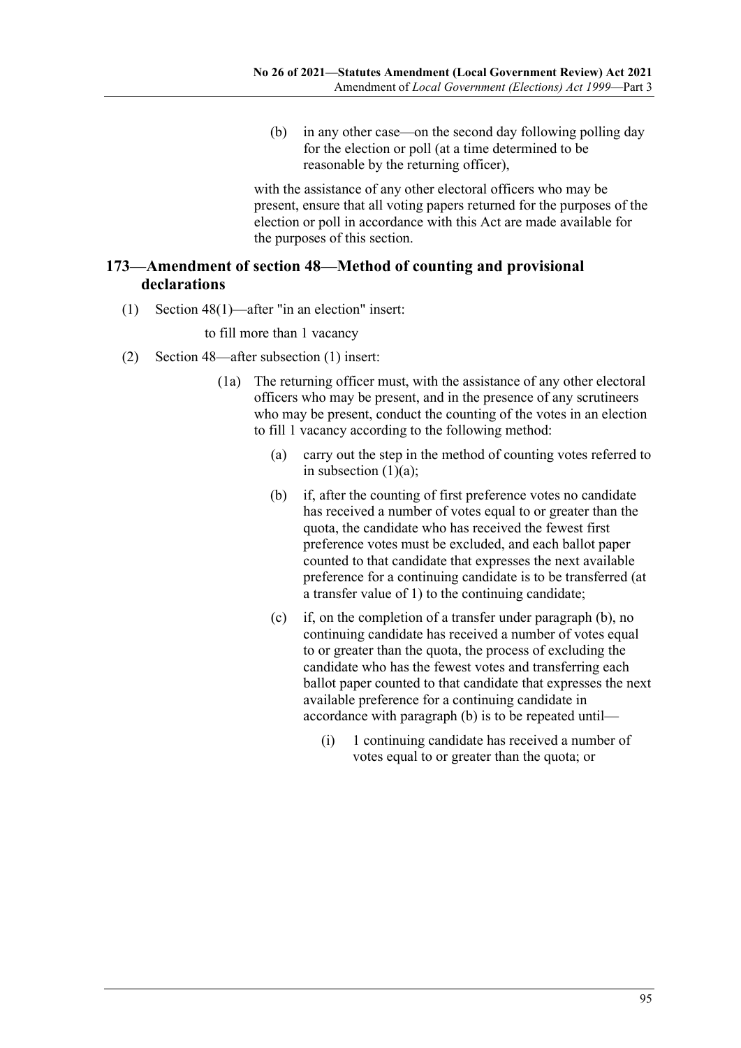(b) in any other case—on the second day following polling day for the election or poll (at a time determined to be reasonable by the returning officer),

with the assistance of any other electoral officers who may be present, ensure that all voting papers returned for the purposes of the election or poll in accordance with this Act are made available for the purposes of this section.

## 173—Amendment of section 48—Method of counting and provisional declarations

(1) Section 48(1)—after "in an election" insert:

to fill more than 1 vacancy

(2) Section 48—after subsection (1) insert:

(1a) The returning officer must, with the assistance of any other electoral officers who may be present, and in the presence of any scrutineers who may be present, conduct the counting of the votes in an election to fill 1 vacancy according to the following method:

(a) carry out the step in the method of counting votes referred to in subsection (1)(a);

(b) if, after the counting of first preference votes no candidate has received a number of votes equal to or greater than the quota, the candidate who has received the fewest first preference votes must be excluded, and each ballot paper counted to that candidate that expresses the next available preference for a continuing candidate is to be transferred (at a transfer value of 1) to the continuing candidate;

(c) if, on the completion of a transfer under paragraph (b), no continuing candidate has received a number of votes equal to or greater than the quota, the process of excluding the candidate who has the fewest votes and transferring each ballot paper counted to that candidate that expresses the next available preference for a continuing candidate in accordance with paragraph (b) is to be repeated until—

(i) 1 continuing candidate has received a number of votes equal to or greater than the quota; or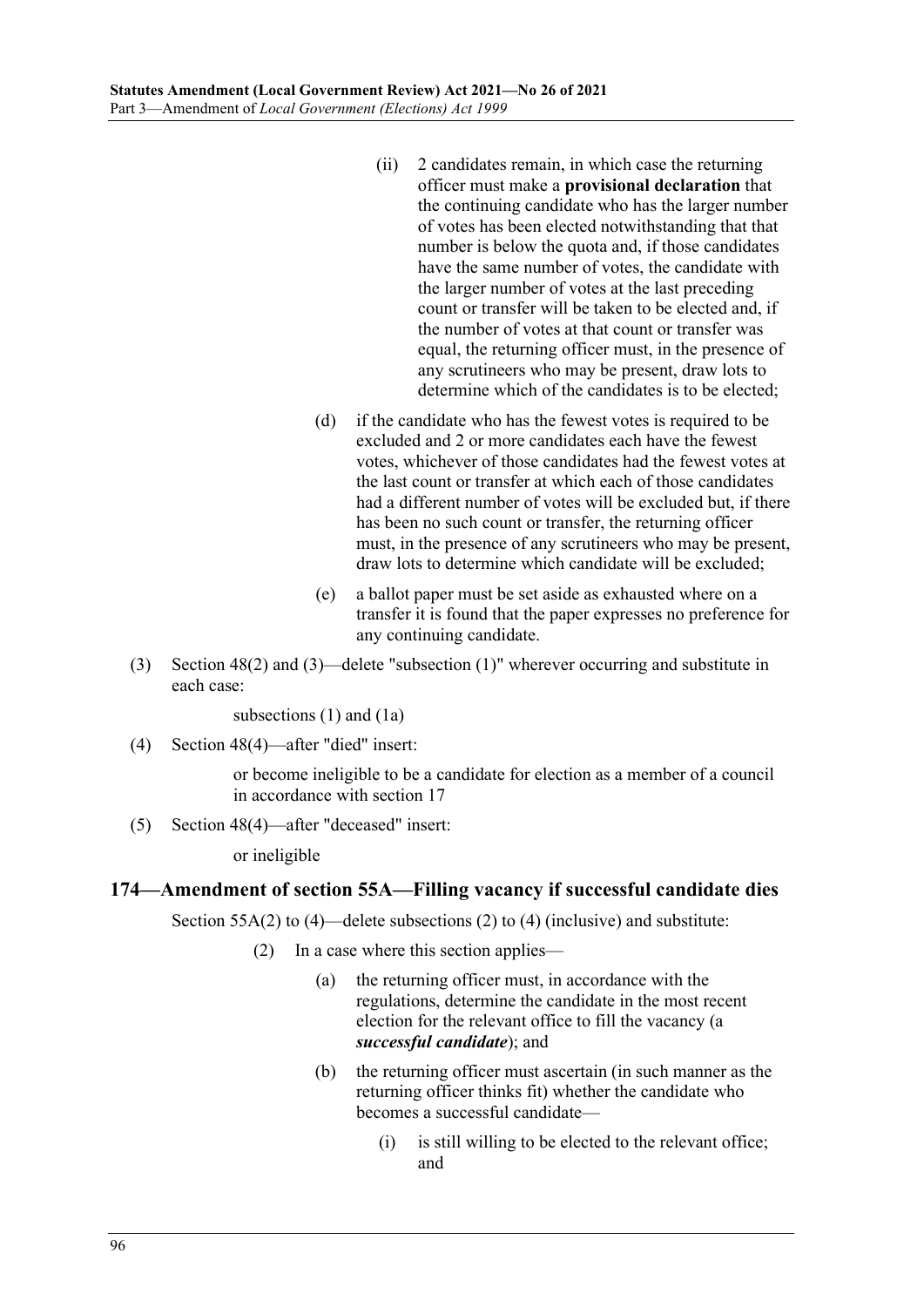(ii) 2 candidates remain, in which case the returning officer must make a **provisional declaration** that the continuing candidate who has the larger number of votes has been elected notwithstanding that that number is below the quota and, if those candidates have the same number of votes, the candidate with the larger number of votes at the last preceding count or transfer will be taken to be elected and, if the number of votes at that count or transfer was equal, the returning officer must, in the presence of any scrutineers who may be present, draw lots to determine which of the candidates is to be elected;

(d) if the candidate who has the fewest votes is required to be excluded and 2 or more candidates each have the fewest votes, whichever of those candidates had the fewest votes at the last count or transfer at which each of those candidates had a different number of votes will be excluded but, if there has been no such count or transfer, the returning officer must, in the presence of any scrutineers who may be present, draw lots to determine which candidate will be excluded;

(e) a ballot paper must be set aside as exhausted where on a transfer it is found that the paper expresses no preference for any continuing candidate.

(3) Section 48(2) and (3)—delete "subsection (1)" wherever occurring and substitute in each case:

subsections (1) and (1a)

(4) Section 48(4)—after "died" insert:

or become ineligible to be a candidate for election as a member of a council in accordance with section 17

(5) Section 48(4)—after "deceased" insert:

or ineligible

## 174—Amendment of section 55A—Filling vacancy if successful candidate dies

Section 55A(2) to (4)—delete subsections (2) to (4) (inclusive) and substitute:

(2) In a case where this section applies—

(a) the returning officer must, in accordance with the regulations, determine the candidate in the most recent election for the relevant office to fill the vacancy (a ***successful candidate***); and

(b) the returning officer must ascertain (in such manner as the returning officer thinks fit) whether the candidate who becomes a successful candidate—

(i) is still willing to be elected to the relevant office; and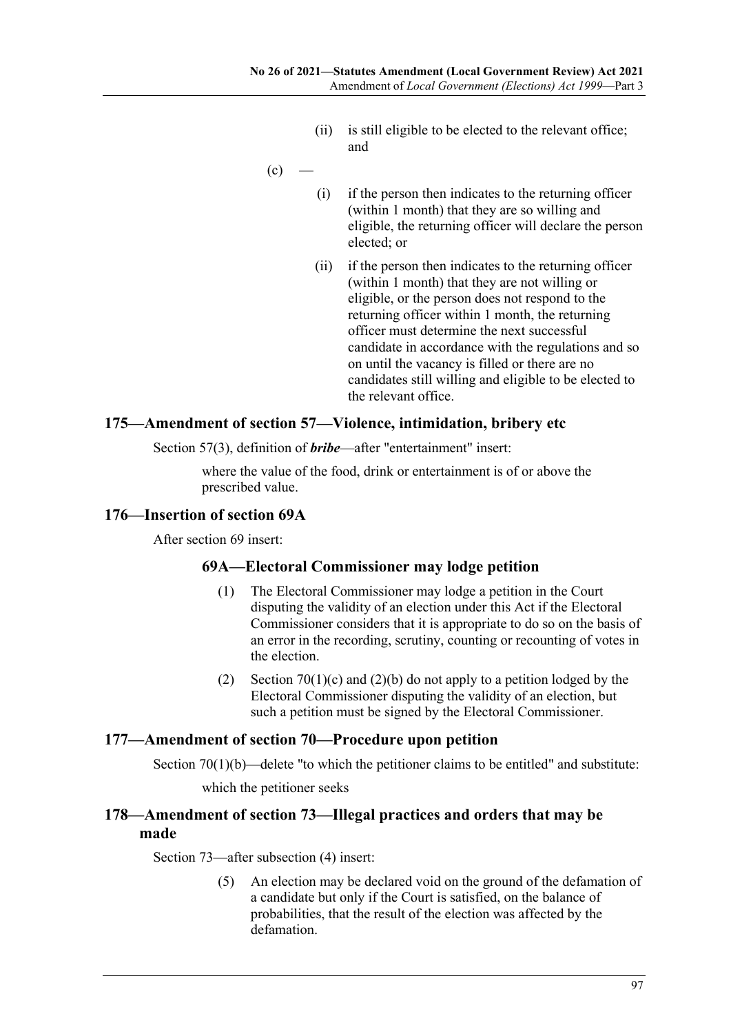(ii) is still eligible to be elected to the relevant office; and

(c) —

(i) if the person then indicates to the returning officer (within 1 month) that they are so willing and eligible, the returning officer will declare the person elected; or

(ii) if the person then indicates to the returning officer (within 1 month) that they are not willing or eligible, or the person does not respond to the returning officer within 1 month, the returning officer must determine the next successful candidate in accordance with the regulations and so on until the vacancy is filled or there are no candidates still willing and eligible to be elected to the relevant office.

## 175—Amendment of section 57—Violence, intimidation, bribery etc

Section 57(3), definition of ***bribe***—after "entertainment" insert:

where the value of the food, drink or entertainment is of or above the prescribed value.

## 176—Insertion of section 69A

After section 69 insert:

### 69A—Electoral Commissioner may lodge petition

(1) The Electoral Commissioner may lodge a petition in the Court disputing the validity of an election under this Act if the Electoral Commissioner considers that it is appropriate to do so on the basis of an error in the recording, scrutiny, counting or recounting of votes in the election.

(2) Section 70(1)(c) and (2)(b) do not apply to a petition lodged by the Electoral Commissioner disputing the validity of an election, but such a petition must be signed by the Electoral Commissioner.

## 177—Amendment of section 70—Procedure upon petition

Section 70(1)(b)—delete "to which the petitioner claims to be entitled" and substitute:

which the petitioner seeks

## 178—Amendment of section 73—Illegal practices and orders that may be made

Section 73—after subsection (4) insert:

(5) An election may be declared void on the ground of the defamation of a candidate but only if the Court is satisfied, on the balance of probabilities, that the result of the election was affected by the defamation.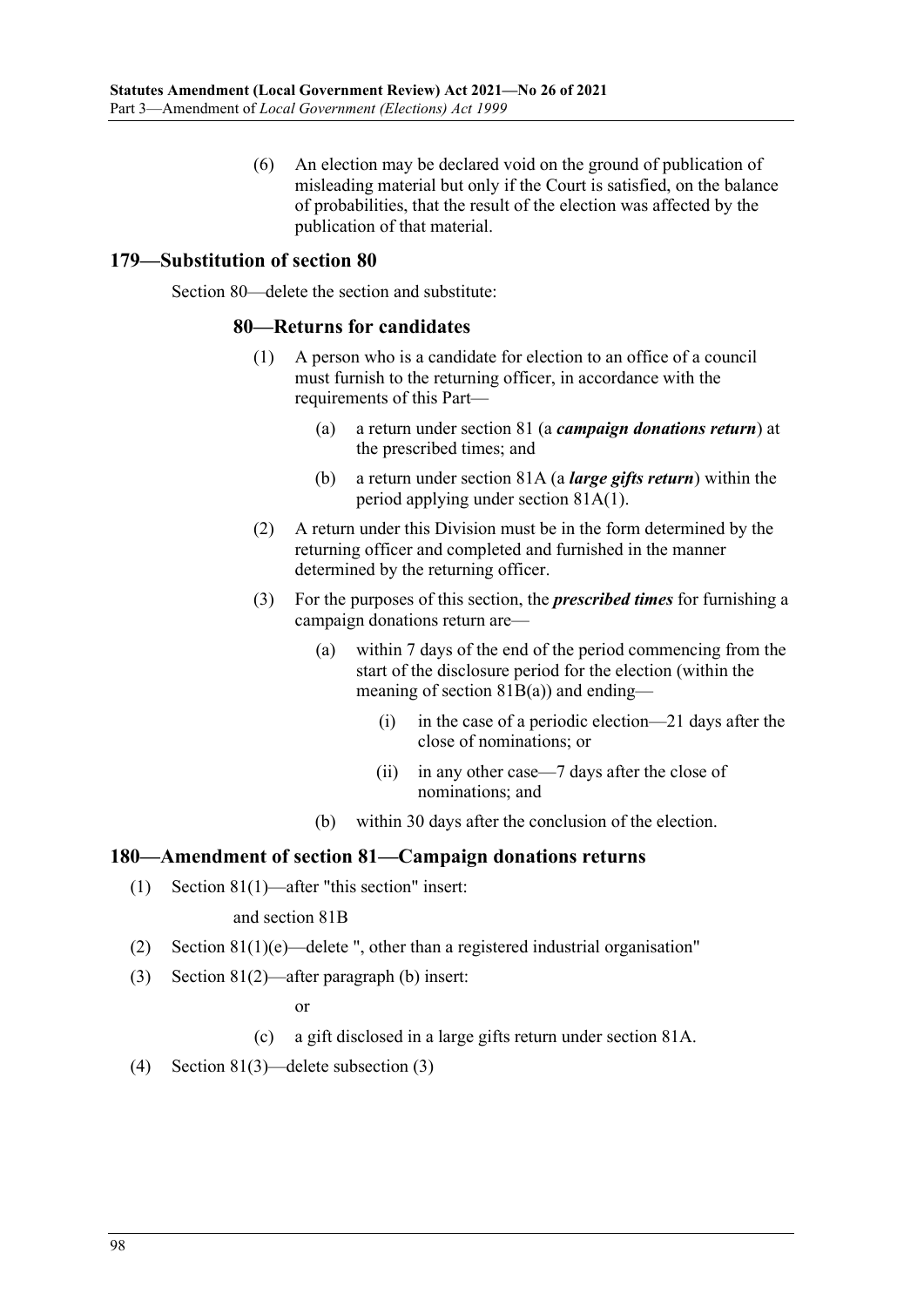(6) An election may be declared void on the ground of publication of misleading material but only if the Court is satisfied, on the balance of probabilities, that the result of the election was affected by the publication of that material.

## 179—Substitution of section 80

Section 80—delete the section and substitute:

### 80—Returns for candidates

(1) A person who is a candidate for election to an office of a council must furnish to the returning officer, in accordance with the requirements of this Part—

(a) a return under section 81 (a ***campaign donations return***) at the prescribed times; and

(b) a return under section 81A (a ***large gifts return***) within the period applying under section 81A(1).

(2) A return under this Division must be in the form determined by the returning officer and completed and furnished in the manner determined by the returning officer.

(3) For the purposes of this section, the ***prescribed times*** for furnishing a campaign donations return are—

(a) within 7 days of the end of the period commencing from the start of the disclosure period for the election (within the meaning of section 81B(a)) and ending—

(i) in the case of a periodic election—21 days after the close of nominations; or

(ii) in any other case—7 days after the close of nominations; and

(b) within 30 days after the conclusion of the election.

## 180—Amendment of section 81—Campaign donations returns

(1) Section 81(1)—after "this section" insert:

and section 81B

(2) Section 81(1)(e)—delete ", other than a registered industrial organisation"

(3) Section 81(2)—after paragraph (b) insert:

or

(c) a gift disclosed in a large gifts return under section 81A.

(4) Section 81(3)—delete subsection (3)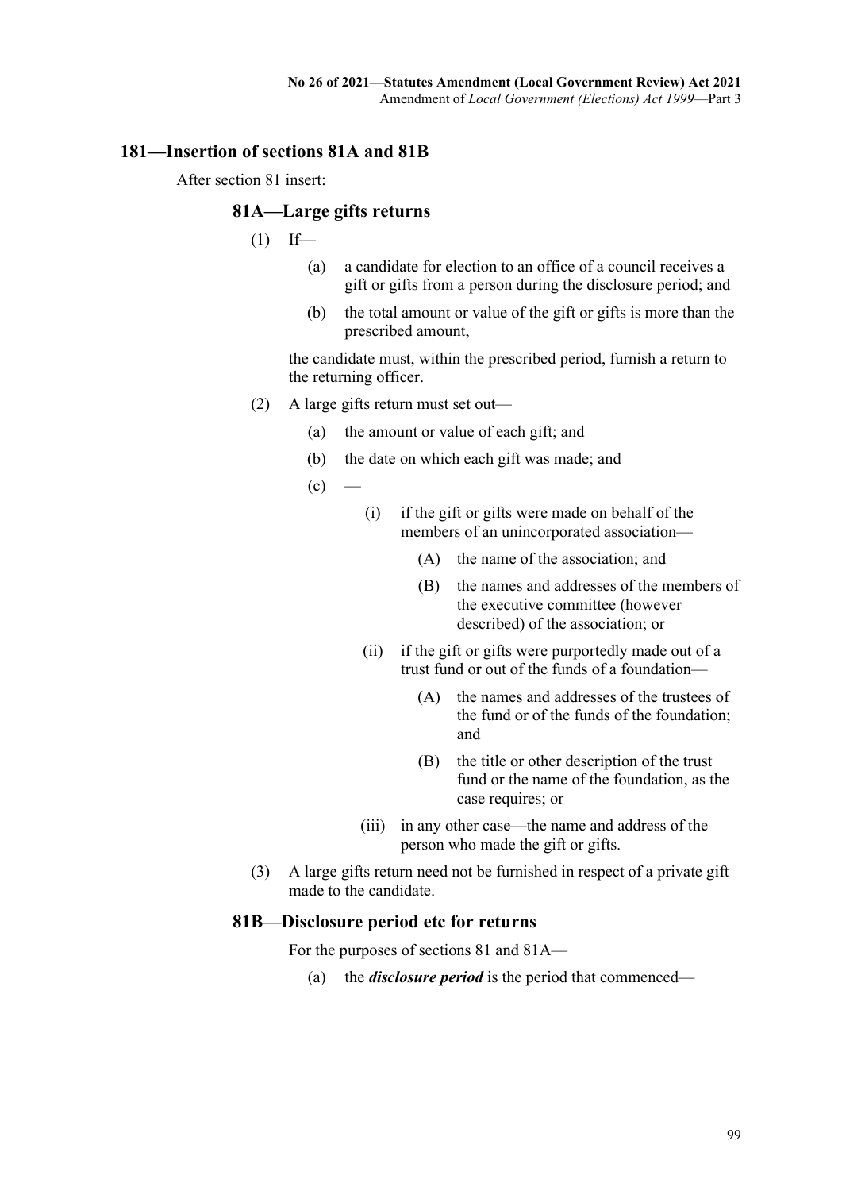## 181—Insertion of sections 81A and 81B

After section 81 insert:

### 81A—Large gifts returns

(1) If—

(a) a candidate for election to an office of a council receives a gift or gifts from a person during the disclosure period; and

(b) the total amount or value of the gift or gifts is more than the prescribed amount,

the candidate must, within the prescribed period, furnish a return to the returning officer.

(2) A large gifts return must set out—

(a) the amount or value of each gift; and

(b) the date on which each gift was made; and

(c) —

(i) if the gift or gifts were made on behalf of the members of an unincorporated association—

(A) the name of the association; and

(B) the names and addresses of the members of the executive committee (however described) of the association; or

(ii) if the gift or gifts were purportedly made out of a trust fund or out of the funds of a foundation—

(A) the names and addresses of the trustees of the fund or of the funds of the foundation; and

(B) the title or other description of the trust fund or the name of the foundation, as the case requires; or

(iii) in any other case—the name and address of the person who made the gift or gifts.

(3) A large gifts return need not be furnished in respect of a private gift made to the candidate.

### 81B—Disclosure period etc for returns

For the purposes of sections 81 and 81A—

(a) the ***disclosure period*** is the period that commenced—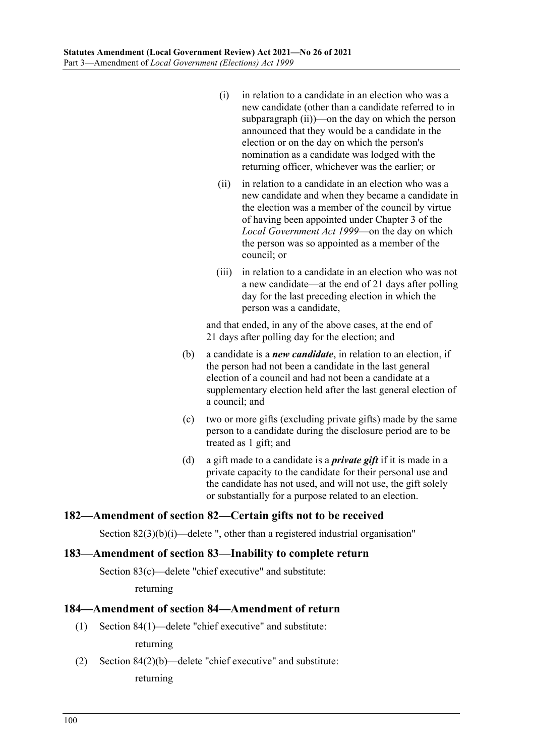(i) in relation to a candidate in an election who was a new candidate (other than a candidate referred to in subparagraph (ii))—on the day on which the person announced that they would be a candidate in the election or on the day on which the person's nomination as a candidate was lodged with the returning officer, whichever was the earlier; or

(ii) in relation to a candidate in an election who was a new candidate and when they became a candidate in the election was a member of the council by virtue of having been appointed under Chapter 3 of the *Local Government Act 1999*—on the day on which the person was so appointed as a member of the council; or

(iii) in relation to a candidate in an election who was not a new candidate—at the end of 21 days after polling day for the last preceding election in which the person was a candidate,

and that ended, in any of the above cases, at the end of 21 days after polling day for the election; and

(b) a candidate is a ***new candidate***, in relation to an election, if the person had not been a candidate in the last general election of a council and had not been a candidate at a supplementary election held after the last general election of a council; and

(c) two or more gifts (excluding private gifts) made by the same person to a candidate during the disclosure period are to be treated as 1 gift; and

(d) a gift made to a candidate is a ***private gift*** if it is made in a private capacity to the candidate for their personal use and the candidate has not used, and will not use, the gift solely or substantially for a purpose related to an election.

## 182—Amendment of section 82—Certain gifts not to be received

Section 82(3)(b)(i)—delete ", other than a registered industrial organisation"

## 183—Amendment of section 83—Inability to complete return

Section 83(c)—delete "chief executive" and substitute:

returning

## 184—Amendment of section 84—Amendment of return

(1) Section 84(1)—delete "chief executive" and substitute:

returning

(2) Section 84(2)(b)—delete "chief executive" and substitute:

returning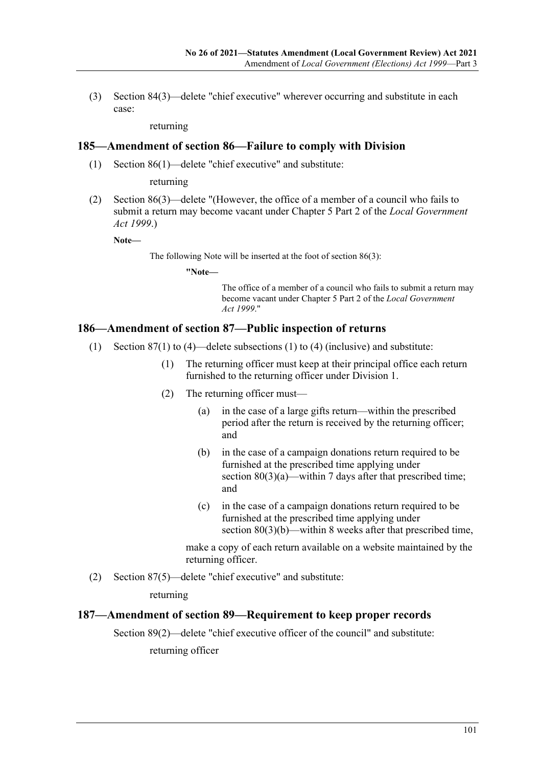(3) Section 84(3)—delete "chief executive" wherever occurring and substitute in each case:

returning

## 185—Amendment of section 86—Failure to comply with Division

(1) Section 86(1)—delete "chief executive" and substitute:

returning

(2) Section 86(3)—delete "(However, the office of a member of a council who fails to submit a return may become vacant under Chapter 5 Part 2 of the *Local Government Act 1999*.)

**Note—**

The following Note will be inserted at the foot of section 86(3):

**"Note—**

The office of a member of a council who fails to submit a return may become vacant under Chapter 5 Part 2 of the *Local Government Act 1999*."

## 186—Amendment of section 87—Public inspection of returns

(1) Section 87(1) to (4)—delete subsections (1) to (4) (inclusive) and substitute:

(1) The returning officer must keep at their principal office each return furnished to the returning officer under Division 1.

(2) The returning officer must—

(a) in the case of a large gifts return—within the prescribed period after the return is received by the returning officer; and

(b) in the case of a campaign donations return required to be furnished at the prescribed time applying under section 80(3)(a)—within 7 days after that prescribed time; and

(c) in the case of a campaign donations return required to be furnished at the prescribed time applying under section 80(3)(b)—within 8 weeks after that prescribed time,

make a copy of each return available on a website maintained by the returning officer.

(2) Section 87(5)—delete "chief executive" and substitute:

returning

## 187—Amendment of section 89—Requirement to keep proper records

Section 89(2)—delete "chief executive officer of the council" and substitute:

returning officer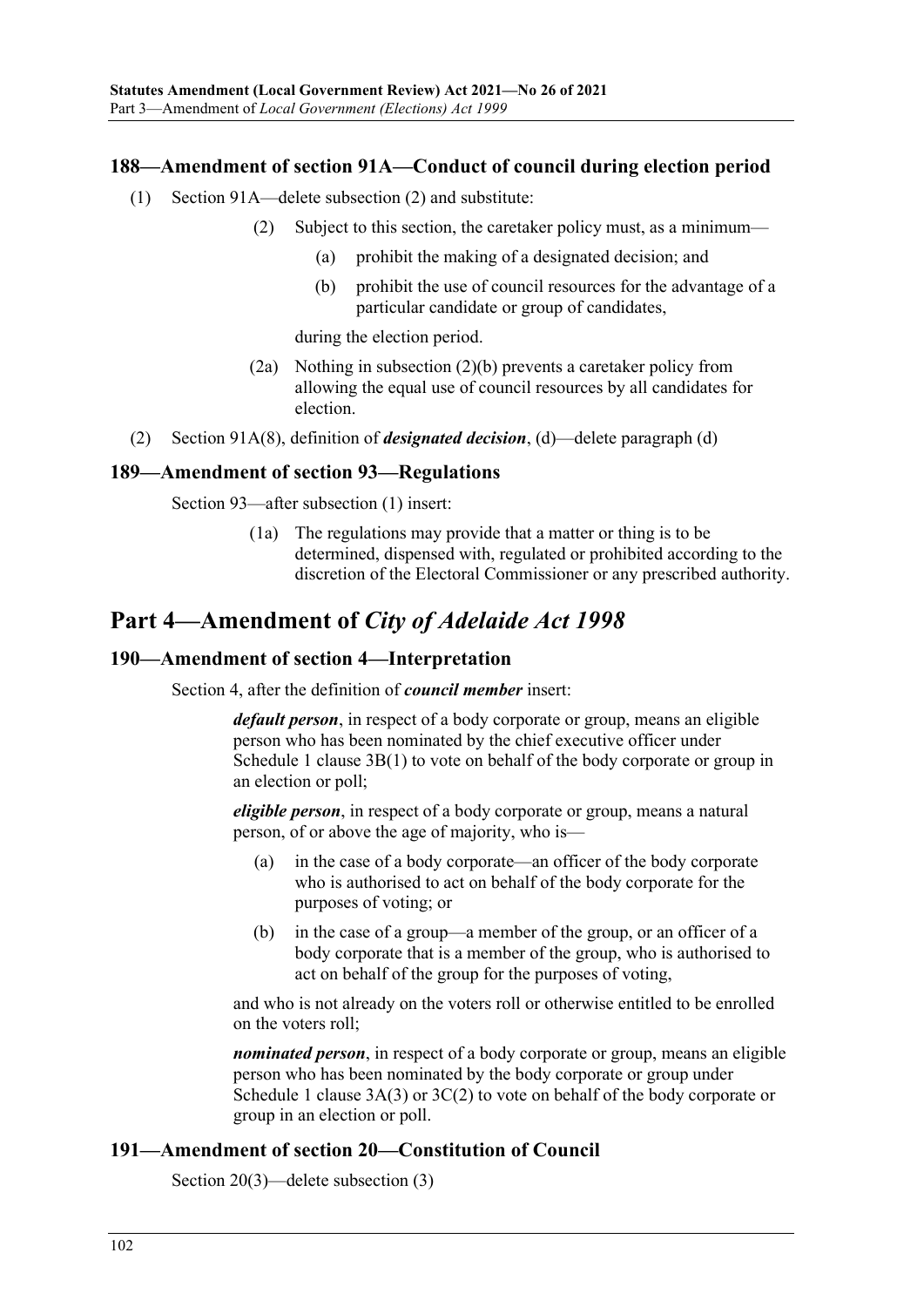### 188—Amendment of section 91A—Conduct of council during election period

(1) Section 91A—delete subsection (2) and substitute:

> (2) Subject to this section, the caretaker policy must, as a minimum—
>
> > (a) prohibit the making of a designated decision; and
> >
> > (b) prohibit the use of council resources for the advantage of a particular candidate or group of candidates,
>
> during the election period.
>
> (2a) Nothing in subsection (2)(b) prevents a caretaker policy from allowing the equal use of council resources by all candidates for election.

(2) Section 91A(8), definition of ***designated decision***, (d)—delete paragraph (d)

### 189—Amendment of section 93—Regulations

Section 93—after subsection (1) insert:

> (1a) The regulations may provide that a matter or thing is to be determined, dispensed with, regulated or prohibited according to the discretion of the Electoral Commissioner or any prescribed authority.

## Part 4—Amendment of *City of Adelaide Act 1998*

### 190—Amendment of section 4—Interpretation

Section 4, after the definition of ***council member*** insert:

> ***default person***, in respect of a body corporate or group, means an eligible person who has been nominated by the chief executive officer under Schedule 1 clause 3B(1) to vote on behalf of the body corporate or group in an election or poll;
>
> ***eligible person***, in respect of a body corporate or group, means a natural person, of or above the age of majority, who is—
>
> > (a) in the case of a body corporate—an officer of the body corporate who is authorised to act on behalf of the body corporate for the purposes of voting; or
> >
> > (b) in the case of a group—a member of the group, or an officer of a body corporate that is a member of the group, who is authorised to act on behalf of the group for the purposes of voting,
>
> and who is not already on the voters roll or otherwise entitled to be enrolled on the voters roll;
>
> ***nominated person***, in respect of a body corporate or group, means an eligible person who has been nominated by the body corporate or group under Schedule 1 clause 3A(3) or 3C(2) to vote on behalf of the body corporate or group in an election or poll.

### 191—Amendment of section 20—Constitution of Council

Section 20(3)—delete subsection (3)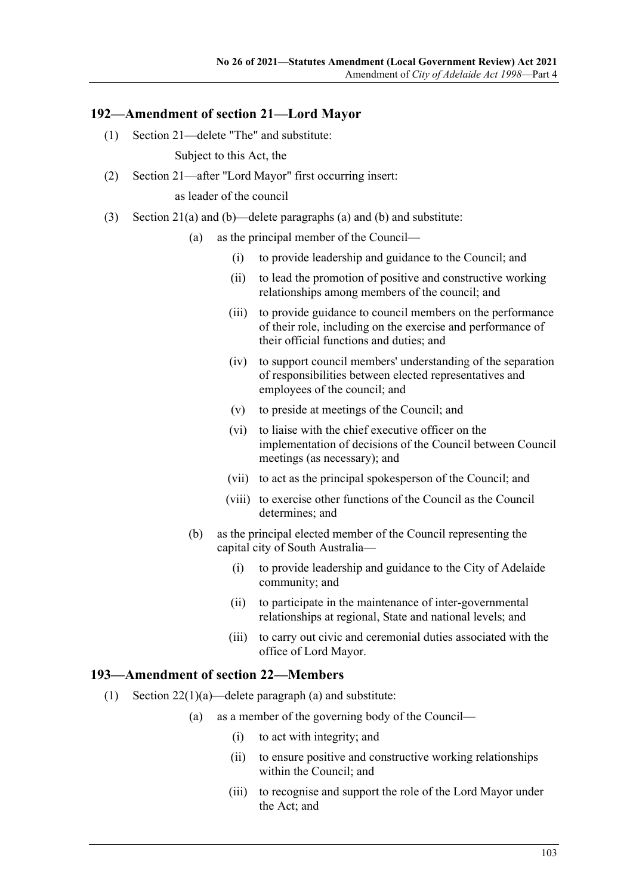## 192—Amendment of section 21—Lord Mayor

(1) Section 21—delete "The" and substitute:

Subject to this Act, the

(2) Section 21—after "Lord Mayor" first occurring insert:

as leader of the council

(3) Section 21(a) and (b)—delete paragraphs (a) and (b) and substitute:

- (a) as the principal member of the Council—
  - (i) to provide leadership and guidance to the Council; and
  - (ii) to lead the promotion of positive and constructive working relationships among members of the council; and
  - (iii) to provide guidance to council members on the performance of their role, including on the exercise and performance of their official functions and duties; and
  - (iv) to support council members' understanding of the separation of responsibilities between elected representatives and employees of the council; and
  - (v) to preside at meetings of the Council; and
  - (vi) to liaise with the chief executive officer on the implementation of decisions of the Council between Council meetings (as necessary); and
  - (vii) to act as the principal spokesperson of the Council; and
  - (viii) to exercise other functions of the Council as the Council determines; and
- (b) as the principal elected member of the Council representing the capital city of South Australia—
  - (i) to provide leadership and guidance to the City of Adelaide community; and
  - (ii) to participate in the maintenance of inter-governmental relationships at regional, State and national levels; and
  - (iii) to carry out civic and ceremonial duties associated with the office of Lord Mayor.

## 193—Amendment of section 22—Members

(1) Section 22(1)(a)—delete paragraph (a) and substitute:

- (a) as a member of the governing body of the Council—
  - (i) to act with integrity; and
  - (ii) to ensure positive and constructive working relationships within the Council; and
  - (iii) to recognise and support the role of the Lord Mayor under the Act; and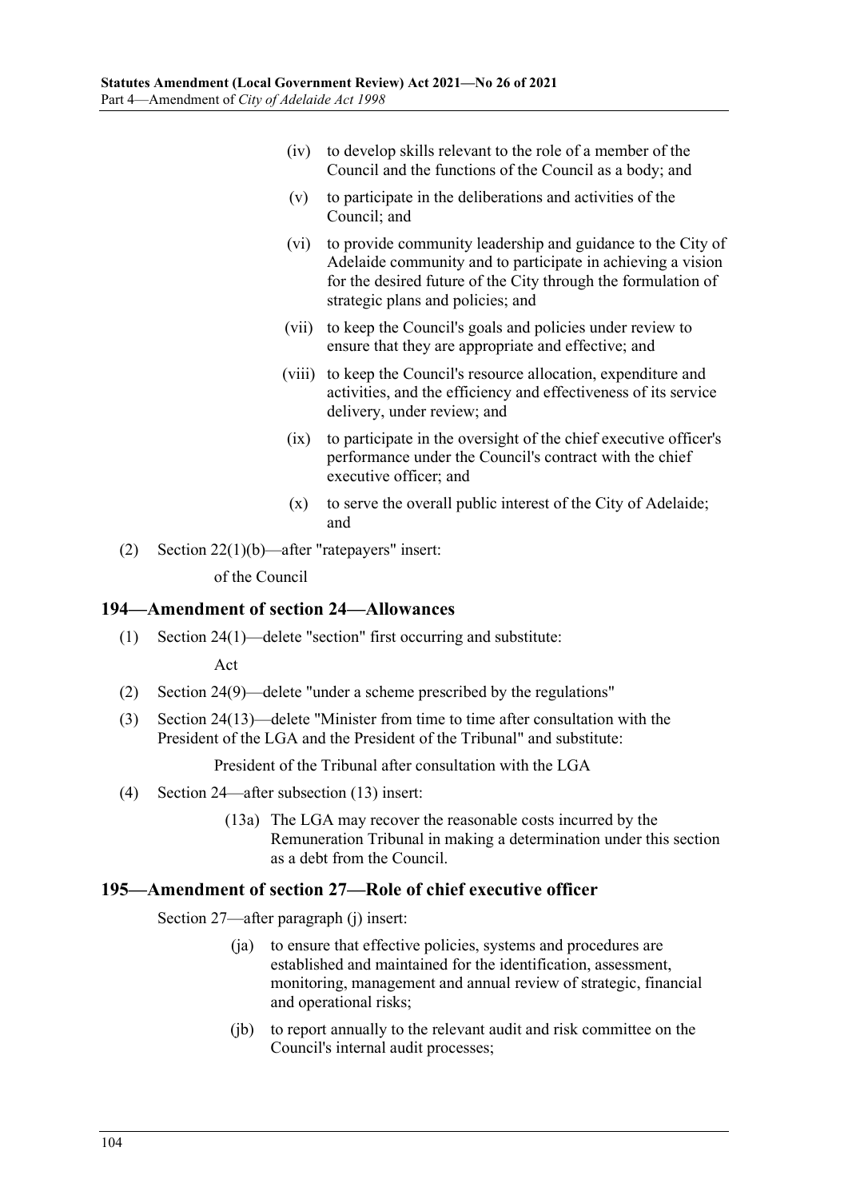(iv) to develop skills relevant to the role of a member of the Council and the functions of the Council as a body; and

(v) to participate in the deliberations and activities of the Council; and

(vi) to provide community leadership and guidance to the City of Adelaide community and to participate in achieving a vision for the desired future of the City through the formulation of strategic plans and policies; and

(vii) to keep the Council's goals and policies under review to ensure that they are appropriate and effective; and

(viii) to keep the Council's resource allocation, expenditure and activities, and the efficiency and effectiveness of its service delivery, under review; and

(ix) to participate in the oversight of the chief executive officer's performance under the Council's contract with the chief executive officer; and

(x) to serve the overall public interest of the City of Adelaide; and

(2) Section 22(1)(b)—after "ratepayers" insert:

of the Council

## 194—Amendment of section 24—Allowances

(1) Section 24(1)—delete "section" first occurring and substitute:

Act

(2) Section 24(9)—delete "under a scheme prescribed by the regulations"

(3) Section 24(13)—delete "Minister from time to time after consultation with the President of the LGA and the President of the Tribunal" and substitute:

President of the Tribunal after consultation with the LGA

(4) Section 24—after subsection (13) insert:

(13a) The LGA may recover the reasonable costs incurred by the Remuneration Tribunal in making a determination under this section as a debt from the Council.

## 195—Amendment of section 27—Role of chief executive officer

Section 27—after paragraph (j) insert:

(ja) to ensure that effective policies, systems and procedures are established and maintained for the identification, assessment, monitoring, management and annual review of strategic, financial and operational risks;

(jb) to report annually to the relevant audit and risk committee on the Council's internal audit processes;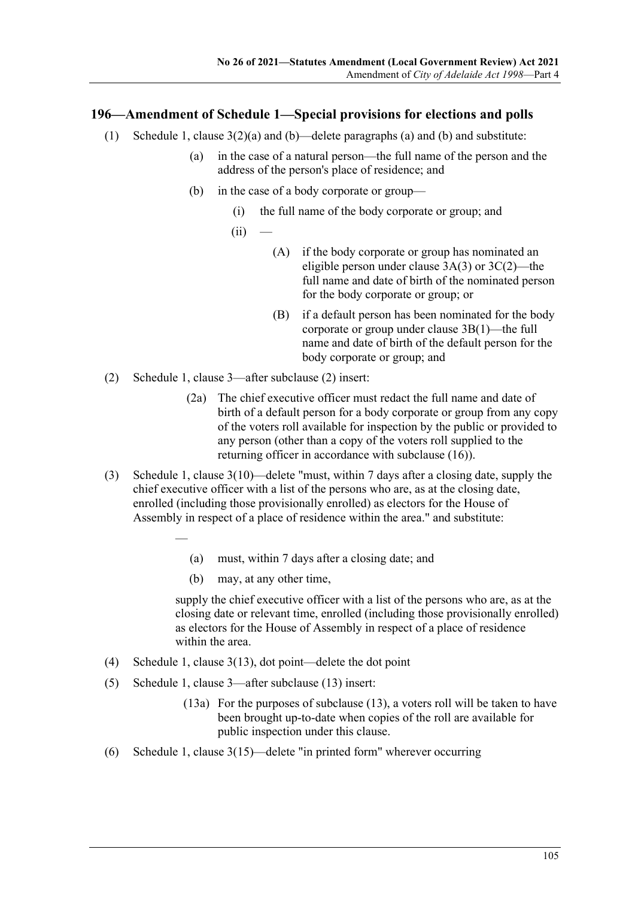## 196—Amendment of Schedule 1—Special provisions for elections and polls

(1) Schedule 1, clause 3(2)(a) and (b)—delete paragraphs (a) and (b) and substitute:

> (a) in the case of a natural person—the full name of the person and the address of the person's place of residence; and
>
> (b) in the case of a body corporate or group—
>
> > (i) the full name of the body corporate or group; and
> >
> > (ii) —
> >
> > > (A) if the body corporate or group has nominated an eligible person under clause 3A(3) or 3C(2)—the full name and date of birth of the nominated person for the body corporate or group; or
> > >
> > > (B) if a default person has been nominated for the body corporate or group under clause 3B(1)—the full name and date of birth of the default person for the body corporate or group; and

(2) Schedule 1, clause 3—after subclause (2) insert:

> (2a) The chief executive officer must redact the full name and date of birth of a default person for a body corporate or group from any copy of the voters roll available for inspection by the public or provided to any person (other than a copy of the voters roll supplied to the returning officer in accordance with subclause (16)).

(3) Schedule 1, clause 3(10)—delete "must, within 7 days after a closing date, supply the chief executive officer with a list of the persons who are, as at the closing date, enrolled (including those provisionally enrolled) as electors for the House of Assembly in respect of a place of residence within the area." and substitute:

> —
>
> > (a) must, within 7 days after a closing date; and
> >
> > (b) may, at any other time,
>
> supply the chief executive officer with a list of the persons who are, as at the closing date or relevant time, enrolled (including those provisionally enrolled) as electors for the House of Assembly in respect of a place of residence within the area.

(4) Schedule 1, clause 3(13), dot point—delete the dot point

(5) Schedule 1, clause 3—after subclause (13) insert:

> (13a) For the purposes of subclause (13), a voters roll will be taken to have been brought up-to-date when copies of the roll are available for public inspection under this clause.

(6) Schedule 1, clause 3(15)—delete "in printed form" wherever occurring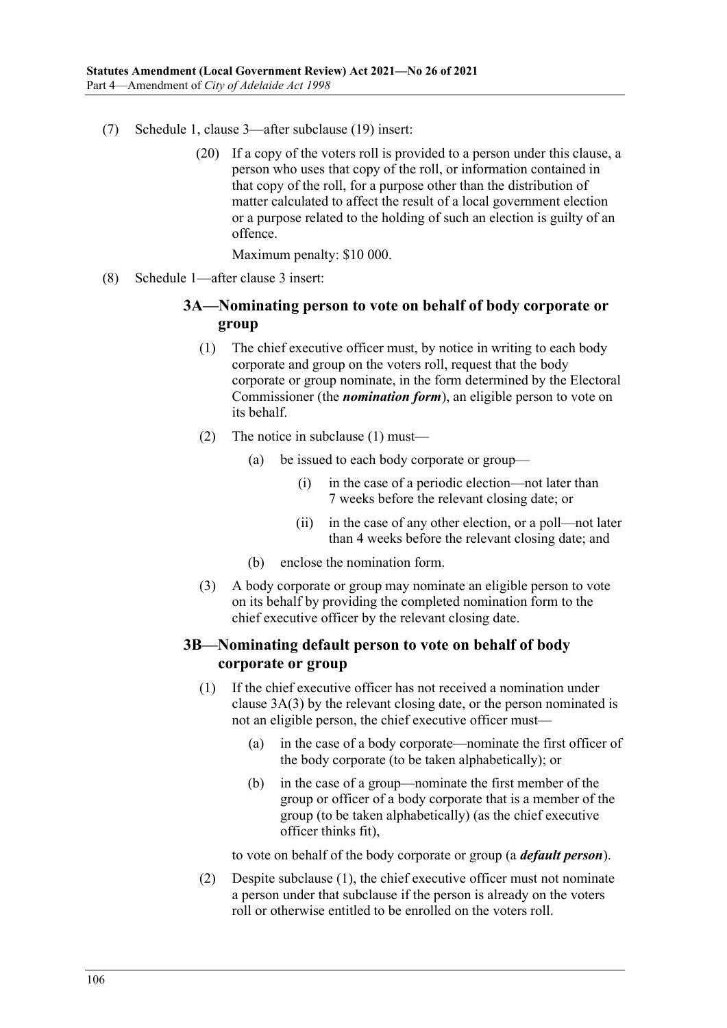(7) Schedule 1, clause 3—after subclause (19) insert:

(20) If a copy of the voters roll is provided to a person under this clause, a person who uses that copy of the roll, or information contained in that copy of the roll, for a purpose other than the distribution of matter calculated to affect the result of a local government election or a purpose related to the holding of such an election is guilty of an offence.

Maximum penalty: $10 000.

(8) Schedule 1—after clause 3 insert:

### 3A—Nominating person to vote on behalf of body corporate or group

(1) The chief executive officer must, by notice in writing to each body corporate and group on the voters roll, request that the body corporate or group nominate, in the form determined by the Electoral Commissioner (the ***nomination form***), an eligible person to vote on its behalf.

(2) The notice in subclause (1) must—

(a) be issued to each body corporate or group—

(i) in the case of a periodic election—not later than 7 weeks before the relevant closing date; or

(ii) in the case of any other election, or a poll—not later than 4 weeks before the relevant closing date; and

(b) enclose the nomination form.

(3) A body corporate or group may nominate an eligible person to vote on its behalf by providing the completed nomination form to the chief executive officer by the relevant closing date.

### 3B—Nominating default person to vote on behalf of body corporate or group

(1) If the chief executive officer has not received a nomination under clause 3A(3) by the relevant closing date, or the person nominated is not an eligible person, the chief executive officer must—

(a) in the case of a body corporate—nominate the first officer of the body corporate (to be taken alphabetically); or

(b) in the case of a group—nominate the first member of the group or officer of a body corporate that is a member of the group (to be taken alphabetically) (as the chief executive officer thinks fit),

to vote on behalf of the body corporate or group (a ***default person***).

(2) Despite subclause (1), the chief executive officer must not nominate a person under that subclause if the person is already on the voters roll or otherwise entitled to be enrolled on the voters roll.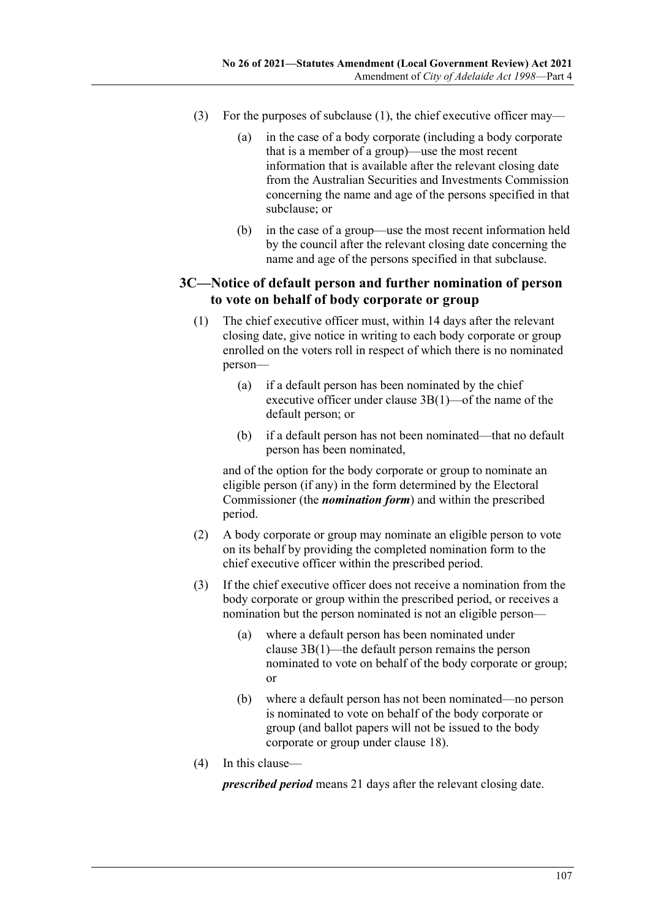(3) For the purposes of subclause (1), the chief executive officer may—

 (a) in the case of a body corporate (including a body corporate that is a member of a group)—use the most recent information that is available after the relevant closing date from the Australian Securities and Investments Commission concerning the name and age of the persons specified in that subclause; or

 (b) in the case of a group—use the most recent information held by the council after the relevant closing date concerning the name and age of the persons specified in that subclause.

### 3C—Notice of default person and further nomination of person to vote on behalf of body corporate or group

(1) The chief executive officer must, within 14 days after the relevant closing date, give notice in writing to each body corporate or group enrolled on the voters roll in respect of which there is no nominated person—

 (a) if a default person has been nominated by the chief executive officer under clause 3B(1)—of the name of the default person; or

 (b) if a default person has not been nominated—that no default person has been nominated,

and of the option for the body corporate or group to nominate an eligible person (if any) in the form determined by the Electoral Commissioner (the ***nomination form***) and within the prescribed period.

(2) A body corporate or group may nominate an eligible person to vote on its behalf by providing the completed nomination form to the chief executive officer within the prescribed period.

(3) If the chief executive officer does not receive a nomination from the body corporate or group within the prescribed period, or receives a nomination but the person nominated is not an eligible person—

 (a) where a default person has been nominated under clause 3B(1)—the default person remains the person nominated to vote on behalf of the body corporate or group; or

 (b) where a default person has not been nominated—no person is nominated to vote on behalf of the body corporate or group (and ballot papers will not be issued to the body corporate or group under clause 18).

(4) In this clause—

***prescribed period*** means 21 days after the relevant closing date.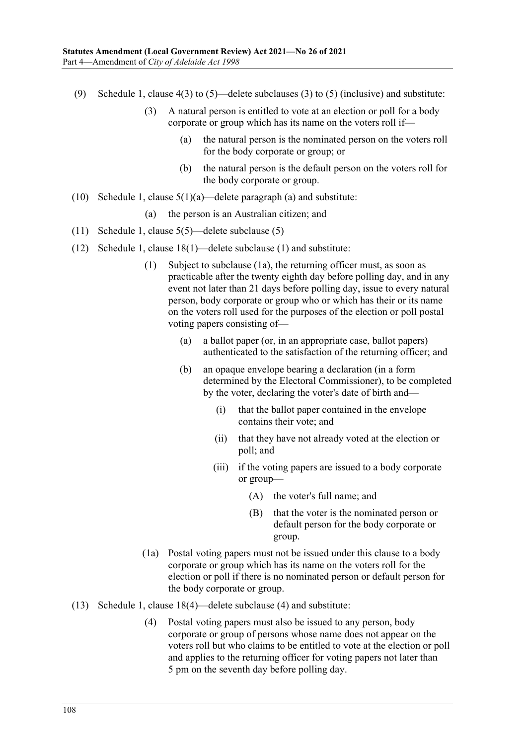(9) Schedule 1, clause 4(3) to (5)—delete subclauses (3) to (5) (inclusive) and substitute:

> (3) A natural person is entitled to vote at an election or poll for a body corporate or group which has its name on the voters roll if—
>
> > (a) the natural person is the nominated person on the voters roll for the body corporate or group; or
> >
> > (b) the natural person is the default person on the voters roll for the body corporate or group.

(10) Schedule 1, clause 5(1)(a)—delete paragraph (a) and substitute:

> (a) the person is an Australian citizen; and

(11) Schedule 1, clause 5(5)—delete subclause (5)

(12) Schedule 1, clause 18(1)—delete subclause (1) and substitute:

> (1) Subject to subclause (1a), the returning officer must, as soon as practicable after the twenty eighth day before polling day, and in any event not later than 21 days before polling day, issue to every natural person, body corporate or group who or which has their or its name on the voters roll used for the purposes of the election or poll postal voting papers consisting of—
>
> > (a) a ballot paper (or, in an appropriate case, ballot papers) authenticated to the satisfaction of the returning officer; and
> >
> > (b) an opaque envelope bearing a declaration (in a form determined by the Electoral Commissioner), to be completed by the voter, declaring the voter's date of birth and—
> >
> > > (i) that the ballot paper contained in the envelope contains their vote; and
> > >
> > > (ii) that they have not already voted at the election or poll; and
> > >
> > > (iii) if the voting papers are issued to a body corporate or group—
> > >
> > > > (A) the voter's full name; and
> > > >
> > > > (B) that the voter is the nominated person or default person for the body corporate or group.
>
> (1a) Postal voting papers must not be issued under this clause to a body corporate or group which has its name on the voters roll for the election or poll if there is no nominated person or default person for the body corporate or group.

(13) Schedule 1, clause 18(4)—delete subclause (4) and substitute:

> (4) Postal voting papers must also be issued to any person, body corporate or group of persons whose name does not appear on the voters roll but who claims to be entitled to vote at the election or poll and applies to the returning officer for voting papers not later than 5 pm on the seventh day before polling day.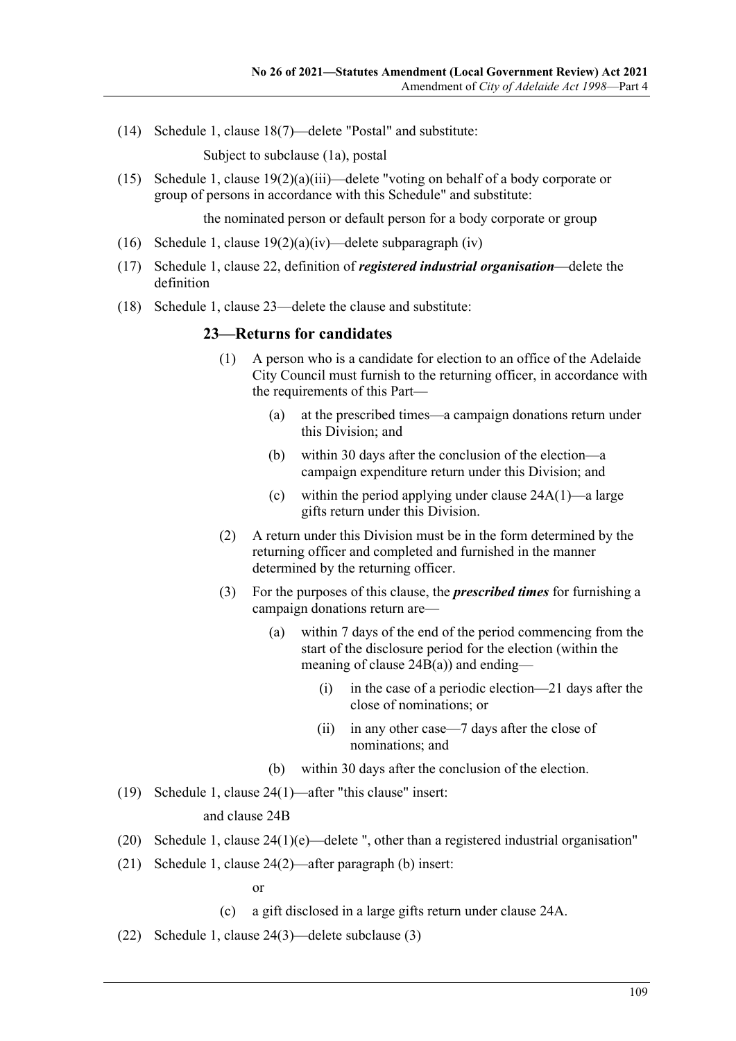(14) Schedule 1, clause 18(7)—delete "Postal" and substitute:

Subject to subclause (1a), postal

(15) Schedule 1, clause 19(2)(a)(iii)—delete "voting on behalf of a body corporate or group of persons in accordance with this Schedule" and substitute:

the nominated person or default person for a body corporate or group

(16) Schedule 1, clause 19(2)(a)(iv)—delete subparagraph (iv)

(17) Schedule 1, clause 22, definition of ***registered industrial organisation***—delete the definition

(18) Schedule 1, clause 23—delete the clause and substitute:

### 23—Returns for candidates

(1) A person who is a candidate for election to an office of the Adelaide City Council must furnish to the returning officer, in accordance with the requirements of this Part—

(a) at the prescribed times—a campaign donations return under this Division; and

(b) within 30 days after the conclusion of the election—a campaign expenditure return under this Division; and

(c) within the period applying under clause 24A(1)—a large gifts return under this Division.

(2) A return under this Division must be in the form determined by the returning officer and completed and furnished in the manner determined by the returning officer.

(3) For the purposes of this clause, the ***prescribed times*** for furnishing a campaign donations return are—

(a) within 7 days of the end of the period commencing from the start of the disclosure period for the election (within the meaning of clause 24B(a)) and ending—

(i) in the case of a periodic election—21 days after the close of nominations; or

(ii) in any other case—7 days after the close of nominations; and

(b) within 30 days after the conclusion of the election.

(19) Schedule 1, clause 24(1)—after "this clause" insert:

and clause 24B

(20) Schedule 1, clause 24(1)(e)—delete ", other than a registered industrial organisation"

(21) Schedule 1, clause 24(2)—after paragraph (b) insert:

or

(c) a gift disclosed in a large gifts return under clause 24A.

(22) Schedule 1, clause 24(3)—delete subclause (3)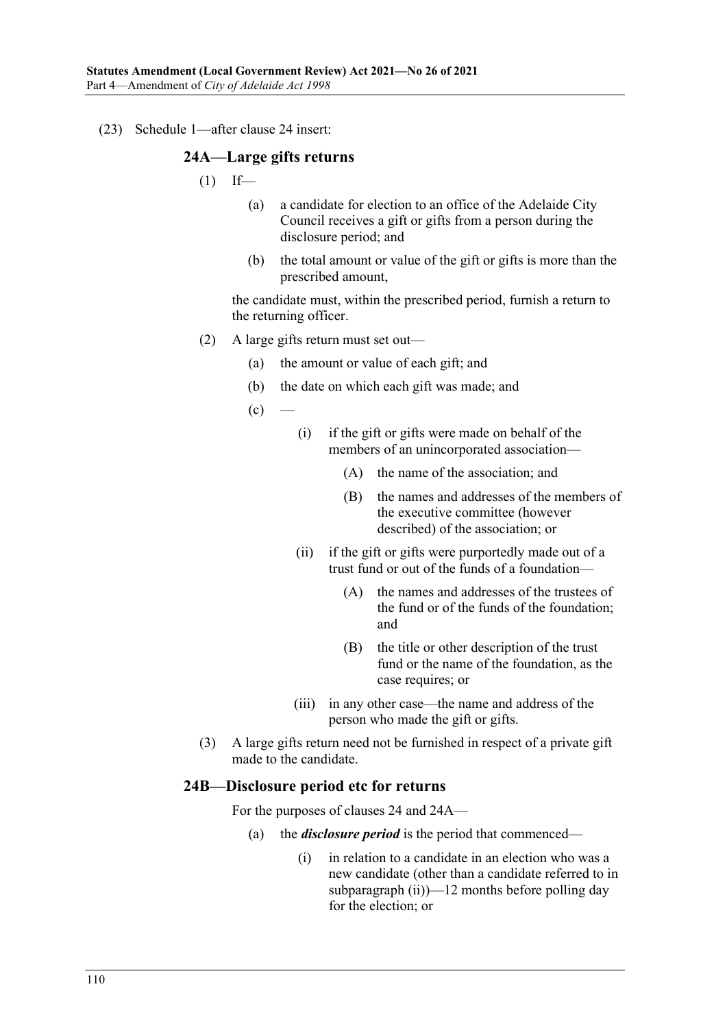(23) Schedule 1—after clause 24 insert:

### 24A—Large gifts returns

(1) If—

  (a) a candidate for election to an office of the Adelaide City Council receives a gift or gifts from a person during the disclosure period; and

  (b) the total amount or value of the gift or gifts is more than the prescribed amount,

  the candidate must, within the prescribed period, furnish a return to the returning officer.

(2) A large gifts return must set out—

  (a) the amount or value of each gift; and

  (b) the date on which each gift was made; and

  (c) —

    (i) if the gift or gifts were made on behalf of the members of an unincorporated association—

      (A) the name of the association; and

      (B) the names and addresses of the members of the executive committee (however described) of the association; or

    (ii) if the gift or gifts were purportedly made out of a trust fund or out of the funds of a foundation—

      (A) the names and addresses of the trustees of the fund or of the funds of the foundation; and

      (B) the title or other description of the trust fund or the name of the foundation, as the case requires; or

    (iii) in any other case—the name and address of the person who made the gift or gifts.

(3) A large gifts return need not be furnished in respect of a private gift made to the candidate.

### 24B—Disclosure period etc for returns

For the purposes of clauses 24 and 24A—

  (a) the ***disclosure period*** is the period that commenced—

    (i) in relation to a candidate in an election who was a new candidate (other than a candidate referred to in subparagraph (ii))—12 months before polling day for the election; or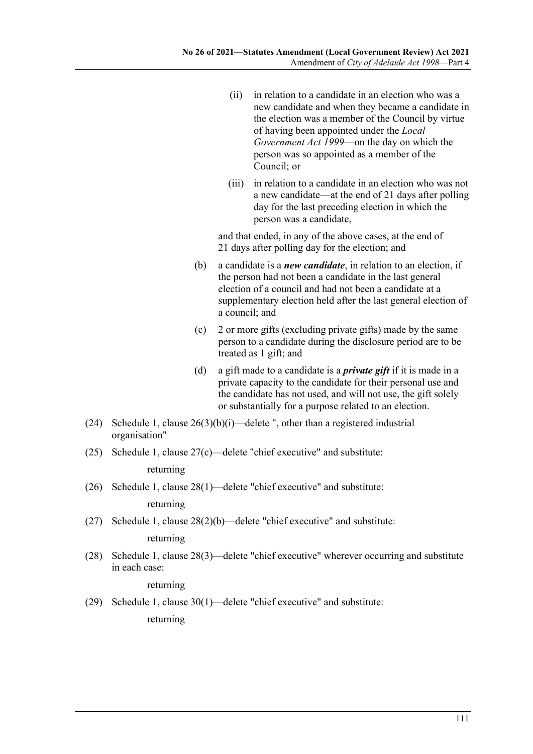(ii) in relation to a candidate in an election who was a new candidate and when they became a candidate in the election was a member of the Council by virtue of having been appointed under the *Local Government Act 1999*—on the day on which the person was so appointed as a member of the Council; or

(iii) in relation to a candidate in an election who was not a new candidate—at the end of 21 days after polling day for the last preceding election in which the person was a candidate,

and that ended, in any of the above cases, at the end of 21 days after polling day for the election; and

(b) a candidate is a ***new candidate***, in relation to an election, if the person had not been a candidate in the last general election of a council and had not been a candidate at a supplementary election held after the last general election of a council; and

(c) 2 or more gifts (excluding private gifts) made by the same person to a candidate during the disclosure period are to be treated as 1 gift; and

(d) a gift made to a candidate is a ***private gift*** if it is made in a private capacity to the candidate for their personal use and the candidate has not used, and will not use, the gift solely or substantially for a purpose related to an election.

(24) Schedule 1, clause 26(3)(b)(i)—delete ", other than a registered industrial organisation"

(25) Schedule 1, clause 27(c)—delete "chief executive" and substitute:

returning

(26) Schedule 1, clause 28(1)—delete "chief executive" and substitute:

returning

(27) Schedule 1, clause 28(2)(b)—delete "chief executive" and substitute:

returning

(28) Schedule 1, clause 28(3)—delete "chief executive" wherever occurring and substitute in each case:

returning

(29) Schedule 1, clause 30(1)—delete "chief executive" and substitute:

returning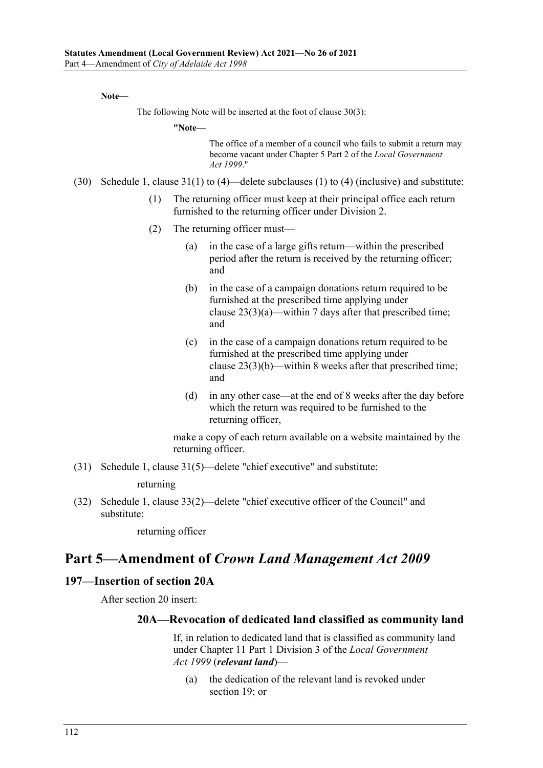**Note—**

The following Note will be inserted at the foot of clause 30(3):

**"Note—**

The office of a member of a council who fails to submit a return may become vacant under Chapter 5 Part 2 of the *Local Government Act 1999*."

(30) Schedule 1, clause 31(1) to (4)—delete subclauses (1) to (4) (inclusive) and substitute:

(1) The returning officer must keep at their principal office each return furnished to the returning officer under Division 2.

(2) The returning officer must—

(a) in the case of a large gifts return—within the prescribed period after the return is received by the returning officer; and

(b) in the case of a campaign donations return required to be furnished at the prescribed time applying under clause 23(3)(a)—within 7 days after that prescribed time; and

(c) in the case of a campaign donations return required to be furnished at the prescribed time applying under clause 23(3)(b)—within 8 weeks after that prescribed time; and

(d) in any other case—at the end of 8 weeks after the day before which the return was required to be furnished to the returning officer,

make a copy of each return available on a website maintained by the returning officer.

(31) Schedule 1, clause 31(5)—delete "chief executive" and substitute:

returning

(32) Schedule 1, clause 33(2)—delete "chief executive officer of the Council" and substitute:

returning officer

## Part 5—Amendment of *Crown Land Management Act 2009*

### 197—Insertion of section 20A

After section 20 insert:

#### 20A—Revocation of dedicated land classified as community land

If, in relation to dedicated land that is classified as community land under Chapter 11 Part 1 Division 3 of the *Local Government Act 1999* (***relevant land***)—

(a) the dedication of the relevant land is revoked under section 19; or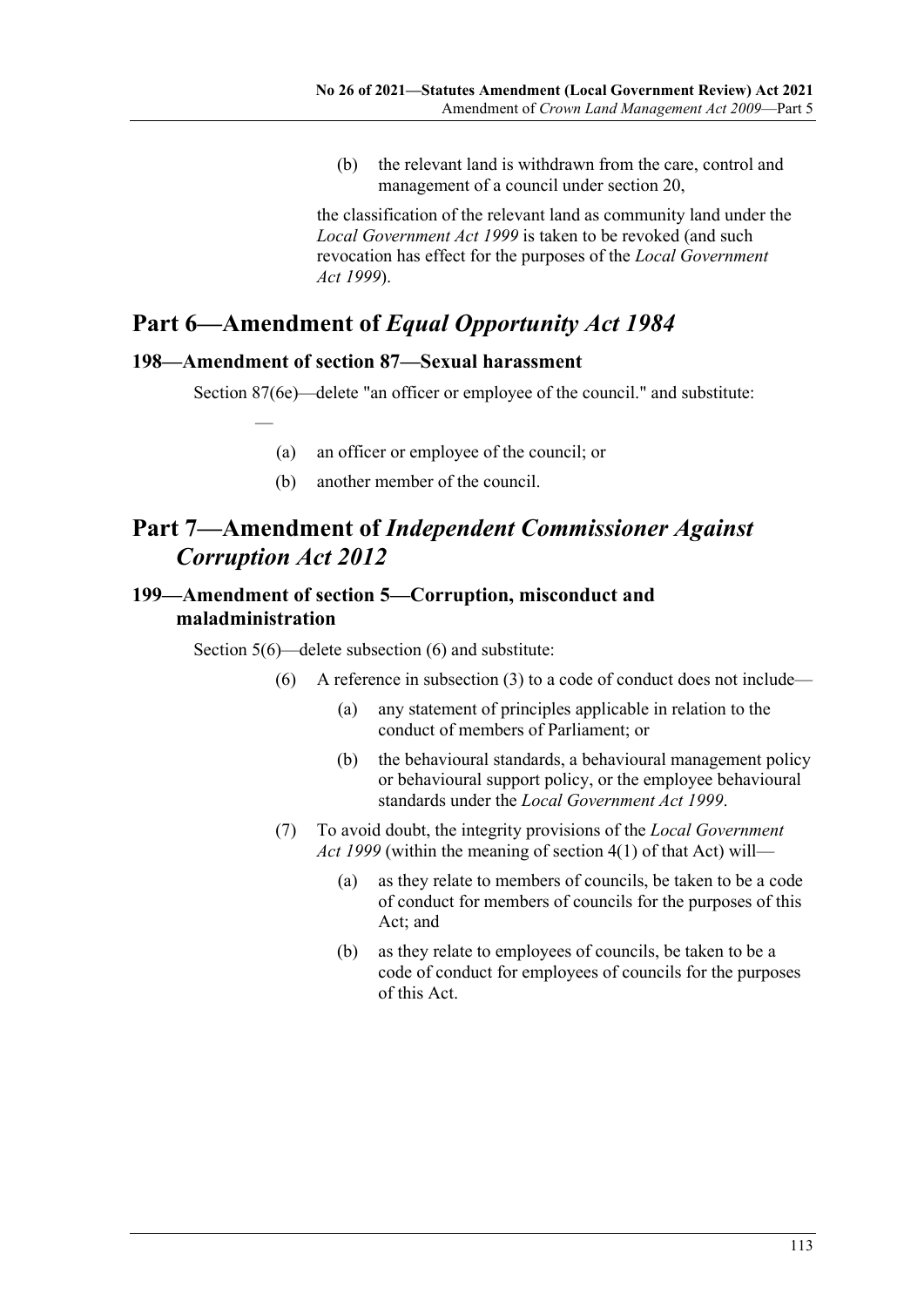(b) the relevant land is withdrawn from the care, control and management of a council under section 20,

the classification of the relevant land as community land under the *Local Government Act 1999* is taken to be revoked (and such revocation has effect for the purposes of the *Local Government Act 1999*).

# Part 6—Amendment of *Equal Opportunity Act 1984*

## 198—Amendment of section 87—Sexual harassment

Section 87(6e)—delete "an officer or employee of the council." and substitute:

—

(a) an officer or employee of the council; or

(b) another member of the council.

# Part 7—Amendment of *Independent Commissioner Against Corruption Act 2012*

## 199—Amendment of section 5—Corruption, misconduct and maladministration

Section 5(6)—delete subsection (6) and substitute:

(6) A reference in subsection (3) to a code of conduct does not include—

(a) any statement of principles applicable in relation to the conduct of members of Parliament; or

(b) the behavioural standards, a behavioural management policy or behavioural support policy, or the employee behavioural standards under the *Local Government Act 1999*.

(7) To avoid doubt, the integrity provisions of the *Local Government Act 1999* (within the meaning of section 4(1) of that Act) will—

(a) as they relate to members of councils, be taken to be a code of conduct for members of councils for the purposes of this Act; and

(b) as they relate to employees of councils, be taken to be a code of conduct for employees of councils for the purposes of this Act.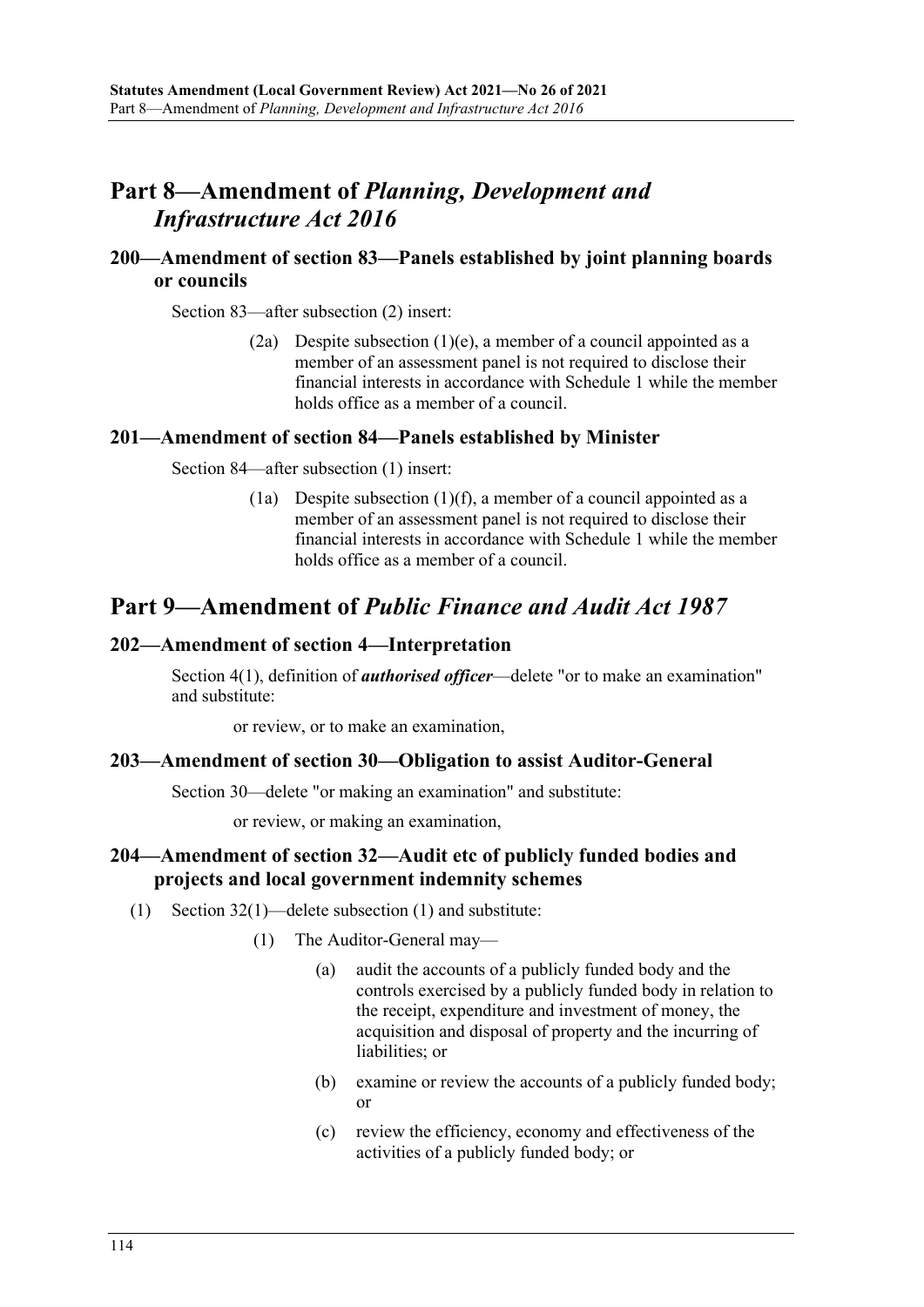# Part 8—Amendment of *Planning, Development and Infrastructure Act 2016*

## 200—Amendment of section 83—Panels established by joint planning boards or councils

Section 83—after subsection (2) insert:

> (2a) Despite subsection (1)(e), a member of a council appointed as a member of an assessment panel is not required to disclose their financial interests in accordance with Schedule 1 while the member holds office as a member of a council.

## 201—Amendment of section 84—Panels established by Minister

Section 84—after subsection (1) insert:

> (1a) Despite subsection (1)(f), a member of a council appointed as a member of an assessment panel is not required to disclose their financial interests in accordance with Schedule 1 while the member holds office as a member of a council.

# Part 9—Amendment of *Public Finance and Audit Act 1987*

## 202—Amendment of section 4—Interpretation

Section 4(1), definition of ***authorised officer***—delete "or to make an examination" and substitute:

> or review, or to make an examination,

## 203—Amendment of section 30—Obligation to assist Auditor-General

Section 30—delete "or making an examination" and substitute:

> or review, or making an examination,

## 204—Amendment of section 32—Audit etc of publicly funded bodies and projects and local government indemnity schemes

(1) Section 32(1)—delete subsection (1) and substitute:

> (1) The Auditor-General may—
>
> (a) audit the accounts of a publicly funded body and the controls exercised by a publicly funded body in relation to the receipt, expenditure and investment of money, the acquisition and disposal of property and the incurring of liabilities; or
>
> (b) examine or review the accounts of a publicly funded body; or
>
> (c) review the efficiency, economy and effectiveness of the activities of a publicly funded body; or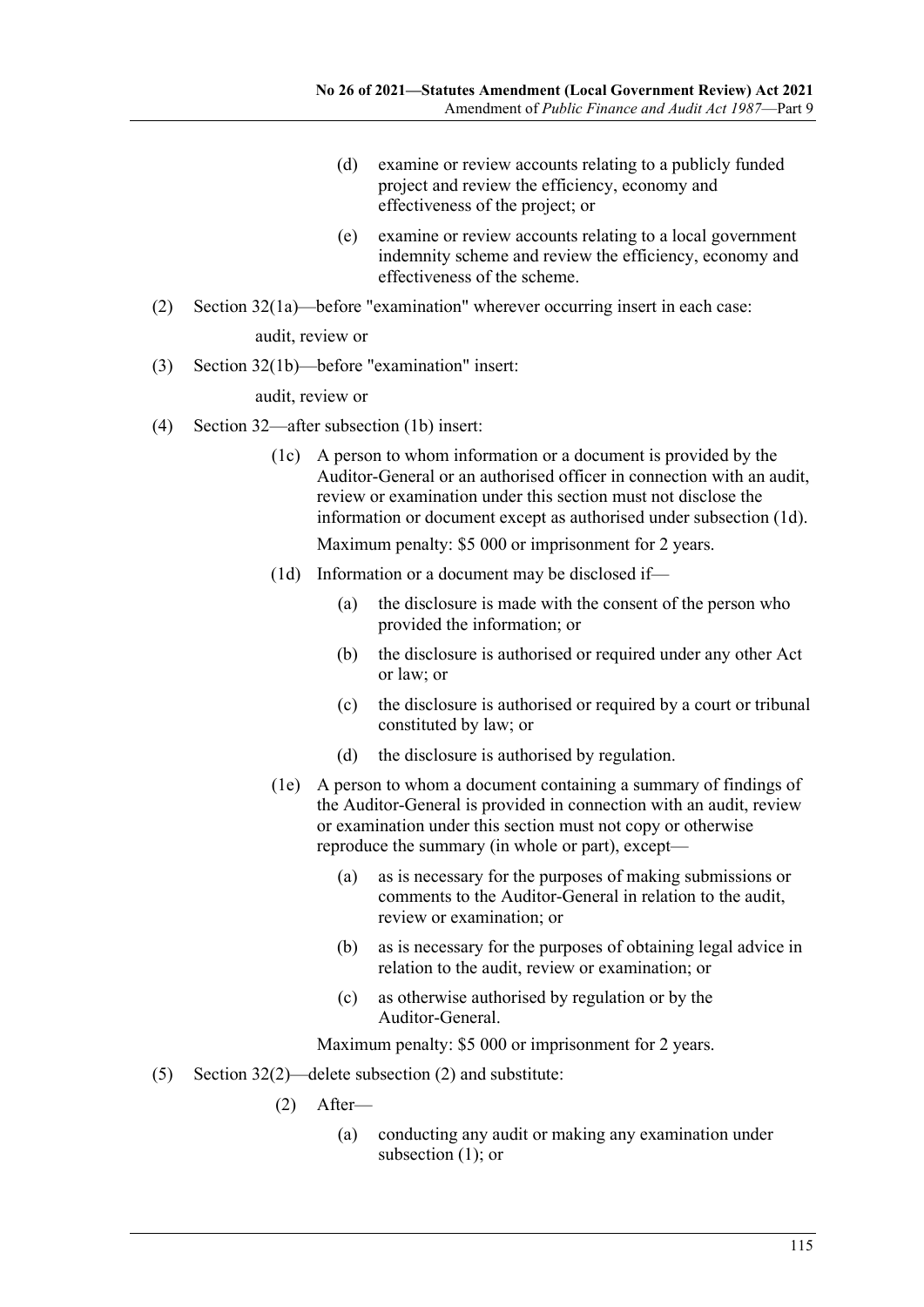(d) examine or review accounts relating to a publicly funded project and review the efficiency, economy and effectiveness of the project; or

(e) examine or review accounts relating to a local government indemnity scheme and review the efficiency, economy and effectiveness of the scheme.

(2) Section 32(1a)—before "examination" wherever occurring insert in each case:

audit, review or

(3) Section 32(1b)—before "examination" insert:

audit, review or

(4) Section 32—after subsection (1b) insert:

(1c) A person to whom information or a document is provided by the Auditor-General or an authorised officer in connection with an audit, review or examination under this section must not disclose the information or document except as authorised under subsection (1d).

Maximum penalty: $5 000 or imprisonment for 2 years.

(1d) Information or a document may be disclosed if—

(a) the disclosure is made with the consent of the person who provided the information; or

(b) the disclosure is authorised or required under any other Act or law; or

(c) the disclosure is authorised or required by a court or tribunal constituted by law; or

(d) the disclosure is authorised by regulation.

(1e) A person to whom a document containing a summary of findings of the Auditor-General is provided in connection with an audit, review or examination under this section must not copy or otherwise reproduce the summary (in whole or part), except—

(a) as is necessary for the purposes of making submissions or comments to the Auditor-General in relation to the audit, review or examination; or

(b) as is necessary for the purposes of obtaining legal advice in relation to the audit, review or examination; or

(c) as otherwise authorised by regulation or by the Auditor-General.

Maximum penalty: $5 000 or imprisonment for 2 years.

(5) Section 32(2)—delete subsection (2) and substitute:

(2) After—

(a) conducting any audit or making any examination under subsection (1); or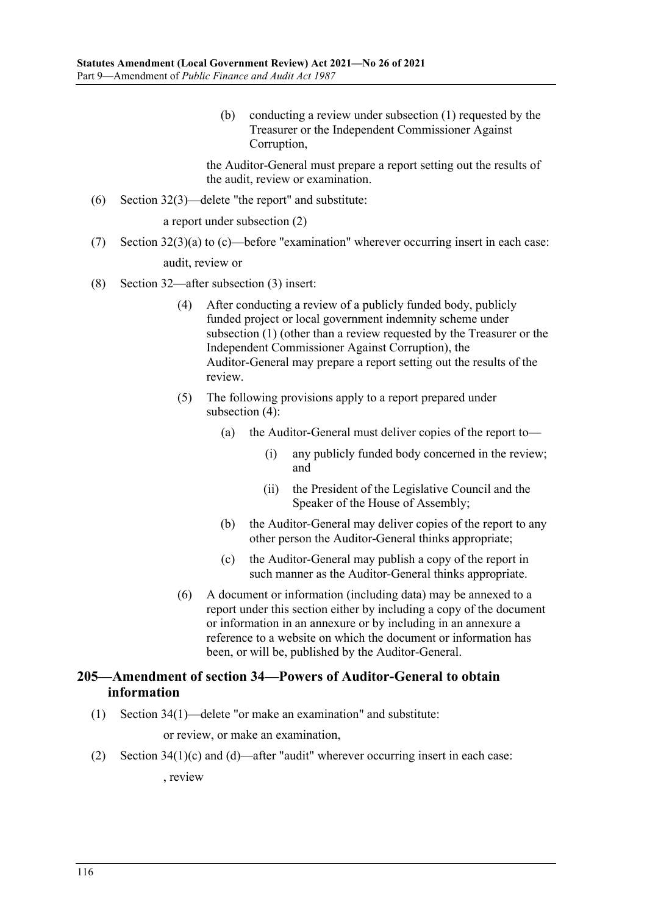(b) conducting a review under subsection (1) requested by the Treasurer or the Independent Commissioner Against Corruption,

the Auditor-General must prepare a report setting out the results of the audit, review or examination.

(6) Section 32(3)—delete "the report" and substitute:

a report under subsection (2)

(7) Section 32(3)(a) to (c)—before "examination" wherever occurring insert in each case:

audit, review or

(8) Section 32—after subsection (3) insert:

(4) After conducting a review of a publicly funded body, publicly funded project or local government indemnity scheme under subsection (1) (other than a review requested by the Treasurer or the Independent Commissioner Against Corruption), the Auditor-General may prepare a report setting out the results of the review.

(5) The following provisions apply to a report prepared under subsection (4):

(a) the Auditor-General must deliver copies of the report to—

(i) any publicly funded body concerned in the review; and

(ii) the President of the Legislative Council and the Speaker of the House of Assembly;

(b) the Auditor-General may deliver copies of the report to any other person the Auditor-General thinks appropriate;

(c) the Auditor-General may publish a copy of the report in such manner as the Auditor-General thinks appropriate.

(6) A document or information (including data) may be annexed to a report under this section either by including a copy of the document or information in an annexure or by including in an annexure a reference to a website on which the document or information has been, or will be, published by the Auditor-General.

## 205—Amendment of section 34—Powers of Auditor-General to obtain information

(1) Section 34(1)—delete "or make an examination" and substitute:

or review, or make an examination,

(2) Section 34(1)(c) and (d)—after "audit" wherever occurring insert in each case:

, review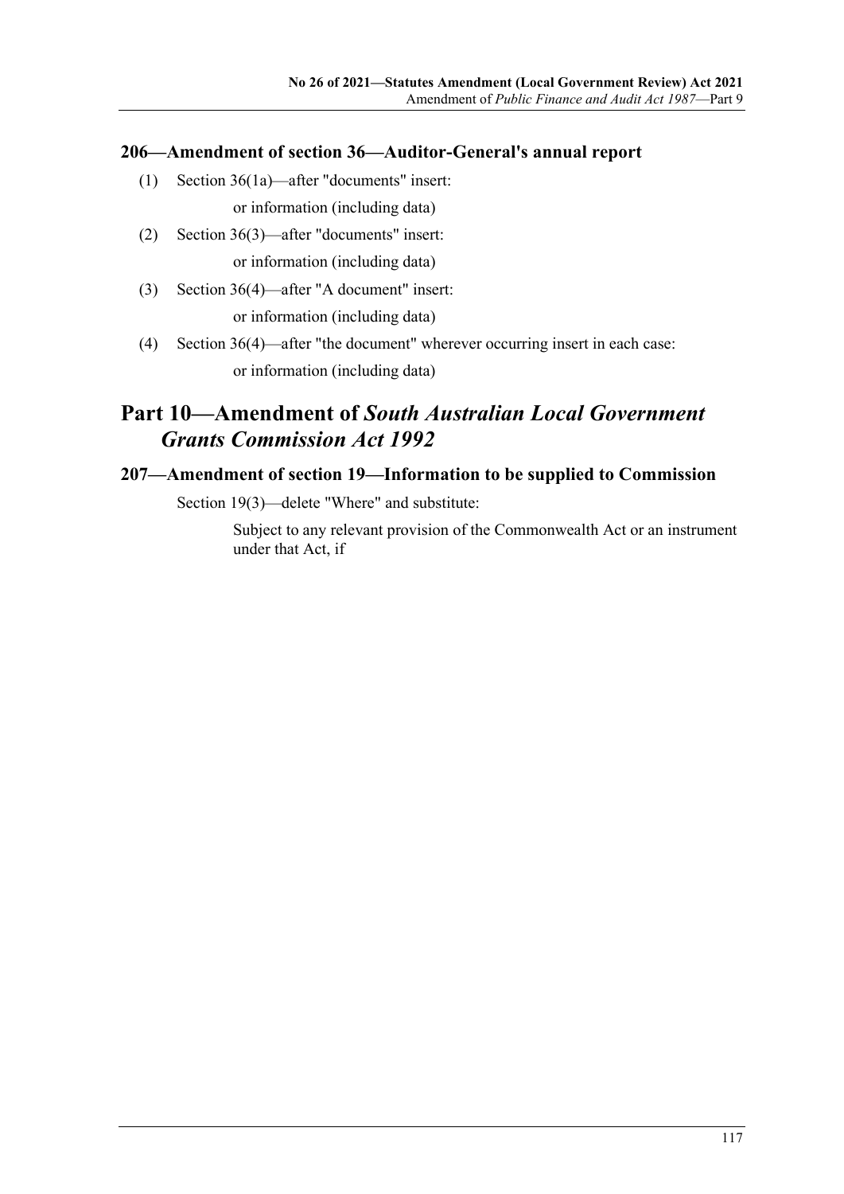### 206—Amendment of section 36—Auditor-General's annual report

(1) Section 36(1a)—after "documents" insert:

> or information (including data)

(2) Section 36(3)—after "documents" insert:

> or information (including data)

(3) Section 36(4)—after "A document" insert:

> or information (including data)

(4) Section 36(4)—after "the document" wherever occurring insert in each case:

> or information (including data)

## Part 10—Amendment of *South Australian Local Government Grants Commission Act 1992*

### 207—Amendment of section 19—Information to be supplied to Commission

Section 19(3)—delete "Where" and substitute:

> Subject to any relevant provision of the Commonwealth Act or an instrument under that Act, if